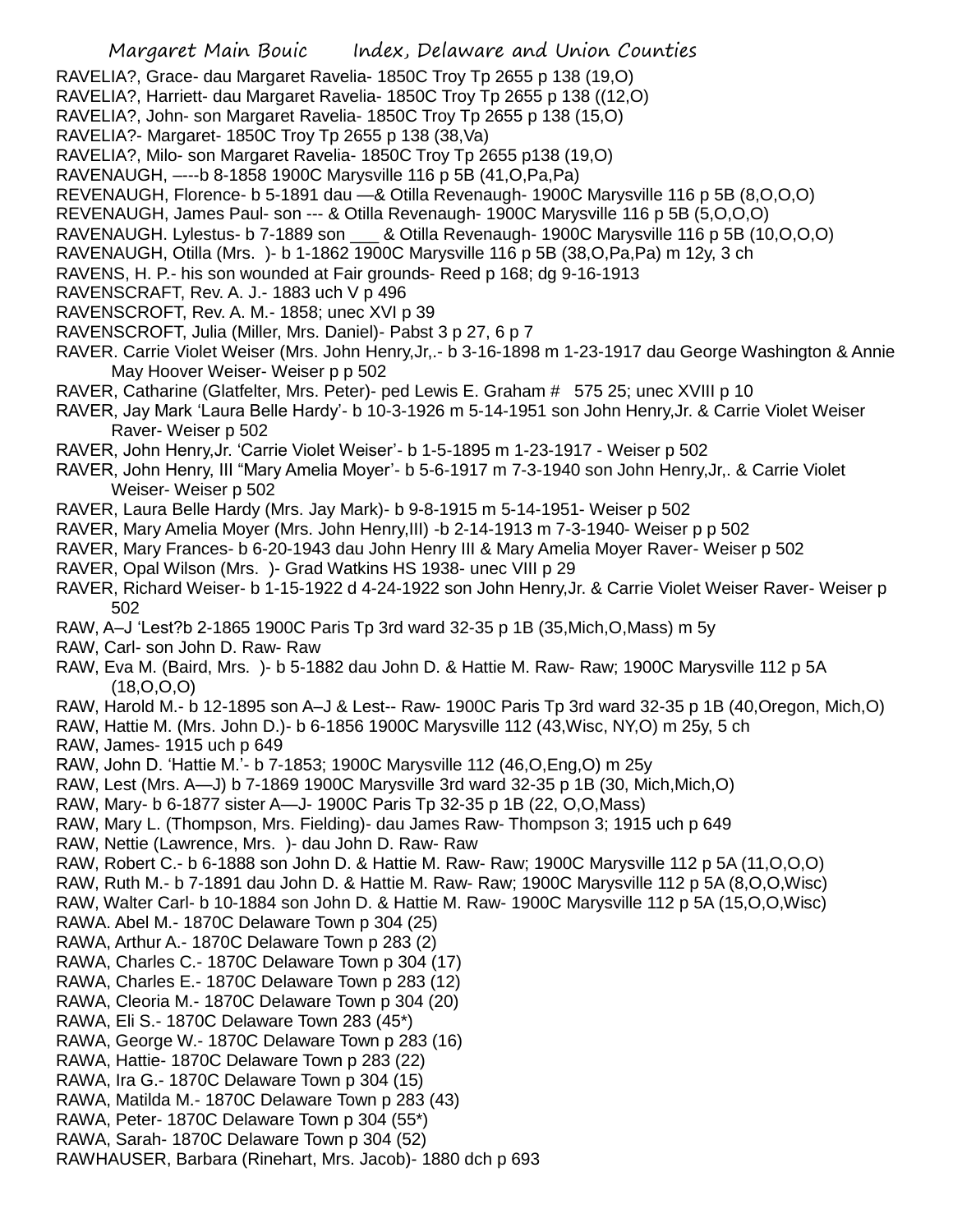RAVELIA?, Grace- dau Margaret Ravelia- 1850C Troy Tp 2655 p 138 (19,O)
RAVELIA?, Harriett- dau Margaret Ravelia- 1850C Troy Tp 2655 p 138 ((12,O)
RAVELIA?, John- son Margaret Ravelia- 1850C Troy Tp 2655 p 138 (15,O)
RAVELIA?- Margaret- 1850C Troy Tp 2655 p 138 (38,Va)
RAVELIA?, Milo- son Margaret Ravelia- 1850C Troy Tp 2655 p138 (19,O)
RAVENAUGH, –---b 8-1858 1900C Marysville 116 p 5B (41,O,Pa,Pa)
REVENAUGH, Florence- b 5-1891 dau —& Otilla Revenaugh- 1900C Marysville 116 p 5B (8,O,O,O)
REVENAUGH, James Paul- son --- & Otilla Revenaugh- 1900C Marysville 116 p 5B (5,O,O,O)
RAVENAUGH. Lylestus- b 7-1889 son ___ & Otilla Revenaugh- 1900C Marysville 116 p 5B (10,O,O,O)
RAVENAUGH, Otilla (Mrs. )- b 1-1862 1900C Marysville 116 p 5B (38,O,Pa,Pa) m 12y, 3 ch
RAVENS, H. P.- his son wounded at Fair grounds- Reed p 168; dg 9-16-1913
RAVENSCRAFT, Rev. A. J.- 1883 uch V p 496
RAVENSCROFT, Rev. A. M.- 1858; unec XVI p 39
RAVENSCROFT, Julia (Miller, Mrs. Daniel)- Pabst 3 p 27, 6 p 7
RAVER. Carrie Violet Weiser (Mrs. John Henry,Jr,.- b 3-16-1898 m 1-23-1917 dau George Washington & Annie May Hoover Weiser- Weiser p p 502
RAVER, Catharine (Glatfelter, Mrs. Peter)- ped Lewis E. Graham # 575 25; unec XVIII p 10
RAVER, Jay Mark 'Laura Belle Hardy'- b 10-3-1926 m 5-14-1951 son John Henry,Jr. & Carrie Violet Weiser Raver- Weiser p 502
RAVER, John Henry,Jr. 'Carrie Violet Weiser'- b 1-5-1895 m 1-23-1917 - Weiser p 502
RAVER, John Henry, III "Mary Amelia Moyer'- b 5-6-1917 m 7-3-1940 son John Henry,Jr,. & Carrie Violet Weiser- Weiser p 502
RAVER, Laura Belle Hardy (Mrs. Jay Mark)- b 9-8-1915 m 5-14-1951- Weiser p 502
RAVER, Mary Amelia Moyer (Mrs. John Henry,III) -b 2-14-1913 m 7-3-1940- Weiser p p 502
RAVER, Mary Frances- b 6-20-1943 dau John Henry III & Mary Amelia Moyer Raver- Weiser p 502
RAVER, Opal Wilson (Mrs. )- Grad Watkins HS 1938- unec VIII p 29
RAVER, Richard Weiser- b 1-15-1922 d 4-24-1922 son John Henry,Jr. & Carrie Violet Weiser Raver- Weiser p 502
RAW, A–J 'Lest?b 2-1865 1900C Paris Tp 3rd ward 32-35 p 1B (35,Mich,O,Mass) m 5y
RAW, Carl- son John D. Raw- Raw
RAW, Eva M. (Baird, Mrs. )- b 5-1882 dau John D. & Hattie M. Raw- Raw; 1900C Marysville 112 p 5A (18,O,O,O)
RAW, Harold M.- b 12-1895 son A–J & Lest-- Raw- 1900C Paris Tp 3rd ward 32-35 p 1B (40,Oregon, Mich,O)
RAW, Hattie M. (Mrs. John D.)- b 6-1856 1900C Marysville 112 (43,Wisc, NY,O) m 25y, 5 ch
RAW, James- 1915 uch p 649
RAW, John D. 'Hattie M.'- b 7-1853; 1900C Marysville 112 (46,O,Eng,O) m 25y
RAW, Lest (Mrs. A—J) b 7-1869 1900C Marysville 3rd ward 32-35 p 1B (30, Mich,Mich,O)
RAW, Mary- b 6-1877 sister A—J- 1900C Paris Tp 32-35 p 1B (22, O,O,Mass)
RAW, Mary L. (Thompson, Mrs. Fielding)- dau James Raw- Thompson 3; 1915 uch p 649
RAW, Nettie (Lawrence, Mrs. )- dau John D. Raw- Raw
RAW, Robert C.- b 6-1888 son John D. & Hattie M. Raw- Raw; 1900C Marysville 112 p 5A (11,O,O,O)
RAW, Ruth M.- b 7-1891 dau John D. & Hattie M. Raw- Raw; 1900C Marysville 112 p 5A (8,O,O,Wisc)
RAW, Walter Carl- b 10-1884 son John D. & Hattie M. Raw- 1900C Marysville 112 p 5A (15,O,O,Wisc)
RAWA. Abel M.- 1870C Delaware Town p 304 (25)
RAWA, Arthur A.- 1870C Delaware Town p 283 (2)
RAWA, Charles C.- 1870C Delaware Town p 304 (17)
RAWA, Charles E.- 1870C Delaware Town p 283 (12)
RAWA, Cleoria M.- 1870C Delaware Town p 304 (20)
RAWA, Eli S.- 1870C Delaware Town 283 (45*)
RAWA, George W.- 1870C Delaware Town p 283 (16)
RAWA, Hattie- 1870C Delaware Town p 283 (22)
RAWA, Ira G.- 1870C Delaware Town p 304 (15)
RAWA, Matilda M.- 1870C Delaware Town p 283 (43)
RAWA, Peter- 1870C Delaware Town p 304 (55*)
RAWA, Sarah- 1870C Delaware Town p 304 (52)
RAWHAUSER, Barbara (Rinehart, Mrs. Jacob)- 1880 dch p 693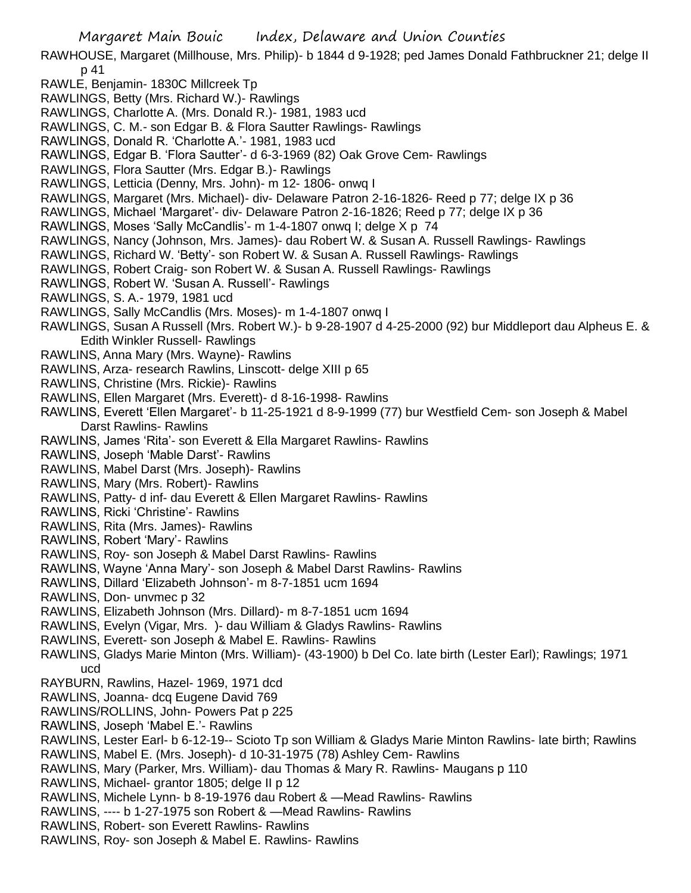RAWHOUSE, Margaret (Millhouse, Mrs. Philip)- b 1844 d 9-1928; ped James Donald Fathbruckner 21; delge II p 41
RAWLE, Benjamin- 1830C Millcreek Tp
RAWLINGS, Betty (Mrs. Richard W.)- Rawlings
RAWLINGS, Charlotte A. (Mrs. Donald R.)- 1981, 1983 ucd
RAWLINGS, C. M.- son Edgar B. & Flora Sautter Rawlings- Rawlings
RAWLINGS, Donald R. 'Charlotte A.'- 1981, 1983 ucd
RAWLINGS, Edgar B. 'Flora Sautter'- d 6-3-1969 (82) Oak Grove Cem- Rawlings
RAWLINGS, Flora Sautter (Mrs. Edgar B.)- Rawlings
RAWLINGS, Letticia (Denny, Mrs. John)- m 12- 1806- onwq I
RAWLINGS, Margaret (Mrs. Michael)- div- Delaware Patron 2-16-1826- Reed p 77; delge IX p 36
RAWLINGS, Michael 'Margaret'- div- Delaware Patron 2-16-1826; Reed p 77; delge IX p 36
RAWLINGS, Moses 'Sally McCandlis'- m 1-4-1807 onwq I; delge X p 74
RAWLINGS, Nancy (Johnson, Mrs. James)- dau Robert W. & Susan A. Russell Rawlings- Rawlings
RAWLINGS, Richard W. 'Betty'- son Robert W. & Susan A. Russell Rawlings- Rawlings
RAWLINGS, Robert Craig- son Robert W. & Susan A. Russell Rawlings- Rawlings
RAWLINGS, Robert W. 'Susan A. Russell'- Rawlings
RAWLINGS, S. A.- 1979, 1981 ucd
RAWLINGS, Sally McCandlis (Mrs. Moses)- m 1-4-1807 onwq I
RAWLINGS, Susan A Russell (Mrs. Robert W.)- b 9-28-1907 d 4-25-2000 (92) bur Middleport dau Alpheus E. & Edith Winkler Russell- Rawlings
RAWLINS, Anna Mary (Mrs. Wayne)- Rawlins
RAWLINS, Arza- research Rawlins, Linscott- delge XIII p 65
RAWLINS, Christine (Mrs. Rickie)- Rawlins
RAWLINS, Ellen Margaret (Mrs. Everett)- d 8-16-1998- Rawlins
RAWLINS, Everett 'Ellen Margaret'- b 11-25-1921 d 8-9-1999 (77) bur Westfield Cem- son Joseph & Mabel Darst Rawlins- Rawlins
RAWLINS, James 'Rita'- son Everett & Ella Margaret Rawlins- Rawlins
RAWLINS, Joseph 'Mable Darst'- Rawlins
RAWLINS, Mabel Darst (Mrs. Joseph)- Rawlins
RAWLINS, Mary (Mrs. Robert)- Rawlins
RAWLINS, Patty- d inf- dau Everett & Ellen Margaret Rawlins- Rawlins
RAWLINS, Ricki 'Christine'- Rawlins
RAWLINS, Rita (Mrs. James)- Rawlins
RAWLINS, Robert 'Mary'- Rawlins
RAWLINS, Roy- son Joseph & Mabel Darst Rawlins- Rawlins
RAWLINS, Wayne 'Anna Mary'- son Joseph & Mabel Darst Rawlins- Rawlins
RAWLINS, Dillard 'Elizabeth Johnson'- m 8-7-1851 ucm 1694
RAWLINS, Don- unvmec p 32
RAWLINS, Elizabeth Johnson (Mrs. Dillard)- m 8-7-1851 ucm 1694
RAWLINS, Evelyn (Vigar, Mrs. )- dau William & Gladys Rawlins- Rawlins
RAWLINS, Everett- son Joseph & Mabel E. Rawlins- Rawlins
RAWLINS, Gladys Marie Minton (Mrs. William)- (43-1900) b Del Co. late birth (Lester Earl); Rawlings; 1971 ucd
RAYBURN, Rawlins, Hazel- 1969, 1971 dcd
RAWLINS, Joanna- dcq Eugene David 769
RAWLINS/ROLLINS, John- Powers Pat p 225
RAWLINS, Joseph 'Mabel E.'- Rawlins
RAWLINS, Lester Earl- b 6-12-19-- Scioto Tp son William & Gladys Marie Minton Rawlins- late birth; Rawlins
RAWLINS, Mabel E. (Mrs. Joseph)- d 10-31-1975 (78) Ashley Cem- Rawlins
RAWLINS, Mary (Parker, Mrs. William)- dau Thomas & Mary R. Rawlins- Maugans p 110
RAWLINS, Michael- grantor 1805; delge II p 12
RAWLINS, Michele Lynn- b 8-19-1976 dau Robert & —Mead Rawlins- Rawlins
RAWLINS, ---- b 1-27-1975 son Robert & —Mead Rawlins- Rawlins
RAWLINS, Robert- son Everett Rawlins- Rawlins
RAWLINS, Roy- son Joseph & Mabel E. Rawlins- Rawlins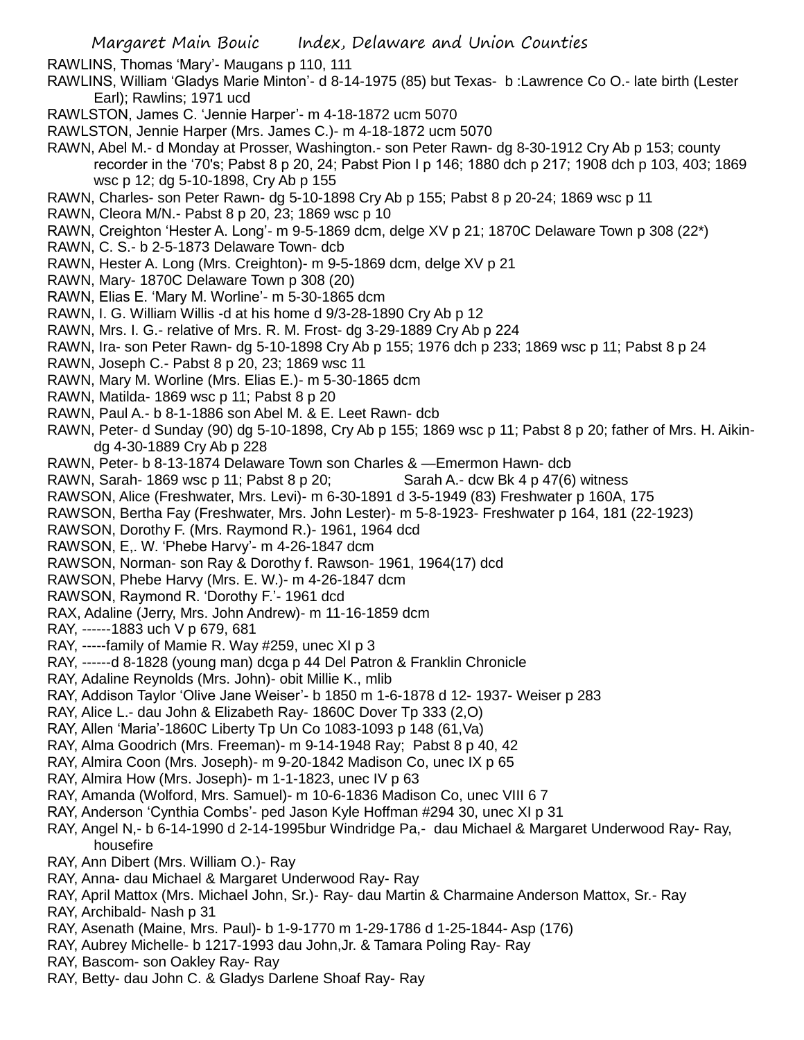RAWLINS, Thomas 'Mary'- Maugans p 110, 111

RAWLINS, William 'Gladys Marie Minton'- d 8-14-1975 (85) but Texas- b :Lawrence Co O.- late birth (Lester Earl); Rawlins; 1971 ucd

RAWLSTON, James C. 'Jennie Harper'- m 4-18-1872 ucm 5070

RAWLSTON, Jennie Harper (Mrs. James C.)- m 4-18-1872 ucm 5070

RAWN, Abel M.- d Monday at Prosser, Washington.- son Peter Rawn- dg 8-30-1912 Cry Ab p 153; county recorder in the '70's; Pabst 8 p 20, 24; Pabst Pion I p 146; 1880 dch p 217; 1908 dch p 103, 403; 1869 wsc p 12; dg 5-10-1898, Cry Ab p 155

RAWN, Charles- son Peter Rawn- dg 5-10-1898 Cry Ab p 155; Pabst 8 p 20-24; 1869 wsc p 11

RAWN, Cleora M/N.- Pabst 8 p 20, 23; 1869 wsc p 10

RAWN, Creighton 'Hester A. Long'- m 9-5-1869 dcm, delge XV p 21; 1870C Delaware Town p 308 (22*)

RAWN, C. S.- b 2-5-1873 Delaware Town- dcb

RAWN, Hester A. Long (Mrs. Creighton)- m 9-5-1869 dcm, delge XV p 21

RAWN, Mary- 1870C Delaware Town p 308 (20)

RAWN, Elias E. 'Mary M. Worline'- m 5-30-1865 dcm

RAWN, I. G. William Willis -d at his home d 9/3-28-1890 Cry Ab p 12

RAWN, Mrs. I. G.- relative of Mrs. R. M. Frost- dg 3-29-1889 Cry Ab p 224

RAWN, Ira- son Peter Rawn- dg 5-10-1898 Cry Ab p 155; 1976 dch p 233; 1869 wsc p 11; Pabst 8 p 24

RAWN, Joseph C.- Pabst 8 p 20, 23; 1869 wsc 11

RAWN, Mary M. Worline (Mrs. Elias E.)- m 5-30-1865 dcm

RAWN, Matilda- 1869 wsc p 11; Pabst 8 p 20

RAWN, Paul A.- b 8-1-1886 son Abel M. & E. Leet Rawn- dcb

RAWN, Peter- d Sunday (90) dg 5-10-1898, Cry Ab p 155; 1869 wsc p 11; Pabst 8 p 20; father of Mrs. H. Aikin- dg 4-30-1889 Cry Ab p 228

RAWN, Peter- b 8-13-1874 Delaware Town son Charles & —Emermon Hawn- dcb

RAWN, Sarah- 1869 wsc p 11; Pabst 8 p 20; Sarah A.- dcw Bk 4 p 47(6) witness

RAWSON, Alice (Freshwater, Mrs. Levi)- m 6-30-1891 d 3-5-1949 (83) Freshwater p 160A, 175

RAWSON, Bertha Fay (Freshwater, Mrs. John Lester)- m 5-8-1923- Freshwater p 164, 181 (22-1923)

RAWSON, Dorothy F. (Mrs. Raymond R.)- 1961, 1964 dcd

RAWSON, E,. W. 'Phebe Harvy'- m 4-26-1847 dcm

RAWSON, Norman- son Ray & Dorothy f. Rawson- 1961, 1964(17) dcd

RAWSON, Phebe Harvy (Mrs. E. W.)- m 4-26-1847 dcm

RAWSON, Raymond R. 'Dorothy F.'- 1961 dcd

RAX, Adaline (Jerry, Mrs. John Andrew)- m 11-16-1859 dcm

RAY, ------1883 uch V p 679, 681

RAY, -----family of Mamie R. Way #259, unec XI p 3

RAY, ------d 8-1828 (young man) dcga p 44 Del Patron & Franklin Chronicle

RAY, Adaline Reynolds (Mrs. John)- obit Millie K., mlib

RAY, Addison Taylor 'Olive Jane Weiser'- b 1850 m 1-6-1878 d 12- 1937- Weiser p 283

RAY, Alice L.- dau John & Elizabeth Ray- 1860C Dover Tp 333 (2,O)

RAY, Allen 'Maria'-1860C Liberty Tp Un Co 1083-1093 p 148 (61,Va)

RAY, Alma Goodrich (Mrs. Freeman)- m 9-14-1948 Ray; Pabst 8 p 40, 42

RAY, Almira Coon (Mrs. Joseph)- m 9-20-1842 Madison Co, unec IX p 65

RAY, Almira How (Mrs. Joseph)- m 1-1-1823, unec IV p 63

RAY, Amanda (Wolford, Mrs. Samuel)- m 10-6-1836 Madison Co, unec VIII 6 7

RAY, Anderson 'Cynthia Combs'- ped Jason Kyle Hoffman #294 30, unec XI p 31

RAY, Angel N,- b 6-14-1990 d 2-14-1995bur Windridge Pa,- dau Michael & Margaret Underwood Ray- Ray, housefire

RAY, Ann Dibert (Mrs. William O.)- Ray

RAY, Anna- dau Michael & Margaret Underwood Ray- Ray

RAY, April Mattox (Mrs. Michael John, Sr.)- Ray- dau Martin & Charmaine Anderson Mattox, Sr.- Ray

RAY, Archibald- Nash p 31

RAY, Asenath (Maine, Mrs. Paul)- b 1-9-1770 m 1-29-1786 d 1-25-1844- Asp (176)

RAY, Aubrey Michelle- b 1217-1993 dau John,Jr. & Tamara Poling Ray- Ray

RAY, Bascom- son Oakley Ray- Ray

RAY, Betty- dau John C. & Gladys Darlene Shoaf Ray- Ray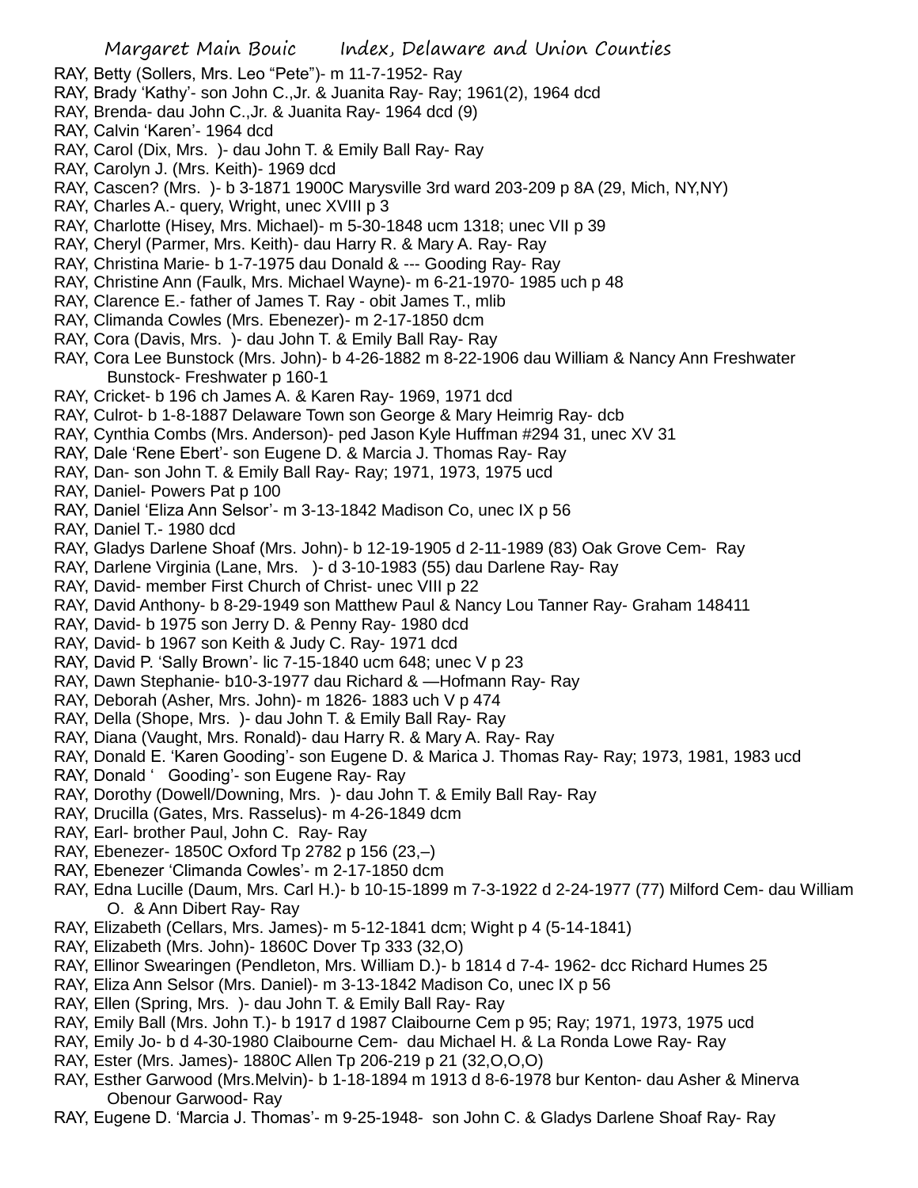RAY, Betty (Sollers, Mrs. Leo "Pete")- m 11-7-1952- Ray
RAY, Brady 'Kathy'- son John C.,Jr. & Juanita Ray- Ray; 1961(2), 1964 dcd
RAY, Brenda- dau John C.,Jr. & Juanita Ray- 1964 dcd (9)
RAY, Calvin 'Karen'- 1964 dcd
RAY, Carol (Dix, Mrs. )- dau John T. & Emily Ball Ray- Ray
RAY, Carolyn J. (Mrs. Keith)- 1969 dcd
RAY, Cascen? (Mrs. )- b 3-1871 1900C Marysville 3rd ward 203-209 p 8A (29, Mich, NY,NY)
RAY, Charles A.- query, Wright, unec XVIII p 3
RAY, Charlotte (Hisey, Mrs. Michael)- m 5-30-1848 ucm 1318; unec VII p 39
RAY, Cheryl (Parmer, Mrs. Keith)- dau Harry R. & Mary A. Ray- Ray
RAY, Christina Marie- b 1-7-1975 dau Donald & --- Gooding Ray- Ray
RAY, Christine Ann (Faulk, Mrs. Michael Wayne)- m 6-21-1970- 1985 uch p 48
RAY, Clarence E.- father of James T. Ray - obit James T., mlib
RAY, Climanda Cowles (Mrs. Ebenezer)- m 2-17-1850 dcm
RAY, Cora (Davis, Mrs. )- dau John T. & Emily Ball Ray- Ray
RAY, Cora Lee Bunstock (Mrs. John)- b 4-26-1882 m 8-22-1906 dau William & Nancy Ann Freshwater Bunstock- Freshwater p 160-1
RAY, Cricket- b 196 ch James A. & Karen Ray- 1969, 1971 dcd
RAY, Culrot- b 1-8-1887 Delaware Town son George & Mary Heimrig Ray- dcb
RAY, Cynthia Combs (Mrs. Anderson)- ped Jason Kyle Huffman #294 31, unec XV 31
RAY, Dale 'Rene Ebert'- son Eugene D. & Marcia J. Thomas Ray- Ray
RAY, Dan- son John T. & Emily Ball Ray- Ray; 1971, 1973, 1975 ucd
RAY, Daniel- Powers Pat p 100
RAY, Daniel 'Eliza Ann Selsor'- m 3-13-1842 Madison Co, unec IX p 56
RAY, Daniel T.- 1980 dcd
RAY, Gladys Darlene Shoaf (Mrs. John)- b 12-19-1905 d 2-11-1989 (83) Oak Grove Cem- Ray
RAY, Darlene Virginia (Lane, Mrs. )- d 3-10-1983 (55) dau Darlene Ray- Ray
RAY, David- member First Church of Christ- unec VIII p 22
RAY, David Anthony- b 8-29-1949 son Matthew Paul & Nancy Lou Tanner Ray- Graham 148411
RAY, David- b 1975 son Jerry D. & Penny Ray- 1980 dcd
RAY, David- b 1967 son Keith & Judy C. Ray- 1971 dcd
RAY, David P. 'Sally Brown'- lic 7-15-1840 ucm 648; unec V p 23
RAY, Dawn Stephanie- b10-3-1977 dau Richard & —Hofmann Ray- Ray
RAY, Deborah (Asher, Mrs. John)- m 1826- 1883 uch V p 474
RAY, Della (Shope, Mrs. )- dau John T. & Emily Ball Ray- Ray
RAY, Diana (Vaught, Mrs. Ronald)- dau Harry R. & Mary A. Ray- Ray
RAY, Donald E. 'Karen Gooding'- son Eugene D. & Marica J. Thomas Ray- Ray; 1973, 1981, 1983 ucd
RAY, Donald ' Gooding'- son Eugene Ray- Ray
RAY, Dorothy (Dowell/Downing, Mrs. )- dau John T. & Emily Ball Ray- Ray
RAY, Drucilla (Gates, Mrs. Rasselus)- m 4-26-1849 dcm
RAY, Earl- brother Paul, John C. Ray- Ray
RAY, Ebenezer- 1850C Oxford Tp 2782 p 156 (23,–)
RAY, Ebenezer 'Climanda Cowles'- m 2-17-1850 dcm
RAY, Edna Lucille (Daum, Mrs. Carl H.)- b 10-15-1899 m 7-3-1922 d 2-24-1977 (77) Milford Cem- dau William O. & Ann Dibert Ray- Ray
RAY, Elizabeth (Cellars, Mrs. James)- m 5-12-1841 dcm; Wight p 4 (5-14-1841)
RAY, Elizabeth (Mrs. John)- 1860C Dover Tp 333 (32,O)
RAY, Ellinor Swearingen (Pendleton, Mrs. William D.)- b 1814 d 7-4- 1962- dcc Richard Humes 25
RAY, Eliza Ann Selsor (Mrs. Daniel)- m 3-13-1842 Madison Co, unec IX p 56
RAY, Ellen (Spring, Mrs. )- dau John T. & Emily Ball Ray- Ray
RAY, Emily Ball (Mrs. John T.)- b 1917 d 1987 Claibourne Cem p 95; Ray; 1971, 1973, 1975 ucd
RAY, Emily Jo- b d 4-30-1980 Claibourne Cem- dau Michael H. & La Ronda Lowe Ray- Ray
RAY, Ester (Mrs. James)- 1880C Allen Tp 206-219 p 21 (32,O,O,O)
RAY, Esther Garwood (Mrs.Melvin)- b 1-18-1894 m 1913 d 8-6-1978 bur Kenton- dau Asher & Minerva Obenour Garwood- Ray
RAY, Eugene D. 'Marcia J. Thomas'- m 9-25-1948- son John C. & Gladys Darlene Shoaf Ray- Ray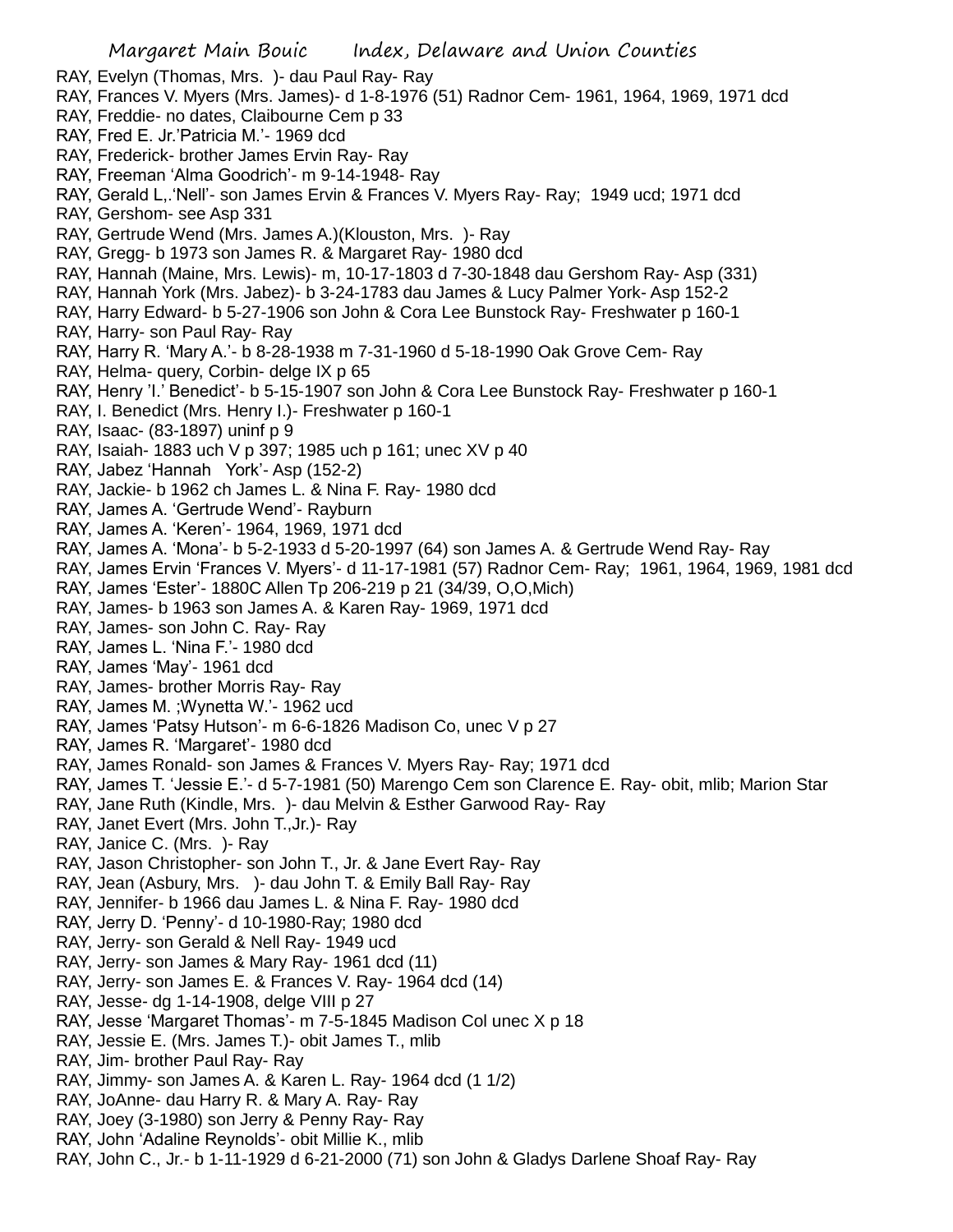RAY, Evelyn (Thomas, Mrs. )- dau Paul Ray- Ray
RAY, Frances V. Myers (Mrs. James)- d 1-8-1976 (51) Radnor Cem- 1961, 1964, 1969, 1971 dcd
RAY, Freddie- no dates, Claibourne Cem p 33
RAY, Fred E. Jr.'Patricia M.'- 1969 dcd
RAY, Frederick- brother James Ervin Ray- Ray
RAY, Freeman 'Alma Goodrich'- m 9-14-1948- Ray
RAY, Gerald L,.'Nell'- son James Ervin & Frances V. Myers Ray- Ray; 1949 ucd; 1971 dcd
RAY, Gershom- see Asp 331
RAY, Gertrude Wend (Mrs. James A.)(Klouston, Mrs. )- Ray
RAY, Gregg- b 1973 son James R. & Margaret Ray- 1980 dcd
RAY, Hannah (Maine, Mrs. Lewis)- m, 10-17-1803 d 7-30-1848 dau Gershom Ray- Asp (331)
RAY, Hannah York (Mrs. Jabez)- b 3-24-1783 dau James & Lucy Palmer York- Asp 152-2
RAY, Harry Edward- b 5-27-1906 son John & Cora Lee Bunstock Ray- Freshwater p 160-1
RAY, Harry- son Paul Ray- Ray
RAY, Harry R. 'Mary A.'- b 8-28-1938 m 7-31-1960 d 5-18-1990 Oak Grove Cem- Ray
RAY, Helma- query, Corbin- delge IX p 65
RAY, Henry 'I.' Benedict'- b 5-15-1907 son John & Cora Lee Bunstock Ray- Freshwater p 160-1
RAY, I. Benedict (Mrs. Henry I.)- Freshwater p 160-1
RAY, Isaac- (83-1897) uninf p 9
RAY, Isaiah- 1883 uch V p 397; 1985 uch p 161; unec XV p 40
RAY, Jabez 'Hannah York'- Asp (152-2)
RAY, Jackie- b 1962 ch James L. & Nina F. Ray- 1980 dcd
RAY, James A. 'Gertrude Wend'- Rayburn
RAY, James A. 'Keren'- 1964, 1969, 1971 dcd
RAY, James A. 'Mona'- b 5-2-1933 d 5-20-1997 (64) son James A. & Gertrude Wend Ray- Ray
RAY, James Ervin 'Frances V. Myers'- d 11-17-1981 (57) Radnor Cem- Ray; 1961, 1964, 1969, 1981 dcd
RAY, James 'Ester'- 1880C Allen Tp 206-219 p 21 (34/39, O,O,Mich)
RAY, James- b 1963 son James A. & Karen Ray- 1969, 1971 dcd
RAY, James- son John C. Ray- Ray
RAY, James L. 'Nina F.'- 1980 dcd
RAY, James 'May'- 1961 dcd
RAY, James- brother Morris Ray- Ray
RAY, James M. ;Wynetta W.'- 1962 ucd
RAY, James 'Patsy Hutson'- m 6-6-1826 Madison Co, unec V p 27
RAY, James R. 'Margaret'- 1980 dcd
RAY, James Ronald- son James & Frances V. Myers Ray- Ray; 1971 dcd
RAY, James T. 'Jessie E.'- d 5-7-1981 (50) Marengo Cem son Clarence E. Ray- obit, mlib; Marion Star
RAY, Jane Ruth (Kindle, Mrs. )- dau Melvin & Esther Garwood Ray- Ray
RAY, Janet Evert (Mrs. John T.,Jr.)- Ray
RAY, Janice C. (Mrs. )- Ray
RAY, Jason Christopher- son John T., Jr. & Jane Evert Ray- Ray
RAY, Jean (Asbury, Mrs. )- dau John T. & Emily Ball Ray- Ray
RAY, Jennifer- b 1966 dau James L. & Nina F. Ray- 1980 dcd
RAY, Jerry D. 'Penny'- d 10-1980-Ray; 1980 dcd
RAY, Jerry- son Gerald & Nell Ray- 1949 ucd
RAY, Jerry- son James & Mary Ray- 1961 dcd (11)
RAY, Jerry- son James E. & Frances V. Ray- 1964 dcd (14)
RAY, Jesse- dg 1-14-1908, delge VIII p 27
RAY, Jesse 'Margaret Thomas'- m 7-5-1845 Madison Col unec X p 18
RAY, Jessie E. (Mrs. James T.)- obit James T., mlib
RAY, Jim- brother Paul Ray- Ray
RAY, Jimmy- son James A. & Karen L. Ray- 1964 dcd (1 1/2)
RAY, JoAnne- dau Harry R. & Mary A. Ray- Ray
RAY, Joey (3-1980) son Jerry & Penny Ray- Ray
RAY, John 'Adaline Reynolds'- obit Millie K., mlib
RAY, John C., Jr.- b 1-11-1929 d 6-21-2000 (71) son John & Gladys Darlene Shoaf Ray- Ray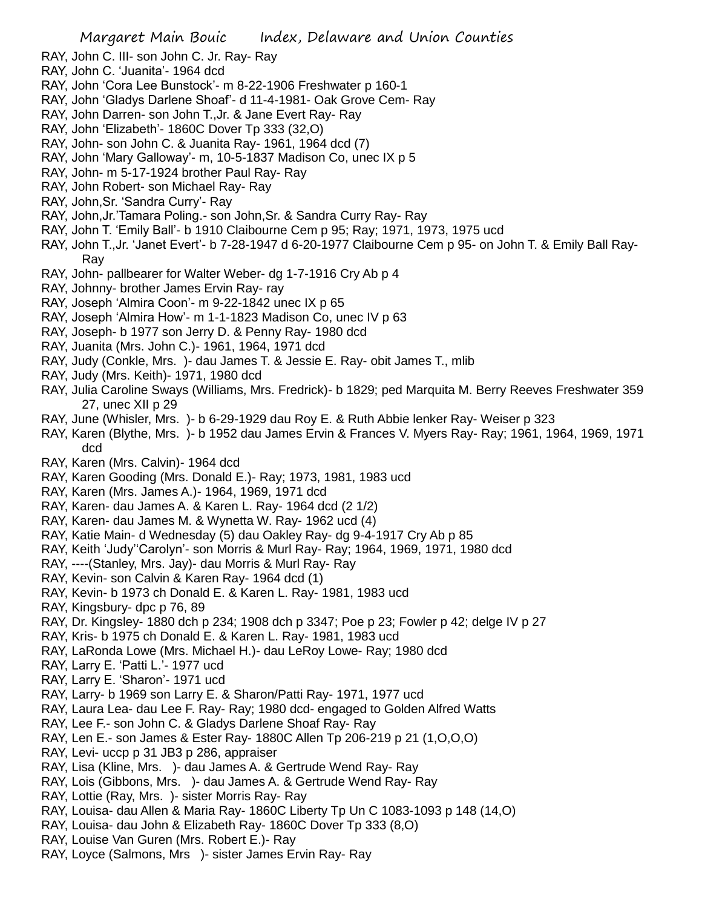RAY, John C. III- son John C. Jr. Ray- Ray
RAY, John C. 'Juanita'- 1964 dcd
RAY, John 'Cora Lee Bunstock'- m 8-22-1906 Freshwater p 160-1
RAY, John 'Gladys Darlene Shoaf'- d 11-4-1981- Oak Grove Cem- Ray
RAY, John Darren- son John T.,Jr. & Jane Evert Ray- Ray
RAY, John 'Elizabeth'- 1860C Dover Tp 333 (32,O)
RAY, John- son John C. & Juanita Ray- 1961, 1964 dcd (7)
RAY, John 'Mary Galloway'- m, 10-5-1837 Madison Co, unec IX p 5
RAY, John- m 5-17-1924 brother Paul Ray- Ray
RAY, John Robert- son Michael Ray- Ray
RAY, John,Sr. 'Sandra Curry'- Ray
RAY, John,Jr.'Tamara Poling.- son John,Sr. & Sandra Curry Ray- Ray
RAY, John T. 'Emily Ball'- b 1910 Claibourne Cem p 95; Ray; 1971, 1973, 1975 ucd
RAY, John T.,Jr. 'Janet Evert'- b 7-28-1947 d 6-20-1977 Claibourne Cem p 95- on John T. & Emily Ball Ray- Ray
RAY, John- pallbearer for Walter Weber- dg 1-7-1916 Cry Ab p 4
RAY, Johnny- brother James Ervin Ray- ray
RAY, Joseph 'Almira Coon'- m 9-22-1842 unec IX p 65
RAY, Joseph 'Almira How'- m 1-1-1823 Madison Co, unec IV p 63
RAY, Joseph- b 1977 son Jerry D. & Penny Ray- 1980 dcd
RAY, Juanita (Mrs. John C.)- 1961, 1964, 1971 dcd
RAY, Judy (Conkle, Mrs. )- dau James T. & Jessie E. Ray- obit James T., mlib
RAY, Judy (Mrs. Keith)- 1971, 1980 dcd
RAY, Julia Caroline Sways (Williams, Mrs. Fredrick)- b 1829; ped Marquita M. Berry Reeves Freshwater 359 27, unec XII p 29
RAY, June (Whisler, Mrs. )- b 6-29-1929 dau Roy E. & Ruth Abbie lenker Ray- Weiser p 323
RAY, Karen (Blythe, Mrs. )- b 1952 dau James Ervin & Frances V. Myers Ray- Ray; 1961, 1964, 1969, 1971 dcd
RAY, Karen (Mrs. Calvin)- 1964 dcd
RAY, Karen Gooding (Mrs. Donald E.)- Ray; 1973, 1981, 1983 ucd
RAY, Karen (Mrs. James A.)- 1964, 1969, 1971 dcd
RAY, Karen- dau James A. & Karen L. Ray- 1964 dcd (2 1/2)
RAY, Karen- dau James M. & Wynetta W. Ray- 1962 ucd (4)
RAY, Katie Main- d Wednesday (5) dau Oakley Ray- dg 9-4-1917 Cry Ab p 85
RAY, Keith 'Judy''Carolyn'- son Morris & Murl Ray- Ray; 1964, 1969, 1971, 1980 dcd
RAY, ----(Stanley, Mrs. Jay)- dau Morris & Murl Ray- Ray
RAY, Kevin- son Calvin & Karen Ray- 1964 dcd (1)
RAY, Kevin- b 1973 ch Donald E. & Karen L. Ray- 1981, 1983 ucd
RAY, Kingsbury- dpc p 76, 89
RAY, Dr. Kingsley- 1880 dch p 234; 1908 dch p 3347; Poe p 23; Fowler p 42; delge IV p 27
RAY, Kris- b 1975 ch Donald E. & Karen L. Ray- 1981, 1983 ucd
RAY, LaRonda Lowe (Mrs. Michael H.)- dau LeRoy Lowe- Ray; 1980 dcd
RAY, Larry E. 'Patti L.'- 1977 ucd
RAY, Larry E. 'Sharon'- 1971 ucd
RAY, Larry- b 1969 son Larry E. & Sharon/Patti Ray- 1971, 1977 ucd
RAY, Laura Lea- dau Lee F. Ray- Ray; 1980 dcd- engaged to Golden Alfred Watts
RAY, Lee F.- son John C. & Gladys Darlene Shoaf Ray- Ray
RAY, Len E.- son James & Ester Ray- 1880C Allen Tp 206-219 p 21 (1,O,O,O)
RAY, Levi- uccp p 31 JB3 p 286, appraiser
RAY, Lisa (Kline, Mrs. )- dau James A. & Gertrude Wend Ray- Ray
RAY, Lois (Gibbons, Mrs. )- dau James A. & Gertrude Wend Ray- Ray
RAY, Lottie (Ray, Mrs. )- sister Morris Ray- Ray
RAY, Louisa- dau Allen & Maria Ray- 1860C Liberty Tp Un C 1083-1093 p 148 (14,O)
RAY, Louisa- dau John & Elizabeth Ray- 1860C Dover Tp 333 (8,O)
RAY, Louise Van Guren (Mrs. Robert E.)- Ray
RAY, Loyce (Salmons, Mrs )- sister James Ervin Ray- Ray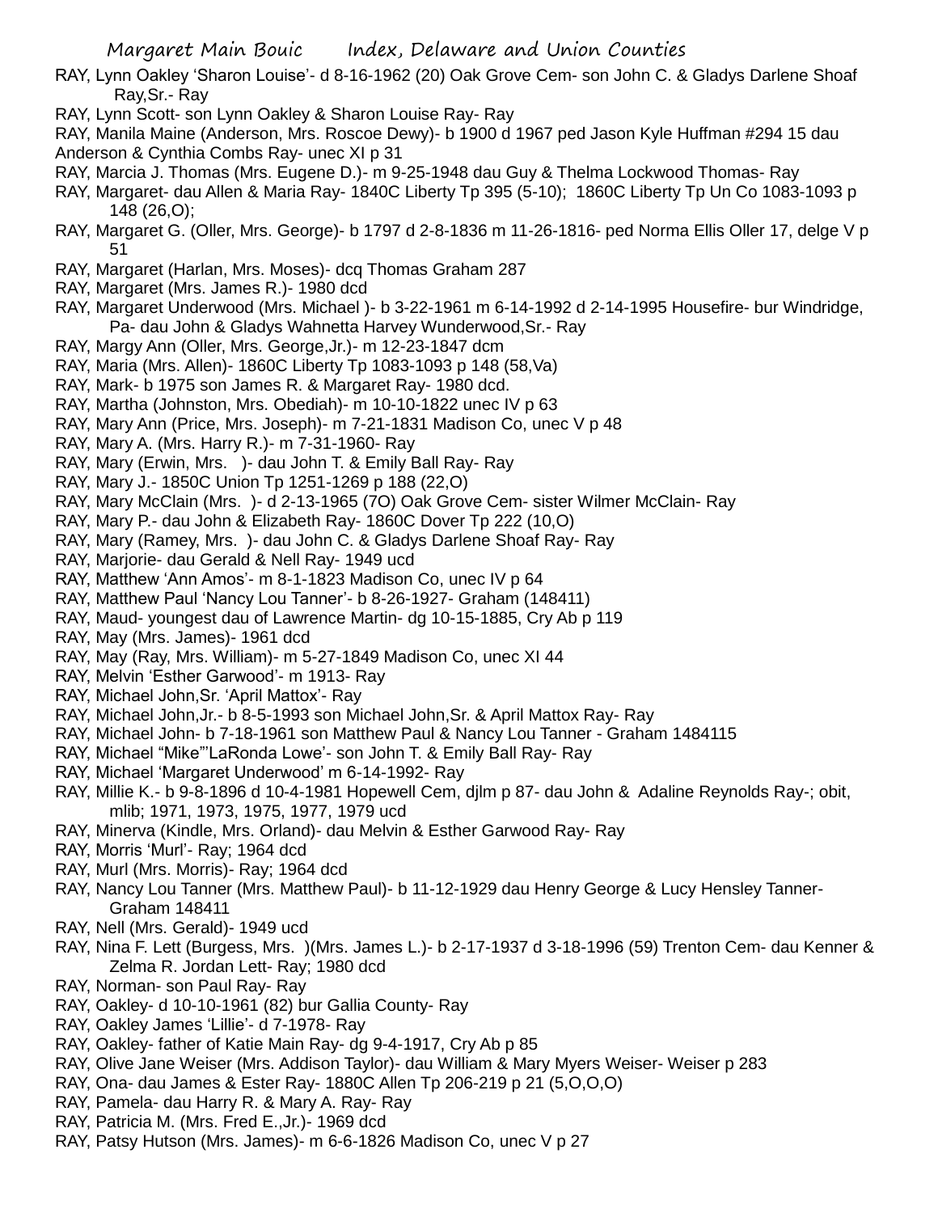RAY, Lynn Oakley 'Sharon Louise'- d 8-16-1962 (20) Oak Grove Cem- son John C. & Gladys Darlene Shoaf Ray,Sr.- Ray

RAY, Lynn Scott- son Lynn Oakley & Sharon Louise Ray- Ray

RAY, Manila Maine (Anderson, Mrs. Roscoe Dewy)- b 1900 d 1967 ped Jason Kyle Huffman #294 15 dau Anderson & Cynthia Combs Ray- unec XI p 31

RAY, Marcia J. Thomas (Mrs. Eugene D.)- m 9-25-1948 dau Guy & Thelma Lockwood Thomas- Ray

RAY, Margaret- dau Allen & Maria Ray- 1840C Liberty Tp 395 (5-10); 1860C Liberty Tp Un Co 1083-1093 p 148 (26,O);

RAY, Margaret G. (Oller, Mrs. George)- b 1797 d 2-8-1836 m 11-26-1816- ped Norma Ellis Oller 17, delge V p 51

RAY, Margaret (Harlan, Mrs. Moses)- dcq Thomas Graham 287

RAY, Margaret (Mrs. James R.)- 1980 dcd

RAY, Margaret Underwood (Mrs. Michael )- b 3-22-1961 m 6-14-1992 d 2-14-1995 Housefire- bur Windridge, Pa- dau John & Gladys Wahnetta Harvey Wunderwood,Sr.- Ray

RAY, Margy Ann (Oller, Mrs. George,Jr.)- m 12-23-1847 dcm

RAY, Maria (Mrs. Allen)- 1860C Liberty Tp 1083-1093 p 148 (58,Va)

RAY, Mark- b 1975 son James R. & Margaret Ray- 1980 dcd.

RAY, Martha (Johnston, Mrs. Obediah)- m 10-10-1822 unec IV p 63

RAY, Mary Ann (Price, Mrs. Joseph)- m 7-21-1831 Madison Co, unec V p 48

RAY, Mary A. (Mrs. Harry R.)- m 7-31-1960- Ray

RAY, Mary (Erwin, Mrs. )- dau John T. & Emily Ball Ray- Ray

RAY, Mary J.- 1850C Union Tp 1251-1269 p 188 (22,O)

RAY, Mary McClain (Mrs. )- d 2-13-1965 (7O) Oak Grove Cem- sister Wilmer McClain- Ray

RAY, Mary P.- dau John & Elizabeth Ray- 1860C Dover Tp 222 (10,O)

RAY, Mary (Ramey, Mrs. )- dau John C. & Gladys Darlene Shoaf Ray- Ray

RAY, Marjorie- dau Gerald & Nell Ray- 1949 ucd

RAY, Matthew 'Ann Amos'- m 8-1-1823 Madison Co, unec IV p 64

RAY, Matthew Paul 'Nancy Lou Tanner'- b 8-26-1927- Graham (148411)

RAY, Maud- youngest dau of Lawrence Martin- dg 10-15-1885, Cry Ab p 119

RAY, May (Mrs. James)- 1961 dcd

RAY, May (Ray, Mrs. William)- m 5-27-1849 Madison Co, unec XI 44

RAY, Melvin 'Esther Garwood'- m 1913- Ray

RAY, Michael John,Sr. 'April Mattox'- Ray

RAY, Michael John,Jr.- b 8-5-1993 son Michael John,Sr. & April Mattox Ray- Ray

RAY, Michael John- b 7-18-1961 son Matthew Paul & Nancy Lou Tanner - Graham 1484115

RAY, Michael "Mike"'LaRonda Lowe'- son John T. & Emily Ball Ray- Ray

RAY, Michael 'Margaret Underwood' m 6-14-1992- Ray

RAY, Millie K.- b 9-8-1896 d 10-4-1981 Hopewell Cem, djlm p 87- dau John & Adaline Reynolds Ray-; obit, mlib; 1971, 1973, 1975, 1977, 1979 ucd

RAY, Minerva (Kindle, Mrs. Orland)- dau Melvin & Esther Garwood Ray- Ray

RAY, Morris 'Murl'- Ray; 1964 dcd

RAY, Murl (Mrs. Morris)- Ray; 1964 dcd

RAY, Nancy Lou Tanner (Mrs. Matthew Paul)- b 11-12-1929 dau Henry George & Lucy Hensley Tanner- Graham 148411

RAY, Nell (Mrs. Gerald)- 1949 ucd

RAY, Nina F. Lett (Burgess, Mrs. )(Mrs. James L.)- b 2-17-1937 d 3-18-1996 (59) Trenton Cem- dau Kenner & Zelma R. Jordan Lett- Ray; 1980 dcd

RAY, Norman- son Paul Ray- Ray

RAY, Oakley- d 10-10-1961 (82) bur Gallia County- Ray

RAY, Oakley James 'Lillie'- d 7-1978- Ray

RAY, Oakley- father of Katie Main Ray- dg 9-4-1917, Cry Ab p 85

RAY, Olive Jane Weiser (Mrs. Addison Taylor)- dau William & Mary Myers Weiser- Weiser p 283

RAY, Ona- dau James & Ester Ray- 1880C Allen Tp 206-219 p 21 (5,O,O,O)

RAY, Pamela- dau Harry R. & Mary A. Ray- Ray

RAY, Patricia M. (Mrs. Fred E.,Jr.)- 1969 dcd

RAY, Patsy Hutson (Mrs. James)- m 6-6-1826 Madison Co, unec V p 27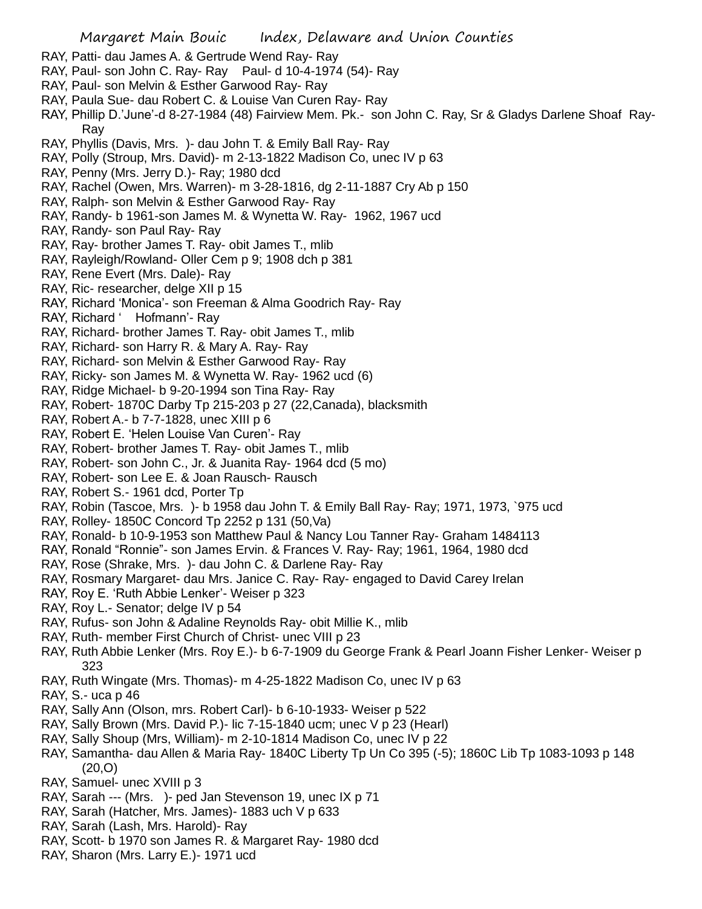RAY, Patti- dau James A. & Gertrude Wend Ray- Ray
RAY, Paul- son John C. Ray- Ray Paul- d 10-4-1974 (54)- Ray
RAY, Paul- son Melvin & Esther Garwood Ray- Ray
RAY, Paula Sue- dau Robert C. & Louise Van Curen Ray- Ray
RAY, Phillip D.'June'-d 8-27-1984 (48) Fairview Mem. Pk.- son John C. Ray, Sr & Gladys Darlene Shoaf Ray- Ray
RAY, Phyllis (Davis, Mrs. )- dau John T. & Emily Ball Ray- Ray
RAY, Polly (Stroup, Mrs. David)- m 2-13-1822 Madison Co, unec IV p 63
RAY, Penny (Mrs. Jerry D.)- Ray; 1980 dcd
RAY, Rachel (Owen, Mrs. Warren)- m 3-28-1816, dg 2-11-1887 Cry Ab p 150
RAY, Ralph- son Melvin & Esther Garwood Ray- Ray
RAY, Randy- b 1961-son James M. & Wynetta W. Ray- 1962, 1967 ucd
RAY, Randy- son Paul Ray- Ray
RAY, Ray- brother James T. Ray- obit James T., mlib
RAY, Rayleigh/Rowland- Oller Cem p 9; 1908 dch p 381
RAY, Rene Evert (Mrs. Dale)- Ray
RAY, Ric- researcher, delge XII p 15
RAY, Richard 'Monica'- son Freeman & Alma Goodrich Ray- Ray
RAY, Richard ' Hofmann'- Ray
RAY, Richard- brother James T. Ray- obit James T., mlib
RAY, Richard- son Harry R. & Mary A. Ray- Ray
RAY, Richard- son Melvin & Esther Garwood Ray- Ray
RAY, Ricky- son James M. & Wynetta W. Ray- 1962 ucd (6)
RAY, Ridge Michael- b 9-20-1994 son Tina Ray- Ray
RAY, Robert- 1870C Darby Tp 215-203 p 27 (22,Canada), blacksmith
RAY, Robert A.- b 7-7-1828, unec XIII p 6
RAY, Robert E. 'Helen Louise Van Curen'- Ray
RAY, Robert- brother James T. Ray- obit James T., mlib
RAY, Robert- son John C., Jr. & Juanita Ray- 1964 dcd (5 mo)
RAY, Robert- son Lee E. & Joan Rausch- Rausch
RAY, Robert S.- 1961 dcd, Porter Tp
RAY, Robin (Tascoe, Mrs. )- b 1958 dau John T. & Emily Ball Ray- Ray; 1971, 1973, `975 ucd
RAY, Rolley- 1850C Concord Tp 2252 p 131 (50,Va)
RAY, Ronald- b 10-9-1953 son Matthew Paul & Nancy Lou Tanner Ray- Graham 1484113
RAY, Ronald "Ronnie"- son James Ervin. & Frances V. Ray- Ray; 1961, 1964, 1980 dcd
RAY, Rose (Shrake, Mrs. )- dau John C. & Darlene Ray- Ray
RAY, Rosmary Margaret- dau Mrs. Janice C. Ray- Ray- engaged to David Carey Irelan
RAY, Roy E. 'Ruth Abbie Lenker'- Weiser p 323
RAY, Roy L.- Senator; delge IV p 54
RAY, Rufus- son John & Adaline Reynolds Ray- obit Millie K., mlib
RAY, Ruth- member First Church of Christ- unec VIII p 23
RAY, Ruth Abbie Lenker (Mrs. Roy E.)- b 6-7-1909 du George Frank & Pearl Joann Fisher Lenker- Weiser p 323
RAY, Ruth Wingate (Mrs. Thomas)- m 4-25-1822 Madison Co, unec IV p 63
RAY, S.- uca p 46
RAY, Sally Ann (Olson, mrs. Robert Carl)- b 6-10-1933- Weiser p 522
RAY, Sally Brown (Mrs. David P.)- lic 7-15-1840 ucm; unec V p 23 (Hearl)
RAY, Sally Shoup (Mrs, William)- m 2-10-1814 Madison Co, unec IV p 22
RAY, Samantha- dau Allen & Maria Ray- 1840C Liberty Tp Un Co 395 (-5); 1860C Lib Tp 1083-1093 p 148 (20,O)
RAY, Samuel- unec XVIII p 3
RAY, Sarah --- (Mrs. )- ped Jan Stevenson 19, unec IX p 71
RAY, Sarah (Hatcher, Mrs. James)- 1883 uch V p 633
RAY, Sarah (Lash, Mrs. Harold)- Ray
RAY, Scott- b 1970 son James R. & Margaret Ray- 1980 dcd
RAY, Sharon (Mrs. Larry E.)- 1971 ucd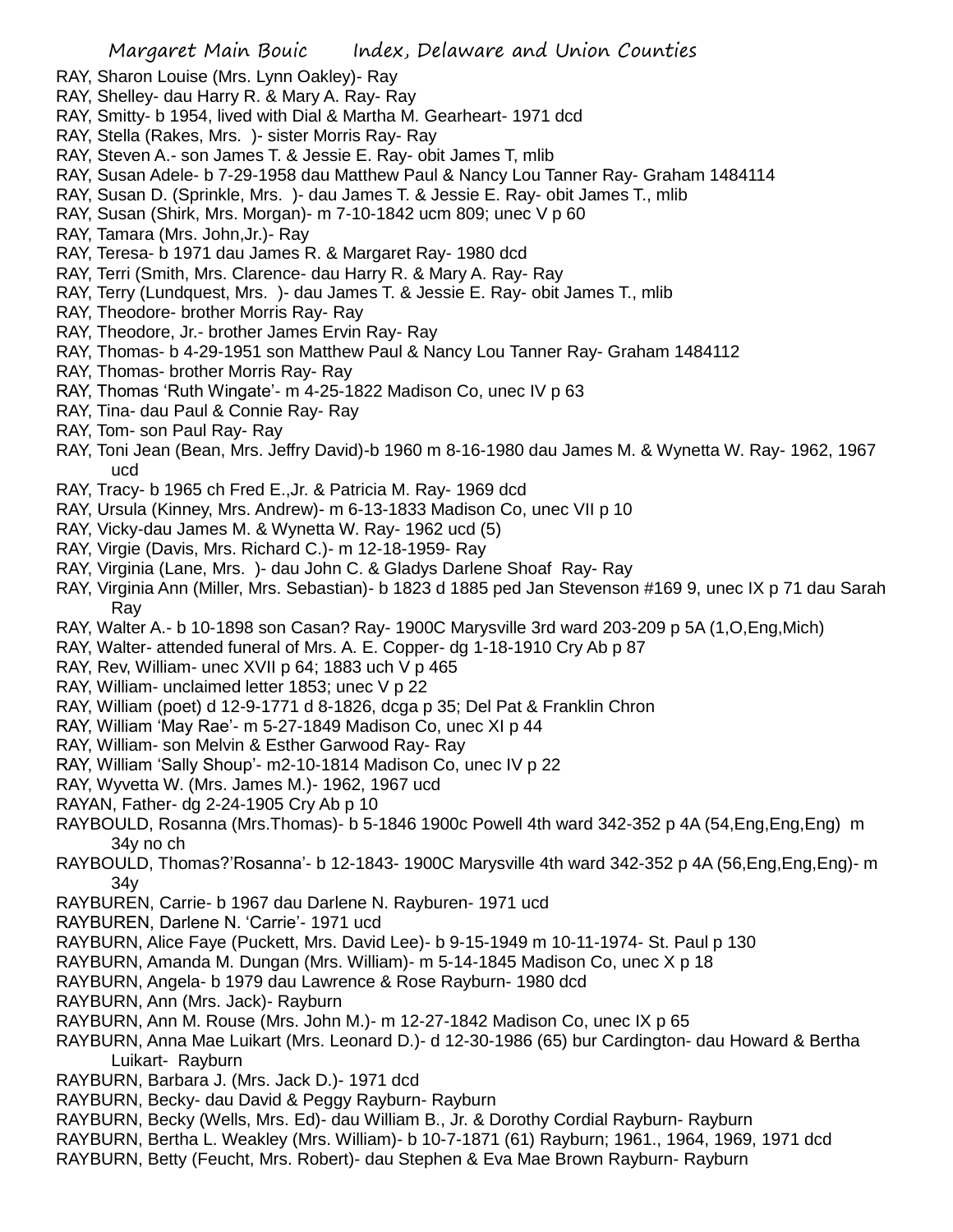RAY, Sharon Louise (Mrs. Lynn Oakley)- Ray
RAY, Shelley- dau Harry R. & Mary A. Ray- Ray
RAY, Smitty- b 1954, lived with Dial & Martha M. Gearheart- 1971 dcd
RAY, Stella (Rakes, Mrs. )- sister Morris Ray- Ray
RAY, Steven A.- son James T. & Jessie E. Ray- obit James T, mlib
RAY, Susan Adele- b 7-29-1958 dau Matthew Paul & Nancy Lou Tanner Ray- Graham 1484114
RAY, Susan D. (Sprinkle, Mrs. )- dau James T. & Jessie E. Ray- obit James T., mlib
RAY, Susan (Shirk, Mrs. Morgan)- m 7-10-1842 ucm 809; unec V p 60
RAY, Tamara (Mrs. John,Jr.)- Ray
RAY, Teresa- b 1971 dau James R. & Margaret Ray- 1980 dcd
RAY, Terri (Smith, Mrs. Clarence- dau Harry R. & Mary A. Ray- Ray
RAY, Terry (Lundquest, Mrs. )- dau James T. & Jessie E. Ray- obit James T., mlib
RAY, Theodore- brother Morris Ray- Ray
RAY, Theodore, Jr.- brother James Ervin Ray- Ray
RAY, Thomas- b 4-29-1951 son Matthew Paul & Nancy Lou Tanner Ray- Graham 1484112
RAY, Thomas- brother Morris Ray- Ray
RAY, Thomas 'Ruth Wingate'- m 4-25-1822 Madison Co, unec IV p 63
RAY, Tina- dau Paul & Connie Ray- Ray
RAY, Tom- son Paul Ray- Ray
RAY, Toni Jean (Bean, Mrs. Jeffry David)-b 1960 m 8-16-1980 dau James M. & Wynetta W. Ray- 1962, 1967 ucd
RAY, Tracy- b 1965 ch Fred E.,Jr. & Patricia M. Ray- 1969 dcd
RAY, Ursula (Kinney, Mrs. Andrew)- m 6-13-1833 Madison Co, unec VII p 10
RAY, Vicky-dau James M. & Wynetta W. Ray- 1962 ucd (5)
RAY, Virgie (Davis, Mrs. Richard C.)- m 12-18-1959- Ray
RAY, Virginia (Lane, Mrs. )- dau John C. & Gladys Darlene Shoaf Ray- Ray
RAY, Virginia Ann (Miller, Mrs. Sebastian)- b 1823 d 1885 ped Jan Stevenson #169 9, unec IX p 71 dau Sarah Ray
RAY, Walter A.- b 10-1898 son Casan? Ray- 1900C Marysville 3rd ward 203-209 p 5A (1,O,Eng,Mich)
RAY, Walter- attended funeral of Mrs. A. E. Copper- dg 1-18-1910 Cry Ab p 87
RAY, Rev, William- unec XVII p 64; 1883 uch V p 465
RAY, William- unclaimed letter 1853; unec V p 22
RAY, William (poet) d 12-9-1771 d 8-1826, dcga p 35; Del Pat & Franklin Chron
RAY, William 'May Rae'- m 5-27-1849 Madison Co, unec XI p 44
RAY, William- son Melvin & Esther Garwood Ray- Ray
RAY, William 'Sally Shoup'- m2-10-1814 Madison Co, unec IV p 22
RAY, Wyvetta W. (Mrs. James M.)- 1962, 1967 ucd
RAYAN, Father- dg 2-24-1905 Cry Ab p 10
RAYBOULD, Rosanna (Mrs.Thomas)- b 5-1846 1900c Powell 4th ward 342-352 p 4A (54,Eng,Eng,Eng) m 34y no ch
RAYBOULD, Thomas?'Rosanna'- b 12-1843- 1900C Marysville 4th ward 342-352 p 4A (56,Eng,Eng,Eng)- m 34y
RAYBUREN, Carrie- b 1967 dau Darlene N. Rayburen- 1971 ucd
RAYBUREN, Darlene N. 'Carrie'- 1971 ucd
RAYBURN, Alice Faye (Puckett, Mrs. David Lee)- b 9-15-1949 m 10-11-1974- St. Paul p 130
RAYBURN, Amanda M. Dungan (Mrs. William)- m 5-14-1845 Madison Co, unec X p 18
RAYBURN, Angela- b 1979 dau Lawrence & Rose Rayburn- 1980 dcd
RAYBURN, Ann (Mrs. Jack)- Rayburn
RAYBURN, Ann M. Rouse (Mrs. John M.)- m 12-27-1842 Madison Co, unec IX p 65
RAYBURN, Anna Mae Luikart (Mrs. Leonard D.)- d 12-30-1986 (65) bur Cardington- dau Howard & Bertha Luikart- Rayburn
RAYBURN, Barbara J. (Mrs. Jack D.)- 1971 dcd
RAYBURN, Becky- dau David & Peggy Rayburn- Rayburn
RAYBURN, Becky (Wells, Mrs. Ed)- dau William B., Jr. & Dorothy Cordial Rayburn- Rayburn
RAYBURN, Bertha L. Weakley (Mrs. William)- b 10-7-1871 (61) Rayburn; 1961., 1964, 1969, 1971 dcd
RAYBURN, Betty (Feucht, Mrs. Robert)- dau Stephen & Eva Mae Brown Rayburn- Rayburn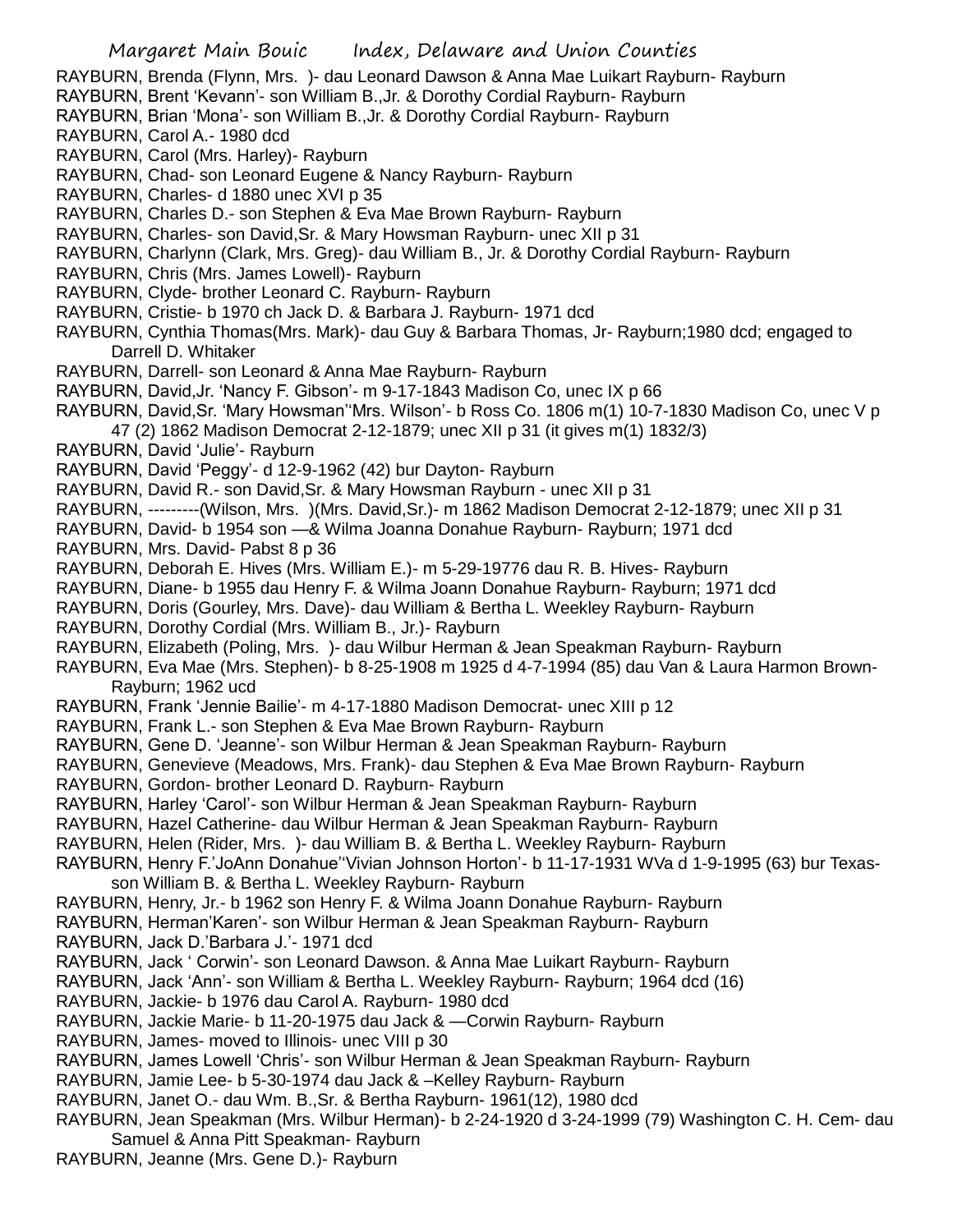RAYBURN, Brenda (Flynn, Mrs. )- dau Leonard Dawson & Anna Mae Luikart Rayburn- Rayburn
RAYBURN, Brent 'Kevann'- son William B.,Jr. & Dorothy Cordial Rayburn- Rayburn
RAYBURN, Brian 'Mona'- son William B.,Jr. & Dorothy Cordial Rayburn- Rayburn
RAYBURN, Carol A.- 1980 dcd
RAYBURN, Carol (Mrs. Harley)- Rayburn
RAYBURN, Chad- son Leonard Eugene & Nancy Rayburn- Rayburn
RAYBURN, Charles- d 1880 unec XVI p 35
RAYBURN, Charles D.- son Stephen & Eva Mae Brown Rayburn- Rayburn
RAYBURN, Charles- son David,Sr. & Mary Howsman Rayburn- unec XII p 31
RAYBURN, Charlynn (Clark, Mrs. Greg)- dau William B., Jr. & Dorothy Cordial Rayburn- Rayburn
RAYBURN, Chris (Mrs. James Lowell)- Rayburn
RAYBURN, Clyde- brother Leonard C. Rayburn- Rayburn
RAYBURN, Cristie- b 1970 ch Jack D. & Barbara J. Rayburn- 1971 dcd
RAYBURN, Cynthia Thomas(Mrs. Mark)- dau Guy & Barbara Thomas, Jr- Rayburn;1980 dcd; engaged to Darrell D. Whitaker
RAYBURN, Darrell- son Leonard & Anna Mae Rayburn- Rayburn
RAYBURN, David,Jr. 'Nancy F. Gibson'- m 9-17-1843 Madison Co, unec IX p 66
RAYBURN, David,Sr. 'Mary Howsman''Mrs. Wilson'- b Ross Co. 1806 m(1) 10-7-1830 Madison Co, unec V p 47 (2) 1862 Madison Democrat 2-12-1879; unec XII p 31 (it gives m(1) 1832/3)
RAYBURN, David 'Julie'- Rayburn
RAYBURN, David 'Peggy'- d 12-9-1962 (42) bur Dayton- Rayburn
RAYBURN, David R.- son David,Sr. & Mary Howsman Rayburn - unec XII p 31
RAYBURN, ---------(Wilson, Mrs. )(Mrs. David,Sr.)- m 1862 Madison Democrat 2-12-1879; unec XII p 31
RAYBURN, David- b 1954 son —& Wilma Joanna Donahue Rayburn- Rayburn; 1971 dcd
RAYBURN, Mrs. David- Pabst 8 p 36
RAYBURN, Deborah E. Hives (Mrs. William E.)- m 5-29-19776 dau R. B. Hives- Rayburn
RAYBURN, Diane- b 1955 dau Henry F. & Wilma Joann Donahue Rayburn- Rayburn; 1971 dcd
RAYBURN, Doris (Gourley, Mrs. Dave)- dau William & Bertha L. Weekley Rayburn- Rayburn
RAYBURN, Dorothy Cordial (Mrs. William B., Jr.)- Rayburn
RAYBURN, Elizabeth (Poling, Mrs. )- dau Wilbur Herman & Jean Speakman Rayburn- Rayburn
RAYBURN, Eva Mae (Mrs. Stephen)- b 8-25-1908 m 1925 d 4-7-1994 (85) dau Van & Laura Harmon Brown- Rayburn; 1962 ucd
RAYBURN, Frank 'Jennie Bailie'- m 4-17-1880 Madison Democrat- unec XIII p 12
RAYBURN, Frank L.- son Stephen & Eva Mae Brown Rayburn- Rayburn
RAYBURN, Gene D. 'Jeanne'- son Wilbur Herman & Jean Speakman Rayburn- Rayburn
RAYBURN, Genevieve (Meadows, Mrs. Frank)- dau Stephen & Eva Mae Brown Rayburn- Rayburn
RAYBURN, Gordon- brother Leonard D. Rayburn- Rayburn
RAYBURN, Harley 'Carol'- son Wilbur Herman & Jean Speakman Rayburn- Rayburn
RAYBURN, Hazel Catherine- dau Wilbur Herman & Jean Speakman Rayburn- Rayburn
RAYBURN, Helen (Rider, Mrs. )- dau William B. & Bertha L. Weekley Rayburn- Rayburn
RAYBURN, Henry F.'JoAnn Donahue''Vivian Johnson Horton'- b 11-17-1931 WVa d 1-9-1995 (63) bur Texas- son William B. & Bertha L. Weekley Rayburn- Rayburn
RAYBURN, Henry, Jr.- b 1962 son Henry F. & Wilma Joann Donahue Rayburn- Rayburn
RAYBURN, Herman'Karen'- son Wilbur Herman & Jean Speakman Rayburn- Rayburn
RAYBURN, Jack D.'Barbara J.'- 1971 dcd
RAYBURN, Jack ' Corwin'- son Leonard Dawson. & Anna Mae Luikart Rayburn- Rayburn
RAYBURN, Jack 'Ann'- son William & Bertha L. Weekley Rayburn- Rayburn; 1964 dcd (16)
RAYBURN, Jackie- b 1976 dau Carol A. Rayburn- 1980 dcd
RAYBURN, Jackie Marie- b 11-20-1975 dau Jack & —Corwin Rayburn- Rayburn
RAYBURN, James- moved to Illinois- unec VIII p 30
RAYBURN, James Lowell 'Chris'- son Wilbur Herman & Jean Speakman Rayburn- Rayburn
RAYBURN, Jamie Lee- b 5-30-1974 dau Jack & –Kelley Rayburn- Rayburn
RAYBURN, Janet O.- dau Wm. B.,Sr. & Bertha Rayburn- 1961(12), 1980 dcd
RAYBURN, Jean Speakman (Mrs. Wilbur Herman)- b 2-24-1920 d 3-24-1999 (79) Washington C. H. Cem- dau Samuel & Anna Pitt Speakman- Rayburn
RAYBURN, Jeanne (Mrs. Gene D.)- Rayburn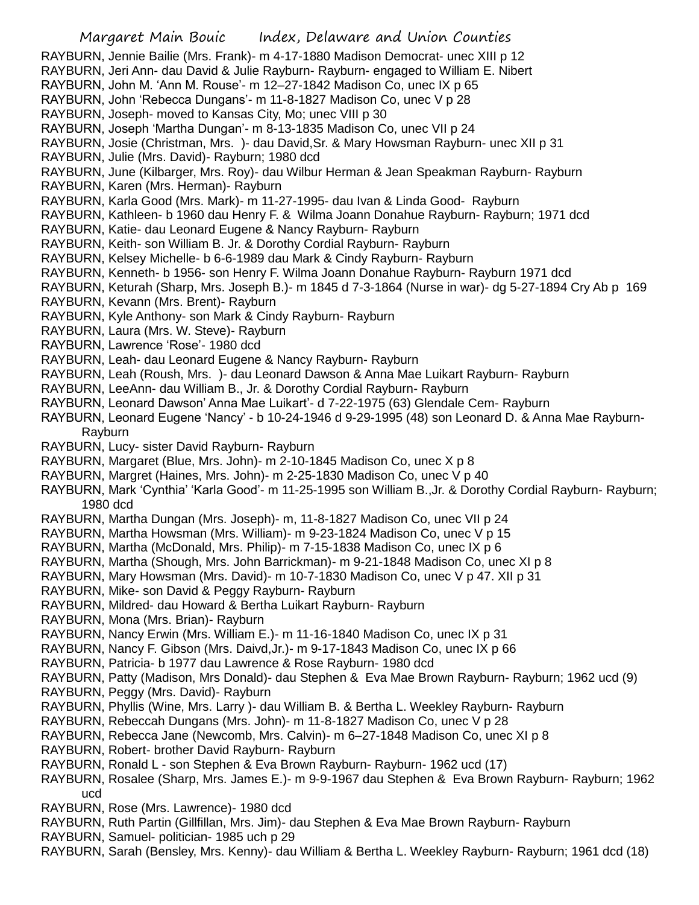RAYBURN, Jennie Bailie (Mrs. Frank)- m 4-17-1880 Madison Democrat- unec XIII p 12
RAYBURN, Jeri Ann- dau David & Julie Rayburn- Rayburn- engaged to William E. Nibert
RAYBURN, John M. 'Ann M. Rouse'- m 12–27-1842 Madison Co, unec IX p 65
RAYBURN, John 'Rebecca Dungans'- m 11-8-1827 Madison Co, unec V p 28
RAYBURN, Joseph- moved to Kansas City, Mo; unec VIII p 30
RAYBURN, Joseph 'Martha Dungan'- m 8-13-1835 Madison Co, unec VII p 24
RAYBURN, Josie (Christman, Mrs. )- dau David,Sr. & Mary Howsman Rayburn- unec XII p 31
RAYBURN, Julie (Mrs. David)- Rayburn; 1980 dcd
RAYBURN, June (Kilbarger, Mrs. Roy)- dau Wilbur Herman & Jean Speakman Rayburn- Rayburn
RAYBURN, Karen (Mrs. Herman)- Rayburn
RAYBURN, Karla Good (Mrs. Mark)- m 11-27-1995- dau Ivan & Linda Good- Rayburn
RAYBURN, Kathleen- b 1960 dau Henry F. & Wilma Joann Donahue Rayburn- Rayburn; 1971 dcd
RAYBURN, Katie- dau Leonard Eugene & Nancy Rayburn- Rayburn
RAYBURN, Keith- son William B. Jr. & Dorothy Cordial Rayburn- Rayburn
RAYBURN, Kelsey Michelle- b 6-6-1989 dau Mark & Cindy Rayburn- Rayburn
RAYBURN, Kenneth- b 1956- son Henry F. Wilma Joann Donahue Rayburn- Rayburn 1971 dcd
RAYBURN, Keturah (Sharp, Mrs. Joseph B.)- m 1845 d 7-3-1864 (Nurse in war)- dg 5-27-1894 Cry Ab p 169
RAYBURN, Kevann (Mrs. Brent)- Rayburn
RAYBURN, Kyle Anthony- son Mark & Cindy Rayburn- Rayburn
RAYBURN, Laura (Mrs. W. Steve)- Rayburn
RAYBURN, Lawrence 'Rose'- 1980 dcd
RAYBURN, Leah- dau Leonard Eugene & Nancy Rayburn- Rayburn
RAYBURN, Leah (Roush, Mrs. )- dau Leonard Dawson & Anna Mae Luikart Rayburn- Rayburn
RAYBURN, LeeAnn- dau William B., Jr. & Dorothy Cordial Rayburn- Rayburn
RAYBURN, Leonard Dawson' Anna Mae Luikart'- d 7-22-1975 (63) Glendale Cem- Rayburn
RAYBURN, Leonard Eugene 'Nancy' - b 10-24-1946 d 9-29-1995 (48) son Leonard D. & Anna Mae Rayburn- Rayburn
RAYBURN, Lucy- sister David Rayburn- Rayburn
RAYBURN, Margaret (Blue, Mrs. John)- m 2-10-1845 Madison Co, unec X p 8
RAYBURN, Margret (Haines, Mrs. John)- m 2-25-1830 Madison Co, unec V p 40
RAYBURN, Mark 'Cynthia' 'Karla Good'- m 11-25-1995 son William B.,Jr. & Dorothy Cordial Rayburn- Rayburn; 1980 dcd
RAYBURN, Martha Dungan (Mrs. Joseph)- m, 11-8-1827 Madison Co, unec VII p 24
RAYBURN, Martha Howsman (Mrs. William)- m 9-23-1824 Madison Co, unec V p 15
RAYBURN, Martha (McDonald, Mrs. Philip)- m 7-15-1838 Madison Co, unec IX p 6
RAYBURN, Martha (Shough, Mrs. John Barrickman)- m 9-21-1848 Madison Co, unec XI p 8
RAYBURN, Mary Howsman (Mrs. David)- m 10-7-1830 Madison Co, unec V p 47. XII p 31
RAYBURN, Mike- son David & Peggy Rayburn- Rayburn
RAYBURN, Mildred- dau Howard & Bertha Luikart Rayburn- Rayburn
RAYBURN, Mona (Mrs. Brian)- Rayburn
RAYBURN, Nancy Erwin (Mrs. William E.)- m 11-16-1840 Madison Co, unec IX p 31
RAYBURN, Nancy F. Gibson (Mrs. Daivd,Jr.)- m 9-17-1843 Madison Co, unec IX p 66
RAYBURN, Patricia- b 1977 dau Lawrence & Rose Rayburn- 1980 dcd
RAYBURN, Patty (Madison, Mrs Donald)- dau Stephen & Eva Mae Brown Rayburn- Rayburn; 1962 ucd (9)
RAYBURN, Peggy (Mrs. David)- Rayburn
RAYBURN, Phyllis (Wine, Mrs. Larry )- dau William B. & Bertha L. Weekley Rayburn- Rayburn
RAYBURN, Rebeccah Dungans (Mrs. John)- m 11-8-1827 Madison Co, unec V p 28
RAYBURN, Rebecca Jane (Newcomb, Mrs. Calvin)- m 6–27-1848 Madison Co, unec XI p 8
RAYBURN, Robert- brother David Rayburn- Rayburn
RAYBURN, Ronald L - son Stephen & Eva Brown Rayburn- Rayburn- 1962 ucd (17)
RAYBURN, Rosalee (Sharp, Mrs. James E.)- m 9-9-1967 dau Stephen & Eva Brown Rayburn- Rayburn; 1962 ucd
RAYBURN, Rose (Mrs. Lawrence)- 1980 dcd
RAYBURN, Ruth Partin (Gillfillan, Mrs. Jim)- dau Stephen & Eva Mae Brown Rayburn- Rayburn
RAYBURN, Samuel- politician- 1985 uch p 29
RAYBURN, Sarah (Bensley, Mrs. Kenny)- dau William & Bertha L. Weekley Rayburn- Rayburn; 1961 dcd (18)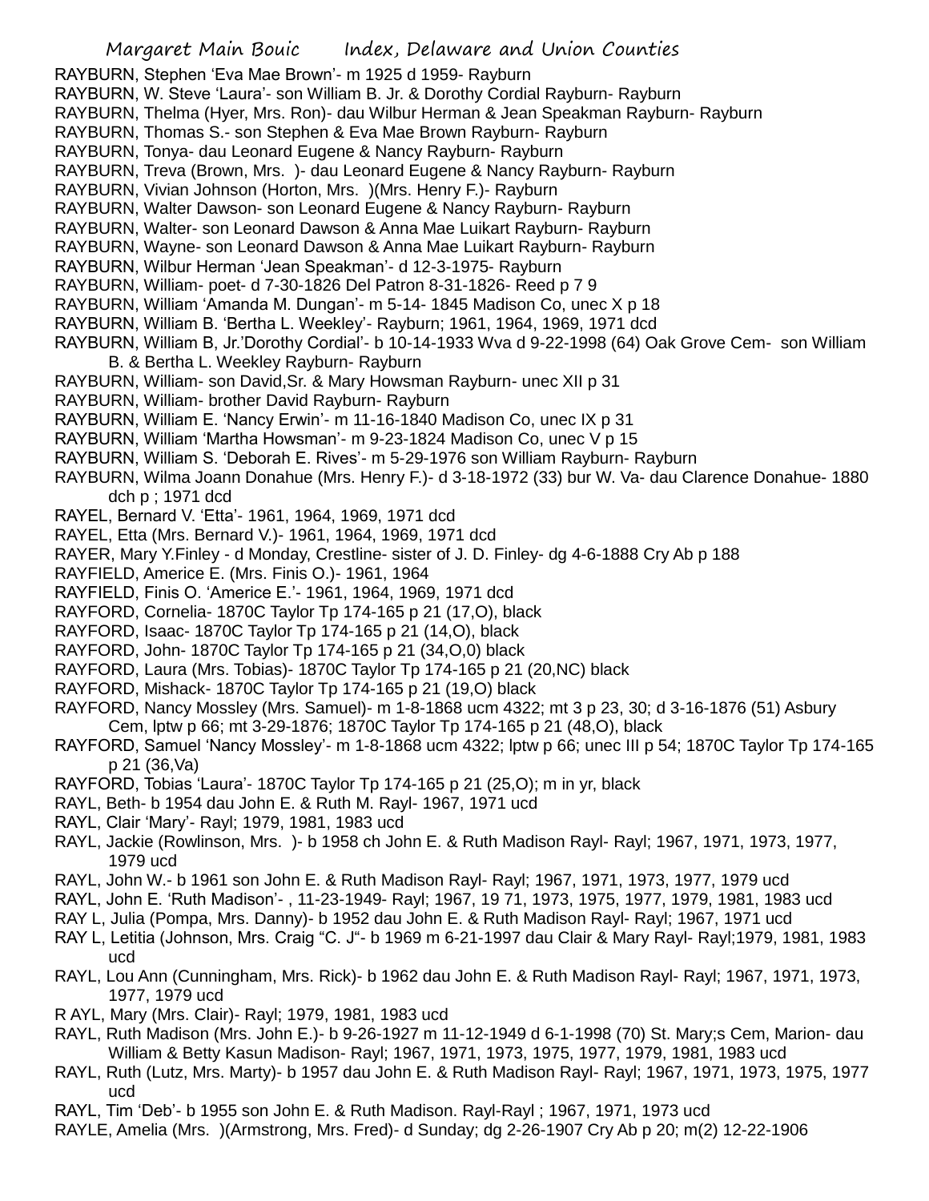RAYBURN, Stephen 'Eva Mae Brown'- m 1925 d 1959- Rayburn

RAYBURN, W. Steve 'Laura'- son William B. Jr. & Dorothy Cordial Rayburn- Rayburn

RAYBURN, Thelma (Hyer, Mrs. Ron)- dau Wilbur Herman & Jean Speakman Rayburn- Rayburn

RAYBURN, Thomas S.- son Stephen & Eva Mae Brown Rayburn- Rayburn

RAYBURN, Tonya- dau Leonard Eugene & Nancy Rayburn- Rayburn

RAYBURN, Treva (Brown, Mrs. )- dau Leonard Eugene & Nancy Rayburn- Rayburn

RAYBURN, Vivian Johnson (Horton, Mrs. )(Mrs. Henry F.)- Rayburn

RAYBURN, Walter Dawson- son Leonard Eugene & Nancy Rayburn- Rayburn

RAYBURN, Walter- son Leonard Dawson & Anna Mae Luikart Rayburn- Rayburn

RAYBURN, Wayne- son Leonard Dawson & Anna Mae Luikart Rayburn- Rayburn

RAYBURN, Wilbur Herman 'Jean Speakman'- d 12-3-1975- Rayburn

RAYBURN, William- poet- d 7-30-1826 Del Patron 8-31-1826- Reed p 7 9

RAYBURN, William 'Amanda M. Dungan'- m 5-14- 1845 Madison Co, unec X p 18

RAYBURN, William B. 'Bertha L. Weekley'- Rayburn; 1961, 1964, 1969, 1971 dcd

RAYBURN, William B, Jr.'Dorothy Cordial'- b 10-14-1933 Wva d 9-22-1998 (64) Oak Grove Cem- son William B. & Bertha L. Weekley Rayburn- Rayburn

RAYBURN, William- son David,Sr. & Mary Howsman Rayburn- unec XII p 31

RAYBURN, William- brother David Rayburn- Rayburn

RAYBURN, William E. 'Nancy Erwin'- m 11-16-1840 Madison Co, unec IX p 31

RAYBURN, William 'Martha Howsman'- m 9-23-1824 Madison Co, unec V p 15

RAYBURN, William S. 'Deborah E. Rives'- m 5-29-1976 son William Rayburn- Rayburn

RAYBURN, Wilma Joann Donahue (Mrs. Henry F.)- d 3-18-1972 (33) bur W. Va- dau Clarence Donahue- 1880 dch p ; 1971 dcd

RAYEL, Bernard V. 'Etta'- 1961, 1964, 1969, 1971 dcd

RAYEL, Etta (Mrs. Bernard V.)- 1961, 1964, 1969, 1971 dcd

RAYER, Mary Y.Finley - d Monday, Crestline- sister of J. D. Finley- dg 4-6-1888 Cry Ab p 188

RAYFIELD, Americe E. (Mrs. Finis O.)- 1961, 1964

RAYFIELD, Finis O. 'Americe E.'- 1961, 1964, 1969, 1971 dcd

RAYFORD, Cornelia- 1870C Taylor Tp 174-165 p 21 (17,O), black

RAYFORD, Isaac- 1870C Taylor Tp 174-165 p 21 (14,O), black

RAYFORD, John- 1870C Taylor Tp 174-165 p 21 (34,O,0) black

RAYFORD, Laura (Mrs. Tobias)- 1870C Taylor Tp 174-165 p 21 (20,NC) black

RAYFORD, Mishack- 1870C Taylor Tp 174-165 p 21 (19,O) black

RAYFORD, Nancy Mossley (Mrs. Samuel)- m 1-8-1868 ucm 4322; mt 3 p 23, 30; d 3-16-1876 (51) Asbury Cem, lptw p 66; mt 3-29-1876; 1870C Taylor Tp 174-165 p 21 (48,O), black

RAYFORD, Samuel 'Nancy Mossley'- m 1-8-1868 ucm 4322; lptw p 66; unec III p 54; 1870C Taylor Tp 174-165 p 21 (36,Va)

RAYFORD, Tobias 'Laura'- 1870C Taylor Tp 174-165 p 21 (25,O); m in yr, black

RAYL, Beth- b 1954 dau John E. & Ruth M. Rayl- 1967, 1971 ucd

RAYL, Clair 'Mary'- Rayl; 1979, 1981, 1983 ucd

RAYL, Jackie (Rowlinson, Mrs. )- b 1958 ch John E. & Ruth Madison Rayl- Rayl; 1967, 1971, 1973, 1977, 1979 ucd

RAYL, John W.- b 1961 son John E. & Ruth Madison Rayl- Rayl; 1967, 1971, 1973, 1977, 1979 ucd

RAYL, John E. 'Ruth Madison'- , 11-23-1949- Rayl; 1967, 19 71, 1973, 1975, 1977, 1979, 1981, 1983 ucd

RAY L, Julia (Pompa, Mrs. Danny)- b 1952 dau John E. & Ruth Madison Rayl- Rayl; 1967, 1971 ucd

RAY L, Letitia (Johnson, Mrs. Craig "C. J"- b 1969 m 6-21-1997 dau Clair & Mary Rayl- Rayl;1979, 1981, 1983 ucd

RAYL, Lou Ann (Cunningham, Mrs. Rick)- b 1962 dau John E. & Ruth Madison Rayl- Rayl; 1967, 1971, 1973, 1977, 1979 ucd

R AYL, Mary (Mrs. Clair)- Rayl; 1979, 1981, 1983 ucd

RAYL, Ruth Madison (Mrs. John E.)- b 9-26-1927 m 11-12-1949 d 6-1-1998 (70) St. Mary;s Cem, Marion- dau William & Betty Kasun Madison- Rayl; 1967, 1971, 1973, 1975, 1977, 1979, 1981, 1983 ucd

RAYL, Ruth (Lutz, Mrs. Marty)- b 1957 dau John E. & Ruth Madison Rayl- Rayl; 1967, 1971, 1973, 1975, 1977 ucd

RAYL, Tim 'Deb'- b 1955 son John E. & Ruth Madison. Rayl-Rayl ; 1967, 1971, 1973 ucd

RAYLE, Amelia (Mrs. )(Armstrong, Mrs. Fred)- d Sunday; dg 2-26-1907 Cry Ab p 20; m(2) 12-22-1906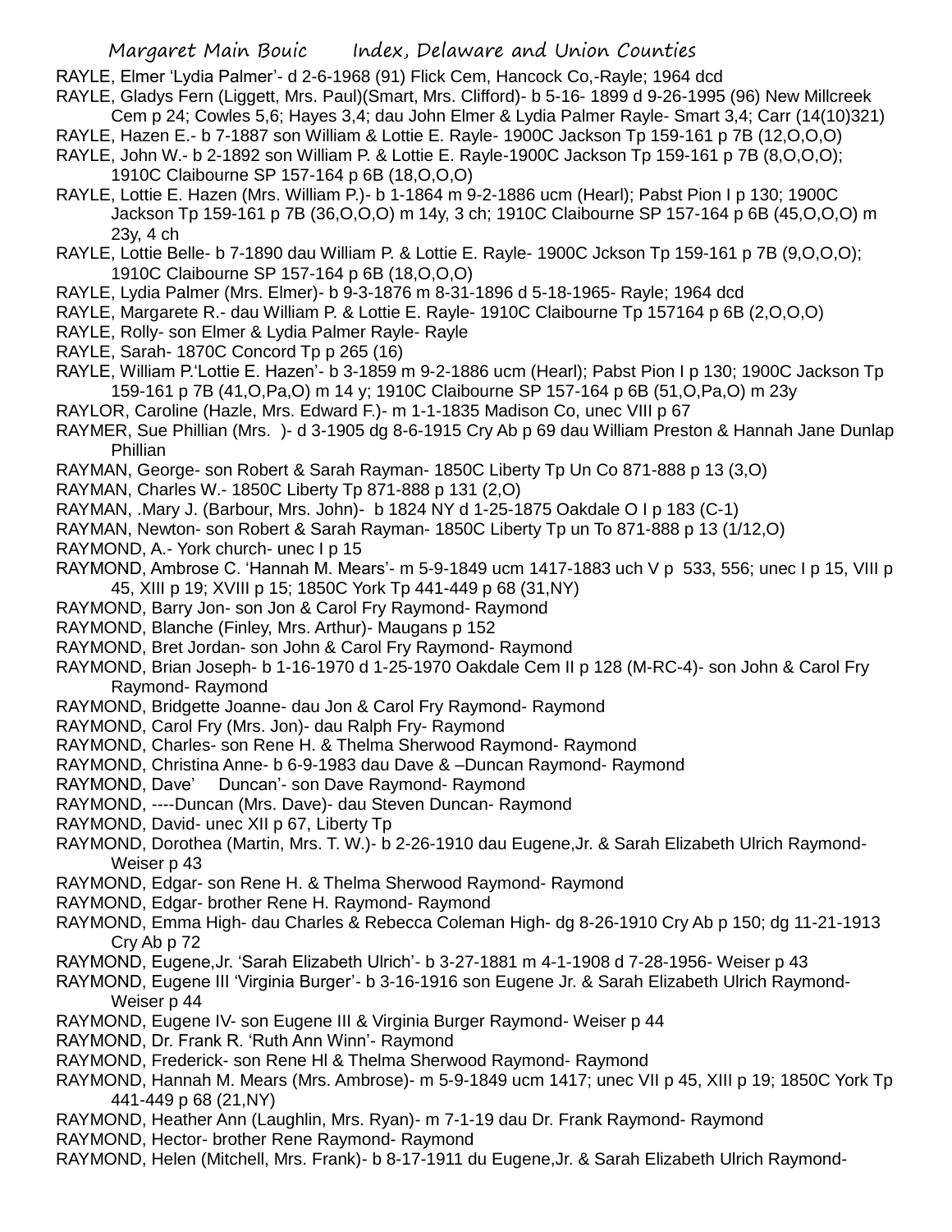RAYLE, Elmer 'Lydia Palmer'- d 2-6-1968 (91) Flick Cem, Hancock Co,-Rayle; 1964 dcd

RAYLE, Gladys Fern (Liggett, Mrs. Paul)(Smart, Mrs. Clifford)- b 5-16- 1899 d 9-26-1995 (96) New Millcreek Cem p 24; Cowles 5,6; Hayes 3,4; dau John Elmer & Lydia Palmer Rayle- Smart 3,4; Carr (14(10)321)

RAYLE, Hazen E.- b 7-1887 son William & Lottie E. Rayle- 1900C Jackson Tp 159-161 p 7B (12,O,O,O)

RAYLE, John W.- b 2-1892 son William P. & Lottie E. Rayle-1900C Jackson Tp 159-161 p 7B (8,O,O,O); 1910C Claibourne SP 157-164 p 6B (18,O,O,O)

RAYLE, Lottie E. Hazen (Mrs. William P.)- b 1-1864 m 9-2-1886 ucm (Hearl); Pabst Pion I p 130; 1900C Jackson Tp 159-161 p 7B (36,O,O,O) m 14y, 3 ch; 1910C Claibourne SP 157-164 p 6B (45,O,O,O) m 23y, 4 ch

RAYLE, Lottie Belle- b 7-1890 dau William P. & Lottie E. Rayle- 1900C Jckson Tp 159-161 p 7B (9,O,O,O); 1910C Claibourne SP 157-164 p 6B (18,O,O,O)

RAYLE, Lydia Palmer (Mrs. Elmer)- b 9-3-1876 m 8-31-1896 d 5-18-1965- Rayle; 1964 dcd

RAYLE, Margarete R.- dau William P. & Lottie E. Rayle- 1910C Claibourne Tp 157164 p 6B (2,O,O,O)

RAYLE, Rolly- son Elmer & Lydia Palmer Rayle- Rayle

RAYLE, Sarah- 1870C Concord Tp p 265 (16)

RAYLE, William P.'Lottie E. Hazen'- b 3-1859 m 9-2-1886 ucm (Hearl); Pabst Pion I p 130; 1900C Jackson Tp 159-161 p 7B (41,O,Pa,O) m 14 y; 1910C Claibourne SP 157-164 p 6B (51,O,Pa,O) m 23y

RAYLOR, Caroline (Hazle, Mrs. Edward F.)- m 1-1-1835 Madison Co, unec VIII p 67

RAYMER, Sue Phillian (Mrs. )- d 3-1905 dg 8-6-1915 Cry Ab p 69 dau William Preston & Hannah Jane Dunlap Phillian

RAYMAN, George- son Robert & Sarah Rayman- 1850C Liberty Tp Un Co 871-888 p 13 (3,O)

RAYMAN, Charles W.- 1850C Liberty Tp 871-888 p 131 (2,O)

RAYMAN, .Mary J. (Barbour, Mrs. John)- b 1824 NY d 1-25-1875 Oakdale O I p 183 (C-1)

RAYMAN, Newton- son Robert & Sarah Rayman- 1850C Liberty Tp un To 871-888 p 13 (1/12,O)

RAYMOND, A.- York church- unec I p 15

RAYMOND, Ambrose C. 'Hannah M. Mears'- m 5-9-1849 ucm 1417-1883 uch V p 533, 556; unec I p 15, VIII p 45, XIII p 19; XVIII p 15; 1850C York Tp 441-449 p 68 (31,NY)

RAYMOND, Barry Jon- son Jon & Carol Fry Raymond- Raymond

RAYMOND, Blanche (Finley, Mrs. Arthur)- Maugans p 152

RAYMOND, Bret Jordan- son John & Carol Fry Raymond- Raymond

RAYMOND, Brian Joseph- b 1-16-1970 d 1-25-1970 Oakdale Cem II p 128 (M-RC-4)- son John & Carol Fry Raymond- Raymond

RAYMOND, Bridgette Joanne- dau Jon & Carol Fry Raymond- Raymond

RAYMOND, Carol Fry (Mrs. Jon)- dau Ralph Fry- Raymond

RAYMOND, Charles- son Rene H. & Thelma Sherwood Raymond- Raymond

RAYMOND, Christina Anne- b 6-9-1983 dau Dave & –Duncan Raymond- Raymond

RAYMOND, Dave' Duncan'- son Dave Raymond- Raymond

RAYMOND, ----Duncan (Mrs. Dave)- dau Steven Duncan- Raymond

RAYMOND, David- unec XII p 67, Liberty Tp

RAYMOND, Dorothea (Martin, Mrs. T. W.)- b 2-26-1910 dau Eugene,Jr. & Sarah Elizabeth Ulrich Raymond- Weiser p 43

RAYMOND, Edgar- son Rene H. & Thelma Sherwood Raymond- Raymond

RAYMOND, Edgar- brother Rene H. Raymond- Raymond

RAYMOND, Emma High- dau Charles & Rebecca Coleman High- dg 8-26-1910 Cry Ab p 150; dg 11-21-1913 Cry Ab p 72

RAYMOND, Eugene,Jr. 'Sarah Elizabeth Ulrich'- b 3-27-1881 m 4-1-1908 d 7-28-1956- Weiser p 43

RAYMOND, Eugene III 'Virginia Burger'- b 3-16-1916 son Eugene Jr. & Sarah Elizabeth Ulrich Raymond- Weiser p 44

RAYMOND, Eugene IV- son Eugene III & Virginia Burger Raymond- Weiser p 44

RAYMOND, Dr. Frank R. 'Ruth Ann Winn'- Raymond

RAYMOND, Frederick- son Rene Hl & Thelma Sherwood Raymond- Raymond

RAYMOND, Hannah M. Mears (Mrs. Ambrose)- m 5-9-1849 ucm 1417; unec VII p 45, XIII p 19; 1850C York Tp 441-449 p 68 (21,NY)

RAYMOND, Heather Ann (Laughlin, Mrs. Ryan)- m 7-1-19 dau Dr. Frank Raymond- Raymond

RAYMOND, Hector- brother Rene Raymond- Raymond

RAYMOND, Helen (Mitchell, Mrs. Frank)- b 8-17-1911 du Eugene,Jr. & Sarah Elizabeth Ulrich Raymond-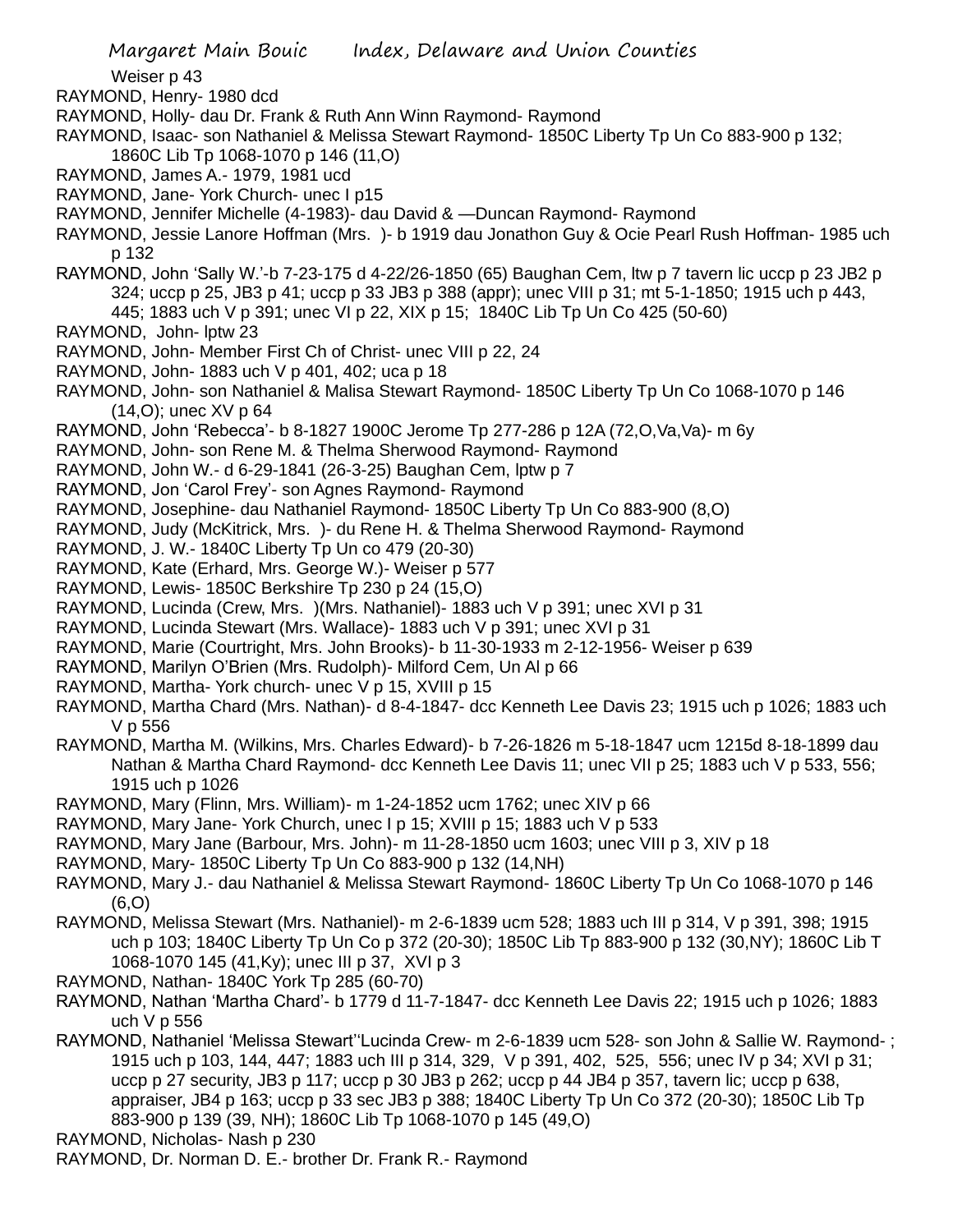Weiser p 43

RAYMOND, Henry- 1980 dcd

RAYMOND, Holly- dau Dr. Frank & Ruth Ann Winn Raymond- Raymond

RAYMOND, Isaac- son Nathaniel & Melissa Stewart Raymond- 1850C Liberty Tp Un Co 883-900 p 132; 1860C Lib Tp 1068-1070 p 146 (11,O)

RAYMOND, James A.- 1979, 1981 ucd

RAYMOND, Jane- York Church- unec I p15

RAYMOND, Jennifer Michelle (4-1983)- dau David & —Duncan Raymond- Raymond

RAYMOND, Jessie Lanore Hoffman (Mrs. )- b 1919 dau Jonathon Guy & Ocie Pearl Rush Hoffman- 1985 uch p 132

RAYMOND, John 'Sally W.'-b 7-23-175 d 4-22/26-1850 (65) Baughan Cem, ltw p 7 tavern lic uccp p 23 JB2 p 324; uccp p 25, JB3 p 41; uccp p 33 JB3 p 388 (appr); unec VIII p 31; mt 5-1-1850; 1915 uch p 443, 445; 1883 uch V p 391; unec VI p 22, XIX p 15; 1840C Lib Tp Un Co 425 (50-60)

RAYMOND, John- lptw 23

RAYMOND, John- Member First Ch of Christ- unec VIII p 22, 24

RAYMOND, John- 1883 uch V p 401, 402; uca p 18

RAYMOND, John- son Nathaniel & Malisa Stewart Raymond- 1850C Liberty Tp Un Co 1068-1070 p 146 (14,O); unec XV p 64

RAYMOND, John 'Rebecca'- b 8-1827 1900C Jerome Tp 277-286 p 12A (72,O,Va,Va)- m 6y

RAYMOND, John- son Rene M. & Thelma Sherwood Raymond- Raymond

RAYMOND, John W.- d 6-29-1841 (26-3-25) Baughan Cem, lptw p 7

RAYMOND, Jon 'Carol Frey'- son Agnes Raymond- Raymond

RAYMOND, Josephine- dau Nathaniel Raymond- 1850C Liberty Tp Un Co 883-900 (8,O)

RAYMOND, Judy (McKitrick, Mrs. )- du Rene H. & Thelma Sherwood Raymond- Raymond

RAYMOND, J. W.- 1840C Liberty Tp Un co 479 (20-30)

RAYMOND, Kate (Erhard, Mrs. George W.)- Weiser p 577

RAYMOND, Lewis- 1850C Berkshire Tp 230 p 24 (15,O)

RAYMOND, Lucinda (Crew, Mrs. )(Mrs. Nathaniel)- 1883 uch V p 391; unec XVI p 31

RAYMOND, Lucinda Stewart (Mrs. Wallace)- 1883 uch V p 391; unec XVI p 31

RAYMOND, Marie (Courtright, Mrs. John Brooks)- b 11-30-1933 m 2-12-1956- Weiser p 639

RAYMOND, Marilyn O'Brien (Mrs. Rudolph)- Milford Cem, Un Al p 66

RAYMOND, Martha- York church- unec V p 15, XVIII p 15

RAYMOND, Martha Chard (Mrs. Nathan)- d 8-4-1847- dcc Kenneth Lee Davis 23; 1915 uch p 1026; 1883 uch V p 556

RAYMOND, Martha M. (Wilkins, Mrs. Charles Edward)- b 7-26-1826 m 5-18-1847 ucm 1215d 8-18-1899 dau Nathan & Martha Chard Raymond- dcc Kenneth Lee Davis 11; unec VII p 25; 1883 uch V p 533, 556; 1915 uch p 1026

RAYMOND, Mary (Flinn, Mrs. William)- m 1-24-1852 ucm 1762; unec XIV p 66

RAYMOND, Mary Jane- York Church, unec I p 15; XVIII p 15; 1883 uch V p 533

RAYMOND, Mary Jane (Barbour, Mrs. John)- m 11-28-1850 ucm 1603; unec VIII p 3, XIV p 18

RAYMOND, Mary- 1850C Liberty Tp Un Co 883-900 p 132 (14,NH)

RAYMOND, Mary J.- dau Nathaniel & Melissa Stewart Raymond- 1860C Liberty Tp Un Co 1068-1070 p 146 (6,O)

RAYMOND, Melissa Stewart (Mrs. Nathaniel)- m 2-6-1839 ucm 528; 1883 uch III p 314, V p 391, 398; 1915 uch p 103; 1840C Liberty Tp Un Co p 372 (20-30); 1850C Lib Tp 883-900 p 132 (30,NY); 1860C Lib T 1068-1070 145 (41,Ky); unec III p 37, XVI p 3

RAYMOND, Nathan- 1840C York Tp 285 (60-70)

RAYMOND, Nathan 'Martha Chard'- b 1779 d 11-7-1847- dcc Kenneth Lee Davis 22; 1915 uch p 1026; 1883 uch V p 556

RAYMOND, Nathaniel 'Melissa Stewart''Lucinda Crew- m 2-6-1839 ucm 528- son John & Sallie W. Raymond- ; 1915 uch p 103, 144, 447; 1883 uch III p 314, 329, V p 391, 402, 525, 556; unec IV p 34; XVI p 31; uccp p 27 security, JB3 p 117; uccp p 30 JB3 p 262; uccp p 44 JB4 p 357, tavern lic; uccp p 638, appraiser, JB4 p 163; uccp p 33 sec JB3 p 388; 1840C Liberty Tp Un Co 372 (20-30); 1850C Lib Tp 883-900 p 139 (39, NH); 1860C Lib Tp 1068-1070 p 145 (49,O)

RAYMOND, Nicholas- Nash p 230

RAYMOND, Dr. Norman D. E.- brother Dr. Frank R.- Raymond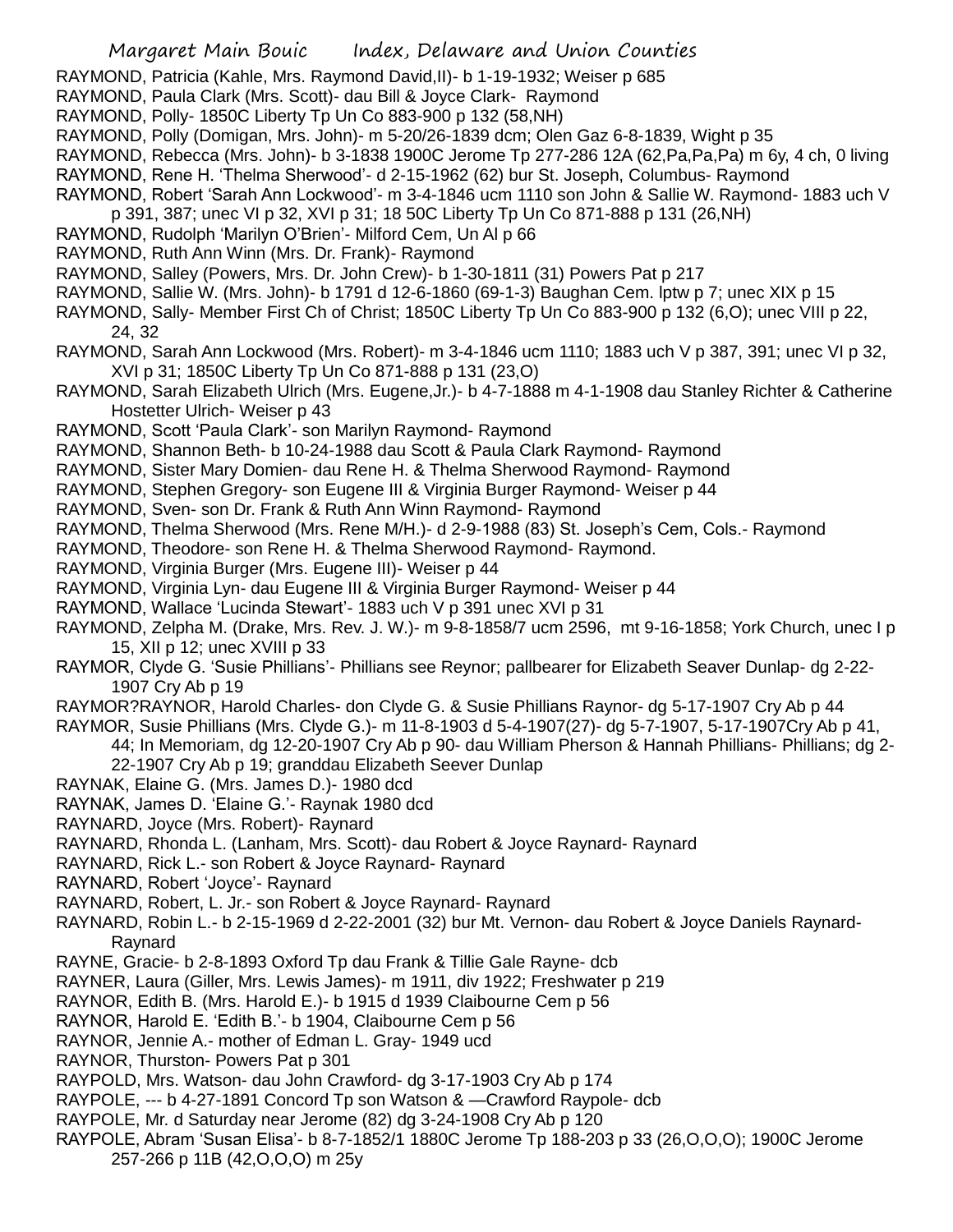RAYMOND, Patricia (Kahle, Mrs. Raymond David,II)- b 1-19-1932; Weiser p 685

RAYMOND, Paula Clark (Mrs. Scott)- dau Bill & Joyce Clark- Raymond

RAYMOND, Polly- 1850C Liberty Tp Un Co 883-900 p 132 (58,NH)

RAYMOND, Polly (Domigan, Mrs. John)- m 5-20/26-1839 dcm; Olen Gaz 6-8-1839, Wight p 35

RAYMOND, Rebecca (Mrs. John)- b 3-1838 1900C Jerome Tp 277-286 12A (62,Pa,Pa,Pa) m 6y, 4 ch, 0 living

RAYMOND, Rene H. 'Thelma Sherwood'- d 2-15-1962 (62) bur St. Joseph, Columbus- Raymond

RAYMOND, Robert 'Sarah Ann Lockwood'- m 3-4-1846 ucm 1110 son John & Sallie W. Raymond- 1883 uch V p 391, 387; unec VI p 32, XVI p 31; 18 50C Liberty Tp Un Co 871-888 p 131 (26,NH)

RAYMOND, Rudolph 'Marilyn O'Brien'- Milford Cem, Un Al p 66

RAYMOND, Ruth Ann Winn (Mrs. Dr. Frank)- Raymond

RAYMOND, Salley (Powers, Mrs. Dr. John Crew)- b 1-30-1811 (31) Powers Pat p 217

RAYMOND, Sallie W. (Mrs. John)- b 1791 d 12-6-1860 (69-1-3) Baughan Cem. lptw p 7; unec XIX p 15

RAYMOND, Sally- Member First Ch of Christ; 1850C Liberty Tp Un Co 883-900 p 132 (6,O); unec VIII p 22, 24, 32

RAYMOND, Sarah Ann Lockwood (Mrs. Robert)- m 3-4-1846 ucm 1110; 1883 uch V p 387, 391; unec VI p 32, XVI p 31; 1850C Liberty Tp Un Co 871-888 p 131 (23,O)

RAYMOND, Sarah Elizabeth Ulrich (Mrs. Eugene,Jr.)- b 4-7-1888 m 4-1-1908 dau Stanley Richter & Catherine Hostetter Ulrich- Weiser p 43

RAYMOND, Scott 'Paula Clark'- son Marilyn Raymond- Raymond

RAYMOND, Shannon Beth- b 10-24-1988 dau Scott & Paula Clark Raymond- Raymond

RAYMOND, Sister Mary Domien- dau Rene H. & Thelma Sherwood Raymond- Raymond

RAYMOND, Stephen Gregory- son Eugene III & Virginia Burger Raymond- Weiser p 44

RAYMOND, Sven- son Dr. Frank & Ruth Ann Winn Raymond- Raymond

RAYMOND, Thelma Sherwood (Mrs. Rene M/H.)- d 2-9-1988 (83) St. Joseph's Cem, Cols.- Raymond

RAYMOND, Theodore- son Rene H. & Thelma Sherwood Raymond- Raymond.

RAYMOND, Virginia Burger (Mrs. Eugene III)- Weiser p 44

RAYMOND, Virginia Lyn- dau Eugene III & Virginia Burger Raymond- Weiser p 44

RAYMOND, Wallace 'Lucinda Stewart'- 1883 uch V p 391 unec XVI p 31

RAYMOND, Zelpha M. (Drake, Mrs. Rev. J. W.)- m 9-8-1858/7 ucm 2596, mt 9-16-1858; York Church, unec I p 15, XII p 12; unec XVIII p 33

RAYMOR, Clyde G. 'Susie Phillians'- Phillians see Reynor; pallbearer for Elizabeth Seaver Dunlap- dg 2-22-1907 Cry Ab p 19

RAYMOR?RAYNOR, Harold Charles- don Clyde G. & Susie Phillians Raynor- dg 5-17-1907 Cry Ab p 44

RAYMOR, Susie Phillians (Mrs. Clyde G.)- m 11-8-1903 d 5-4-1907(27)- dg 5-7-1907, 5-17-1907Cry Ab p 41, 44; In Memoriam, dg 12-20-1907 Cry Ab p 90- dau William Pherson & Hannah Phillians- Phillians; dg 2-22-1907 Cry Ab p 19; granddau Elizabeth Seever Dunlap

RAYNAK, Elaine G. (Mrs. James D.)- 1980 dcd

RAYNAK, James D. 'Elaine G.'- Raynak 1980 dcd

RAYNARD, Joyce (Mrs. Robert)- Raynard

RAYNARD, Rhonda L. (Lanham, Mrs. Scott)- dau Robert & Joyce Raynard- Raynard

RAYNARD, Rick L.- son Robert & Joyce Raynard- Raynard

RAYNARD, Robert 'Joyce'- Raynard

RAYNARD, Robert, L. Jr.- son Robert & Joyce Raynard- Raynard

RAYNARD, Robin L.- b 2-15-1969 d 2-22-2001 (32) bur Mt. Vernon- dau Robert & Joyce Daniels Raynard- Raynard

RAYNE, Gracie- b 2-8-1893 Oxford Tp dau Frank & Tillie Gale Rayne- dcb

RAYNER, Laura (Giller, Mrs. Lewis James)- m 1911, div 1922; Freshwater p 219

RAYNOR, Edith B. (Mrs. Harold E.)- b 1915 d 1939 Claibourne Cem p 56

RAYNOR, Harold E. 'Edith B.'- b 1904, Claibourne Cem p 56

RAYNOR, Jennie A.- mother of Edman L. Gray- 1949 ucd

RAYNOR, Thurston- Powers Pat p 301

RAYPOLD, Mrs. Watson- dau John Crawford- dg 3-17-1903 Cry Ab p 174

RAYPOLE, --- b 4-27-1891 Concord Tp son Watson & —Crawford Raypole- dcb

RAYPOLE, Mr. d Saturday near Jerome (82) dg 3-24-1908 Cry Ab p 120

RAYPOLE, Abram 'Susan Elisa'- b 8-7-1852/1 1880C Jerome Tp 188-203 p 33 (26,O,O,O); 1900C Jerome 257-266 p 11B (42,O,O,O) m 25y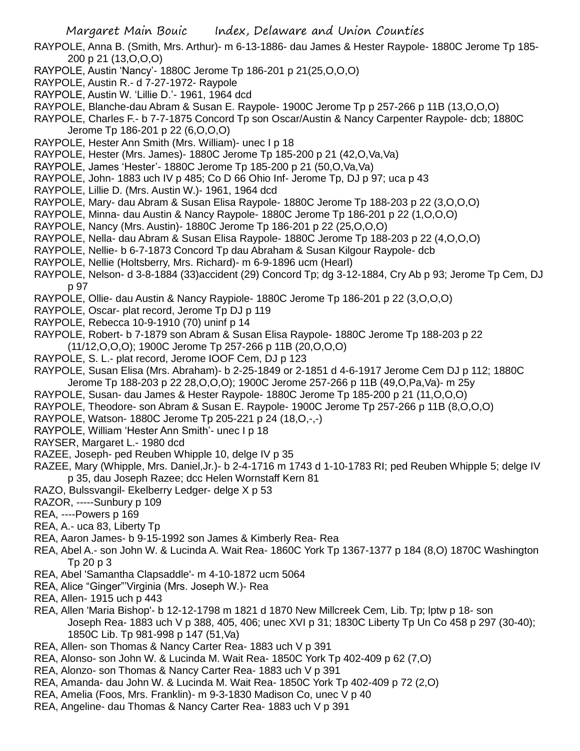RAYPOLE, Anna B. (Smith, Mrs. Arthur)- m 6-13-1886- dau James & Hester Raypole- 1880C Jerome Tp 185-200 p 21 (13,O,O,O)

RAYPOLE, Austin 'Nancy'- 1880C Jerome Tp 186-201 p 21(25,O,O,O)

RAYPOLE, Austin R.- d 7-27-1972- Raypole

RAYPOLE, Austin W. 'Lillie D.'- 1961, 1964 dcd

RAYPOLE, Blanche-dau Abram & Susan E. Raypole- 1900C Jerome Tp p 257-266 p 11B (13,O,O,O)

RAYPOLE, Charles F.- b 7-7-1875 Concord Tp son Oscar/Austin & Nancy Carpenter Raypole- dcb; 1880C Jerome Tp 186-201 p 22 (6,O,O,O)

RAYPOLE, Hester Ann Smith (Mrs. William)- unec I p 18

RAYPOLE, Hester (Mrs. James)- 1880C Jerome Tp 185-200 p 21 (42,O,Va,Va)

RAYPOLE, James 'Hester'- 1880C Jerome Tp 185-200 p 21 (50,O,Va,Va)

RAYPOLE, John- 1883 uch IV p 485; Co D 66 Ohio Inf- Jerome Tp, DJ p 97; uca p 43

RAYPOLE, Lillie D. (Mrs. Austin W.)- 1961, 1964 dcd

RAYPOLE, Mary- dau Abram & Susan Elisa Raypole- 1880C Jerome Tp 188-203 p 22 (3,O,O,O)

RAYPOLE, Minna- dau Austin & Nancy Raypole- 1880C Jerome Tp 186-201 p 22 (1,O,O,O)

RAYPOLE, Nancy (Mrs. Austin)- 1880C Jerome Tp 186-201 p 22 (25,O,O,O)

RAYPOLE, Nella- dau Abram & Susan Elisa Raypole- 1880C Jerome Tp 188-203 p 22 (4,O,O,O)

RAYPOLE, Nellie- b 6-7-1873 Concord Tp dau Abraham & Susan Kilgour Raypole- dcb

RAYPOLE, Nellie (Holtsberry, Mrs. Richard)- m 6-9-1896 ucm (Hearl)

RAYPOLE, Nelson- d 3-8-1884 (33)accident (29) Concord Tp; dg 3-12-1884, Cry Ab p 93; Jerome Tp Cem, DJ p 97

RAYPOLE, Ollie- dau Austin & Nancy Raypiole- 1880C Jerome Tp 186-201 p 22 (3,O,O,O)

RAYPOLE, Oscar- plat record, Jerome Tp DJ p 119

RAYPOLE, Rebecca 10-9-1910 (70) uninf p 14

RAYPOLE, Robert- b 7-1879 son Abram & Susan Elisa Raypole- 1880C Jerome Tp 188-203 p 22 (11/12,O,O,O); 1900C Jerome Tp 257-266 p 11B (20,O,O,O)

RAYPOLE, S. L.- plat record, Jerome IOOF Cem, DJ p 123

RAYPOLE, Susan Elisa (Mrs. Abraham)- b 2-25-1849 or 2-1851 d 4-6-1917 Jerome Cem DJ p 112; 1880C Jerome Tp 188-203 p 22 28,O,O,O); 1900C Jerome 257-266 p 11B (49,O,Pa,Va)- m 25y

RAYPOLE, Susan- dau James & Hester Raypole- 1880C Jerome Tp 185-200 p 21 (11,O,O,O)

RAYPOLE, Theodore- son Abram & Susan E. Raypole- 1900C Jerome Tp 257-266 p 11B (8,O,O,O)

RAYPOLE, Watson- 1880C Jerome Tp 205-221 p 24 (18,O,-,-)

RAYPOLE, William 'Hester Ann Smith'- unec I p 18

RAYSER, Margaret L.- 1980 dcd

RAZEE, Joseph- ped Reuben Whipple 10, delge IV p 35

RAZEE, Mary (Whipple, Mrs. Daniel,Jr.)- b 2-4-1716 m 1743 d 1-10-1783 RI; ped Reuben Whipple 5; delge IV p 35, dau Joseph Razee; dcc Helen Wornstaff Kern 81

RAZO, Bulssvangil- Ekelberry Ledger- delge X p 53

RAZOR, -----Sunbury p 109

REA, ----Powers p 169

REA, A.- uca 83, Liberty Tp

REA, Aaron James- b 9-15-1992 son James & Kimberly Rea- Rea

REA, Abel A.- son John W. & Lucinda A. Wait Rea- 1860C York Tp 1367-1377 p 184 (8,O) 1870C Washington Tp 20 p 3

REA, Abel 'Samantha Clapsaddle'- m 4-10-1872 ucm 5064

REA, Alice "Ginger"'Virginia (Mrs. Joseph W.)- Rea

REA, Allen- 1915 uch p 443

REA, Allen 'Maria Bishop'- b 12-12-1798 m 1821 d 1870 New Millcreek Cem, Lib. Tp; lptw p 18- son Joseph Rea- 1883 uch V p 388, 405, 406; unec XVI p 31; 1830C Liberty Tp Un Co 458 p 297 (30-40); 1850C Lib. Tp 981-998 p 147 (51,Va)

REA, Allen- son Thomas & Nancy Carter Rea- 1883 uch V p 391

REA, Alonso- son John W. & Lucinda M. Wait Rea- 1850C York Tp 402-409 p 62 (7,O)

REA, Alonzo- son Thomas & Nancy Carter Rea- 1883 uch V p 391

REA, Amanda- dau John W. & Lucinda M. Wait Rea- 1850C York Tp 402-409 p 72 (2,O)

REA, Amelia (Foos, Mrs. Franklin)- m 9-3-1830 Madison Co, unec V p 40

REA, Angeline- dau Thomas & Nancy Carter Rea- 1883 uch V p 391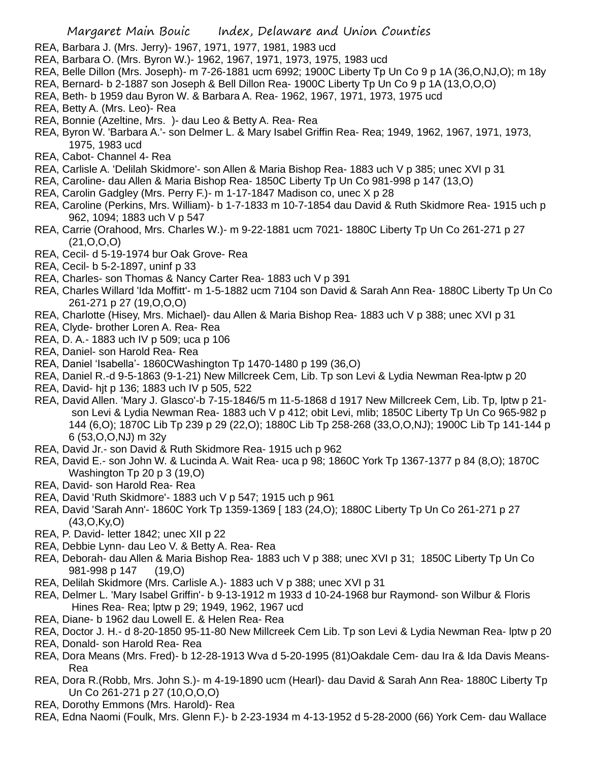REA, Barbara J. (Mrs. Jerry)- 1967, 1971, 1977, 1981, 1983 ucd

REA, Barbara O. (Mrs. Byron W.)- 1962, 1967, 1971, 1973, 1975, 1983 ucd

REA, Belle Dillon (Mrs. Joseph)- m 7-26-1881 ucm 6992; 1900C Liberty Tp Un Co 9 p 1A (36,O,NJ,O); m 18y

REA, Bernard- b 2-1887 son Joseph & Bell Dillon Rea- 1900C Liberty Tp Un Co 9 p 1A (13,O,O,O)

REA, Beth- b 1959 dau Byron W. & Barbara A. Rea- 1962, 1967, 1971, 1973, 1975 ucd

REA, Betty A. (Mrs. Leo)- Rea

REA, Bonnie (Azeltine, Mrs. )- dau Leo & Betty A. Rea- Rea

REA, Byron W. 'Barbara A.'- son Delmer L. & Mary Isabel Griffin Rea- Rea; 1949, 1962, 1967, 1971, 1973, 1975, 1983 ucd

REA, Cabot- Channel 4- Rea

REA, Carlisle A. 'Delilah Skidmore'- son Allen & Maria Bishop Rea- 1883 uch V p 385; unec XVI p 31

REA, Caroline- dau Allen & Maria Bishop Rea- 1850C Liberty Tp Un Co 981-998 p 147 (13,O)

REA, Carolin Gadgley (Mrs. Perry F.)- m 1-17-1847 Madison co, unec X p 28

REA, Caroline (Perkins, Mrs. William)- b 1-7-1833 m 10-7-1854 dau David & Ruth Skidmore Rea- 1915 uch p 962, 1094; 1883 uch V p 547

REA, Carrie (Orahood, Mrs. Charles W.)- m 9-22-1881 ucm 7021- 1880C Liberty Tp Un Co 261-271 p 27 (21,O,O,O)

REA, Cecil- d 5-19-1974 bur Oak Grove- Rea

REA, Cecil- b 5-2-1897, uninf p 33

REA, Charles- son Thomas & Nancy Carter Rea- 1883 uch V p 391

REA, Charles Willard 'Ida Moffitt'- m 1-5-1882 ucm 7104 son David & Sarah Ann Rea- 1880C Liberty Tp Un Co 261-271 p 27 (19,O,O,O)

REA, Charlotte (Hisey, Mrs. Michael)- dau Allen & Maria Bishop Rea- 1883 uch V p 388; unec XVI p 31

REA, Clyde- brother Loren A. Rea- Rea

REA, D. A.- 1883 uch IV p 509; uca p 106

REA, Daniel- son Harold Rea- Rea

REA, Daniel 'Isabella'- 1860CWashington Tp 1470-1480 p 199 (36,O)

REA, Daniel R.-d 9-5-1863 (9-1-21) New Millcreek Cem, Lib. Tp son Levi & Lydia Newman Rea-lptw p 20

REA, David- hjt p 136; 1883 uch IV p 505, 522

REA, David Allen. 'Mary J. Glasco'-b 7-15-1846/5 m 11-5-1868 d 1917 New Millcreek Cem, Lib. Tp, lptw p 21- son Levi & Lydia Newman Rea- 1883 uch V p 412; obit Levi, mlib; 1850C Liberty Tp Un Co 965-982 p 144 (6,O); 1870C Lib Tp 239 p 29 (22,O); 1880C Lib Tp 258-268 (33,O,O,NJ); 1900C Lib Tp 141-144 p 6 (53,O,O,NJ) m 32y

REA, David Jr.- son David & Ruth Skidmore Rea- 1915 uch p 962

REA, David E.- son John W. & Lucinda A. Wait Rea- uca p 98; 1860C York Tp 1367-1377 p 84 (8,O); 1870C Washington Tp 20 p 3 (19,O)

REA, David- son Harold Rea- Rea

REA, David 'Ruth Skidmore'- 1883 uch V p 547; 1915 uch p 961

REA, David 'Sarah Ann'- 1860C York Tp 1359-1369 [ 183 (24,O); 1880C Liberty Tp Un Co 261-271 p 27 (43,O,Ky,O)

REA, P. David- letter 1842; unec XII p 22

REA, Debbie Lynn- dau Leo V. & Betty A. Rea- Rea

REA, Deborah- dau Allen & Maria Bishop Rea- 1883 uch V p 388; unec XVI p 31; 1850C Liberty Tp Un Co 981-998 p 147 (19,O)

REA, Delilah Skidmore (Mrs. Carlisle A.)- 1883 uch V p 388; unec XVI p 31

REA, Delmer L. 'Mary Isabel Griffin'- b 9-13-1912 m 1933 d 10-24-1968 bur Raymond- son Wilbur & Floris Hines Rea- Rea; lptw p 29; 1949, 1962, 1967 ucd

REA, Diane- b 1962 dau Lowell E. & Helen Rea- Rea

REA, Doctor J. H.- d 8-20-1850 95-11-80 New Millcreek Cem Lib. Tp son Levi & Lydia Newman Rea- lptw p 20

REA, Donald- son Harold Rea- Rea

REA, Dora Means (Mrs. Fred)- b 12-28-1913 Wva d 5-20-1995 (81)Oakdale Cem- dau Ira & Ida Davis Means- Rea

REA, Dora R.(Robb, Mrs. John S.)- m 4-19-1890 ucm (Hearl)- dau David & Sarah Ann Rea- 1880C Liberty Tp Un Co 261-271 p 27 (10,O,O,O)

REA, Dorothy Emmons (Mrs. Harold)- Rea

REA, Edna Naomi (Foulk, Mrs. Glenn F.)- b 2-23-1934 m 4-13-1952 d 5-28-2000 (66) York Cem- dau Wallace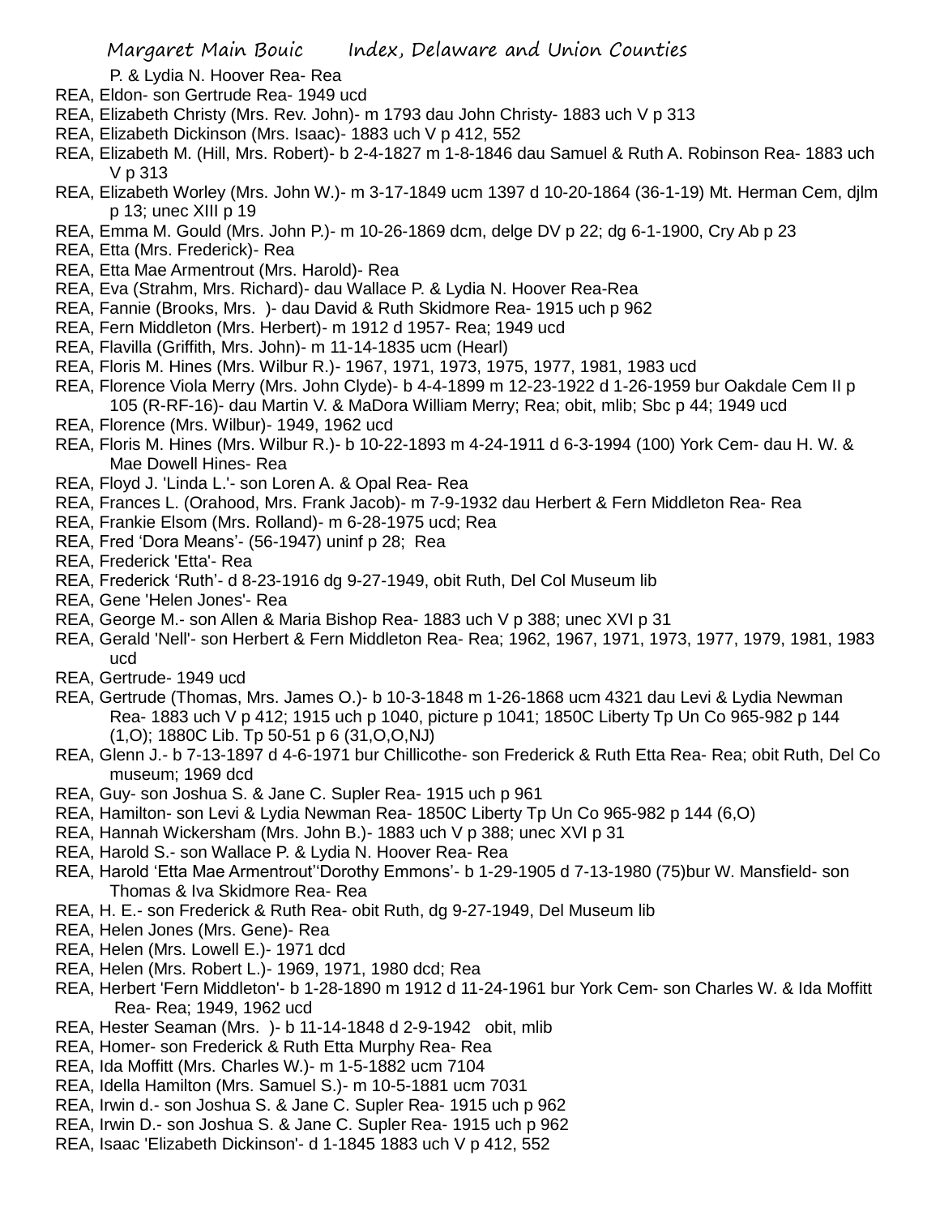P. & Lydia N. Hoover Rea- Rea

REA, Eldon- son Gertrude Rea- 1949 ucd

REA, Elizabeth Christy (Mrs. Rev. John)- m 1793 dau John Christy- 1883 uch V p 313

REA, Elizabeth Dickinson (Mrs. Isaac)- 1883 uch V p 412, 552

REA, Elizabeth M. (Hill, Mrs. Robert)- b 2-4-1827 m 1-8-1846 dau Samuel & Ruth A. Robinson Rea- 1883 uch V p 313

REA, Elizabeth Worley (Mrs. John W.)- m 3-17-1849 ucm 1397 d 10-20-1864 (36-1-19) Mt. Herman Cem, djlm p 13; unec XIII p 19

REA, Emma M. Gould (Mrs. John P.)- m 10-26-1869 dcm, delge DV p 22; dg 6-1-1900, Cry Ab p 23

REA, Etta (Mrs. Frederick)- Rea

REA, Etta Mae Armentrout (Mrs. Harold)- Rea

REA, Eva (Strahm, Mrs. Richard)- dau Wallace P. & Lydia N. Hoover Rea-Rea

REA, Fannie (Brooks, Mrs. )- dau David & Ruth Skidmore Rea- 1915 uch p 962

REA, Fern Middleton (Mrs. Herbert)- m 1912 d 1957- Rea; 1949 ucd

REA, Flavilla (Griffith, Mrs. John)- m 11-14-1835 ucm (Hearl)

REA, Floris M. Hines (Mrs. Wilbur R.)- 1967, 1971, 1973, 1975, 1977, 1981, 1983 ucd

REA, Florence Viola Merry (Mrs. John Clyde)- b 4-4-1899 m 12-23-1922 d 1-26-1959 bur Oakdale Cem II p 105 (R-RF-16)- dau Martin V. & MaDora William Merry; Rea; obit, mlib; Sbc p 44; 1949 ucd

REA, Florence (Mrs. Wilbur)- 1949, 1962 ucd

REA, Floris M. Hines (Mrs. Wilbur R.)- b 10-22-1893 m 4-24-1911 d 6-3-1994 (100) York Cem- dau H. W. & Mae Dowell Hines- Rea

REA, Floyd J. 'Linda L.'- son Loren A. & Opal Rea- Rea

REA, Frances L. (Orahood, Mrs. Frank Jacob)- m 7-9-1932 dau Herbert & Fern Middleton Rea- Rea

REA, Frankie Elsom (Mrs. Rolland)- m 6-28-1975 ucd; Rea

REA, Fred 'Dora Means'- (56-1947) uninf p 28; Rea

REA, Frederick 'Etta'- Rea

REA, Frederick 'Ruth'- d 8-23-1916 dg 9-27-1949, obit Ruth, Del Col Museum lib

REA, Gene 'Helen Jones'- Rea

REA, George M.- son Allen & Maria Bishop Rea- 1883 uch V p 388; unec XVI p 31

REA, Gerald 'Nell'- son Herbert & Fern Middleton Rea- Rea; 1962, 1967, 1971, 1973, 1977, 1979, 1981, 1983 ucd

REA, Gertrude- 1949 ucd

REA, Gertrude (Thomas, Mrs. James O.)- b 10-3-1848 m 1-26-1868 ucm 4321 dau Levi & Lydia Newman Rea- 1883 uch V p 412; 1915 uch p 1040, picture p 1041; 1850C Liberty Tp Un Co 965-982 p 144 (1,O); 1880C Lib. Tp 50-51 p 6 (31,O,O,NJ)

REA, Glenn J.- b 7-13-1897 d 4-6-1971 bur Chillicothe- son Frederick & Ruth Etta Rea- Rea; obit Ruth, Del Co museum; 1969 dcd

REA, Guy- son Joshua S. & Jane C. Supler Rea- 1915 uch p 961

REA, Hamilton- son Levi & Lydia Newman Rea- 1850C Liberty Tp Un Co 965-982 p 144 (6,O)

REA, Hannah Wickersham (Mrs. John B.)- 1883 uch V p 388; unec XVI p 31

REA, Harold S.- son Wallace P. & Lydia N. Hoover Rea- Rea

REA, Harold 'Etta Mae Armentrout''Dorothy Emmons'- b 1-29-1905 d 7-13-1980 (75)bur W. Mansfield- son Thomas & Iva Skidmore Rea- Rea

REA, H. E.- son Frederick & Ruth Rea- obit Ruth, dg 9-27-1949, Del Museum lib

REA, Helen Jones (Mrs. Gene)- Rea

REA, Helen (Mrs. Lowell E.)- 1971 dcd

REA, Helen (Mrs. Robert L.)- 1969, 1971, 1980 dcd; Rea

REA, Herbert 'Fern Middleton'- b 1-28-1890 m 1912 d 11-24-1961 bur York Cem- son Charles W. & Ida Moffitt Rea- Rea; 1949, 1962 ucd

REA, Hester Seaman (Mrs. )- b 11-14-1848 d 2-9-1942 obit, mlib

REA, Homer- son Frederick & Ruth Etta Murphy Rea- Rea

REA, Ida Moffitt (Mrs. Charles W.)- m 1-5-1882 ucm 7104

REA, Idella Hamilton (Mrs. Samuel S.)- m 10-5-1881 ucm 7031

REA, Irwin d.- son Joshua S. & Jane C. Supler Rea- 1915 uch p 962

REA, Irwin D.- son Joshua S. & Jane C. Supler Rea- 1915 uch p 962

REA, Isaac 'Elizabeth Dickinson'- d 1-1845 1883 uch V p 412, 552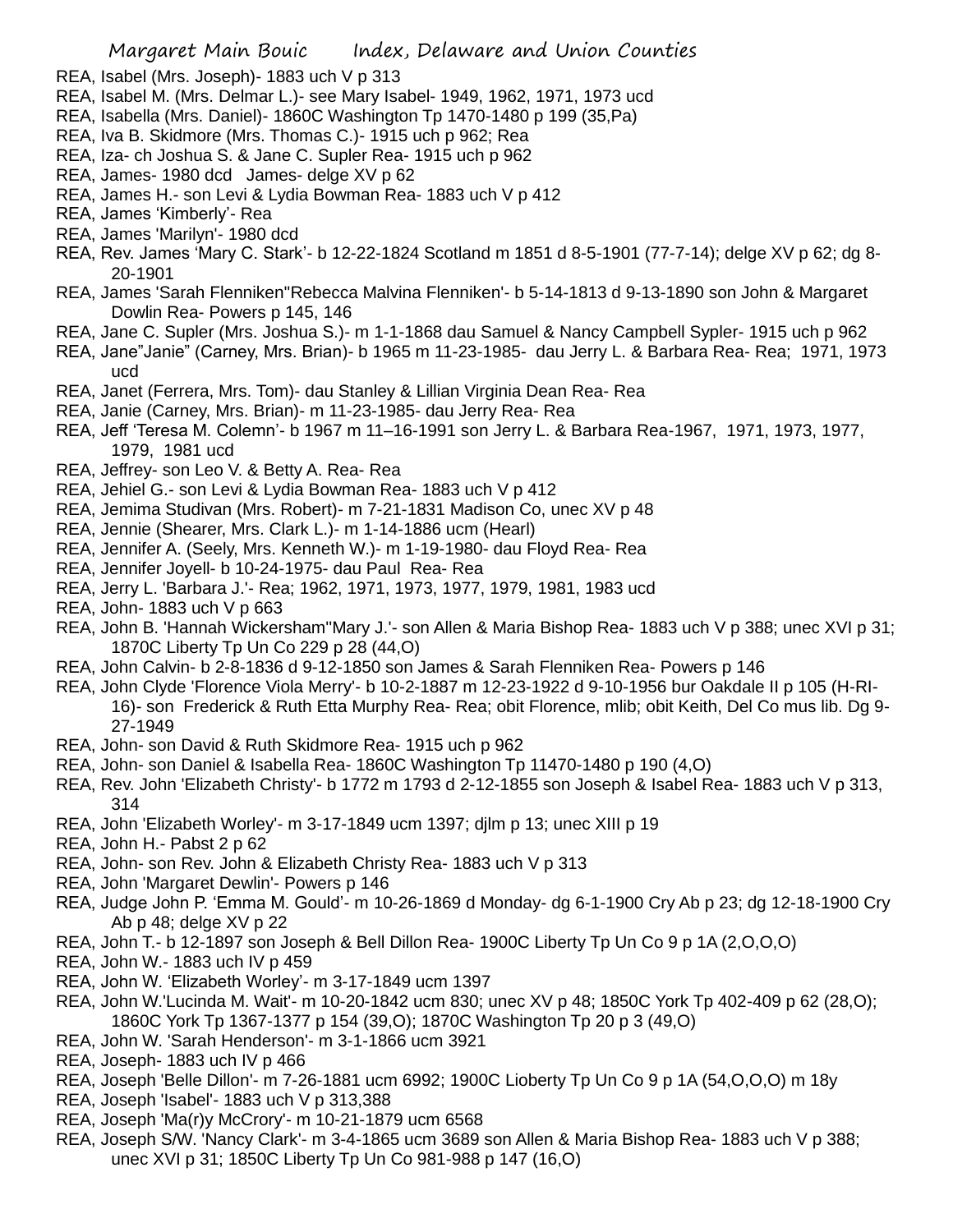REA, Isabel (Mrs. Joseph)- 1883 uch V p 313

REA, Isabel M. (Mrs. Delmar L.)- see Mary Isabel- 1949, 1962, 1971, 1973 ucd

REA, Isabella (Mrs. Daniel)- 1860C Washington Tp 1470-1480 p 199 (35,Pa)

REA, Iva B. Skidmore (Mrs. Thomas C.)- 1915 uch p 962; Rea

REA, Iza- ch Joshua S. & Jane C. Supler Rea- 1915 uch p 962

REA, James- 1980 dcd James- delge XV p 62

REA, James H.- son Levi & Lydia Bowman Rea- 1883 uch V p 412

REA, James 'Kimberly'- Rea

REA, James 'Marilyn'- 1980 dcd

REA, Rev. James 'Mary C. Stark'- b 12-22-1824 Scotland m 1851 d 8-5-1901 (77-7-14); delge XV p 62; dg 8-20-1901

REA, James 'Sarah Flenniken''Rebecca Malvina Flenniken'- b 5-14-1813 d 9-13-1890 son John & Margaret Dowlin Rea- Powers p 145, 146

REA, Jane C. Supler (Mrs. Joshua S.)- m 1-1-1868 dau Samuel & Nancy Campbell Sypler- 1915 uch p 962

REA, Jane"Janie" (Carney, Mrs. Brian)- b 1965 m 11-23-1985- dau Jerry L. & Barbara Rea- Rea; 1971, 1973 ucd

REA, Janet (Ferrera, Mrs. Tom)- dau Stanley & Lillian Virginia Dean Rea- Rea

REA, Janie (Carney, Mrs. Brian)- m 11-23-1985- dau Jerry Rea- Rea

REA, Jeff 'Teresa M. Colemn'- b 1967 m 11–16-1991 son Jerry L. & Barbara Rea-1967, 1971, 1973, 1977, 1979, 1981 ucd

REA, Jeffrey- son Leo V. & Betty A. Rea- Rea

REA, Jehiel G.- son Levi & Lydia Bowman Rea- 1883 uch V p 412

REA, Jemima Studivan (Mrs. Robert)- m 7-21-1831 Madison Co, unec XV p 48

REA, Jennie (Shearer, Mrs. Clark L.)- m 1-14-1886 ucm (Hearl)

REA, Jennifer A. (Seely, Mrs. Kenneth W.)- m 1-19-1980- dau Floyd Rea- Rea

REA, Jennifer Joyell- b 10-24-1975- dau Paul Rea- Rea

REA, Jerry L. 'Barbara J.'- Rea; 1962, 1971, 1973, 1977, 1979, 1981, 1983 ucd

REA, John- 1883 uch V p 663

REA, John B. 'Hannah Wickersham''Mary J.'- son Allen & Maria Bishop Rea- 1883 uch V p 388; unec XVI p 31; 1870C Liberty Tp Un Co 229 p 28 (44,O)

REA, John Calvin- b 2-8-1836 d 9-12-1850 son James & Sarah Flenniken Rea- Powers p 146

REA, John Clyde 'Florence Viola Merry'- b 10-2-1887 m 12-23-1922 d 9-10-1956 bur Oakdale II p 105 (H-RI-16)- son Frederick & Ruth Etta Murphy Rea- Rea; obit Florence, mlib; obit Keith, Del Co mus lib. Dg 9-27-1949

REA, John- son David & Ruth Skidmore Rea- 1915 uch p 962

REA, John- son Daniel & Isabella Rea- 1860C Washington Tp 11470-1480 p 190 (4,O)

REA, Rev. John 'Elizabeth Christy'- b 1772 m 1793 d 2-12-1855 son Joseph & Isabel Rea- 1883 uch V p 313, 314

REA, John 'Elizabeth Worley'- m 3-17-1849 ucm 1397; djlm p 13; unec XIII p 19

REA, John H.- Pabst 2 p 62

REA, John- son Rev. John & Elizabeth Christy Rea- 1883 uch V p 313

REA, John 'Margaret Dewlin'- Powers p 146

REA, Judge John P. 'Emma M. Gould'- m 10-26-1869 d Monday- dg 6-1-1900 Cry Ab p 23; dg 12-18-1900 Cry Ab p 48; delge XV p 22

REA, John T.- b 12-1897 son Joseph & Bell Dillon Rea- 1900C Liberty Tp Un Co 9 p 1A (2,O,O,O)

REA, John W.- 1883 uch IV p 459

REA, John W. 'Elizabeth Worley'- m 3-17-1849 ucm 1397

REA, John W.'Lucinda M. Wait'- m 10-20-1842 ucm 830; unec XV p 48; 1850C York Tp 402-409 p 62 (28,O); 1860C York Tp 1367-1377 p 154 (39,O); 1870C Washington Tp 20 p 3 (49,O)

REA, John W. 'Sarah Henderson'- m 3-1-1866 ucm 3921

REA, Joseph- 1883 uch IV p 466

REA, Joseph 'Belle Dillon'- m 7-26-1881 ucm 6992; 1900C Lioberty Tp Un Co 9 p 1A (54,O,O,O) m 18y

REA, Joseph 'Isabel'- 1883 uch V p 313,388

REA, Joseph 'Ma(r)y McCrory'- m 10-21-1879 ucm 6568

REA, Joseph S/W. 'Nancy Clark'- m 3-4-1865 ucm 3689 son Allen & Maria Bishop Rea- 1883 uch V p 388; unec XVI p 31; 1850C Liberty Tp Un Co 981-988 p 147 (16,O)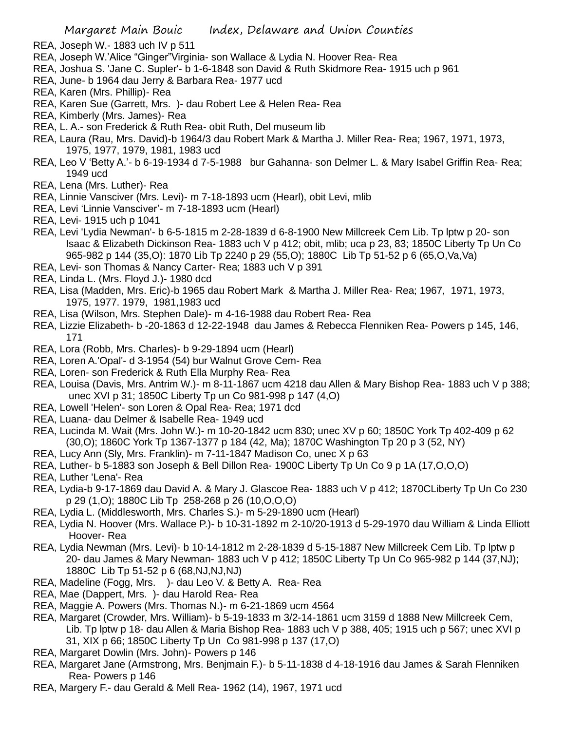REA, Joseph W.- 1883 uch IV p 511

REA, Joseph W.'Alice "Ginger"Virginia- son Wallace & Lydia N. Hoover Rea- Rea

REA, Joshua S. 'Jane C. Supler'- b 1-6-1848 son David & Ruth Skidmore Rea- 1915 uch p 961

REA, June- b 1964 dau Jerry & Barbara Rea- 1977 ucd

REA, Karen (Mrs. Phillip)- Rea

REA, Karen Sue (Garrett, Mrs. )- dau Robert Lee & Helen Rea- Rea

REA, Kimberly (Mrs. James)- Rea

REA, L. A.- son Frederick & Ruth Rea- obit Ruth, Del museum lib

REA, Laura (Rau, Mrs. David)-b 1964/3 dau Robert Mark & Martha J. Miller Rea- Rea; 1967, 1971, 1973, 1975, 1977, 1979, 1981, 1983 ucd

REA, Leo V 'Betty A.'- b 6-19-1934 d 7-5-1988 bur Gahanna- son Delmer L. & Mary Isabel Griffin Rea- Rea; 1949 ucd

REA, Lena (Mrs. Luther)- Rea

REA, Linnie Vansciver (Mrs. Levi)- m 7-18-1893 ucm (Hearl), obit Levi, mlib

REA, Levi 'Linnie Vansciver'- m 7-18-1893 ucm (Hearl)

REA, Levi- 1915 uch p 1041

REA, Levi 'Lydia Newman'- b 6-5-1815 m 2-28-1839 d 6-8-1900 New Millcreek Cem Lib. Tp lptw p 20- son Isaac & Elizabeth Dickinson Rea- 1883 uch V p 412; obit, mlib; uca p 23, 83; 1850C Liberty Tp Un Co 965-982 p 144 (35,O): 1870 Lib Tp 2240 p 29 (55,O); 1880C Lib Tp 51-52 p 6 (65,O,Va,Va)

REA, Levi- son Thomas & Nancy Carter- Rea; 1883 uch V p 391

REA, Linda L. (Mrs. Floyd J.)- 1980 dcd

REA, Lisa (Madden, Mrs. Eric)-b 1965 dau Robert Mark & Martha J. Miller Rea- Rea; 1967, 1971, 1973, 1975, 1977. 1979, 1981,1983 ucd

REA, Lisa (Wilson, Mrs. Stephen Dale)- m 4-16-1988 dau Robert Rea- Rea

REA, Lizzie Elizabeth- b -20-1863 d 12-22-1948 dau James & Rebecca Flenniken Rea- Powers p 145, 146, 171

REA, Lora (Robb, Mrs. Charles)- b 9-29-1894 ucm (Hearl)

REA, Loren A.'Opal'- d 3-1954 (54) bur Walnut Grove Cem- Rea

REA, Loren- son Frederick & Ruth Ella Murphy Rea- Rea

REA, Louisa (Davis, Mrs. Antrim W.)- m 8-11-1867 ucm 4218 dau Allen & Mary Bishop Rea- 1883 uch V p 388; unec XVI p 31; 1850C Liberty Tp un Co 981-998 p 147 (4,O)

REA, Lowell 'Helen'- son Loren & Opal Rea- Rea; 1971 dcd

REA, Luana- dau Delmer & Isabelle Rea- 1949 ucd

REA, Lucinda M. Wait (Mrs. John W.)- m 10-20-1842 ucm 830; unec XV p 60; 1850C York Tp 402-409 p 62 (30,O); 1860C York Tp 1367-1377 p 184 (42, Ma); 1870C Washington Tp 20 p 3 (52, NY)

REA, Lucy Ann (Sly, Mrs. Franklin)- m 7-11-1847 Madison Co, unec X p 63

REA, Luther- b 5-1883 son Joseph & Bell Dillon Rea- 1900C Liberty Tp Un Co 9 p 1A (17,O,O,O)

REA, Luther 'Lena'- Rea

REA, Lydia-b 9-17-1869 dau David A. & Mary J. Glascoe Rea- 1883 uch V p 412; 1870CLiberty Tp Un Co 230 p 29 (1,O); 1880C Lib Tp 258-268 p 26 (10,O,O,O)

REA, Lydia L. (Middlesworth, Mrs. Charles S.)- m 5-29-1890 ucm (Hearl)

REA, Lydia N. Hoover (Mrs. Wallace P.)- b 10-31-1892 m 2-10/20-1913 d 5-29-1970 dau William & Linda Elliott Hoover- Rea

REA, Lydia Newman (Mrs. Levi)- b 10-14-1812 m 2-28-1839 d 5-15-1887 New Millcreek Cem Lib. Tp lptw p 20- dau James & Mary Newman- 1883 uch V p 412; 1850C Liberty Tp Un Co 965-982 p 144 (37,NJ); 1880C Lib Tp 51-52 p 6 (68,NJ,NJ,NJ)

REA, Madeline (Fogg, Mrs. )- dau Leo V. & Betty A. Rea- Rea

REA, Mae (Dappert, Mrs. )- dau Harold Rea- Rea

REA, Maggie A. Powers (Mrs. Thomas N.)- m 6-21-1869 ucm 4564

REA, Margaret (Crowder, Mrs. William)- b 5-19-1833 m 3/2-14-1861 ucm 3159 d 1888 New Millcreek Cem, Lib. Tp lptw p 18- dau Allen & Maria Bishop Rea- 1883 uch V p 388, 405; 1915 uch p 567; unec XVI p 31, XIX p 66; 1850C Liberty Tp Un Co 981-998 p 137 (17,O)

REA, Margaret Dowlin (Mrs. John)- Powers p 146

REA, Margaret Jane (Armstrong, Mrs. Benjmain F.)- b 5-11-1838 d 4-18-1916 dau James & Sarah Flenniken Rea- Powers p 146

REA, Margery F.- dau Gerald & Mell Rea- 1962 (14), 1967, 1971 ucd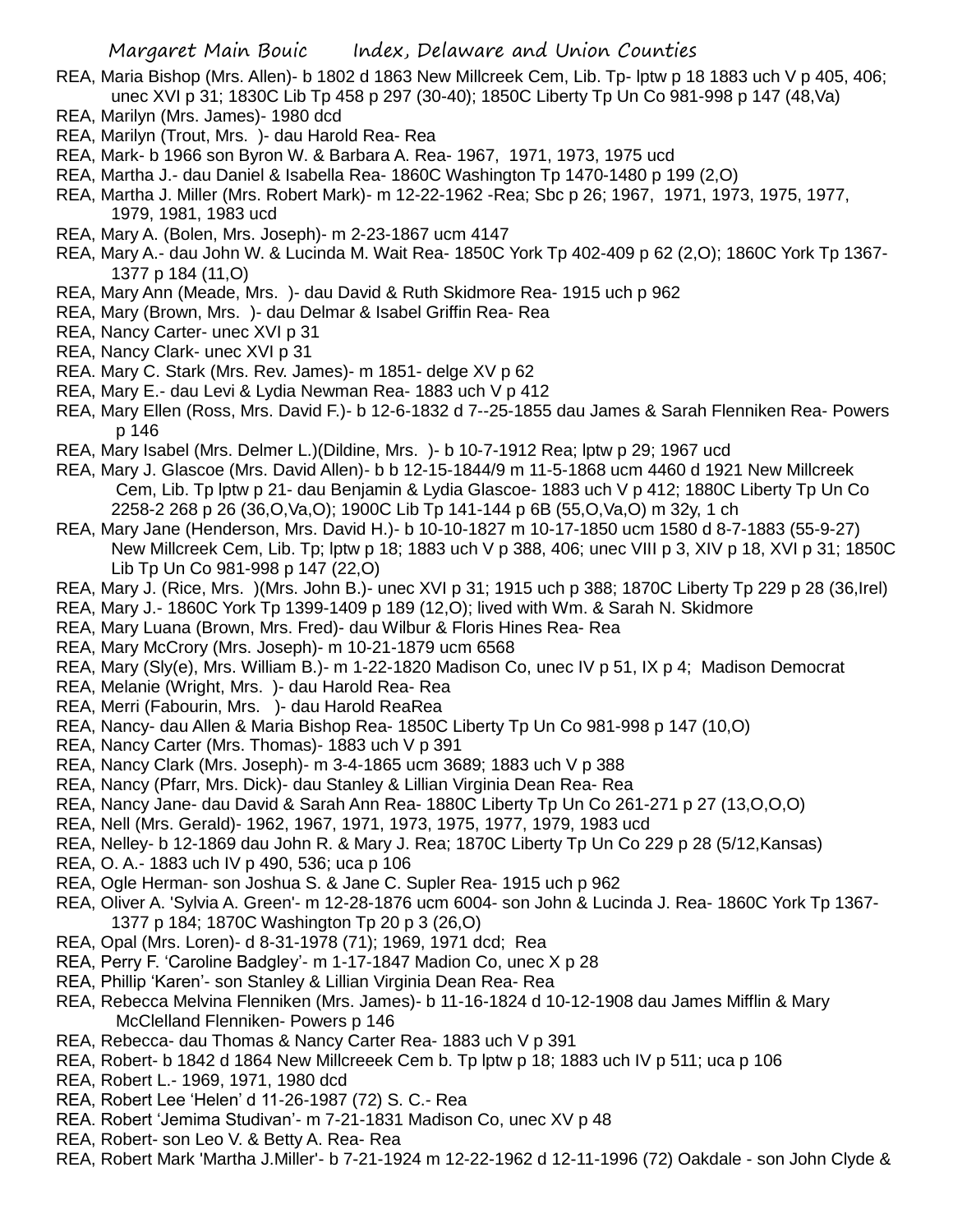REA, Maria Bishop (Mrs. Allen)- b 1802 d 1863 New Millcreek Cem, Lib. Tp- lptw p 18 1883 uch V p 405, 406; unec XVI p 31; 1830C Lib Tp 458 p 297 (30-40); 1850C Liberty Tp Un Co 981-998 p 147 (48,Va)

REA, Marilyn (Mrs. James)- 1980 dcd

REA, Marilyn (Trout, Mrs. )- dau Harold Rea- Rea

REA, Mark- b 1966 son Byron W. & Barbara A. Rea- 1967, 1971, 1973, 1975 ucd

REA, Martha J.- dau Daniel & Isabella Rea- 1860C Washington Tp 1470-1480 p 199 (2,O)

REA, Martha J. Miller (Mrs. Robert Mark)- m 12-22-1962 -Rea; Sbc p 26; 1967, 1971, 1973, 1975, 1977, 1979, 1981, 1983 ucd

REA, Mary A. (Bolen, Mrs. Joseph)- m 2-23-1867 ucm 4147

REA, Mary A.- dau John W. & Lucinda M. Wait Rea- 1850C York Tp 402-409 p 62 (2,O); 1860C York Tp 1367-1377 p 184 (11,O)

REA, Mary Ann (Meade, Mrs. )- dau David & Ruth Skidmore Rea- 1915 uch p 962

REA, Mary (Brown, Mrs. )- dau Delmar & Isabel Griffin Rea- Rea

REA, Nancy Carter- unec XVI p 31

REA, Nancy Clark- unec XVI p 31

REA. Mary C. Stark (Mrs. Rev. James)- m 1851- delge XV p 62

REA, Mary E.- dau Levi & Lydia Newman Rea- 1883 uch V p 412

REA, Mary Ellen (Ross, Mrs. David F.)- b 12-6-1832 d 7--25-1855 dau James & Sarah Flenniken Rea- Powers p 146

REA, Mary Isabel (Mrs. Delmer L.)(Dildine, Mrs. )- b 10-7-1912 Rea; lptw p 29; 1967 ucd

REA, Mary J. Glascoe (Mrs. David Allen)- b b 12-15-1844/9 m 11-5-1868 ucm 4460 d 1921 New Millcreek Cem, Lib. Tp lptw p 21- dau Benjamin & Lydia Glascoe- 1883 uch V p 412; 1880C Liberty Tp Un Co 2258-2 268 p 26 (36,O,Va,O); 1900C Lib Tp 141-144 p 6B (55,O,Va,O) m 32y, 1 ch

REA, Mary Jane (Henderson, Mrs. David H.)- b 10-10-1827 m 10-17-1850 ucm 1580 d 8-7-1883 (55-9-27) New Millcreek Cem, Lib. Tp; lptw p 18; 1883 uch V p 388, 406; unec VIII p 3, XIV p 18, XVI p 31; 1850C Lib Tp Un Co 981-998 p 147 (22,O)

REA, Mary J. (Rice, Mrs. )(Mrs. John B.)- unec XVI p 31; 1915 uch p 388; 1870C Liberty Tp 229 p 28 (36,Irel)

REA, Mary J.- 1860C York Tp 1399-1409 p 189 (12,O); lived with Wm. & Sarah N. Skidmore

REA, Mary Luana (Brown, Mrs. Fred)- dau Wilbur & Floris Hines Rea- Rea

REA, Mary McCrory (Mrs. Joseph)- m 10-21-1879 ucm 6568

REA, Mary (Sly(e), Mrs. William B.)- m 1-22-1820 Madison Co, unec IV p 51, IX p 4; Madison Democrat

REA, Melanie (Wright, Mrs. )- dau Harold Rea- Rea

REA, Merri (Fabourin, Mrs. )- dau Harold ReaRea

REA, Nancy- dau Allen & Maria Bishop Rea- 1850C Liberty Tp Un Co 981-998 p 147 (10,O)

REA, Nancy Carter (Mrs. Thomas)- 1883 uch V p 391

REA, Nancy Clark (Mrs. Joseph)- m 3-4-1865 ucm 3689; 1883 uch V p 388

REA, Nancy (Pfarr, Mrs. Dick)- dau Stanley & Lillian Virginia Dean Rea- Rea

REA, Nancy Jane- dau David & Sarah Ann Rea- 1880C Liberty Tp Un Co 261-271 p 27 (13,O,O,O)

REA, Nell (Mrs. Gerald)- 1962, 1967, 1971, 1973, 1975, 1977, 1979, 1983 ucd

REA, Nelley- b 12-1869 dau John R. & Mary J. Rea; 1870C Liberty Tp Un Co 229 p 28 (5/12,Kansas)

REA, O. A.- 1883 uch IV p 490, 536; uca p 106

REA, Ogle Herman- son Joshua S. & Jane C. Supler Rea- 1915 uch p 962

REA, Oliver A. 'Sylvia A. Green'- m 12-28-1876 ucm 6004- son John & Lucinda J. Rea- 1860C York Tp 1367-1377 p 184; 1870C Washington Tp 20 p 3 (26,O)

REA, Opal (Mrs. Loren)- d 8-31-1978 (71); 1969, 1971 dcd; Rea

REA, Perry F. 'Caroline Badgley'- m 1-17-1847 Madion Co, unec X p 28

REA, Phillip 'Karen'- son Stanley & Lillian Virginia Dean Rea- Rea

REA, Rebecca Melvina Flenniken (Mrs. James)- b 11-16-1824 d 10-12-1908 dau James Mifflin & Mary McClelland Flenniken- Powers p 146

REA, Rebecca- dau Thomas & Nancy Carter Rea- 1883 uch V p 391

REA, Robert- b 1842 d 1864 New Millcreeek Cem b. Tp lptw p 18; 1883 uch IV p 511; uca p 106

REA, Robert L.- 1969, 1971, 1980 dcd

REA, Robert Lee 'Helen' d 11-26-1987 (72) S. C.- Rea

REA. Robert 'Jemima Studivan'- m 7-21-1831 Madison Co, unec XV p 48

REA, Robert- son Leo V. & Betty A. Rea- Rea

REA, Robert Mark 'Martha J.Miller'- b 7-21-1924 m 12-22-1962 d 12-11-1996 (72) Oakdale - son John Clyde &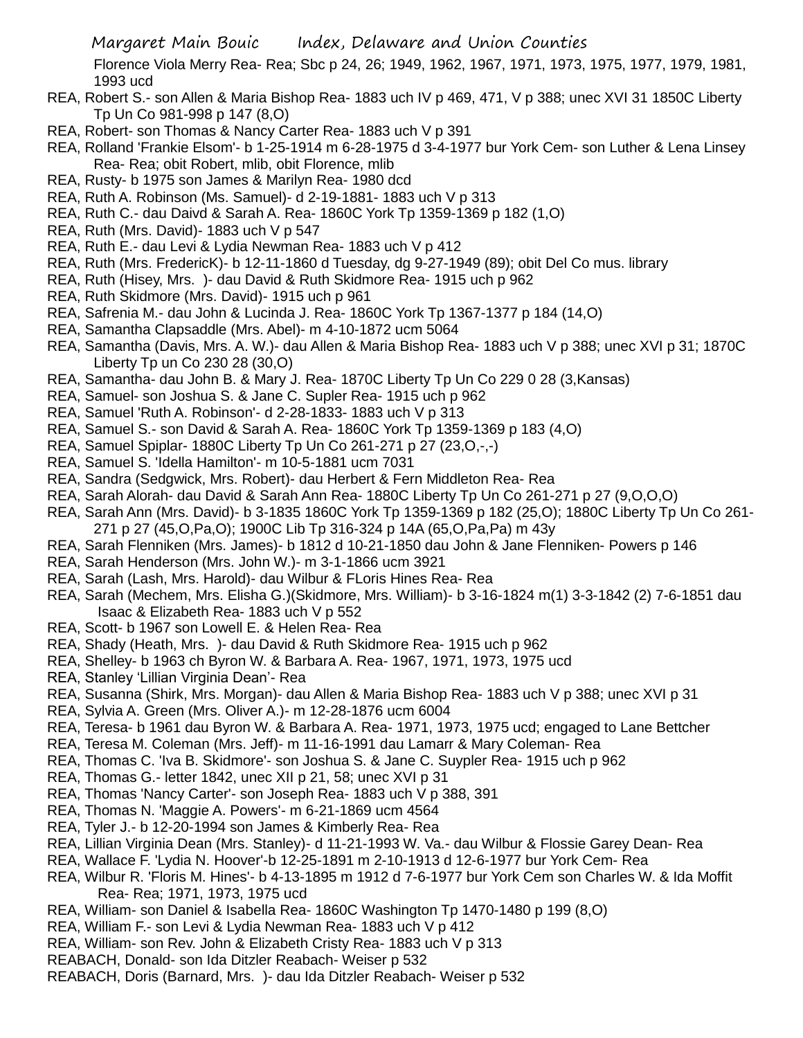Florence Viola Merry Rea- Rea; Sbc p 24, 26; 1949, 1962, 1967, 1971, 1973, 1975, 1977, 1979, 1981, 1993 ucd

REA, Robert S.- son Allen & Maria Bishop Rea- 1883 uch IV p 469, 471, V p 388; unec XVI 31 1850C Liberty Tp Un Co 981-998 p 147 (8,O)

REA, Robert- son Thomas & Nancy Carter Rea- 1883 uch V p 391

REA, Rolland 'Frankie Elsom'- b 1-25-1914 m 6-28-1975 d 3-4-1977 bur York Cem- son Luther & Lena Linsey Rea- Rea; obit Robert, mlib, obit Florence, mlib

REA, Rusty- b 1975 son James & Marilyn Rea- 1980 dcd

REA, Ruth A. Robinson (Ms. Samuel)- d 2-19-1881- 1883 uch V p 313

REA, Ruth C.- dau Daivd & Sarah A. Rea- 1860C York Tp 1359-1369 p 182 (1,O)

REA, Ruth (Mrs. David)- 1883 uch V p 547

REA, Ruth E.- dau Levi & Lydia Newman Rea- 1883 uch V p 412

REA, Ruth (Mrs. FredericK)- b 12-11-1860 d Tuesday, dg 9-27-1949 (89); obit Del Co mus. library

REA, Ruth (Hisey, Mrs. )- dau David & Ruth Skidmore Rea- 1915 uch p 962

REA, Ruth Skidmore (Mrs. David)- 1915 uch p 961

REA, Safrenia M.- dau John & Lucinda J. Rea- 1860C York Tp 1367-1377 p 184 (14,O)

REA, Samantha Clapsaddle (Mrs. Abel)- m 4-10-1872 ucm 5064

REA, Samantha (Davis, Mrs. A. W.)- dau Allen & Maria Bishop Rea- 1883 uch V p 388; unec XVI p 31; 1870C Liberty Tp un Co 230 28 (30,O)

REA, Samantha- dau John B. & Mary J. Rea- 1870C Liberty Tp Un Co 229 0 28 (3,Kansas)

REA, Samuel- son Joshua S. & Jane C. Supler Rea- 1915 uch p 962

REA, Samuel 'Ruth A. Robinson'- d 2-28-1833- 1883 uch V p 313

REA, Samuel S.- son David & Sarah A. Rea- 1860C York Tp 1359-1369 p 183 (4,O)

REA, Samuel Spiplar- 1880C Liberty Tp Un Co 261-271 p 27 (23,O,-,-)

REA, Samuel S. 'Idella Hamilton'- m 10-5-1881 ucm 7031

REA, Sandra (Sedgwick, Mrs. Robert)- dau Herbert & Fern Middleton Rea- Rea

REA, Sarah Alorah- dau David & Sarah Ann Rea- 1880C Liberty Tp Un Co 261-271 p 27 (9,O,O,O)

REA, Sarah Ann (Mrs. David)- b 3-1835 1860C York Tp 1359-1369 p 182 (25,O); 1880C Liberty Tp Un Co 261-271 p 27 (45,O,Pa,O); 1900C Lib Tp 316-324 p 14A (65,O,Pa,Pa) m 43y

REA, Sarah Flenniken (Mrs. James)- b 1812 d 10-21-1850 dau John & Jane Flenniken- Powers p 146

REA, Sarah Henderson (Mrs. John W.)- m 3-1-1866 ucm 3921

REA, Sarah (Lash, Mrs. Harold)- dau Wilbur & FLoris Hines Rea- Rea

REA, Sarah (Mechem, Mrs. Elisha G.)(Skidmore, Mrs. William)- b 3-16-1824 m(1) 3-3-1842 (2) 7-6-1851 dau Isaac & Elizabeth Rea- 1883 uch V p 552

REA, Scott- b 1967 son Lowell E. & Helen Rea- Rea

REA, Shady (Heath, Mrs. )- dau David & Ruth Skidmore Rea- 1915 uch p 962

REA, Shelley- b 1963 ch Byron W. & Barbara A. Rea- 1967, 1971, 1973, 1975 ucd

REA, Stanley 'Lillian Virginia Dean'- Rea

REA, Susanna (Shirk, Mrs. Morgan)- dau Allen & Maria Bishop Rea- 1883 uch V p 388; unec XVI p 31

REA, Sylvia A. Green (Mrs. Oliver A.)- m 12-28-1876 ucm 6004

REA, Teresa- b 1961 dau Byron W. & Barbara A. Rea- 1971, 1973, 1975 ucd; engaged to Lane Bettcher

REA, Teresa M. Coleman (Mrs. Jeff)- m 11-16-1991 dau Lamarr & Mary Coleman- Rea

REA, Thomas C. 'Iva B. Skidmore'- son Joshua S. & Jane C. Suypler Rea- 1915 uch p 962

REA, Thomas G.- letter 1842, unec XII p 21, 58; unec XVI p 31

REA, Thomas 'Nancy Carter'- son Joseph Rea- 1883 uch V p 388, 391

REA, Thomas N. 'Maggie A. Powers'- m 6-21-1869 ucm 4564

REA, Tyler J.- b 12-20-1994 son James & Kimberly Rea- Rea

REA, Lillian Virginia Dean (Mrs. Stanley)- d 11-21-1993 W. Va.- dau Wilbur & Flossie Garey Dean- Rea

REA, Wallace F. 'Lydia N. Hoover'-b 12-25-1891 m 2-10-1913 d 12-6-1977 bur York Cem- Rea

REA, Wilbur R. 'Floris M. Hines'- b 4-13-1895 m 1912 d 7-6-1977 bur York Cem son Charles W. & Ida Moffit Rea- Rea; 1971, 1973, 1975 ucd

REA, William- son Daniel & Isabella Rea- 1860C Washington Tp 1470-1480 p 199 (8,O)

REA, William F.- son Levi & Lydia Newman Rea- 1883 uch V p 412

REA, William- son Rev. John & Elizabeth Cristy Rea- 1883 uch V p 313

REABACH, Donald- son Ida Ditzler Reabach- Weiser p 532

REABACH, Doris (Barnard, Mrs. )- dau Ida Ditzler Reabach- Weiser p 532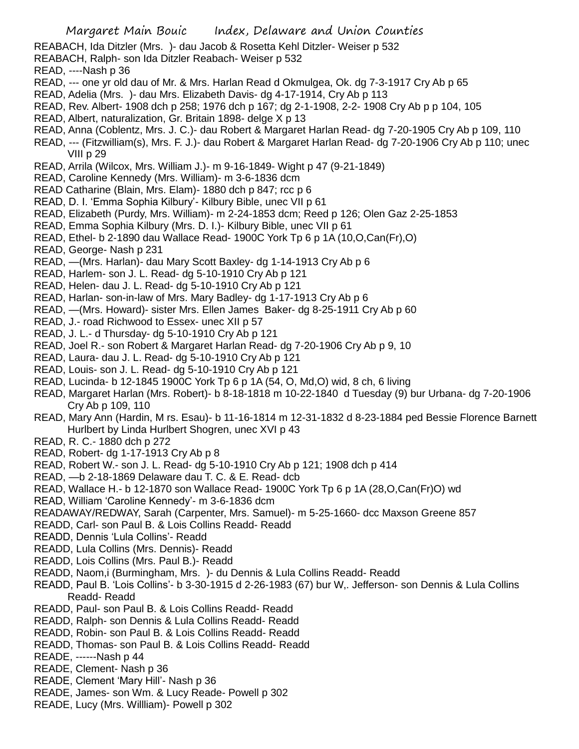REABACH, Ida Ditzler (Mrs. )- dau Jacob & Rosetta Kehl Ditzler- Weiser p 532

REABACH, Ralph- son Ida Ditzler Reabach- Weiser p 532

READ, ----Nash p 36

READ, --- one yr old dau of Mr. & Mrs. Harlan Read d Okmulgea, Ok. dg 7-3-1917 Cry Ab p 65

READ, Adelia (Mrs. )- dau Mrs. Elizabeth Davis- dg 4-17-1914, Cry Ab p 113

READ, Rev. Albert- 1908 dch p 258; 1976 dch p 167; dg 2-1-1908, 2-2- 1908 Cry Ab p p 104, 105

READ, Albert, naturalization, Gr. Britain 1898- delge X p 13

READ, Anna (Coblentz, Mrs. J. C.)- dau Robert & Margaret Harlan Read- dg 7-20-1905 Cry Ab p 109, 110

READ, --- (Fitzwilliam(s), Mrs. F. J.)- dau Robert & Margaret Harlan Read- dg 7-20-1906 Cry Ab p 110; unec VIII p 29

READ, Arrila (Wilcox, Mrs. William J.)- m 9-16-1849- Wight p 47 (9-21-1849)

READ, Caroline Kennedy (Mrs. William)- m 3-6-1836 dcm

READ Catharine (Blain, Mrs. Elam)- 1880 dch p 847; rcc p 6

READ, D. I. 'Emma Sophia Kilbury'- Kilbury Bible, unec VII p 61

READ, Elizabeth (Purdy, Mrs. William)- m 2-24-1853 dcm; Reed p 126; Olen Gaz 2-25-1853

READ, Emma Sophia Kilbury (Mrs. D. I.)- Kilbury Bible, unec VII p 61

READ, Ethel- b 2-1890 dau Wallace Read- 1900C York Tp 6 p 1A (10,O,Can(Fr),O)

READ, George- Nash p 231

READ, —(Mrs. Harlan)- dau Mary Scott Baxley- dg 1-14-1913 Cry Ab p 6

READ, Harlem- son J. L. Read- dg 5-10-1910 Cry Ab p 121

READ, Helen- dau J. L. Read- dg 5-10-1910 Cry Ab p 121

READ, Harlan- son-in-law of Mrs. Mary Badley- dg 1-17-1913 Cry Ab p 6

READ, —(Mrs. Howard)- sister Mrs. Ellen James Baker- dg 8-25-1911 Cry Ab p 60

READ, J.- road Richwood to Essex- unec XII p 57

READ, J. L.- d Thursday- dg 5-10-1910 Cry Ab p 121

READ, Joel R.- son Robert & Margaret Harlan Read- dg 7-20-1906 Cry Ab p 9, 10

READ, Laura- dau J. L. Read- dg 5-10-1910 Cry Ab p 121

READ, Louis- son J. L. Read- dg 5-10-1910 Cry Ab p 121

READ, Lucinda- b 12-1845 1900C York Tp 6 p 1A (54, O, Md,O) wid, 8 ch, 6 living

READ, Margaret Harlan (Mrs. Robert)- b 8-18-1818 m 10-22-1840 d Tuesday (9) bur Urbana- dg 7-20-1906 Cry Ab p 109, 110

READ, Mary Ann (Hardin, M rs. Esau)- b 11-16-1814 m 12-31-1832 d 8-23-1884 ped Bessie Florence Barnett Hurlbert by Linda Hurlbert Shogren, unec XVI p 43

READ, R. C.- 1880 dch p 272

READ, Robert- dg 1-17-1913 Cry Ab p 8

READ, Robert W.- son J. L. Read- dg 5-10-1910 Cry Ab p 121; 1908 dch p 414

READ, —b 2-18-1869 Delaware dau T. C. & E. Read- dcb

READ, Wallace H.- b 12-1870 son Wallace Read- 1900C York Tp 6 p 1A (28,O,Can(Fr)O) wd

READ, William 'Caroline Kennedy'- m 3-6-1836 dcm

READAWAY/REDWAY, Sarah (Carpenter, Mrs. Samuel)- m 5-25-1660- dcc Maxson Greene 857

READD, Carl- son Paul B. & Lois Collins Readd- Readd

READD, Dennis 'Lula Collins'- Readd

READD, Lula Collins (Mrs. Dennis)- Readd

READD, Lois Collins (Mrs. Paul B.)- Readd

READD, Naom,i (Burmingham, Mrs. )- du Dennis & Lula Collins Readd- Readd

READD, Paul B. 'Lois Collins'- b 3-30-1915 d 2-26-1983 (67) bur W,. Jefferson- son Dennis & Lula Collins Readd- Readd

READD, Paul- son Paul B. & Lois Collins Readd- Readd

READD, Ralph- son Dennis & Lula Collins Readd- Readd

READD, Robin- son Paul B. & Lois Collins Readd- Readd

READD, Thomas- son Paul B. & Lois Collins Readd- Readd

READE, ------Nash p 44

READE, Clement- Nash p 36

READE, Clement 'Mary Hill'- Nash p 36

READE, James- son Wm. & Lucy Reade- Powell p 302

READE, Lucy (Mrs. Willliam)- Powell p 302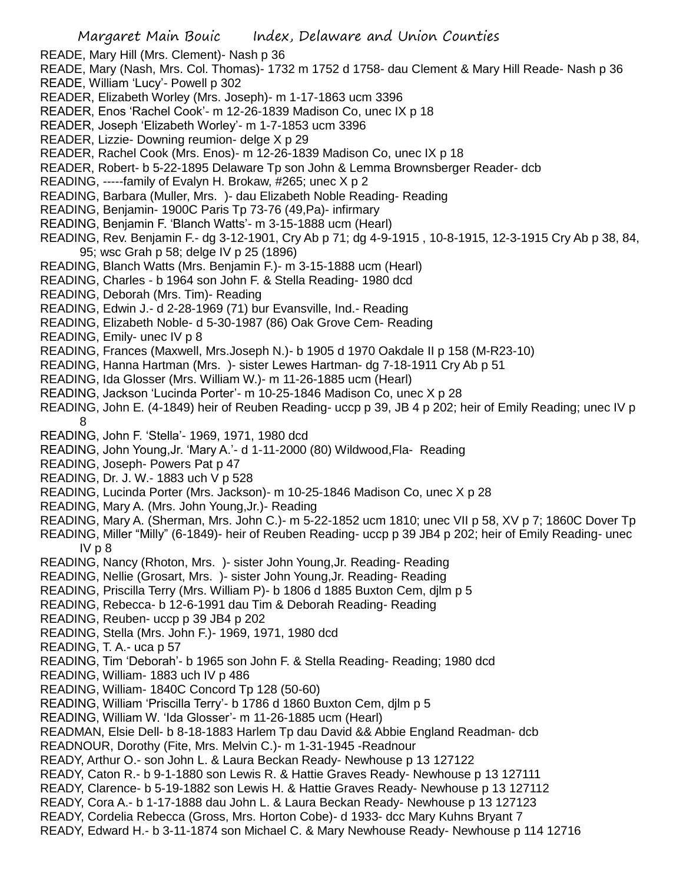READE, Mary Hill (Mrs. Clement)- Nash p 36
READE, Mary (Nash, Mrs. Col. Thomas)- 1732 m 1752 d 1758- dau Clement & Mary Hill Reade- Nash p 36
READE, William 'Lucy'- Powell p 302
READER, Elizabeth Worley (Mrs. Joseph)- m 1-17-1863 ucm 3396
READER, Enos 'Rachel Cook'- m 12-26-1839 Madison Co, unec IX p 18
READER, Joseph 'Elizabeth Worley'- m 1-7-1853 ucm 3396
READER, Lizzie- Downing reumion- delge X p 29
READER, Rachel Cook (Mrs. Enos)- m 12-26-1839 Madison Co, unec IX p 18
READER, Robert- b 5-22-1895 Delaware Tp son John & Lemma Brownsberger Reader- dcb
READING, -----family of Evalyn H. Brokaw, #265; unec X p 2
READING, Barbara (Muller, Mrs. )- dau Elizabeth Noble Reading- Reading
READING, Benjamin- 1900C Paris Tp 73-76 (49,Pa)- infirmary
READING, Benjamin F. 'Blanch Watts'- m 3-15-1888 ucm (Hearl)
READING, Rev. Benjamin F.- dg 3-12-1901, Cry Ab p 71; dg 4-9-1915 , 10-8-1915, 12-3-1915 Cry Ab p 38, 84, 95; wsc Grah p 58; delge IV p 25 (1896)
READING, Blanch Watts (Mrs. Benjamin F.)- m 3-15-1888 ucm (Hearl)
READING, Charles - b 1964 son John F. & Stella Reading- 1980 dcd
READING, Deborah (Mrs. Tim)- Reading
READING, Edwin J.- d 2-28-1969 (71) bur Evansville, Ind.- Reading
READING, Elizabeth Noble- d 5-30-1987 (86) Oak Grove Cem- Reading
READING, Emily- unec IV p 8
READING, Frances (Maxwell, Mrs.Joseph N.)- b 1905 d 1970 Oakdale II p 158 (M-R23-10)
READING, Hanna Hartman (Mrs. )- sister Lewes Hartman- dg 7-18-1911 Cry Ab p 51
READING, Ida Glosser (Mrs. William W.)- m 11-26-1885 ucm (Hearl)
READING, Jackson 'Lucinda Porter'- m 10-25-1846 Madison Co, unec X p 28
READING, John E. (4-1849) heir of Reuben Reading- uccp p 39, JB 4 p 202; heir of Emily Reading; unec IV p 8
READING, John F. 'Stella'- 1969, 1971, 1980 dcd
READING, John Young,Jr. 'Mary A.'- d 1-11-2000 (80) Wildwood,Fla- Reading
READING, Joseph- Powers Pat p 47
READING, Dr. J. W.- 1883 uch V p 528
READING, Lucinda Porter (Mrs. Jackson)- m 10-25-1846 Madison Co, unec X p 28
READING, Mary A. (Mrs. John Young,Jr.)- Reading
READING, Mary A. (Sherman, Mrs. John C.)- m 5-22-1852 ucm 1810; unec VII p 58, XV p 7; 1860C Dover Tp
READING, Miller "Milly" (6-1849)- heir of Reuben Reading- uccp p 39 JB4 p 202; heir of Emily Reading- unec IV p 8
READING, Nancy (Rhoton, Mrs. )- sister John Young,Jr. Reading- Reading
READING, Nellie (Grosart, Mrs. )- sister John Young,Jr. Reading- Reading
READING, Priscilla Terry (Mrs. William P)- b 1806 d 1885 Buxton Cem, djlm p 5
READING, Rebecca- b 12-6-1991 dau Tim & Deborah Reading- Reading
READING, Reuben- uccp p 39 JB4 p 202
READING, Stella (Mrs. John F.)- 1969, 1971, 1980 dcd
READING, T. A.- uca p 57
READING, Tim 'Deborah'- b 1965 son John F. & Stella Reading- Reading; 1980 dcd
READING, William- 1883 uch IV p 486
READING, William- 1840C Concord Tp 128 (50-60)
READING, William 'Priscilla Terry'- b 1786 d 1860 Buxton Cem, djlm p 5
READING, William W. 'Ida Glosser'- m 11-26-1885 ucm (Hearl)
READMAN, Elsie Dell- b 8-18-1883 Harlem Tp dau David && Abbie England Readman- dcb
READNOUR, Dorothy (Fite, Mrs. Melvin C.)- m 1-31-1945 -Readnour
READY, Arthur O.- son John L. & Laura Beckan Ready- Newhouse p 13 127122
READY, Caton R.- b 9-1-1880 son Lewis R. & Hattie Graves Ready- Newhouse p 13 127111
READY, Clarence- b 5-19-1882 son Lewis H. & Hattie Graves Ready- Newhouse p 13 127112
READY, Cora A.- b 1-17-1888 dau John L. & Laura Beckan Ready- Newhouse p 13 127123
READY, Cordelia Rebecca (Gross, Mrs. Horton Cobe)- d 1933- dcc Mary Kuhns Bryant 7
READY, Edward H.- b 3-11-1874 son Michael C. & Mary Newhouse Ready- Newhouse p 114 12716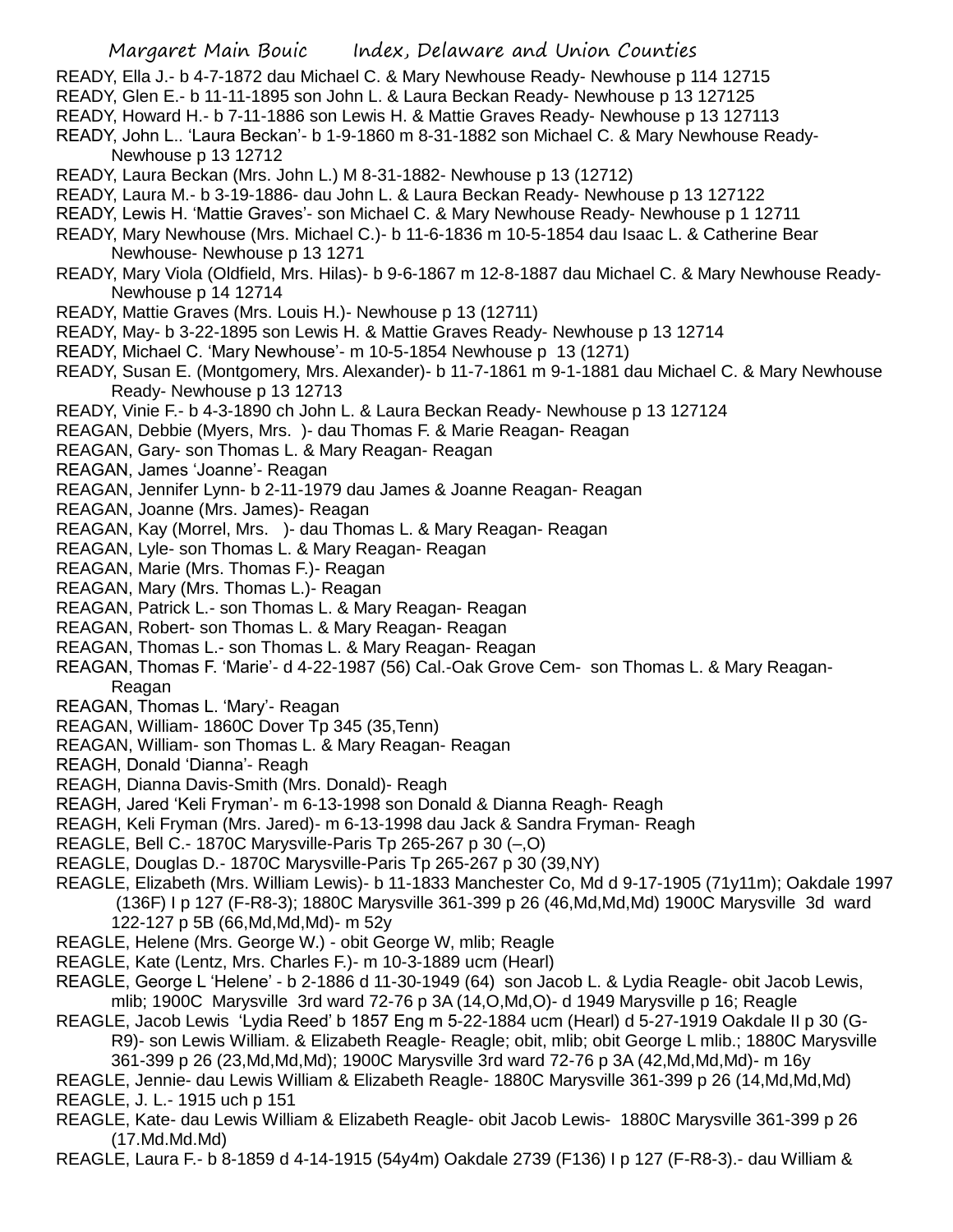READY, Ella J.- b 4-7-1872 dau Michael C. & Mary Newhouse Ready- Newhouse p 114 12715

READY, Glen E.- b 11-11-1895 son John L. & Laura Beckan Ready- Newhouse p 13 127125

READY, Howard H.- b 7-11-1886 son Lewis H. & Mattie Graves Ready- Newhouse p 13 127113

READY, John L.. 'Laura Beckan'- b 1-9-1860 m 8-31-1882 son Michael C. & Mary Newhouse Ready- Newhouse p 13 12712

READY, Laura Beckan (Mrs. John L.) M 8-31-1882- Newhouse p 13 (12712)

READY, Laura M.- b 3-19-1886- dau John L. & Laura Beckan Ready- Newhouse p 13 127122

READY, Lewis H. 'Mattie Graves'- son Michael C. & Mary Newhouse Ready- Newhouse p 1 12711

READY, Mary Newhouse (Mrs. Michael C.)- b 11-6-1836 m 10-5-1854 dau Isaac L. & Catherine Bear Newhouse- Newhouse p 13 1271

READY, Mary Viola (Oldfield, Mrs. Hilas)- b 9-6-1867 m 12-8-1887 dau Michael C. & Mary Newhouse Ready- Newhouse p 14 12714

READY, Mattie Graves (Mrs. Louis H.)- Newhouse p 13 (12711)

READY, May- b 3-22-1895 son Lewis H. & Mattie Graves Ready- Newhouse p 13 12714

READY, Michael C. 'Mary Newhouse'- m 10-5-1854 Newhouse p 13 (1271)

READY, Susan E. (Montgomery, Mrs. Alexander)- b 11-7-1861 m 9-1-1881 dau Michael C. & Mary Newhouse Ready- Newhouse p 13 12713

READY, Vinie F.- b 4-3-1890 ch John L. & Laura Beckan Ready- Newhouse p 13 127124

REAGAN, Debbie (Myers, Mrs. )- dau Thomas F. & Marie Reagan- Reagan

REAGAN, Gary- son Thomas L. & Mary Reagan- Reagan

REAGAN, James 'Joanne'- Reagan

REAGAN, Jennifer Lynn- b 2-11-1979 dau James & Joanne Reagan- Reagan

REAGAN, Joanne (Mrs. James)- Reagan

REAGAN, Kay (Morrel, Mrs. )- dau Thomas L. & Mary Reagan- Reagan

REAGAN, Lyle- son Thomas L. & Mary Reagan- Reagan

REAGAN, Marie (Mrs. Thomas F.)- Reagan

REAGAN, Mary (Mrs. Thomas L.)- Reagan

REAGAN, Patrick L.- son Thomas L. & Mary Reagan- Reagan

REAGAN, Robert- son Thomas L. & Mary Reagan- Reagan

REAGAN, Thomas L.- son Thomas L. & Mary Reagan- Reagan

REAGAN, Thomas F. 'Marie'- d 4-22-1987 (56) Cal.-Oak Grove Cem- son Thomas L. & Mary Reagan- Reagan

REAGAN, Thomas L. 'Mary'- Reagan

REAGAN, William- 1860C Dover Tp 345 (35,Tenn)

REAGAN, William- son Thomas L. & Mary Reagan- Reagan

REAGH, Donald 'Dianna'- Reagh

REAGH, Dianna Davis-Smith (Mrs. Donald)- Reagh

REAGH, Jared 'Keli Fryman'- m 6-13-1998 son Donald & Dianna Reagh- Reagh

REAGH, Keli Fryman (Mrs. Jared)- m 6-13-1998 dau Jack & Sandra Fryman- Reagh

REAGLE, Bell C.- 1870C Marysville-Paris Tp 265-267 p 30 (–,O)

REAGLE, Douglas D.- 1870C Marysville-Paris Tp 265-267 p 30 (39,NY)

REAGLE, Elizabeth (Mrs. William Lewis)- b 11-1833 Manchester Co, Md d 9-17-1905 (71y11m); Oakdale 1997 (136F) I p 127 (F-R8-3); 1880C Marysville 361-399 p 26 (46,Md,Md,Md) 1900C Marysville 3d ward 122-127 p 5B (66,Md,Md,Md)- m 52y

REAGLE, Helene (Mrs. George W.) - obit George W, mlib; Reagle

REAGLE, Kate (Lentz, Mrs. Charles F.)- m 10-3-1889 ucm (Hearl)

REAGLE, George L 'Helene' - b 2-1886 d 11-30-1949 (64) son Jacob L. & Lydia Reagle- obit Jacob Lewis, mlib; 1900C Marysville 3rd ward 72-76 p 3A (14,O,Md,O)- d 1949 Marysville p 16; Reagle

REAGLE, Jacob Lewis 'Lydia Reed' b 1857 Eng m 5-22-1884 ucm (Hearl) d 5-27-1919 Oakdale II p 30 (G-R9)- son Lewis William. & Elizabeth Reagle- Reagle; obit, mlib; obit George L mlib.; 1880C Marysville 361-399 p 26 (23,Md,Md,Md); 1900C Marysville 3rd ward 72-76 p 3A (42,Md,Md,Md)- m 16y

REAGLE, Jennie- dau Lewis William & Elizabeth Reagle- 1880C Marysville 361-399 p 26 (14,Md,Md,Md)

REAGLE, J. L.- 1915 uch p 151

REAGLE, Kate- dau Lewis William & Elizabeth Reagle- obit Jacob Lewis- 1880C Marysville 361-399 p 26 (17.Md.Md.Md)

REAGLE, Laura F.- b 8-1859 d 4-14-1915 (54y4m) Oakdale 2739 (F136) I p 127 (F-R8-3).- dau William &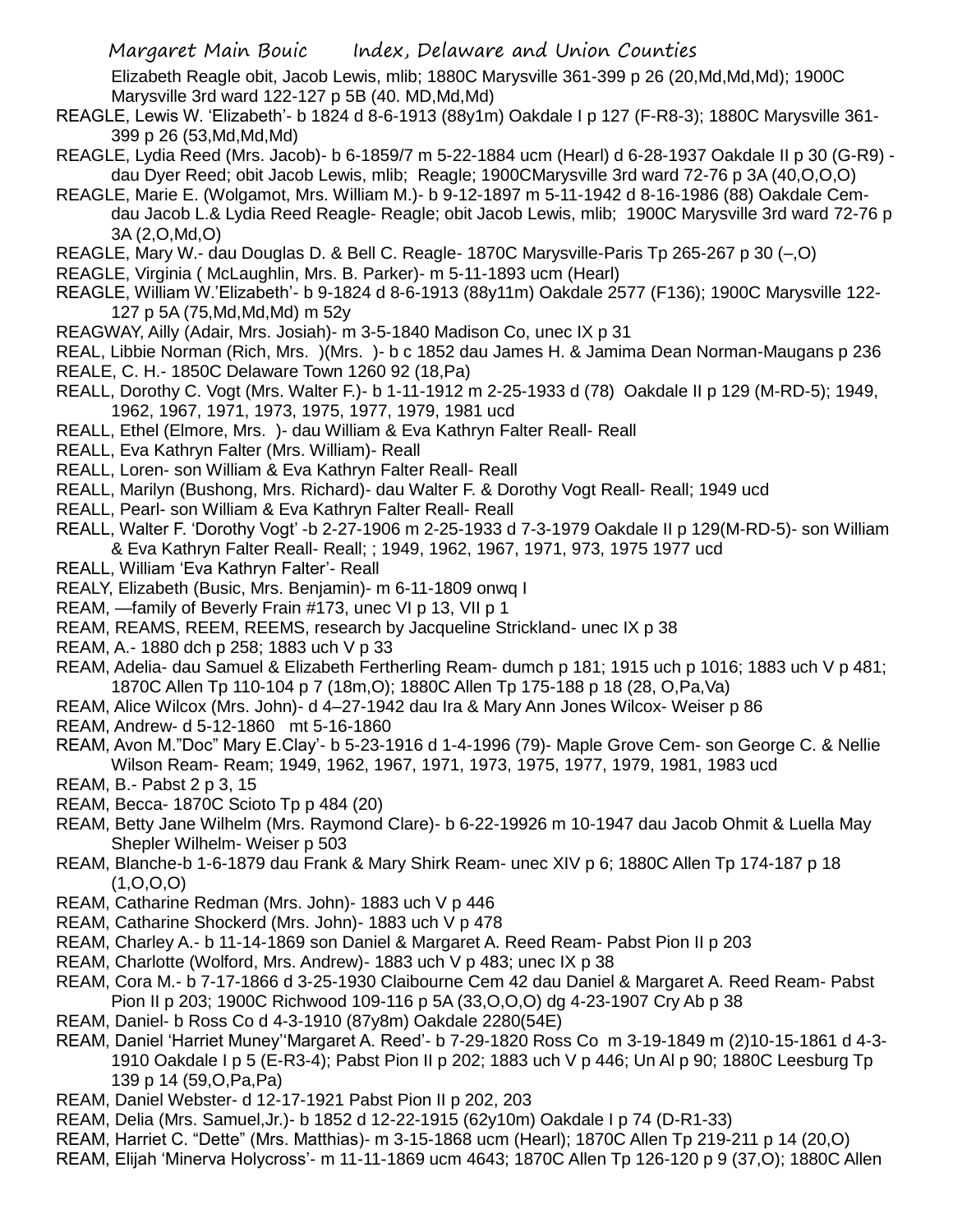Elizabeth Reagle obit, Jacob Lewis, mlib; 1880C Marysville 361-399 p 26 (20,Md,Md,Md); 1900C Marysville 3rd ward 122-127 p 5B (40. MD,Md,Md)

REAGLE, Lewis W. 'Elizabeth'- b 1824 d 8-6-1913 (88y1m) Oakdale I p 127 (F-R8-3); 1880C Marysville 361-399 p 26 (53,Md,Md,Md)

REAGLE, Lydia Reed (Mrs. Jacob)- b 6-1859/7 m 5-22-1884 ucm (Hearl) d 6-28-1937 Oakdale II p 30 (G-R9) - dau Dyer Reed; obit Jacob Lewis, mlib; Reagle; 1900CMarysville 3rd ward 72-76 p 3A (40,O,O,O)

REAGLE, Marie E. (Wolgamot, Mrs. William M.)- b 9-12-1897 m 5-11-1942 d 8-16-1986 (88) Oakdale Cem- dau Jacob L.& Lydia Reed Reagle- Reagle; obit Jacob Lewis, mlib; 1900C Marysville 3rd ward 72-76 p 3A (2,O,Md,O)

REAGLE, Mary W.- dau Douglas D. & Bell C. Reagle- 1870C Marysville-Paris Tp 265-267 p 30 (–,O)

REAGLE, Virginia ( McLaughlin, Mrs. B. Parker)- m 5-11-1893 ucm (Hearl)

REAGLE, William W.'Elizabeth'- b 9-1824 d 8-6-1913 (88y11m) Oakdale 2577 (F136); 1900C Marysville 122-127 p 5A (75,Md,Md,Md) m 52y

REAGWAY, Ailly (Adair, Mrs. Josiah)- m 3-5-1840 Madison Co, unec IX p 31

REAL, Libbie Norman (Rich, Mrs. )(Mrs. )- b c 1852 dau James H. & Jamima Dean Norman-Maugans p 236

REALE, C. H.- 1850C Delaware Town 1260 92 (18,Pa)

REALL, Dorothy C. Vogt (Mrs. Walter F.)- b 1-11-1912 m 2-25-1933 d (78) Oakdale II p 129 (M-RD-5); 1949, 1962, 1967, 1971, 1973, 1975, 1977, 1979, 1981 ucd

REALL, Ethel (Elmore, Mrs. )- dau William & Eva Kathryn Falter Reall- Reall

REALL, Eva Kathryn Falter (Mrs. William)- Reall

REALL, Loren- son William & Eva Kathryn Falter Reall- Reall

REALL, Marilyn (Bushong, Mrs. Richard)- dau Walter F. & Dorothy Vogt Reall- Reall; 1949 ucd

REALL, Pearl- son William & Eva Kathryn Falter Reall- Reall

REALL, Walter F. 'Dorothy Vogt' -b 2-27-1906 m 2-25-1933 d 7-3-1979 Oakdale II p 129(M-RD-5)- son William & Eva Kathryn Falter Reall- Reall; ; 1949, 1962, 1967, 1971, 973, 1975 1977 ucd

REALL, William 'Eva Kathryn Falter'- Reall

REALY, Elizabeth (Busic, Mrs. Benjamin)- m 6-11-1809 onwq I

REAM, —family of Beverly Frain #173, unec VI p 13, VII p 1

REAM, REAMS, REEM, REEMS, research by Jacqueline Strickland- unec IX p 38

REAM, A.- 1880 dch p 258; 1883 uch V p 33

REAM, Adelia- dau Samuel & Elizabeth Fertherling Ream- dumch p 181; 1915 uch p 1016; 1883 uch V p 481; 1870C Allen Tp 110-104 p 7 (18m,O); 1880C Allen Tp 175-188 p 18 (28, O,Pa,Va)

REAM, Alice Wilcox (Mrs. John)- d 4–27-1942 dau Ira & Mary Ann Jones Wilcox- Weiser p 86

REAM, Andrew- d 5-12-1860 mt 5-16-1860

REAM, Avon M."Doc" Mary E.Clay'- b 5-23-1916 d 1-4-1996 (79)- Maple Grove Cem- son George C. & Nellie Wilson Ream- Ream; 1949, 1962, 1967, 1971, 1973, 1975, 1977, 1979, 1981, 1983 ucd

REAM, B.- Pabst 2 p 3, 15

REAM, Becca- 1870C Scioto Tp p 484 (20)

REAM, Betty Jane Wilhelm (Mrs. Raymond Clare)- b 6-22-19926 m 10-1947 dau Jacob Ohmit & Luella May Shepler Wilhelm- Weiser p 503

REAM, Blanche-b 1-6-1879 dau Frank & Mary Shirk Ream- unec XIV p 6; 1880C Allen Tp 174-187 p 18 (1,O,O,O)

REAM, Catharine Redman (Mrs. John)- 1883 uch V p 446

REAM, Catharine Shockerd (Mrs. John)- 1883 uch V p 478

REAM, Charley A.- b 11-14-1869 son Daniel & Margaret A. Reed Ream- Pabst Pion II p 203

REAM, Charlotte (Wolford, Mrs. Andrew)- 1883 uch V p 483; unec IX p 38

REAM, Cora M.- b 7-17-1866 d 3-25-1930 Claibourne Cem 42 dau Daniel & Margaret A. Reed Ream- Pabst Pion II p 203; 1900C Richwood 109-116 p 5A (33,O,O,O) dg 4-23-1907 Cry Ab p 38

REAM, Daniel- b Ross Co d 4-3-1910 (87y8m) Oakdale 2280(54E)

REAM, Daniel 'Harriet Muney''Margaret A. Reed'- b 7-29-1820 Ross Co m 3-19-1849 m (2)10-15-1861 d 4-3-1910 Oakdale I p 5 (E-R3-4); Pabst Pion II p 202; 1883 uch V p 446; Un Al p 90; 1880C Leesburg Tp 139 p 14 (59,O,Pa,Pa)

REAM, Daniel Webster- d 12-17-1921 Pabst Pion II p 202, 203

REAM, Delia (Mrs. Samuel,Jr.)- b 1852 d 12-22-1915 (62y10m) Oakdale I p 74 (D-R1-33)

REAM, Harriet C. "Dette" (Mrs. Matthias)- m 3-15-1868 ucm (Hearl); 1870C Allen Tp 219-211 p 14 (20,O)

REAM, Elijah 'Minerva Holycross'- m 11-11-1869 ucm 4643; 1870C Allen Tp 126-120 p 9 (37,O); 1880C Allen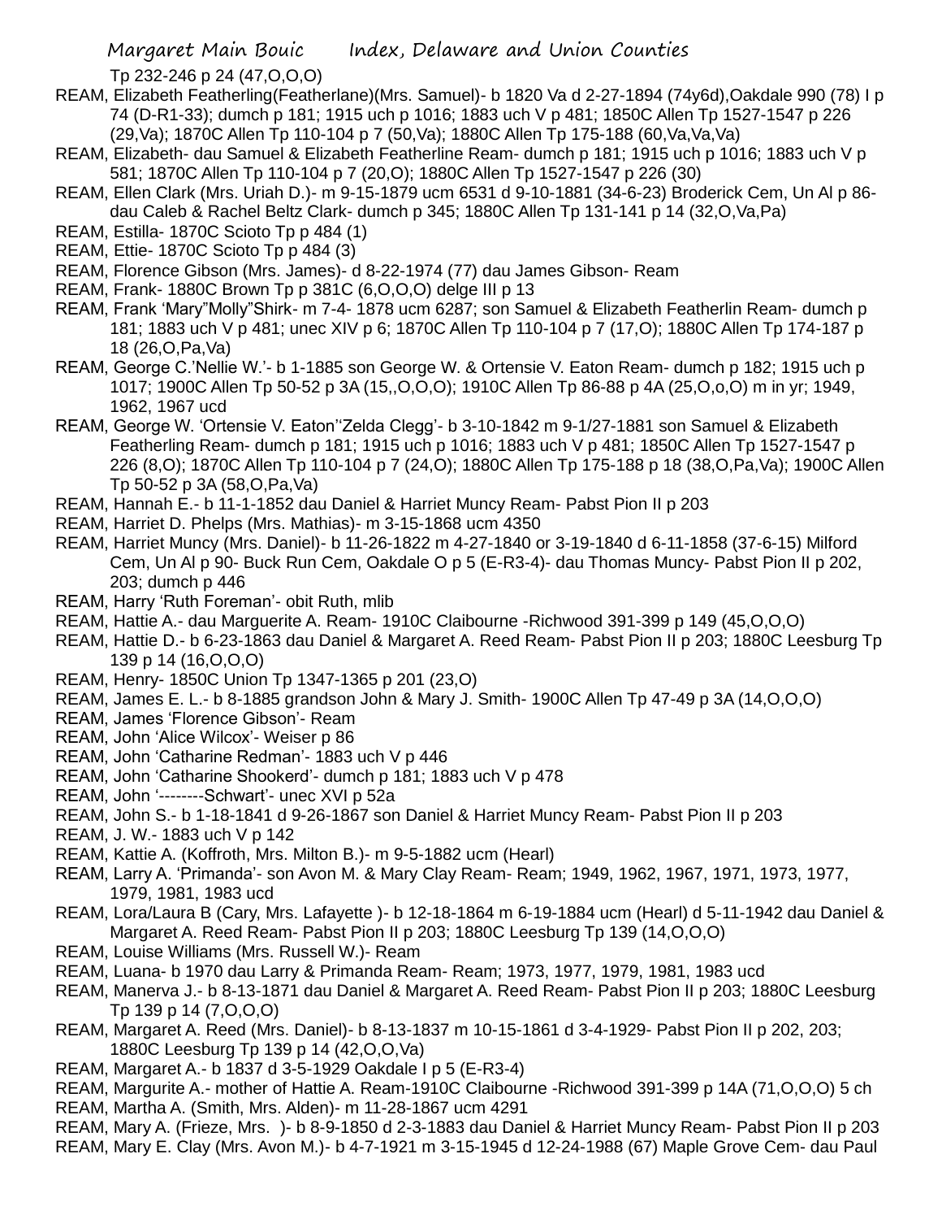Tp 232-246 p 24 (47,O,O,O)

REAM, Elizabeth Featherling(Featherlane)(Mrs. Samuel)- b 1820 Va d 2-27-1894 (74y6d),Oakdale 990 (78) I p 74 (D-R1-33); dumch p 181; 1915 uch p 1016; 1883 uch V p 481; 1850C Allen Tp 1527-1547 p 226 (29,Va); 1870C Allen Tp 110-104 p 7 (50,Va); 1880C Allen Tp 175-188 (60,Va,Va,Va)

REAM, Elizabeth- dau Samuel & Elizabeth Featherline Ream- dumch p 181; 1915 uch p 1016; 1883 uch V p 581; 1870C Allen Tp 110-104 p 7 (20,O); 1880C Allen Tp 1527-1547 p 226 (30)

REAM, Ellen Clark (Mrs. Uriah D.)- m 9-15-1879 ucm 6531 d 9-10-1881 (34-6-23) Broderick Cem, Un Al p 86- dau Caleb & Rachel Beltz Clark- dumch p 345; 1880C Allen Tp 131-141 p 14 (32,O,Va,Pa)

REAM, Estilla- 1870C Scioto Tp p 484 (1)

REAM, Ettie- 1870C Scioto Tp p 484 (3)

REAM, Florence Gibson (Mrs. James)- d 8-22-1974 (77) dau James Gibson- Ream

REAM, Frank- 1880C Brown Tp p 381C (6,O,O,O) delge III p 13

REAM, Frank 'Mary"Molly"Shirk- m 7-4- 1878 ucm 6287; son Samuel & Elizabeth Featherlin Ream- dumch p 181; 1883 uch V p 481; unec XIV p 6; 1870C Allen Tp 110-104 p 7 (17,O); 1880C Allen Tp 174-187 p 18 (26,O,Pa,Va)

REAM, George C.'Nellie W.'- b 1-1885 son George W. & Ortensie V. Eaton Ream- dumch p 182; 1915 uch p 1017; 1900C Allen Tp 50-52 p 3A (15,,O,O,O); 1910C Allen Tp 86-88 p 4A (25,O,o,O) m in yr; 1949, 1962, 1967 ucd

REAM, George W. 'Ortensie V. Eaton''Zelda Clegg'- b 3-10-1842 m 9-1/27-1881 son Samuel & Elizabeth Featherling Ream- dumch p 181; 1915 uch p 1016; 1883 uch V p 481; 1850C Allen Tp 1527-1547 p 226 (8,O); 1870C Allen Tp 110-104 p 7 (24,O); 1880C Allen Tp 175-188 p 18 (38,O,Pa,Va); 1900C Allen Tp 50-52 p 3A (58,O,Pa,Va)

REAM, Hannah E.- b 11-1-1852 dau Daniel & Harriet Muncy Ream- Pabst Pion II p 203

REAM, Harriet D. Phelps (Mrs. Mathias)- m 3-15-1868 ucm 4350

REAM, Harriet Muncy (Mrs. Daniel)- b 11-26-1822 m 4-27-1840 or 3-19-1840 d 6-11-1858 (37-6-15) Milford Cem, Un Al p 90- Buck Run Cem, Oakdale O p 5 (E-R3-4)- dau Thomas Muncy- Pabst Pion II p 202, 203; dumch p 446

REAM, Harry 'Ruth Foreman'- obit Ruth, mlib

REAM, Hattie A.- dau Marguerite A. Ream- 1910C Claibourne -Richwood 391-399 p 149 (45,O,O,O)

REAM, Hattie D.- b 6-23-1863 dau Daniel & Margaret A. Reed Ream- Pabst Pion II p 203; 1880C Leesburg Tp 139 p 14 (16,O,O,O)

REAM, Henry- 1850C Union Tp 1347-1365 p 201 (23,O)

REAM, James E. L.- b 8-1885 grandson John & Mary J. Smith- 1900C Allen Tp 47-49 p 3A (14,O,O,O)

REAM, James 'Florence Gibson'- Ream

REAM, John 'Alice Wilcox'- Weiser p 86

REAM, John 'Catharine Redman'- 1883 uch V p 446

REAM, John 'Catharine Shookerd'- dumch p 181; 1883 uch V p 478

REAM, John '--------Schwart'- unec XVI p 52a

REAM, John S.- b 1-18-1841 d 9-26-1867 son Daniel & Harriet Muncy Ream- Pabst Pion II p 203

REAM, J. W.- 1883 uch V p 142

REAM, Kattie A. (Koffroth, Mrs. Milton B.)- m 9-5-1882 ucm (Hearl)

REAM, Larry A. 'Primanda'- son Avon M. & Mary Clay Ream- Ream; 1949, 1962, 1967, 1971, 1973, 1977, 1979, 1981, 1983 ucd

REAM, Lora/Laura B (Cary, Mrs. Lafayette )- b 12-18-1864 m 6-19-1884 ucm (Hearl) d 5-11-1942 dau Daniel & Margaret A. Reed Ream- Pabst Pion II p 203; 1880C Leesburg Tp 139 (14,O,O,O)

REAM, Louise Williams (Mrs. Russell W.)- Ream

REAM, Luana- b 1970 dau Larry & Primanda Ream- Ream; 1973, 1977, 1979, 1981, 1983 ucd

REAM, Manerva J.- b 8-13-1871 dau Daniel & Margaret A. Reed Ream- Pabst Pion II p 203; 1880C Leesburg Tp 139 p 14 (7,O,O,O)

REAM, Margaret A. Reed (Mrs. Daniel)- b 8-13-1837 m 10-15-1861 d 3-4-1929- Pabst Pion II p 202, 203; 1880C Leesburg Tp 139 p 14 (42,O,O,Va)

REAM, Margaret A.- b 1837 d 3-5-1929 Oakdale I p 5 (E-R3-4)

REAM, Margurite A.- mother of Hattie A. Ream-1910C Claibourne -Richwood 391-399 p 14A (71,O,O,O) 5 ch

REAM, Martha A. (Smith, Mrs. Alden)- m 11-28-1867 ucm 4291

REAM, Mary A. (Frieze, Mrs. )- b 8-9-1850 d 2-3-1883 dau Daniel & Harriet Muncy Ream- Pabst Pion II p 203

REAM, Mary E. Clay (Mrs. Avon M.)- b 4-7-1921 m 3-15-1945 d 12-24-1988 (67) Maple Grove Cem- dau Paul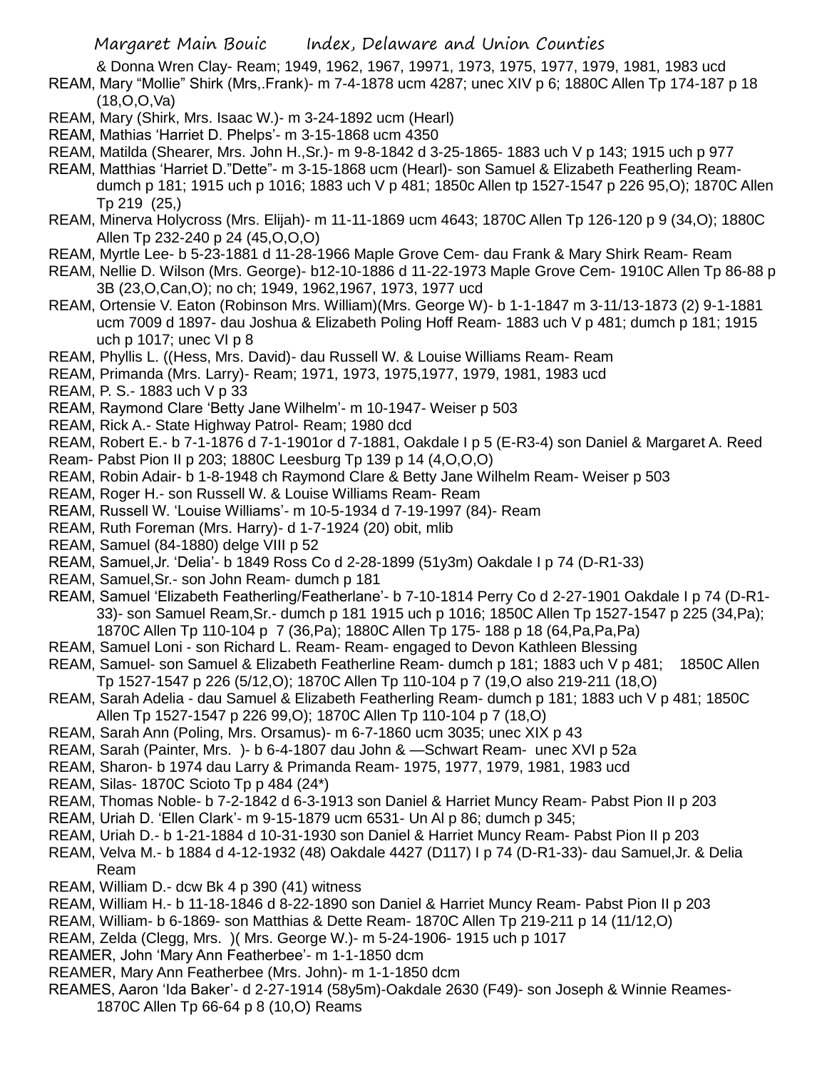& Donna Wren Clay- Ream; 1949, 1962, 1967, 19971, 1973, 1975, 1977, 1979, 1981, 1983 ucd

REAM, Mary "Mollie" Shirk (Mrs,.Frank)- m 7-4-1878 ucm 4287; unec XIV p 6; 1880C Allen Tp 174-187 p 18 (18,O,O,Va)

REAM, Mary (Shirk, Mrs. Isaac W.)- m 3-24-1892 ucm (Hearl)

REAM, Mathias 'Harriet D. Phelps'- m 3-15-1868 ucm 4350

REAM, Matilda (Shearer, Mrs. John H.,Sr.)- m 9-8-1842 d 3-25-1865- 1883 uch V p 143; 1915 uch p 977

REAM, Matthias 'Harriet D."Dette"- m 3-15-1868 ucm (Hearl)- son Samuel & Elizabeth Featherling Ream- dumch p 181; 1915 uch p 1016; 1883 uch V p 481; 1850c Allen tp 1527-1547 p 226 95,O); 1870C Allen Tp 219 (25,)

REAM, Minerva Holycross (Mrs. Elijah)- m 11-11-1869 ucm 4643; 1870C Allen Tp 126-120 p 9 (34,O); 1880C Allen Tp 232-240 p 24 (45,O,O,O)

REAM, Myrtle Lee- b 5-23-1881 d 11-28-1966 Maple Grove Cem- dau Frank & Mary Shirk Ream- Ream

REAM, Nellie D. Wilson (Mrs. George)- b12-10-1886 d 11-22-1973 Maple Grove Cem- 1910C Allen Tp 86-88 p 3B (23,O,Can,O); no ch; 1949, 1962,1967, 1973, 1977 ucd

REAM, Ortensie V. Eaton (Robinson Mrs. William)(Mrs. George W)- b 1-1-1847 m 3-11/13-1873 (2) 9-1-1881 ucm 7009 d 1897- dau Joshua & Elizabeth Poling Hoff Ream- 1883 uch V p 481; dumch p 181; 1915 uch p 1017; unec VI p 8

REAM, Phyllis L. ((Hess, Mrs. David)- dau Russell W. & Louise Williams Ream- Ream

REAM, Primanda (Mrs. Larry)- Ream; 1971, 1973, 1975,1977, 1979, 1981, 1983 ucd

REAM, P. S.- 1883 uch V p 33

REAM, Raymond Clare 'Betty Jane Wilhelm'- m 10-1947- Weiser p 503

REAM, Rick A.- State Highway Patrol- Ream; 1980 dcd

REAM, Robert E.- b 7-1-1876 d 7-1-1901or d 7-1881, Oakdale I p 5 (E-R3-4) son Daniel & Margaret A. Reed Ream- Pabst Pion II p 203; 1880C Leesburg Tp 139 p 14 (4,O,O,O)

REAM, Robin Adair- b 1-8-1948 ch Raymond Clare & Betty Jane Wilhelm Ream- Weiser p 503

REAM, Roger H.- son Russell W. & Louise Williams Ream- Ream

REAM, Russell W. 'Louise Williams'- m 10-5-1934 d 7-19-1997 (84)- Ream

REAM, Ruth Foreman (Mrs. Harry)- d 1-7-1924 (20) obit, mlib

REAM, Samuel (84-1880) delge VIII p 52

REAM, Samuel,Jr. 'Delia'- b 1849 Ross Co d 2-28-1899 (51y3m) Oakdale I p 74 (D-R1-33)

REAM, Samuel,Sr.- son John Ream- dumch p 181

REAM, Samuel 'Elizabeth Featherling/Featherlane'- b 7-10-1814 Perry Co d 2-27-1901 Oakdale I p 74 (D-R1-33)- son Samuel Ream,Sr.- dumch p 181 1915 uch p 1016; 1850C Allen Tp 1527-1547 p 225 (34,Pa); 1870C Allen Tp 110-104 p 7 (36,Pa); 1880C Allen Tp 175- 188 p 18 (64,Pa,Pa,Pa)

REAM, Samuel Loni - son Richard L. Ream- Ream- engaged to Devon Kathleen Blessing

REAM, Samuel- son Samuel & Elizabeth Featherline Ream- dumch p 181; 1883 uch V p 481; 1850C Allen Tp 1527-1547 p 226 (5/12,O); 1870C Allen Tp 110-104 p 7 (19,O also 219-211 (18,O)

REAM, Sarah Adelia - dau Samuel & Elizabeth Featherling Ream- dumch p 181; 1883 uch V p 481; 1850C Allen Tp 1527-1547 p 226 99,O); 1870C Allen Tp 110-104 p 7 (18,O)

REAM, Sarah Ann (Poling, Mrs. Orsamus)- m 6-7-1860 ucm 3035; unec XIX p 43

REAM, Sarah (Painter, Mrs. )- b 6-4-1807 dau John & —Schwart Ream- unec XVI p 52a

REAM, Sharon- b 1974 dau Larry & Primanda Ream- 1975, 1977, 1979, 1981, 1983 ucd

REAM, Silas- 1870C Scioto Tp p 484 (24*)

REAM, Thomas Noble- b 7-2-1842 d 6-3-1913 son Daniel & Harriet Muncy Ream- Pabst Pion II p 203

REAM, Uriah D. 'Ellen Clark'- m 9-15-1879 ucm 6531- Un Al p 86; dumch p 345;

REAM, Uriah D.- b 1-21-1884 d 10-31-1930 son Daniel & Harriet Muncy Ream- Pabst Pion II p 203

REAM, Velva M.- b 1884 d 4-12-1932 (48) Oakdale 4427 (D117) I p 74 (D-R1-33)- dau Samuel,Jr. & Delia Ream

REAM, William D.- dcw Bk 4 p 390 (41) witness

REAM, William H.- b 11-18-1846 d 8-22-1890 son Daniel & Harriet Muncy Ream- Pabst Pion II p 203

REAM, William- b 6-1869- son Matthias & Dette Ream- 1870C Allen Tp 219-211 p 14 (11/12,O)

REAM, Zelda (Clegg, Mrs. )( Mrs. George W.)- m 5-24-1906- 1915 uch p 1017

REAMER, John 'Mary Ann Featherbee'- m 1-1-1850 dcm

REAMER, Mary Ann Featherbee (Mrs. John)- m 1-1-1850 dcm

REAMES, Aaron 'Ida Baker'- d 2-27-1914 (58y5m)-Oakdale 2630 (F49)- son Joseph & Winnie Reames- 1870C Allen Tp 66-64 p 8 (10,O) Reams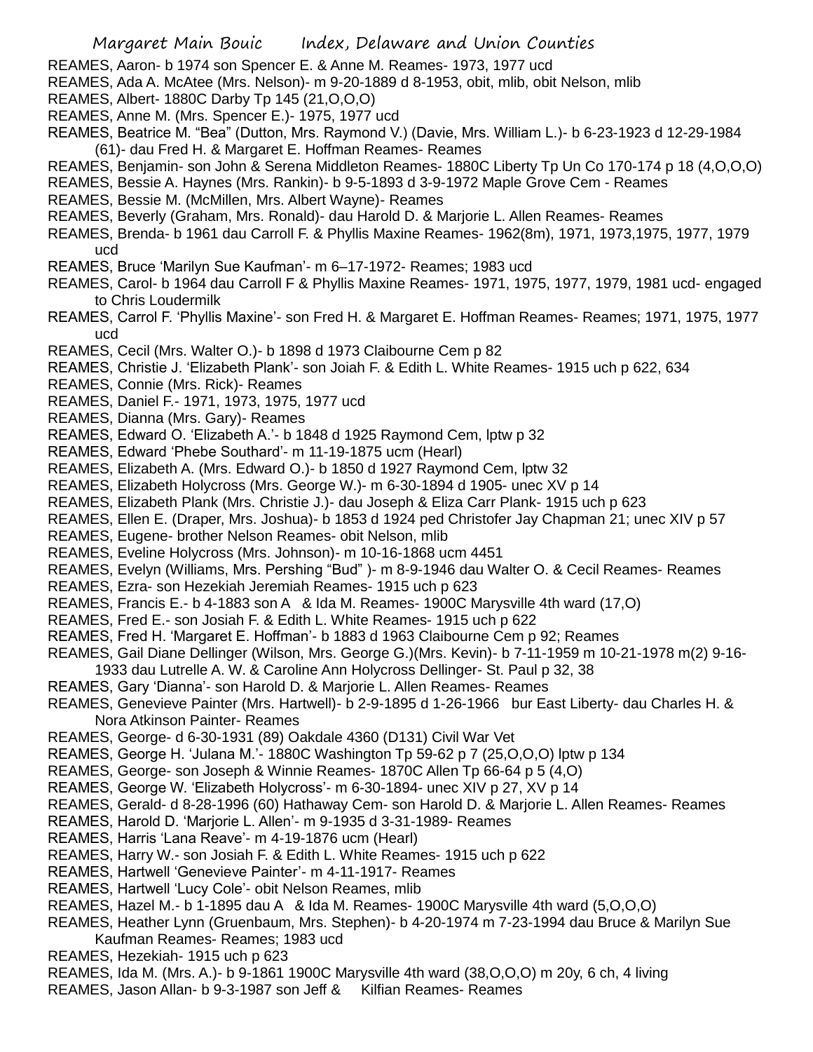REAMES, Aaron- b 1974 son Spencer E. & Anne M. Reames- 1973, 1977 ucd

REAMES, Ada A. McAtee (Mrs. Nelson)- m 9-20-1889 d 8-1953, obit, mlib, obit Nelson, mlib

REAMES, Albert- 1880C Darby Tp 145 (21,O,O,O)

REAMES, Anne M. (Mrs. Spencer E.)- 1975, 1977 ucd

REAMES, Beatrice M. "Bea" (Dutton, Mrs. Raymond V.) (Davie, Mrs. William L.)- b 6-23-1923 d 12-29-1984 (61)- dau Fred H. & Margaret E. Hoffman Reames- Reames

REAMES, Benjamin- son John & Serena Middleton Reames- 1880C Liberty Tp Un Co 170-174 p 18 (4,O,O,O)

REAMES, Bessie A. Haynes (Mrs. Rankin)- b 9-5-1893 d 3-9-1972 Maple Grove Cem - Reames

REAMES, Bessie M. (McMillen, Mrs. Albert Wayne)- Reames

REAMES, Beverly (Graham, Mrs. Ronald)- dau Harold D. & Marjorie L. Allen Reames- Reames

REAMES, Brenda- b 1961 dau Carroll F. & Phyllis Maxine Reames- 1962(8m), 1971, 1973,1975, 1977, 1979 ucd

REAMES, Bruce 'Marilyn Sue Kaufman'- m 6–17-1972- Reames; 1983 ucd

REAMES, Carol- b 1964 dau Carroll F & Phyllis Maxine Reames- 1971, 1975, 1977, 1979, 1981 ucd- engaged to Chris Loudermilk

REAMES, Carrol F. 'Phyllis Maxine'- son Fred H. & Margaret E. Hoffman Reames- Reames; 1971, 1975, 1977 ucd

REAMES, Cecil (Mrs. Walter O.)- b 1898 d 1973 Claibourne Cem p 82

REAMES, Christie J. 'Elizabeth Plank'- son Joiah F. & Edith L. White Reames- 1915 uch p 622, 634

REAMES, Connie (Mrs. Rick)- Reames

REAMES, Daniel F.- 1971, 1973, 1975, 1977 ucd

REAMES, Dianna (Mrs. Gary)- Reames

REAMES, Edward O. 'Elizabeth A.'- b 1848 d 1925 Raymond Cem, lptw p 32

REAMES, Edward 'Phebe Southard'- m 11-19-1875 ucm (Hearl)

REAMES, Elizabeth A. (Mrs. Edward O.)- b 1850 d 1927 Raymond Cem, lptw 32

REAMES, Elizabeth Holycross (Mrs. George W.)- m 6-30-1894 d 1905- unec XV p 14

REAMES, Elizabeth Plank (Mrs. Christie J.)- dau Joseph & Eliza Carr Plank- 1915 uch p 623

REAMES, Ellen E. (Draper, Mrs. Joshua)- b 1853 d 1924 ped Christofer Jay Chapman 21; unec XIV p 57

REAMES, Eugene- brother Nelson Reames- obit Nelson, mlib

REAMES, Eveline Holycross (Mrs. Johnson)- m 10-16-1868 ucm 4451

REAMES, Evelyn (Williams, Mrs. Pershing "Bud" )- m 8-9-1946 dau Walter O. & Cecil Reames- Reames

REAMES, Ezra- son Hezekiah Jeremiah Reames- 1915 uch p 623

REAMES, Francis E.- b 4-1883 son A & Ida M. Reames- 1900C Marysville 4th ward (17,O)

REAMES, Fred E.- son Josiah F. & Edith L. White Reames- 1915 uch p 622

REAMES, Fred H. 'Margaret E. Hoffman'- b 1883 d 1963 Claibourne Cem p 92; Reames

REAMES, Gail Diane Dellinger (Wilson, Mrs. George G.)(Mrs. Kevin)- b 7-11-1959 m 10-21-1978 m(2) 9-16-1933 dau Lutrelle A. W. & Caroline Ann Holycross Dellinger- St. Paul p 32, 38

REAMES, Gary 'Dianna'- son Harold D. & Marjorie L. Allen Reames- Reames

REAMES, Genevieve Painter (Mrs. Hartwell)- b 2-9-1895 d 1-26-1966 bur East Liberty- dau Charles H. & Nora Atkinson Painter- Reames

REAMES, George- d 6-30-1931 (89) Oakdale 4360 (D131) Civil War Vet

REAMES, George H. 'Julana M.'- 1880C Washington Tp 59-62 p 7 (25,O,O,O) lptw p 134

REAMES, George- son Joseph & Winnie Reames- 1870C Allen Tp 66-64 p 5 (4,O)

REAMES, George W. 'Elizabeth Holycross'- m 6-30-1894- unec XIV p 27, XV p 14

REAMES, Gerald- d 8-28-1996 (60) Hathaway Cem- son Harold D. & Marjorie L. Allen Reames- Reames

REAMES, Harold D. 'Marjorie L. Allen'- m 9-1935 d 3-31-1989- Reames

REAMES, Harris 'Lana Reave'- m 4-19-1876 ucm (Hearl)

REAMES, Harry W.- son Josiah F. & Edith L. White Reames- 1915 uch p 622

REAMES, Hartwell 'Genevieve Painter'- m 4-11-1917- Reames

REAMES, Hartwell 'Lucy Cole'- obit Nelson Reames, mlib

REAMES, Hazel M.- b 1-1895 dau A & Ida M. Reames- 1900C Marysville 4th ward (5,O,O,O)

REAMES, Heather Lynn (Gruenbaum, Mrs. Stephen)- b 4-20-1974 m 7-23-1994 dau Bruce & Marilyn Sue Kaufman Reames- Reames; 1983 ucd

REAMES, Hezekiah- 1915 uch p 623

REAMES, Ida M. (Mrs. A.)- b 9-1861 1900C Marysville 4th ward (38,O,O,O) m 20y, 6 ch, 4 living

REAMES, Jason Allan- b 9-3-1987 son Jeff & Kilfian Reames- Reames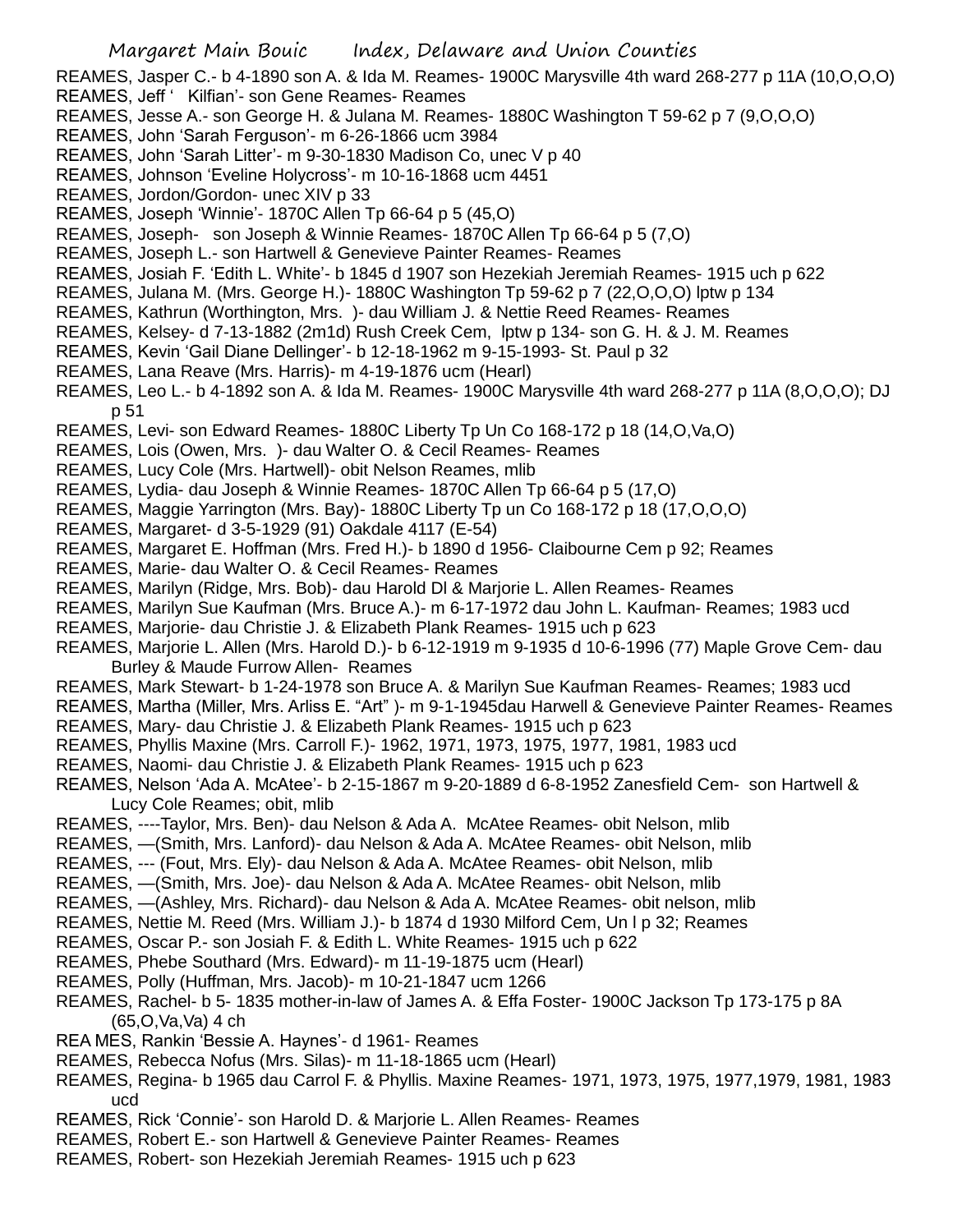REAMES, Jasper C.- b 4-1890 son A. & Ida M. Reames- 1900C Marysville 4th ward 268-277 p 11A (10,O,O,O)
REAMES, Jeff ' Kilfian'- son Gene Reames- Reames
REAMES, Jesse A.- son George H. & Julana M. Reames- 1880C Washington T 59-62 p 7 (9,O,O,O)
REAMES, John 'Sarah Ferguson'- m 6-26-1866 ucm 3984
REAMES, John 'Sarah Litter'- m 9-30-1830 Madison Co, unec V p 40
REAMES, Johnson 'Eveline Holycross'- m 10-16-1868 ucm 4451
REAMES, Jordon/Gordon- unec XIV p 33
REAMES, Joseph 'Winnie'- 1870C Allen Tp 66-64 p 5 (45,O)
REAMES, Joseph- son Joseph & Winnie Reames- 1870C Allen Tp 66-64 p 5 (7,O)
REAMES, Joseph L.- son Hartwell & Genevieve Painter Reames- Reames
REAMES, Josiah F. 'Edith L. White'- b 1845 d 1907 son Hezekiah Jeremiah Reames- 1915 uch p 622
REAMES, Julana M. (Mrs. George H.)- 1880C Washington Tp 59-62 p 7 (22,O,O,O) lptw p 134
REAMES, Kathrun (Worthington, Mrs. )- dau William J. & Nettie Reed Reames- Reames
REAMES, Kelsey- d 7-13-1882 (2m1d) Rush Creek Cem, lptw p 134- son G. H. & J. M. Reames
REAMES, Kevin 'Gail Diane Dellinger'- b 12-18-1962 m 9-15-1993- St. Paul p 32
REAMES, Lana Reave (Mrs. Harris)- m 4-19-1876 ucm (Hearl)
REAMES, Leo L.- b 4-1892 son A. & Ida M. Reames- 1900C Marysville 4th ward 268-277 p 11A (8,O,O,O); DJ p 51
REAMES, Levi- son Edward Reames- 1880C Liberty Tp Un Co 168-172 p 18 (14,O,Va,O)
REAMES, Lois (Owen, Mrs. )- dau Walter O. & Cecil Reames- Reames
REAMES, Lucy Cole (Mrs. Hartwell)- obit Nelson Reames, mlib
REAMES, Lydia- dau Joseph & Winnie Reames- 1870C Allen Tp 66-64 p 5 (17,O)
REAMES, Maggie Yarrington (Mrs. Bay)- 1880C Liberty Tp un Co 168-172 p 18 (17,O,O,O)
REAMES, Margaret- d 3-5-1929 (91) Oakdale 4117 (E-54)
REAMES, Margaret E. Hoffman (Mrs. Fred H.)- b 1890 d 1956- Claibourne Cem p 92; Reames
REAMES, Marie- dau Walter O. & Cecil Reames- Reames
REAMES, Marilyn (Ridge, Mrs. Bob)- dau Harold Dl & Marjorie L. Allen Reames- Reames
REAMES, Marilyn Sue Kaufman (Mrs. Bruce A.)- m 6-17-1972 dau John L. Kaufman- Reames; 1983 ucd
REAMES, Marjorie- dau Christie J. & Elizabeth Plank Reames- 1915 uch p 623
REAMES, Marjorie L. Allen (Mrs. Harold D.)- b 6-12-1919 m 9-1935 d 10-6-1996 (77) Maple Grove Cem- dau Burley & Maude Furrow Allen- Reames
REAMES, Mark Stewart- b 1-24-1978 son Bruce A. & Marilyn Sue Kaufman Reames- Reames; 1983 ucd
REAMES, Martha (Miller, Mrs. Arliss E. "Art" )- m 9-1-1945dau Harwell & Genevieve Painter Reames- Reames
REAMES, Mary- dau Christie J. & Elizabeth Plank Reames- 1915 uch p 623
REAMES, Phyllis Maxine (Mrs. Carroll F.)- 1962, 1971, 1973, 1975, 1977, 1981, 1983 ucd
REAMES, Naomi- dau Christie J. & Elizabeth Plank Reames- 1915 uch p 623
REAMES, Nelson 'Ada A. McAtee'- b 2-15-1867 m 9-20-1889 d 6-8-1952 Zanesfield Cem- son Hartwell & Lucy Cole Reames; obit, mlib
REAMES, ----Taylor, Mrs. Ben)- dau Nelson & Ada A. McAtee Reames- obit Nelson, mlib
REAMES, —(Smith, Mrs. Lanford)- dau Nelson & Ada A. McAtee Reames- obit Nelson, mlib
REAMES, --- (Fout, Mrs. Ely)- dau Nelson & Ada A. McAtee Reames- obit Nelson, mlib
REAMES, —(Smith, Mrs. Joe)- dau Nelson & Ada A. McAtee Reames- obit Nelson, mlib
REAMES, —(Ashley, Mrs. Richard)- dau Nelson & Ada A. McAtee Reames- obit nelson, mlib
REAMES, Nettie M. Reed (Mrs. William J.)- b 1874 d 1930 Milford Cem, Un l p 32; Reames
REAMES, Oscar P.- son Josiah F. & Edith L. White Reames- 1915 uch p 622
REAMES, Phebe Southard (Mrs. Edward)- m 11-19-1875 ucm (Hearl)
REAMES, Polly (Huffman, Mrs. Jacob)- m 10-21-1847 ucm 1266
REAMES, Rachel- b 5- 1835 mother-in-law of James A. & Effa Foster- 1900C Jackson Tp 173-175 p 8A (65,O,Va,Va) 4 ch
REA MES, Rankin 'Bessie A. Haynes'- d 1961- Reames
REAMES, Rebecca Nofus (Mrs. Silas)- m 11-18-1865 ucm (Hearl)
REAMES, Regina- b 1965 dau Carrol F. & Phyllis. Maxine Reames- 1971, 1973, 1975, 1977,1979, 1981, 1983 ucd
REAMES, Rick 'Connie'- son Harold D. & Marjorie L. Allen Reames- Reames
REAMES, Robert E.- son Hartwell & Genevieve Painter Reames- Reames
REAMES, Robert- son Hezekiah Jeremiah Reames- 1915 uch p 623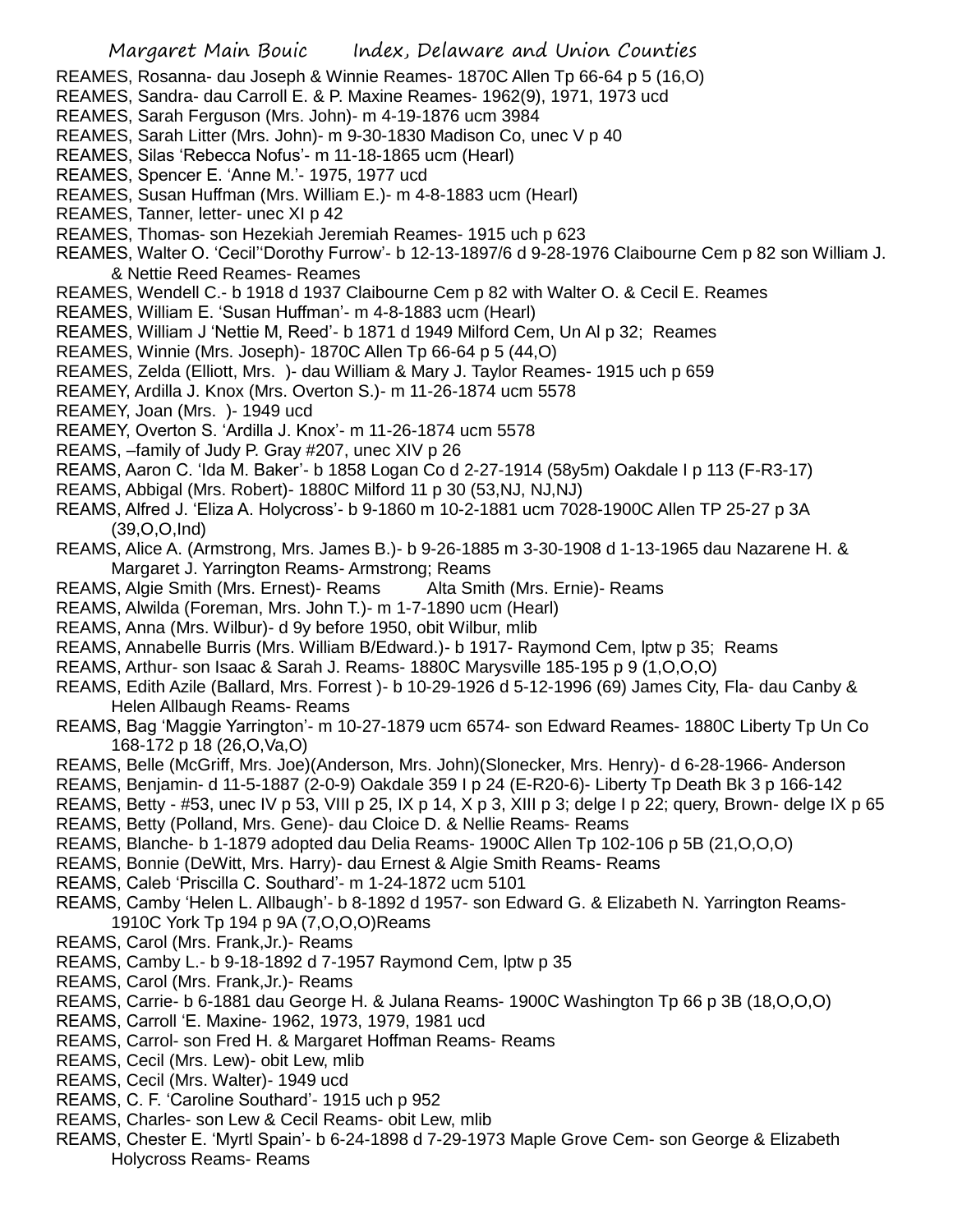REAMES, Rosanna- dau Joseph & Winnie Reames- 1870C Allen Tp 66-64 p 5 (16,O)
REAMES, Sandra- dau Carroll E. & P. Maxine Reames- 1962(9), 1971, 1973 ucd
REAMES, Sarah Ferguson (Mrs. John)- m 4-19-1876 ucm 3984
REAMES, Sarah Litter (Mrs. John)- m 9-30-1830 Madison Co, unec V p 40
REAMES, Silas 'Rebecca Nofus'- m 11-18-1865 ucm (Hearl)
REAMES, Spencer E. 'Anne M.'- 1975, 1977 ucd
REAMES, Susan Huffman (Mrs. William E.)- m 4-8-1883 ucm (Hearl)
REAMES, Tanner, letter- unec XI p 42
REAMES, Thomas- son Hezekiah Jeremiah Reames- 1915 uch p 623
REAMES, Walter O. 'Cecil''Dorothy Furrow'- b 12-13-1897/6 d 9-28-1976 Claibourne Cem p 82 son William J. & Nettie Reed Reames- Reames
REAMES, Wendell C.- b 1918 d 1937 Claibourne Cem p 82 with Walter O. & Cecil E. Reames
REAMES, William E. 'Susan Huffman'- m 4-8-1883 ucm (Hearl)
REAMES, William J 'Nettie M, Reed'- b 1871 d 1949 Milford Cem, Un Al p 32; Reames
REAMES, Winnie (Mrs. Joseph)- 1870C Allen Tp 66-64 p 5 (44,O)
REAMES, Zelda (Elliott, Mrs. )- dau William & Mary J. Taylor Reames- 1915 uch p 659
REAMEY, Ardilla J. Knox (Mrs. Overton S.)- m 11-26-1874 ucm 5578
REAMEY, Joan (Mrs. )- 1949 ucd
REAMEY, Overton S. 'Ardilla J. Knox'- m 11-26-1874 ucm 5578
REAMS, –family of Judy P. Gray #207, unec XIV p 26
REAMS, Aaron C. 'Ida M. Baker'- b 1858 Logan Co d 2-27-1914 (58y5m) Oakdale I p 113 (F-R3-17)
REAMS, Abbigal (Mrs. Robert)- 1880C Milford 11 p 30 (53,NJ, NJ,NJ)
REAMS, Alfred J. 'Eliza A. Holycross'- b 9-1860 m 10-2-1881 ucm 7028-1900C Allen TP 25-27 p 3A (39,O,O,Ind)
REAMS, Alice A. (Armstrong, Mrs. James B.)- b 9-26-1885 m 3-30-1908 d 1-13-1965 dau Nazarene H. & Margaret J. Yarrington Reams- Armstrong; Reams
REAMS, Algie Smith (Mrs. Ernest)- Reams Alta Smith (Mrs. Ernie)- Reams
REAMS, Alwilda (Foreman, Mrs. John T.)- m 1-7-1890 ucm (Hearl)
REAMS, Anna (Mrs. Wilbur)- d 9y before 1950, obit Wilbur, mlib
REAMS, Annabelle Burris (Mrs. William B/Edward.)- b 1917- Raymond Cem, lptw p 35; Reams
REAMS, Arthur- son Isaac & Sarah J. Reams- 1880C Marysville 185-195 p 9 (1,O,O,O)
REAMS, Edith Azile (Ballard, Mrs. Forrest )- b 10-29-1926 d 5-12-1996 (69) James City, Fla- dau Canby & Helen Allbaugh Reams- Reams
REAMS, Bag 'Maggie Yarrington'- m 10-27-1879 ucm 6574- son Edward Reames- 1880C Liberty Tp Un Co 168-172 p 18 (26,O,Va,O)
REAMS, Belle (McGriff, Mrs. Joe)(Anderson, Mrs. John)(Slonecker, Mrs. Henry)- d 6-28-1966- Anderson
REAMS, Benjamin- d 11-5-1887 (2-0-9) Oakdale 359 I p 24 (E-R20-6)- Liberty Tp Death Bk 3 p 166-142
REAMS, Betty - #53, unec IV p 53, VIII p 25, IX p 14, X p 3, XIII p 3; delge I p 22; query, Brown- delge IX p 65
REAMS, Betty (Polland, Mrs. Gene)- dau Cloice D. & Nellie Reams- Reams
REAMS, Blanche- b 1-1879 adopted dau Delia Reams- 1900C Allen Tp 102-106 p 5B (21,O,O,O)
REAMS, Bonnie (DeWitt, Mrs. Harry)- dau Ernest & Algie Smith Reams- Reams
REAMS, Caleb 'Priscilla C. Southard'- m 1-24-1872 ucm 5101
REAMS, Camby 'Helen L. Allbaugh'- b 8-1892 d 1957- son Edward G. & Elizabeth N. Yarrington Reams- 1910C York Tp 194 p 9A (7,O,O,O)Reams
REAMS, Carol (Mrs. Frank,Jr.)- Reams
REAMS, Camby L.- b 9-18-1892 d 7-1957 Raymond Cem, lptw p 35
REAMS, Carol (Mrs. Frank,Jr.)- Reams
REAMS, Carrie- b 6-1881 dau George H. & Julana Reams- 1900C Washington Tp 66 p 3B (18,O,O,O)
REAMS, Carroll 'E. Maxine- 1962, 1973, 1979, 1981 ucd
REAMS, Carrol- son Fred H. & Margaret Hoffman Reams- Reams
REAMS, Cecil (Mrs. Lew)- obit Lew, mlib
REAMS, Cecil (Mrs. Walter)- 1949 ucd
REAMS, C. F. 'Caroline Southard'- 1915 uch p 952
REAMS, Charles- son Lew & Cecil Reams- obit Lew, mlib
REAMS, Chester E. 'Myrtl Spain'- b 6-24-1898 d 7-29-1973 Maple Grove Cem- son George & Elizabeth Holycross Reams- Reams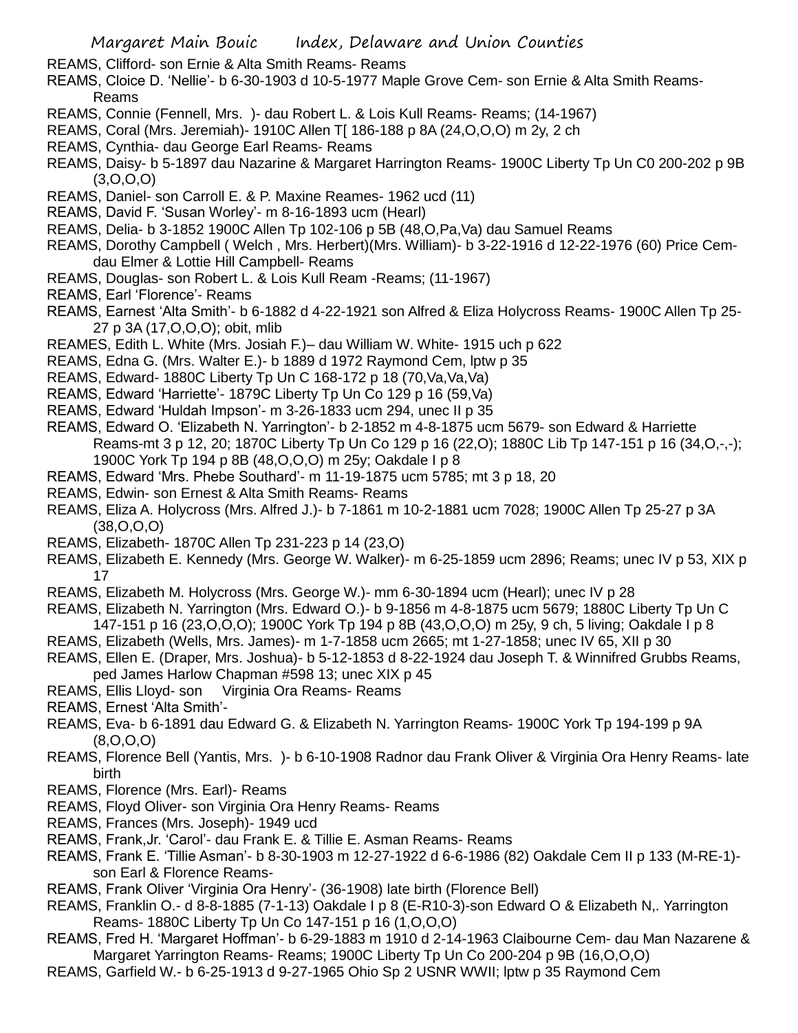REAMS, Clifford- son Ernie & Alta Smith Reams- Reams

REAMS, Cloice D. 'Nellie'- b 6-30-1903 d 10-5-1977 Maple Grove Cem- son Ernie & Alta Smith Reams- Reams

REAMS, Connie (Fennell, Mrs. )- dau Robert L. & Lois Kull Reams- Reams; (14-1967)

REAMS, Coral (Mrs. Jeremiah)- 1910C Allen T[ 186-188 p 8A (24,O,O,O) m 2y, 2 ch

REAMS, Cynthia- dau George Earl Reams- Reams

REAMS, Daisy- b 5-1897 dau Nazarine & Margaret Harrington Reams- 1900C Liberty Tp Un C0 200-202 p 9B (3,O,O,O)

REAMS, Daniel- son Carroll E. & P. Maxine Reames- 1962 ucd (11)

REAMS, David F. 'Susan Worley'- m 8-16-1893 ucm (Hearl)

REAMS, Delia- b 3-1852 1900C Allen Tp 102-106 p 5B (48,O,Pa,Va) dau Samuel Reams

REAMS, Dorothy Campbell ( Welch , Mrs. Herbert)(Mrs. William)- b 3-22-1916 d 12-22-1976 (60) Price Cem- dau Elmer & Lottie Hill Campbell- Reams

REAMS, Douglas- son Robert L. & Lois Kull Ream -Reams; (11-1967)

REAMS, Earl 'Florence'- Reams

REAMS, Earnest 'Alta Smith'- b 6-1882 d 4-22-1921 son Alfred & Eliza Holycross Reams- 1900C Allen Tp 25-27 p 3A (17,O,O,O); obit, mlib

REAMES, Edith L. White (Mrs. Josiah F.)– dau William W. White- 1915 uch p 622

REAMS, Edna G. (Mrs. Walter E.)- b 1889 d 1972 Raymond Cem, lptw p 35

REAMS, Edward- 1880C Liberty Tp Un C 168-172 p 18 (70,Va,Va,Va)

REAMS, Edward 'Harriette'- 1879C Liberty Tp Un Co 129 p 16 (59,Va)

REAMS, Edward 'Huldah Impson'- m 3-26-1833 ucm 294, unec II p 35

REAMS, Edward O. 'Elizabeth N. Yarrington'- b 2-1852 m 4-8-1875 ucm 5679- son Edward & Harriette Reams-mt 3 p 12, 20; 1870C Liberty Tp Un Co 129 p 16 (22,O); 1880C Lib Tp 147-151 p 16 (34,O,-,-); 1900C York Tp 194 p 8B (48,O,O,O) m 25y; Oakdale I p 8

REAMS, Edward 'Mrs. Phebe Southard'- m 11-19-1875 ucm 5785; mt 3 p 18, 20

REAMS, Edwin- son Ernest & Alta Smith Reams- Reams

REAMS, Eliza A. Holycross (Mrs. Alfred J.)- b 7-1861 m 10-2-1881 ucm 7028; 1900C Allen Tp 25-27 p 3A (38,O,O,O)

REAMS, Elizabeth- 1870C Allen Tp 231-223 p 14 (23,O)

REAMS, Elizabeth E. Kennedy (Mrs. George W. Walker)- m 6-25-1859 ucm 2896; Reams; unec IV p 53, XIX p 17

REAMS, Elizabeth M. Holycross (Mrs. George W.)- mm 6-30-1894 ucm (Hearl); unec IV p 28

REAMS, Elizabeth N. Yarrington (Mrs. Edward O.)- b 9-1856 m 4-8-1875 ucm 5679; 1880C Liberty Tp Un C 147-151 p 16 (23,O,O,O); 1900C York Tp 194 p 8B (43,O,O,O) m 25y, 9 ch, 5 living; Oakdale I p 8

REAMS, Elizabeth (Wells, Mrs. James)- m 1-7-1858 ucm 2665; mt 1-27-1858; unec IV 65, XII p 30

REAMS, Ellen E. (Draper, Mrs. Joshua)- b 5-12-1853 d 8-22-1924 dau Joseph T. & Winnifred Grubbs Reams, ped James Harlow Chapman #598 13; unec XIX p 45

REAMS, Ellis Lloyd- son Virginia Ora Reams- Reams

REAMS, Ernest 'Alta Smith'-

REAMS, Eva- b 6-1891 dau Edward G. & Elizabeth N. Yarrington Reams- 1900C York Tp 194-199 p 9A (8,O,O,O)

REAMS, Florence Bell (Yantis, Mrs. )- b 6-10-1908 Radnor dau Frank Oliver & Virginia Ora Henry Reams- late birth

REAMS, Florence (Mrs. Earl)- Reams

REAMS, Floyd Oliver- son Virginia Ora Henry Reams- Reams

REAMS, Frances (Mrs. Joseph)- 1949 ucd

REAMS, Frank,Jr. 'Carol'- dau Frank E. & Tillie E. Asman Reams- Reams

REAMS, Frank E. 'Tillie Asman'- b 8-30-1903 m 12-27-1922 d 6-6-1986 (82) Oakdale Cem II p 133 (M-RE-1)- son Earl & Florence Reams-

REAMS, Frank Oliver 'Virginia Ora Henry'- (36-1908) late birth (Florence Bell)

REAMS, Franklin O.- d 8-8-1885 (7-1-13) Oakdale I p 8 (E-R10-3)-son Edward O & Elizabeth N,. Yarrington Reams- 1880C Liberty Tp Un Co 147-151 p 16 (1,O,O,O)

REAMS, Fred H. 'Margaret Hoffman'- b 6-29-1883 m 1910 d 2-14-1963 Claibourne Cem- dau Man Nazarene & Margaret Yarrington Reams- Reams; 1900C Liberty Tp Un Co 200-204 p 9B (16,O,O,O)

REAMS, Garfield W.- b 6-25-1913 d 9-27-1965 Ohio Sp 2 USNR WWII; lptw p 35 Raymond Cem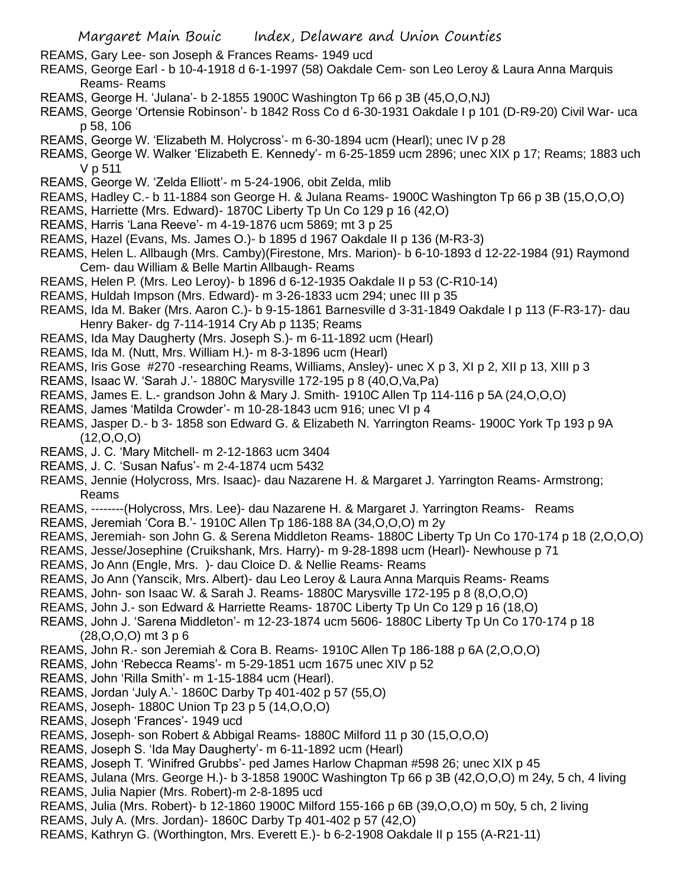REAMS, Gary Lee- son Joseph & Frances Reams- 1949 ucd

REAMS, George Earl - b 10-4-1918 d 6-1-1997 (58) Oakdale Cem- son Leo Leroy & Laura Anna Marquis Reams- Reams

REAMS, George H. 'Julana'- b 2-1855 1900C Washington Tp 66 p 3B (45,O,O,NJ)

REAMS, George 'Ortensie Robinson'- b 1842 Ross Co d 6-30-1931 Oakdale I p 101 (D-R9-20) Civil War- uca p 58, 106

REAMS, George W. 'Elizabeth M. Holycross'- m 6-30-1894 ucm (Hearl); unec IV p 28

REAMS, George W. Walker 'Elizabeth E. Kennedy'- m 6-25-1859 ucm 2896; unec XIX p 17; Reams; 1883 uch V p 511

REAMS, George W. 'Zelda Elliott'- m 5-24-1906, obit Zelda, mlib

REAMS, Hadley C.- b 11-1884 son George H. & Julana Reams- 1900C Washington Tp 66 p 3B (15,O,O,O)

REAMS, Harriette (Mrs. Edward)- 1870C Liberty Tp Un Co 129 p 16 (42,O)

REAMS, Harris 'Lana Reeve'- m 4-19-1876 ucm 5869; mt 3 p 25

REAMS, Hazel (Evans, Ms. James O.)- b 1895 d 1967 Oakdale II p 136 (M-R3-3)

REAMS, Helen L. Allbaugh (Mrs. Camby)(Firestone, Mrs. Marion)- b 6-10-1893 d 12-22-1984 (91) Raymond Cem- dau William & Belle Martin Allbaugh- Reams

REAMS, Helen P. (Mrs. Leo Leroy)- b 1896 d 6-12-1935 Oakdale II p 53 (C-R10-14)

REAMS, Huldah Impson (Mrs. Edward)- m 3-26-1833 ucm 294; unec III p 35

REAMS, Ida M. Baker (Mrs. Aaron C.)- b 9-15-1861 Barnesville d 3-31-1849 Oakdale I p 113 (F-R3-17)- dau Henry Baker- dg 7-114-1914 Cry Ab p 1135; Reams

REAMS, Ida May Daugherty (Mrs. Joseph S.)- m 6-11-1892 ucm (Hearl)

REAMS, Ida M. (Nutt, Mrs. William H.)- m 8-3-1896 ucm (Hearl)

REAMS, Iris Gose #270 -researching Reams, Williams, Ansley)- unec X p 3, XI p 2, XII p 13, XIII p 3

REAMS, Isaac W. 'Sarah J.'- 1880C Marysville 172-195 p 8 (40,O,Va,Pa)

REAMS, James E. L.- grandson John & Mary J. Smith- 1910C Allen Tp 114-116 p 5A (24,O,O,O)

REAMS, James 'Matilda Crowder'- m 10-28-1843 ucm 916; unec VI p 4

REAMS, Jasper D.- b 3- 1858 son Edward G. & Elizabeth N. Yarrington Reams- 1900C York Tp 193 p 9A (12,O,O,O)

REAMS, J. C. 'Mary Mitchell- m 2-12-1863 ucm 3404

REAMS, J. C. 'Susan Nafus'- m 2-4-1874 ucm 5432

REAMS, Jennie (Holycross, Mrs. Isaac)- dau Nazarene H. & Margaret J. Yarrington Reams- Armstrong; Reams

REAMS, --------(Holycross, Mrs. Lee)- dau Nazarene H. & Margaret J. Yarrington Reams- Reams

REAMS, Jeremiah 'Cora B.'- 1910C Allen Tp 186-188 8A (34,O,O,O) m 2y

REAMS, Jeremiah- son John G. & Serena Middleton Reams- 1880C Liberty Tp Un Co 170-174 p 18 (2,O,O,O)

REAMS, Jesse/Josephine (Cruikshank, Mrs. Harry)- m 9-28-1898 ucm (Hearl)- Newhouse p 71

REAMS, Jo Ann (Engle, Mrs. )- dau Cloice D. & Nellie Reams- Reams

REAMS, Jo Ann (Yanscik, Mrs. Albert)- dau Leo Leroy & Laura Anna Marquis Reams- Reams

REAMS, John- son Isaac W. & Sarah J. Reams- 1880C Marysville 172-195 p 8 (8,O,O,O)

REAMS, John J.- son Edward & Harriette Reams- 1870C Liberty Tp Un Co 129 p 16 (18,O)

REAMS, John J. 'Sarena Middleton'- m 12-23-1874 ucm 5606- 1880C Liberty Tp Un Co 170-174 p 18 (28,O,O,O) mt 3 p 6

REAMS, John R.- son Jeremiah & Cora B. Reams- 1910C Allen Tp 186-188 p 6A (2,O,O,O)

REAMS, John 'Rebecca Reams'- m 5-29-1851 ucm 1675 unec XIV p 52

REAMS, John 'Rilla Smith'- m 1-15-1884 ucm (Hearl).

REAMS, Jordan 'July A.'- 1860C Darby Tp 401-402 p 57 (55,O)

REAMS, Joseph- 1880C Union Tp 23 p 5 (14,O,O,O)

REAMS, Joseph 'Frances'- 1949 ucd

REAMS, Joseph- son Robert & Abbigal Reams- 1880C Milford 11 p 30 (15,O,O,O)

REAMS, Joseph S. 'Ida May Daugherty'- m 6-11-1892 ucm (Hearl)

REAMS, Joseph T. 'Winifred Grubbs'- ped James Harlow Chapman #598 26; unec XIX p 45

REAMS, Julana (Mrs. George H.)- b 3-1858 1900C Washington Tp 66 p 3B (42,O,O,O) m 24y, 5 ch, 4 living

REAMS, Julia Napier (Mrs. Robert)-m 2-8-1895 ucd

REAMS, Julia (Mrs. Robert)- b 12-1860 1900C Milford 155-166 p 6B (39,O,O,O) m 50y, 5 ch, 2 living

REAMS, July A. (Mrs. Jordan)- 1860C Darby Tp 401-402 p 57 (42,O)

REAMS, Kathryn G. (Worthington, Mrs. Everett E.)- b 6-2-1908 Oakdale II p 155 (A-R21-11)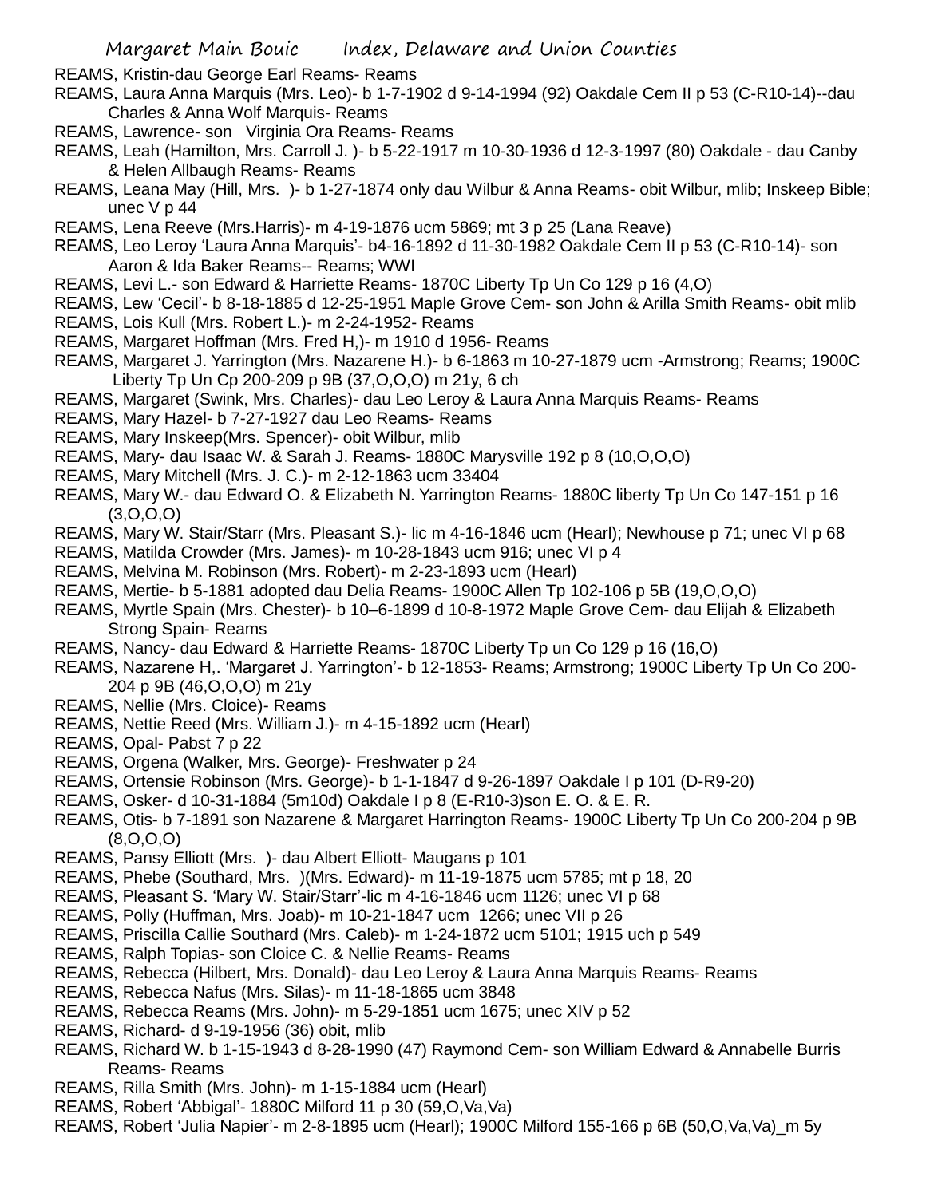REAMS, Kristin-dau George Earl Reams- Reams

REAMS, Laura Anna Marquis (Mrs. Leo)- b 1-7-1902 d 9-14-1994 (92) Oakdale Cem II p 53 (C-R10-14)--dau Charles & Anna Wolf Marquis- Reams

REAMS, Lawrence- son  Virginia Ora Reams- Reams

REAMS, Leah (Hamilton, Mrs. Carroll J. )- b 5-22-1917 m 10-30-1936 d 12-3-1997 (80) Oakdale - dau Canby & Helen Allbaugh Reams- Reams

REAMS, Leana May (Hill, Mrs.  )- b 1-27-1874 only dau Wilbur & Anna Reams- obit Wilbur, mlib; Inskeep Bible; unec V p 44

REAMS, Lena Reeve (Mrs.Harris)- m 4-19-1876 ucm 5869; mt 3 p 25 (Lana Reave)

REAMS, Leo Leroy 'Laura Anna Marquis'- b4-16-1892 d 11-30-1982 Oakdale Cem II p 53 (C-R10-14)- son Aaron & Ida Baker Reams-- Reams; WWI

REAMS, Levi L.- son Edward & Harriette Reams- 1870C Liberty Tp Un Co 129 p 16 (4,O)

REAMS, Lew 'Cecil'- b 8-18-1885 d 12-25-1951 Maple Grove Cem- son John & Arilla Smith Reams- obit mlib

REAMS, Lois Kull (Mrs. Robert L.)- m 2-24-1952- Reams

REAMS, Margaret Hoffman (Mrs. Fred H,)- m 1910 d 1956- Reams

REAMS, Margaret J. Yarrington (Mrs. Nazarene H.)- b 6-1863 m 10-27-1879 ucm -Armstrong; Reams; 1900C Liberty Tp Un Cp 200-209 p 9B (37,O,O,O) m 21y, 6 ch

REAMS, Margaret (Swink, Mrs. Charles)- dau Leo Leroy & Laura Anna Marquis Reams- Reams

REAMS, Mary Hazel- b 7-27-1927 dau Leo Reams- Reams

REAMS, Mary Inskeep(Mrs. Spencer)- obit Wilbur, mlib

REAMS, Mary- dau Isaac W. & Sarah J. Reams- 1880C Marysville 192 p 8 (10,O,O,O)

REAMS, Mary Mitchell (Mrs. J. C.)- m 2-12-1863 ucm 33404

REAMS, Mary W.- dau Edward O. & Elizabeth N. Yarrington Reams- 1880C liberty Tp Un Co 147-151 p 16 (3,O,O,O)

REAMS, Mary W. Stair/Starr (Mrs. Pleasant S.)- lic m 4-16-1846 ucm (Hearl); Newhouse p 71; unec VI p 68

REAMS, Matilda Crowder (Mrs. James)- m 10-28-1843 ucm 916; unec VI p 4

REAMS, Melvina M. Robinson (Mrs. Robert)- m 2-23-1893 ucm (Hearl)

REAMS, Mertie- b 5-1881 adopted dau Delia Reams- 1900C Allen Tp 102-106 p 5B (19,O,O,O)

REAMS, Myrtle Spain (Mrs. Chester)- b 10–6-1899 d 10-8-1972 Maple Grove Cem- dau Elijah & Elizabeth Strong Spain- Reams

REAMS, Nancy- dau Edward & Harriette Reams- 1870C Liberty Tp un Co 129 p 16 (16,O)

REAMS, Nazarene H,. 'Margaret J. Yarrington'- b 12-1853- Reams; Armstrong; 1900C Liberty Tp Un Co 200-204 p 9B (46,O,O,O) m 21y

REAMS, Nellie (Mrs. Cloice)- Reams

REAMS, Nettie Reed (Mrs. William J.)- m 4-15-1892 ucm (Hearl)

REAMS, Opal- Pabst 7 p 22

REAMS, Orgena (Walker, Mrs. George)- Freshwater p 24

REAMS, Ortensie Robinson (Mrs. George)- b 1-1-1847 d 9-26-1897 Oakdale I p 101 (D-R9-20)

REAMS, Osker- d 10-31-1884 (5m10d) Oakdale I p 8 (E-R10-3)son E. O. & E. R.

REAMS, Otis- b 7-1891 son Nazarene & Margaret Harrington Reams- 1900C Liberty Tp Un Co 200-204 p 9B (8,O,O,O)

REAMS, Pansy Elliott (Mrs.  )- dau Albert Elliott- Maugans p 101

REAMS, Phebe (Southard, Mrs.  )(Mrs. Edward)- m 11-19-1875 ucm 5785; mt p 18, 20

REAMS, Pleasant S. 'Mary W. Stair/Starr'-lic m 4-16-1846 ucm 1126; unec VI p 68

REAMS, Polly (Huffman, Mrs. Joab)- m 10-21-1847 ucm  1266; unec VII p 26

REAMS, Priscilla Callie Southard (Mrs. Caleb)- m 1-24-1872 ucm 5101; 1915 uch p 549

REAMS, Ralph Topias- son Cloice C. & Nellie Reams- Reams

REAMS, Rebecca (Hilbert, Mrs. Donald)- dau Leo Leroy & Laura Anna Marquis Reams- Reams

REAMS, Rebecca Nafus (Mrs. Silas)- m 11-18-1865 ucm 3848

REAMS, Rebecca Reams (Mrs. John)- m 5-29-1851 ucm 1675; unec XIV p 52

REAMS, Richard- d 9-19-1956 (36) obit, mlib

REAMS, Richard W. b 1-15-1943 d 8-28-1990 (47) Raymond Cem- son William Edward & Annabelle Burris Reams- Reams

REAMS, Rilla Smith (Mrs. John)- m 1-15-1884 ucm (Hearl)

REAMS, Robert 'Abbigal'- 1880C Milford 11 p 30 (59,O,Va,Va)

REAMS, Robert 'Julia Napier'- m 2-8-1895 ucm (Hearl); 1900C Milford 155-166 p 6B (50,O,Va,Va)_m 5y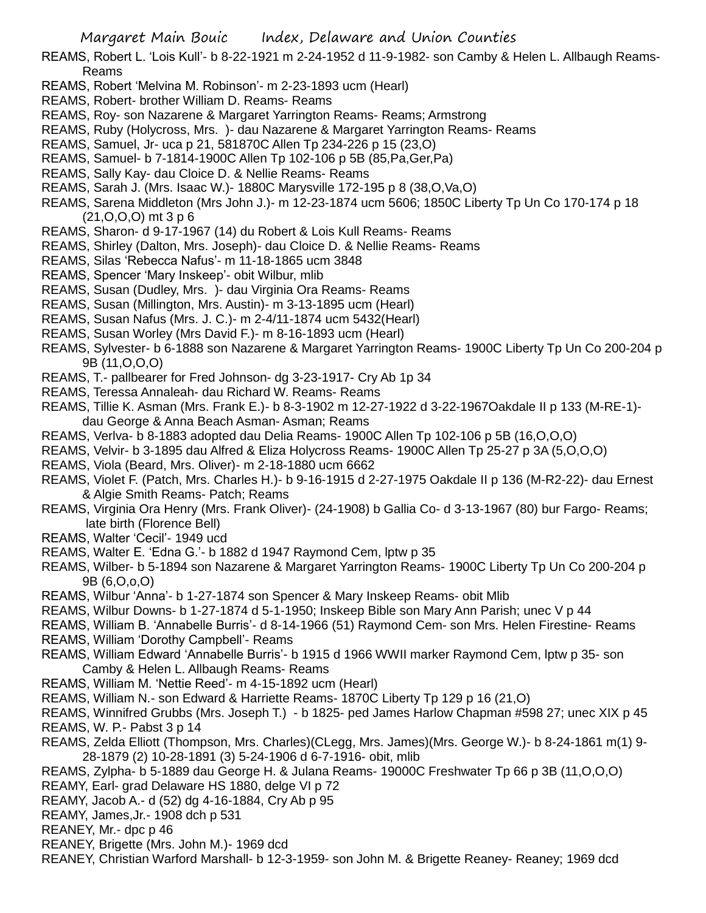REAMS, Robert L. 'Lois Kull'- b 8-22-1921 m 2-24-1952 d 11-9-1982- son Camby & Helen L. Allbaugh Reams- Reams

REAMS, Robert 'Melvina M. Robinson'- m 2-23-1893 ucm (Hearl)

REAMS, Robert- brother William D. Reams- Reams

REAMS, Roy- son Nazarene & Margaret Yarrington Reams- Reams; Armstrong

REAMS, Ruby (Holycross, Mrs. )- dau Nazarene & Margaret Yarrington Reams- Reams

REAMS, Samuel, Jr- uca p 21, 581870C Allen Tp 234-226 p 15 (23,O)

REAMS, Samuel- b 7-1814-1900C Allen Tp 102-106 p 5B (85,Pa,Ger,Pa)

REAMS, Sally Kay- dau Cloice D. & Nellie Reams- Reams

REAMS, Sarah J. (Mrs. Isaac W.)- 1880C Marysville 172-195 p 8 (38,O,Va,O)

REAMS, Sarena Middleton (Mrs John J.)- m 12-23-1874 ucm 5606; 1850C Liberty Tp Un Co 170-174 p 18 (21,O,O,O) mt 3 p 6

REAMS, Sharon- d 9-17-1967 (14) du Robert & Lois Kull Reams- Reams

REAMS, Shirley (Dalton, Mrs. Joseph)- dau Cloice D. & Nellie Reams- Reams

REAMS, Silas 'Rebecca Nafus'- m 11-18-1865 ucm 3848

REAMS, Spencer 'Mary Inskeep'- obit Wilbur, mlib

REAMS, Susan (Dudley, Mrs. )- dau Virginia Ora Reams- Reams

REAMS, Susan (Millington, Mrs. Austin)- m 3-13-1895 ucm (Hearl)

REAMS, Susan Nafus (Mrs. J. C.)- m 2-4/11-1874 ucm 5432(Hearl)

REAMS, Susan Worley (Mrs David F.)- m 8-16-1893 ucm (Hearl)

REAMS, Sylvester- b 6-1888 son Nazarene & Margaret Yarrington Reams- 1900C Liberty Tp Un Co 200-204 p 9B (11,O,O,O)

REAMS, T.- pallbearer for Fred Johnson- dg 3-23-1917- Cry Ab 1p 34

REAMS, Teressa Annaleah- dau Richard W. Reams- Reams

REAMS, Tillie K. Asman (Mrs. Frank E.)- b 8-3-1902 m 12-27-1922 d 3-22-1967Oakdale II p 133 (M-RE-1)- dau George & Anna Beach Asman- Asman; Reams

REAMS, Verlva- b 8-1883 adopted dau Delia Reams- 1900C Allen Tp 102-106 p 5B (16,O,O,O)

REAMS, Velvir- b 3-1895 dau Alfred & Eliza Holycross Reams- 1900C Allen Tp 25-27 p 3A (5,O,O,O)

REAMS, Viola (Beard, Mrs. Oliver)- m 2-18-1880 ucm 6662

REAMS, Violet F. (Patch, Mrs. Charles H.)- b 9-16-1915 d 2-27-1975 Oakdale II p 136 (M-R2-22)- dau Ernest & Algie Smith Reams- Patch; Reams

REAMS, Virginia Ora Henry (Mrs. Frank Oliver)- (24-1908) b Gallia Co- d 3-13-1967 (80) bur Fargo- Reams; late birth (Florence Bell)

REAMS, Walter 'Cecil'- 1949 ucd

REAMS, Walter E. 'Edna G.'- b 1882 d 1947 Raymond Cem, lptw p 35

REAMS, Wilber- b 5-1894 son Nazarene & Margaret Yarrington Reams- 1900C Liberty Tp Un Co 200-204 p 9B (6,O,o,O)

REAMS, Wilbur 'Anna'- b 1-27-1874 son Spencer & Mary Inskeep Reams- obit Mlib

REAMS, Wilbur Downs- b 1-27-1874 d 5-1-1950; Inskeep Bible son Mary Ann Parish; unec V p 44

REAMS, William B. 'Annabelle Burris'- d 8-14-1966 (51) Raymond Cem- son Mrs. Helen Firestine- Reams

REAMS, William 'Dorothy Campbell'- Reams

REAMS, William Edward 'Annabelle Burris'- b 1915 d 1966 WWII marker Raymond Cem, lptw p 35- son Camby & Helen L. Allbaugh Reams- Reams

REAMS, William M. 'Nettie Reed'- m 4-15-1892 ucm (Hearl)

REAMS, William N.- son Edward & Harriette Reams- 1870C Liberty Tp 129 p 16 (21,O)

REAMS, Winnifred Grubbs (Mrs. Joseph T.) - b 1825- ped James Harlow Chapman #598 27; unec XIX p 45

REAMS, W. P.- Pabst 3 p 14

REAMS, Zelda Elliott (Thompson, Mrs. Charles)(CLegg, Mrs. James)(Mrs. George W.)- b 8-24-1861 m(1) 9-28-1879 (2) 10-28-1891 (3) 5-24-1906 d 6-7-1916- obit, mlib

REAMS, Zylpha- b 5-1889 dau George H. & Julana Reams- 19000C Freshwater Tp 66 p 3B (11,O,O,O)

REAMY, Earl- grad Delaware HS 1880, delge VI p 72

REAMY, Jacob A.- d (52) dg 4-16-1884, Cry Ab p 95

REAMY, James,Jr.- 1908 dch p 531

REANEY, Mr.- dpc p 46

REANEY, Brigette (Mrs. John M.)- 1969 dcd

REANEY, Christian Warford Marshall- b 12-3-1959- son John M. & Brigette Reaney- Reaney; 1969 dcd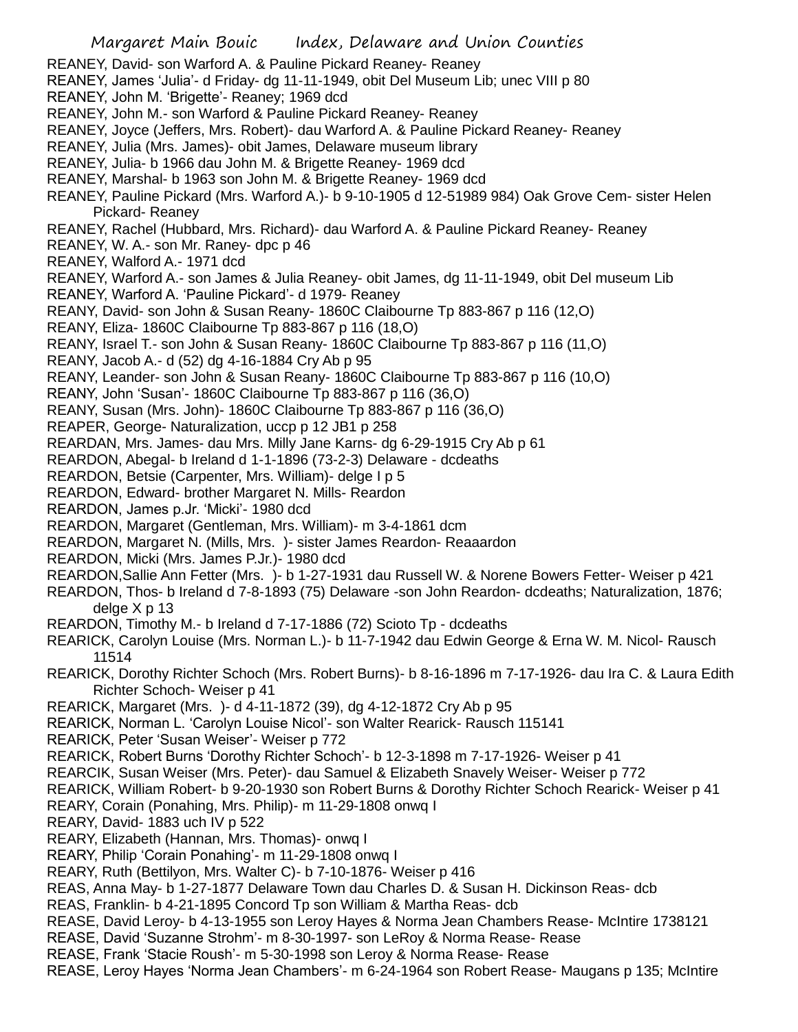REANEY, David- son Warford A. & Pauline Pickard Reaney- Reaney
REANEY, James 'Julia'- d Friday- dg 11-11-1949, obit Del Museum Lib; unec VIII p 80
REANEY, John M. 'Brigette'- Reaney; 1969 dcd
REANEY, John M.- son Warford & Pauline Pickard Reaney- Reaney
REANEY, Joyce (Jeffers, Mrs. Robert)- dau Warford A. & Pauline Pickard Reaney- Reaney
REANEY, Julia (Mrs. James)- obit James, Delaware museum library
REANEY, Julia- b 1966 dau John M. & Brigette Reaney- 1969 dcd
REANEY, Marshal- b 1963 son John M. & Brigette Reaney- 1969 dcd
REANEY, Pauline Pickard (Mrs. Warford A.)- b 9-10-1905 d 12-51989 984) Oak Grove Cem- sister Helen Pickard- Reaney
REANEY, Rachel (Hubbard, Mrs. Richard)- dau Warford A. & Pauline Pickard Reaney- Reaney
REANEY, W. A.- son Mr. Raney- dpc p 46
REANEY, Walford A.- 1971 dcd
REANEY, Warford A.- son James & Julia Reaney- obit James, dg 11-11-1949, obit Del museum Lib
REANEY, Warford A. 'Pauline Pickard'- d 1979- Reaney
REANY, David- son John & Susan Reany- 1860C Claibourne Tp 883-867 p 116 (12,O)
REANY, Eliza- 1860C Claibourne Tp 883-867 p 116 (18,O)
REANY, Israel T.- son John & Susan Reany- 1860C Claibourne Tp 883-867 p 116 (11,O)
REANY, Jacob A.- d (52) dg 4-16-1884 Cry Ab p 95
REANY, Leander- son John & Susan Reany- 1860C Claibourne Tp 883-867 p 116 (10,O)
REANY, John 'Susan'- 1860C Claibourne Tp 883-867 p 116 (36,O)
REANY, Susan (Mrs. John)- 1860C Claibourne Tp 883-867 p 116 (36,O)
REAPER, George- Naturalization, uccp p 12 JB1 p 258
REARDAN, Mrs. James- dau Mrs. Milly Jane Karns- dg 6-29-1915 Cry Ab p 61
REARDON, Abegal- b Ireland d 1-1-1896 (73-2-3) Delaware - dcdeaths
REARDON, Betsie (Carpenter, Mrs. William)- delge I p 5
REARDON, Edward- brother Margaret N. Mills- Reardon
REARDON, James p.Jr. 'Micki'- 1980 dcd
REARDON, Margaret (Gentleman, Mrs. William)- m 3-4-1861 dcm
REARDON, Margaret N. (Mills, Mrs. )- sister James Reardon- Reaaardon
REARDON, Micki (Mrs. James P.Jr.)- 1980 dcd
REARDON,Sallie Ann Fetter (Mrs. )- b 1-27-1931 dau Russell W. & Norene Bowers Fetter- Weiser p 421
REARDON, Thos- b Ireland d 7-8-1893 (75) Delaware -son John Reardon- dcdeaths; Naturalization, 1876; delge X p 13
REARDON, Timothy M.- b Ireland d 7-17-1886 (72) Scioto Tp - dcdeaths
REARICK, Carolyn Louise (Mrs. Norman L.)- b 11-7-1942 dau Edwin George & Erna W. M. Nicol- Rausch 11514
REARICK, Dorothy Richter Schoch (Mrs. Robert Burns)- b 8-16-1896 m 7-17-1926- dau Ira C. & Laura Edith Richter Schoch- Weiser p 41
REARICK, Margaret (Mrs. )- d 4-11-1872 (39), dg 4-12-1872 Cry Ab p 95
REARICK, Norman L. 'Carolyn Louise Nicol'- son Walter Rearick- Rausch 115141
REARICK, Peter 'Susan Weiser'- Weiser p 772
REARICK, Robert Burns 'Dorothy Richter Schoch'- b 12-3-1898 m 7-17-1926- Weiser p 41
REARCIK, Susan Weiser (Mrs. Peter)- dau Samuel & Elizabeth Snavely Weiser- Weiser p 772
REARICK, William Robert- b 9-20-1930 son Robert Burns & Dorothy Richter Schoch Rearick- Weiser p 41
REARY, Corain (Ponahing, Mrs. Philip)- m 11-29-1808 onwq I
REARY, David- 1883 uch IV p 522
REARY, Elizabeth (Hannan, Mrs. Thomas)- onwq I
REARY, Philip 'Corain Ponahing'- m 11-29-1808 onwq I
REARY, Ruth (Bettilyon, Mrs. Walter C)- b 7-10-1876- Weiser p 416
REAS, Anna May- b 1-27-1877 Delaware Town dau Charles D. & Susan H. Dickinson Reas- dcb
REAS, Franklin- b 4-21-1895 Concord Tp son William & Martha Reas- dcb
REASE, David Leroy- b 4-13-1955 son Leroy Hayes & Norma Jean Chambers Rease- McIntire 1738121
REASE, David 'Suzanne Strohm'- m 8-30-1997- son LeRoy & Norma Rease- Rease
REASE, Frank 'Stacie Roush'- m 5-30-1998 son Leroy & Norma Rease- Rease
REASE, Leroy Hayes 'Norma Jean Chambers'- m 6-24-1964 son Robert Rease- Maugans p 135; McIntire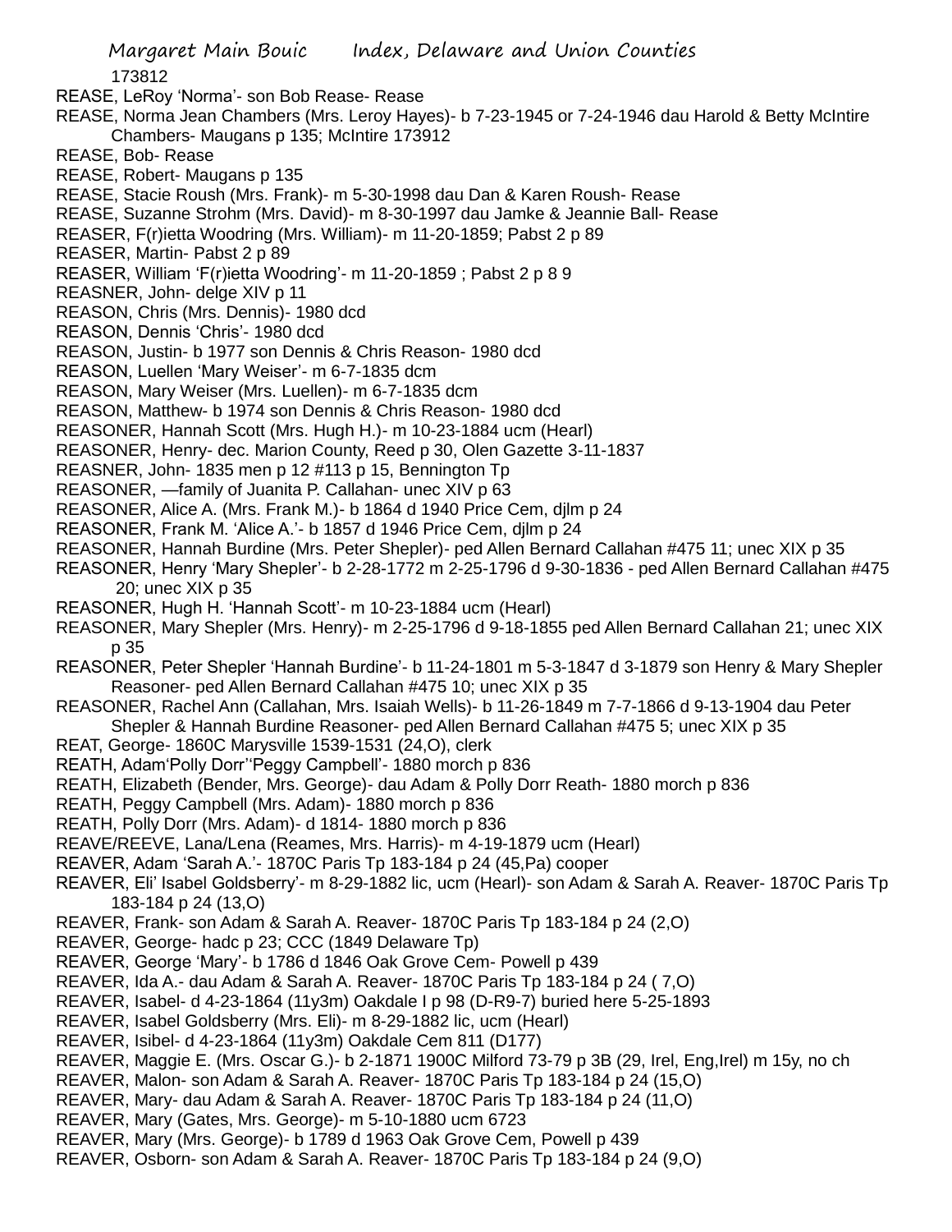173812

REASE, LeRoy 'Norma'- son Bob Rease- Rease

REASE, Norma Jean Chambers (Mrs. Leroy Hayes)- b 7-23-1945 or 7-24-1946 dau Harold & Betty McIntire Chambers- Maugans p 135; McIntire 173912

REASE, Bob- Rease

REASE, Robert- Maugans p 135

REASE, Stacie Roush (Mrs. Frank)- m 5-30-1998 dau Dan & Karen Roush- Rease

REASE, Suzanne Strohm (Mrs. David)- m 8-30-1997 dau Jamke & Jeannie Ball- Rease

REASER, F(r)ietta Woodring (Mrs. William)- m 11-20-1859; Pabst 2 p 89

REASER, Martin- Pabst 2 p 89

REASER, William 'F(r)ietta Woodring'- m 11-20-1859 ; Pabst 2 p 8 9

REASNER, John- delge XIV p 11

REASON, Chris (Mrs. Dennis)- 1980 dcd

REASON, Dennis 'Chris'- 1980 dcd

REASON, Justin- b 1977 son Dennis & Chris Reason- 1980 dcd

REASON, Luellen 'Mary Weiser'- m 6-7-1835 dcm

REASON, Mary Weiser (Mrs. Luellen)- m 6-7-1835 dcm

REASON, Matthew- b 1974 son Dennis & Chris Reason- 1980 dcd

REASONER, Hannah Scott (Mrs. Hugh H.)- m 10-23-1884 ucm (Hearl)

REASONER, Henry- dec. Marion County, Reed p 30, Olen Gazette 3-11-1837

REASNER, John- 1835 men p 12 #113 p 15, Bennington Tp

REASONER, —family of Juanita P. Callahan- unec XIV p 63

REASONER, Alice A. (Mrs. Frank M.)- b 1864 d 1940 Price Cem, djlm p 24

REASONER, Frank M. 'Alice A.'- b 1857 d 1946 Price Cem, djlm p 24

REASONER, Hannah Burdine (Mrs. Peter Shepler)- ped Allen Bernard Callahan #475 11; unec XIX p 35

REASONER, Henry 'Mary Shepler'- b 2-28-1772 m 2-25-1796 d 9-30-1836 - ped Allen Bernard Callahan #475 20; unec XIX p 35

REASONER, Hugh H. 'Hannah Scott'- m 10-23-1884 ucm (Hearl)

REASONER, Mary Shepler (Mrs. Henry)- m 2-25-1796 d 9-18-1855 ped Allen Bernard Callahan 21; unec XIX p 35

REASONER, Peter Shepler 'Hannah Burdine'- b 11-24-1801 m 5-3-1847 d 3-1879 son Henry & Mary Shepler Reasoner- ped Allen Bernard Callahan #475 10; unec XIX p 35

REASONER, Rachel Ann (Callahan, Mrs. Isaiah Wells)- b 11-26-1849 m 7-7-1866 d 9-13-1904 dau Peter Shepler & Hannah Burdine Reasoner- ped Allen Bernard Callahan #475 5; unec XIX p 35

REAT, George- 1860C Marysville 1539-1531 (24,O), clerk

REATH, Adam'Polly Dorr''Peggy Campbell'- 1880 morch p 836

REATH, Elizabeth (Bender, Mrs. George)- dau Adam & Polly Dorr Reath- 1880 morch p 836

REATH, Peggy Campbell (Mrs. Adam)- 1880 morch p 836

REATH, Polly Dorr (Mrs. Adam)- d 1814- 1880 morch p 836

REAVE/REEVE, Lana/Lena (Reames, Mrs. Harris)- m 4-19-1879 ucm (Hearl)

REAVER, Adam 'Sarah A.'- 1870C Paris Tp 183-184 p 24 (45,Pa) cooper

REAVER, Eli' Isabel Goldsberry'- m 8-29-1882 lic, ucm (Hearl)- son Adam & Sarah A. Reaver- 1870C Paris Tp 183-184 p 24 (13,O)

REAVER, Frank- son Adam & Sarah A. Reaver- 1870C Paris Tp 183-184 p 24 (2,O)

REAVER, George- hadc p 23; CCC (1849 Delaware Tp)

REAVER, George 'Mary'- b 1786 d 1846 Oak Grove Cem- Powell p 439

REAVER, Ida A.- dau Adam & Sarah A. Reaver- 1870C Paris Tp 183-184 p 24 ( 7,O)

REAVER, Isabel- d 4-23-1864 (11y3m) Oakdale I p 98 (D-R9-7) buried here 5-25-1893

REAVER, Isabel Goldsberry (Mrs. Eli)- m 8-29-1882 lic, ucm (Hearl)

REAVER, Isibel- d 4-23-1864 (11y3m) Oakdale Cem 811 (D177)

REAVER, Maggie E. (Mrs. Oscar G.)- b 2-1871 1900C Milford 73-79 p 3B (29, Irel, Eng,Irel) m 15y, no ch

REAVER, Malon- son Adam & Sarah A. Reaver- 1870C Paris Tp 183-184 p 24 (15,O)

REAVER, Mary- dau Adam & Sarah A. Reaver- 1870C Paris Tp 183-184 p 24 (11,O)

REAVER, Mary (Gates, Mrs. George)- m 5-10-1880 ucm 6723

REAVER, Mary (Mrs. George)- b 1789 d 1963 Oak Grove Cem, Powell p 439

REAVER, Osborn- son Adam & Sarah A. Reaver- 1870C Paris Tp 183-184 p 24 (9,O)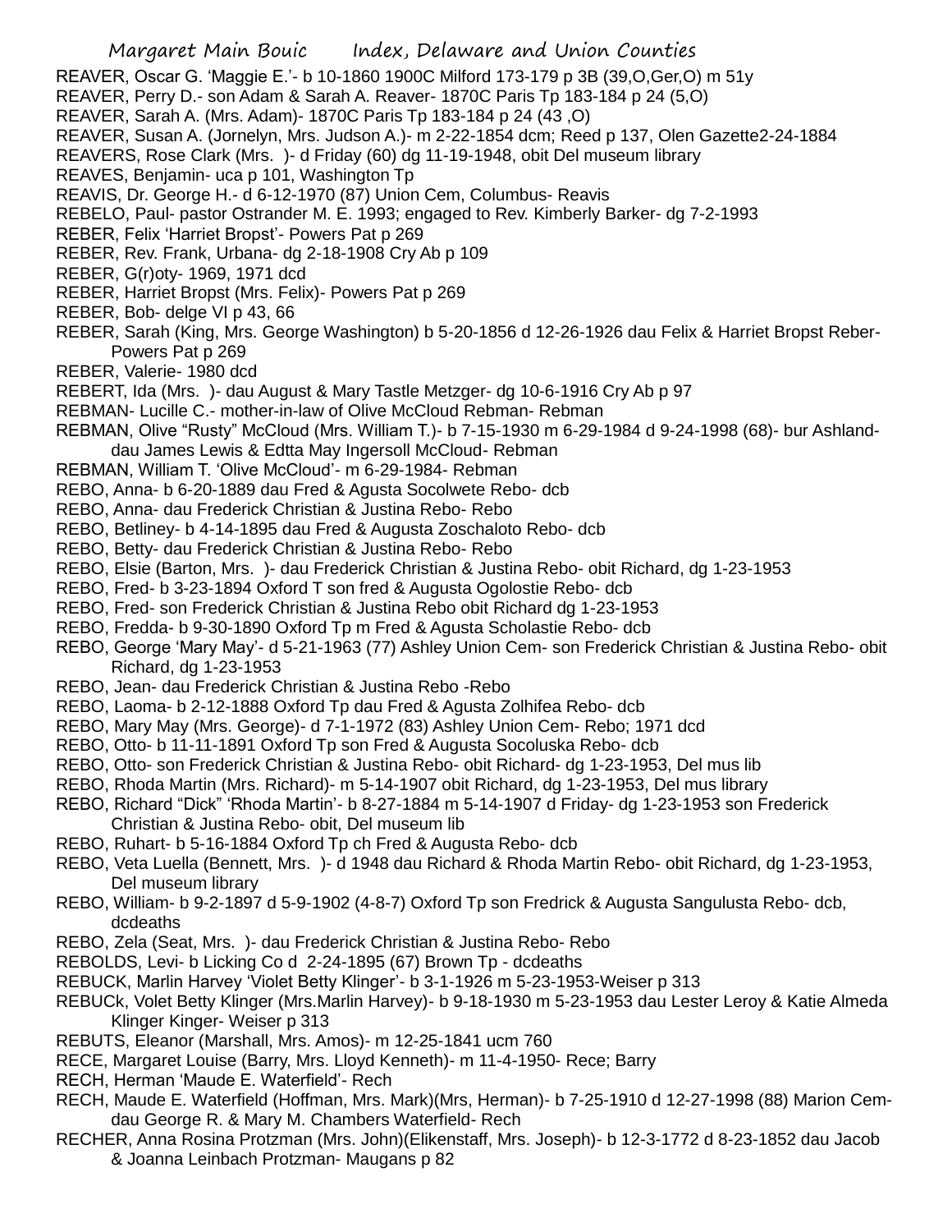REAVER, Oscar G. 'Maggie E.'- b 10-1860 1900C Milford 173-179 p 3B (39,O,Ger,O) m 51y
REAVER, Perry D.- son Adam & Sarah A. Reaver- 1870C Paris Tp 183-184 p 24 (5,O)
REAVER, Sarah A. (Mrs. Adam)- 1870C Paris Tp 183-184 p 24 (43 ,O)
REAVER, Susan A. (Jornelyn, Mrs. Judson A.)- m 2-22-1854 dcm; Reed p 137, Olen Gazette2-24-1884
REAVERS, Rose Clark (Mrs. )- d Friday (60) dg 11-19-1948, obit Del museum library
REAVES, Benjamin- uca p 101, Washington Tp
REAVIS, Dr. George H.- d 6-12-1970 (87) Union Cem, Columbus- Reavis
REBELO, Paul- pastor Ostrander M. E. 1993; engaged to Rev. Kimberly Barker- dg 7-2-1993
REBER, Felix 'Harriet Bropst'- Powers Pat p 269
REBER, Rev. Frank, Urbana- dg 2-18-1908 Cry Ab p 109
REBER, G(r)oty- 1969, 1971 dcd
REBER, Harriet Bropst (Mrs. Felix)- Powers Pat p 269
REBER, Bob- delge VI p 43, 66
REBER, Sarah (King, Mrs. George Washington) b 5-20-1856 d 12-26-1926 dau Felix & Harriet Bropst Reber- Powers Pat p 269
REBER, Valerie- 1980 dcd
REBERT, Ida (Mrs. )- dau August & Mary Tastle Metzger- dg 10-6-1916 Cry Ab p 97
REBMAN- Lucille C.- mother-in-law of Olive McCloud Rebman- Rebman
REBMAN, Olive "Rusty" McCloud (Mrs. William T.)- b 7-15-1930 m 6-29-1984 d 9-24-1998 (68)- bur Ashland- dau James Lewis & Edtta May Ingersoll McCloud- Rebman
REBMAN, William T. 'Olive McCloud'- m 6-29-1984- Rebman
REBO, Anna- b 6-20-1889 dau Fred & Agusta Socolwete Rebo- dcb
REBO, Anna- dau Frederick Christian & Justina Rebo- Rebo
REBO, Betliney- b 4-14-1895 dau Fred & Augusta Zoschaloto Rebo- dcb
REBO, Betty- dau Frederick Christian & Justina Rebo- Rebo
REBO, Elsie (Barton, Mrs. )- dau Frederick Christian & Justina Rebo- obit Richard, dg 1-23-1953
REBO, Fred- b 3-23-1894 Oxford T son fred & Augusta Ogolostie Rebo- dcb
REBO, Fred- son Frederick Christian & Justina Rebo obit Richard dg 1-23-1953
REBO, Fredda- b 9-30-1890 Oxford Tp m Fred & Agusta Scholastie Rebo- dcb
REBO, George 'Mary May'- d 5-21-1963 (77) Ashley Union Cem- son Frederick Christian & Justina Rebo- obit Richard, dg 1-23-1953
REBO, Jean- dau Frederick Christian & Justina Rebo -Rebo
REBO, Laoma- b 2-12-1888 Oxford Tp dau Fred & Agusta Zolhifea Rebo- dcb
REBO, Mary May (Mrs. George)- d 7-1-1972 (83) Ashley Union Cem- Rebo; 1971 dcd
REBO, Otto- b 11-11-1891 Oxford Tp son Fred & Augusta Socoluska Rebo- dcb
REBO, Otto- son Frederick Christian & Justina Rebo- obit Richard- dg 1-23-1953, Del mus lib
REBO, Rhoda Martin (Mrs. Richard)- m 5-14-1907 obit Richard, dg 1-23-1953, Del mus library
REBO, Richard "Dick" 'Rhoda Martin'- b 8-27-1884 m 5-14-1907 d Friday- dg 1-23-1953 son Frederick Christian & Justina Rebo- obit, Del museum lib
REBO, Ruhart- b 5-16-1884 Oxford Tp ch Fred & Augusta Rebo- dcb
REBO, Veta Luella (Bennett, Mrs. )- d 1948 dau Richard & Rhoda Martin Rebo- obit Richard, dg 1-23-1953, Del museum library
REBO, William- b 9-2-1897 d 5-9-1902 (4-8-7) Oxford Tp son Fredrick & Augusta Sangulusta Rebo- dcb, dcdeaths
REBO, Zela (Seat, Mrs. )- dau Frederick Christian & Justina Rebo- Rebo
REBOLDS, Levi- b Licking Co d 2-24-1895 (67) Brown Tp - dcdeaths
REBUCK, Marlin Harvey 'Violet Betty Klinger'- b 3-1-1926 m 5-23-1953-Weiser p 313
REBUCk, Volet Betty Klinger (Mrs.Marlin Harvey)- b 9-18-1930 m 5-23-1953 dau Lester Leroy & Katie Almeda Klinger Kinger- Weiser p 313
REBUTS, Eleanor (Marshall, Mrs. Amos)- m 12-25-1841 ucm 760
RECE, Margaret Louise (Barry, Mrs. Lloyd Kenneth)- m 11-4-1950- Rece; Barry
RECH, Herman 'Maude E. Waterfield'- Rech
RECH, Maude E. Waterfield (Hoffman, Mrs. Mark)(Mrs, Herman)- b 7-25-1910 d 12-27-1998 (88) Marion Cem- dau George R. & Mary M. Chambers Waterfield- Rech
RECHER, Anna Rosina Protzman (Mrs. John)(Elikenstaff, Mrs. Joseph)- b 12-3-1772 d 8-23-1852 dau Jacob & Joanna Leinbach Protzman- Maugans p 82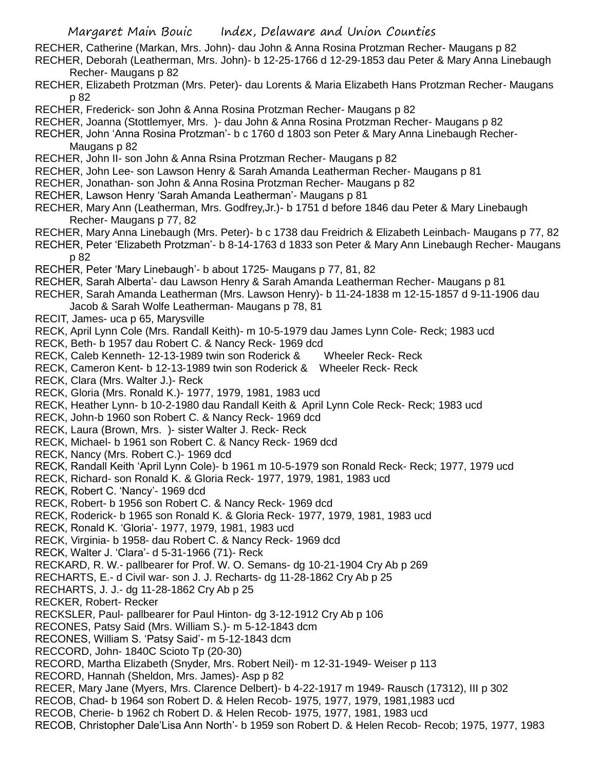RECHER, Catherine (Markan, Mrs. John)- dau John & Anna Rosina Protzman Recher- Maugans p 82

RECHER, Deborah (Leatherman, Mrs. John)- b 12-25-1766 d 12-29-1853 dau Peter & Mary Anna Linebaugh Recher- Maugans p 82

RECHER, Elizabeth Protzman (Mrs. Peter)- dau Lorents & Maria Elizabeth Hans Protzman Recher- Maugans p 82

RECHER, Frederick- son John & Anna Rosina Protzman Recher- Maugans p 82

RECHER, Joanna (Stottlemyer, Mrs. )- dau John & Anna Rosina Protzman Recher- Maugans p 82

RECHER, John 'Anna Rosina Protzman'- b c 1760 d 1803 son Peter & Mary Anna Linebaugh Recher- Maugans p 82

RECHER, John II- son John & Anna Rsina Protzman Recher- Maugans p 82

RECHER, John Lee- son Lawson Henry & Sarah Amanda Leatherman Recher- Maugans p 81

RECHER, Jonathan- son John & Anna Rosina Protzman Recher- Maugans p 82

RECHER, Lawson Henry 'Sarah Amanda Leatherman'- Maugans p 81

RECHER, Mary Ann (Leatherman, Mrs. Godfrey,Jr.)- b 1751 d before 1846 dau Peter & Mary Linebaugh Recher- Maugans p 77, 82

RECHER, Mary Anna Linebaugh (Mrs. Peter)- b c 1738 dau Freidrich & Elizabeth Leinbach- Maugans p 77, 82

RECHER, Peter 'Elizabeth Protzman'- b 8-14-1763 d 1833 son Peter & Mary Ann Linebaugh Recher- Maugans p 82

RECHER, Peter 'Mary Linebaugh'- b about 1725- Maugans p 77, 81, 82

RECHER, Sarah Alberta'- dau Lawson Henry & Sarah Amanda Leatherman Recher- Maugans p 81

RECHER, Sarah Amanda Leatherman (Mrs. Lawson Henry)- b 11-24-1838 m 12-15-1857 d 9-11-1906 dau Jacob & Sarah Wolfe Leatherman- Maugans p 78, 81

RECIT, James- uca p 65, Marysville

RECK, April Lynn Cole (Mrs. Randall Keith)- m 10-5-1979 dau James Lynn Cole- Reck; 1983 ucd

RECK, Beth- b 1957 dau Robert C. & Nancy Reck- 1969 dcd

RECK, Caleb Kenneth- 12-13-1989 twin son Roderick & Wheeler Reck- Reck

RECK, Cameron Kent- b 12-13-1989 twin son Roderick & Wheeler Reck- Reck

RECK, Clara (Mrs. Walter J.)- Reck

RECK, Gloria (Mrs. Ronald K.)- 1977, 1979, 1981, 1983 ucd

RECK, Heather Lynn- b 10-2-1980 dau Randall Keith & April Lynn Cole Reck- Reck; 1983 ucd

RECK, John-b 1960 son Robert C. & Nancy Reck- 1969 dcd

RECK, Laura (Brown, Mrs. )- sister Walter J. Reck- Reck

RECK, Michael- b 1961 son Robert C. & Nancy Reck- 1969 dcd

RECK, Nancy (Mrs. Robert C.)- 1969 dcd

RECK, Randall Keith 'April Lynn Cole)- b 1961 m 10-5-1979 son Ronald Reck- Reck; 1977, 1979 ucd

RECK, Richard- son Ronald K. & Gloria Reck- 1977, 1979, 1981, 1983 ucd

RECK, Robert C. 'Nancy'- 1969 dcd

RECK, Robert- b 1956 son Robert C. & Nancy Reck- 1969 dcd

RECK, Roderick- b 1965 son Ronald K. & Gloria Reck- 1977, 1979, 1981, 1983 ucd

RECK, Ronald K. 'Gloria'- 1977, 1979, 1981, 1983 ucd

RECK, Virginia- b 1958- dau Robert C. & Nancy Reck- 1969 dcd

RECK, Walter J. 'Clara'- d 5-31-1966 (71)- Reck

RECKARD, R. W.- pallbearer for Prof. W. O. Semans- dg 10-21-1904 Cry Ab p 269

RECHARTS, E.- d Civil war- son J. J. Recharts- dg 11-28-1862 Cry Ab p 25

RECHARTS, J. J.- dg 11-28-1862 Cry Ab p 25

RECKER, Robert- Recker

RECKSLER, Paul- pallbearer for Paul Hinton- dg 3-12-1912 Cry Ab p 106

RECONES, Patsy Said (Mrs. William S.)- m 5-12-1843 dcm

RECONES, William S. 'Patsy Said'- m 5-12-1843 dcm

RECCORD, John- 1840C Scioto Tp (20-30)

RECORD, Martha Elizabeth (Snyder, Mrs. Robert Neil)- m 12-31-1949- Weiser p 113

RECORD, Hannah (Sheldon, Mrs. James)- Asp p 82

RECER, Mary Jane (Myers, Mrs. Clarence Delbert)- b 4-22-1917 m 1949- Rausch (17312), III p 302

RECOB, Chad- b 1964 son Robert D. & Helen Recob- 1975, 1977, 1979, 1981,1983 ucd

RECOB, Cherie- b 1962 ch Robert D. & Helen Recob- 1975, 1977, 1981, 1983 ucd

RECOB, Christopher Dale'Lisa Ann North'- b 1959 son Robert D. & Helen Recob- Recob; 1975, 1977, 1983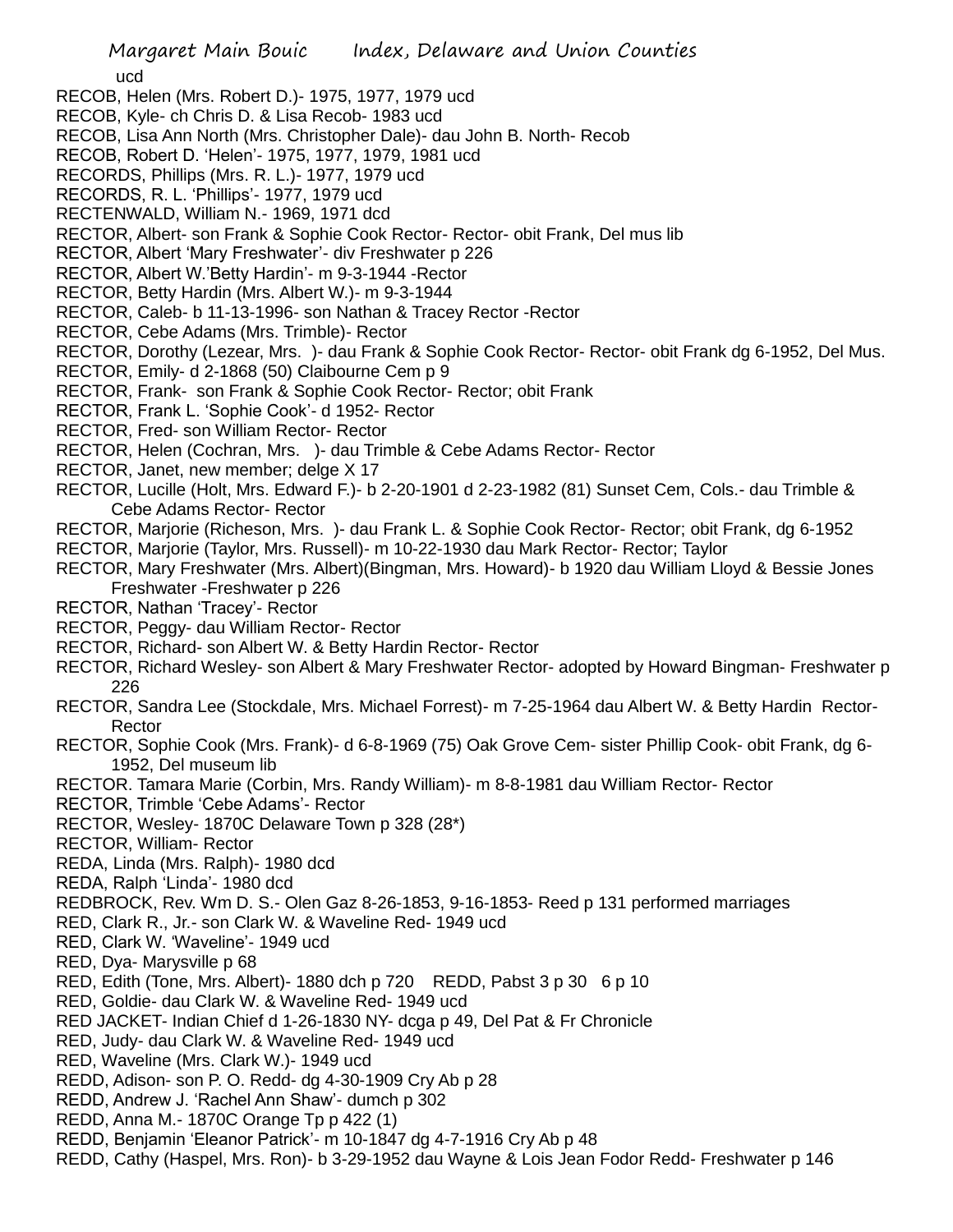ucd

RECOB, Helen (Mrs. Robert D.)- 1975, 1977, 1979 ucd

RECOB, Kyle- ch Chris D. & Lisa Recob- 1983 ucd

RECOB, Lisa Ann North (Mrs. Christopher Dale)- dau John B. North- Recob

RECOB, Robert D. 'Helen'- 1975, 1977, 1979, 1981 ucd

RECORDS, Phillips (Mrs. R. L.)- 1977, 1979 ucd

RECORDS, R. L. 'Phillips'- 1977, 1979 ucd

RECTENWALD, William N.- 1969, 1971 dcd

RECTOR, Albert- son Frank & Sophie Cook Rector- Rector- obit Frank, Del mus lib

RECTOR, Albert 'Mary Freshwater'- div Freshwater p 226

RECTOR, Albert W.'Betty Hardin'- m 9-3-1944 -Rector

RECTOR, Betty Hardin (Mrs. Albert W.)- m 9-3-1944

RECTOR, Caleb- b 11-13-1996- son Nathan & Tracey Rector -Rector

RECTOR, Cebe Adams (Mrs. Trimble)- Rector

RECTOR, Dorothy (Lezear, Mrs. )- dau Frank & Sophie Cook Rector- Rector- obit Frank dg 6-1952, Del Mus.

RECTOR, Emily- d 2-1868 (50) Claibourne Cem p 9

RECTOR, Frank- son Frank & Sophie Cook Rector- Rector; obit Frank

RECTOR, Frank L. 'Sophie Cook'- d 1952- Rector

RECTOR, Fred- son William Rector- Rector

RECTOR, Helen (Cochran, Mrs. )- dau Trimble & Cebe Adams Rector- Rector

RECTOR, Janet, new member; delge X 17

RECTOR, Lucille (Holt, Mrs. Edward F.)- b 2-20-1901 d 2-23-1982 (81) Sunset Cem, Cols.- dau Trimble & Cebe Adams Rector- Rector

RECTOR, Marjorie (Richeson, Mrs. )- dau Frank L. & Sophie Cook Rector- Rector; obit Frank, dg 6-1952

RECTOR, Marjorie (Taylor, Mrs. Russell)- m 10-22-1930 dau Mark Rector- Rector; Taylor

RECTOR, Mary Freshwater (Mrs. Albert)(Bingman, Mrs. Howard)- b 1920 dau William Lloyd & Bessie Jones Freshwater -Freshwater p 226

RECTOR, Nathan 'Tracey'- Rector

RECTOR, Peggy- dau William Rector- Rector

RECTOR, Richard- son Albert W. & Betty Hardin Rector- Rector

RECTOR, Richard Wesley- son Albert & Mary Freshwater Rector- adopted by Howard Bingman- Freshwater p 226

RECTOR, Sandra Lee (Stockdale, Mrs. Michael Forrest)- m 7-25-1964 dau Albert W. & Betty Hardin Rector- Rector

RECTOR, Sophie Cook (Mrs. Frank)- d 6-8-1969 (75) Oak Grove Cem- sister Phillip Cook- obit Frank, dg 6-1952, Del museum lib

RECTOR. Tamara Marie (Corbin, Mrs. Randy William)- m 8-8-1981 dau William Rector- Rector

RECTOR, Trimble 'Cebe Adams'- Rector

RECTOR, Wesley- 1870C Delaware Town p 328 (28*)

RECTOR, William- Rector

REDA, Linda (Mrs. Ralph)- 1980 dcd

REDA, Ralph 'Linda'- 1980 dcd

REDBROCK, Rev. Wm D. S.- Olen Gaz 8-26-1853, 9-16-1853- Reed p 131 performed marriages

RED, Clark R., Jr.- son Clark W. & Waveline Red- 1949 ucd

RED, Clark W. 'Waveline'- 1949 ucd

RED, Dya- Marysville p 68

RED, Edith (Tone, Mrs. Albert)- 1880 dch p 720 REDD, Pabst 3 p 30 6 p 10

RED, Goldie- dau Clark W. & Waveline Red- 1949 ucd

RED JACKET- Indian Chief d 1-26-1830 NY- dcga p 49, Del Pat & Fr Chronicle

RED, Judy- dau Clark W. & Waveline Red- 1949 ucd

RED, Waveline (Mrs. Clark W.)- 1949 ucd

REDD, Adison- son P. O. Redd- dg 4-30-1909 Cry Ab p 28

REDD, Andrew J. 'Rachel Ann Shaw'- dumch p 302

REDD, Anna M.- 1870C Orange Tp p 422 (1)

REDD, Benjamin 'Eleanor Patrick'- m 10-1847 dg 4-7-1916 Cry Ab p 48

REDD, Cathy (Haspel, Mrs. Ron)- b 3-29-1952 dau Wayne & Lois Jean Fodor Redd- Freshwater p 146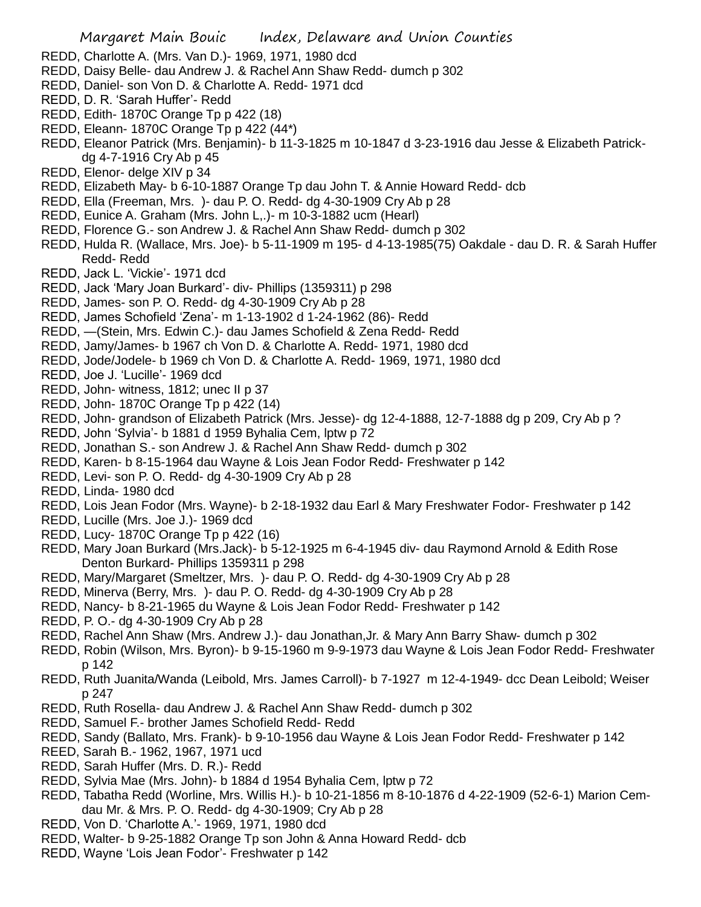REDD, Charlotte A. (Mrs. Van D.)- 1969, 1971, 1980 dcd
REDD, Daisy Belle- dau Andrew J. & Rachel Ann Shaw Redd- dumch p 302
REDD, Daniel- son Von D. & Charlotte A. Redd- 1971 dcd
REDD, D. R. 'Sarah Huffer'- Redd
REDD, Edith- 1870C Orange Tp p 422 (18)
REDD, Eleann- 1870C Orange Tp p 422 (44*)
REDD, Eleanor Patrick (Mrs. Benjamin)- b 11-3-1825 m 10-1847 d 3-23-1916 dau Jesse & Elizabeth Patrick- dg 4-7-1916 Cry Ab p 45
REDD, Elenor- delge XIV p 34
REDD, Elizabeth May- b 6-10-1887 Orange Tp dau John T. & Annie Howard Redd- dcb
REDD, Ella (Freeman, Mrs. )- dau P. O. Redd- dg 4-30-1909 Cry Ab p 28
REDD, Eunice A. Graham (Mrs. John L,.)- m 10-3-1882 ucm (Hearl)
REDD, Florence G.- son Andrew J. & Rachel Ann Shaw Redd- dumch p 302
REDD, Hulda R. (Wallace, Mrs. Joe)- b 5-11-1909 m 195- d 4-13-1985(75) Oakdale - dau D. R. & Sarah Huffer Redd- Redd
REDD, Jack L. 'Vickie'- 1971 dcd
REDD, Jack 'Mary Joan Burkard'- div- Phillips (1359311) p 298
REDD, James- son P. O. Redd- dg 4-30-1909 Cry Ab p 28
REDD, James Schofield 'Zena'- m 1-13-1902 d 1-24-1962 (86)- Redd
REDD, —(Stein, Mrs. Edwin C.)- dau James Schofield & Zena Redd- Redd
REDD, Jamy/James- b 1967 ch Von D. & Charlotte A. Redd- 1971, 1980 dcd
REDD, Jode/Jodele- b 1969 ch Von D. & Charlotte A. Redd- 1969, 1971, 1980 dcd
REDD, Joe J. 'Lucille'- 1969 dcd
REDD, John- witness, 1812; unec II p 37
REDD, John- 1870C Orange Tp p 422 (14)
REDD, John- grandson of Elizabeth Patrick (Mrs. Jesse)- dg 12-4-1888, 12-7-1888 dg p 209, Cry Ab p ?
REDD, John 'Sylvia'- b 1881 d 1959 Byhalia Cem, lptw p 72
REDD, Jonathan S.- son Andrew J. & Rachel Ann Shaw Redd- dumch p 302
REDD, Karen- b 8-15-1964 dau Wayne & Lois Jean Fodor Redd- Freshwater p 142
REDD, Levi- son P. O. Redd- dg 4-30-1909 Cry Ab p 28
REDD, Linda- 1980 dcd
REDD, Lois Jean Fodor (Mrs. Wayne)- b 2-18-1932 dau Earl & Mary Freshwater Fodor- Freshwater p 142
REDD, Lucille (Mrs. Joe J.)- 1969 dcd
REDD, Lucy- 1870C Orange Tp p 422 (16)
REDD, Mary Joan Burkard (Mrs.Jack)- b 5-12-1925 m 6-4-1945 div- dau Raymond Arnold & Edith Rose Denton Burkard- Phillips 1359311 p 298
REDD, Mary/Margaret (Smeltzer, Mrs. )- dau P. O. Redd- dg 4-30-1909 Cry Ab p 28
REDD, Minerva (Berry, Mrs. )- dau P. O. Redd- dg 4-30-1909 Cry Ab p 28
REDD, Nancy- b 8-21-1965 du Wayne & Lois Jean Fodor Redd- Freshwater p 142
REDD, P. O.- dg 4-30-1909 Cry Ab p 28
REDD, Rachel Ann Shaw (Mrs. Andrew J.)- dau Jonathan,Jr. & Mary Ann Barry Shaw- dumch p 302
REDD, Robin (Wilson, Mrs. Byron)- b 9-15-1960 m 9-9-1973 dau Wayne & Lois Jean Fodor Redd- Freshwater p 142
REDD, Ruth Juanita/Wanda (Leibold, Mrs. James Carroll)- b 7-1927 m 12-4-1949- dcc Dean Leibold; Weiser p 247
REDD, Ruth Rosella- dau Andrew J. & Rachel Ann Shaw Redd- dumch p 302
REDD, Samuel F.- brother James Schofield Redd- Redd
REDD, Sandy (Ballato, Mrs. Frank)- b 9-10-1956 dau Wayne & Lois Jean Fodor Redd- Freshwater p 142
REED, Sarah B.- 1962, 1967, 1971 ucd
REDD, Sarah Huffer (Mrs. D. R.)- Redd
REDD, Sylvia Mae (Mrs. John)- b 1884 d 1954 Byhalia Cem, lptw p 72
REDD, Tabatha Redd (Worline, Mrs. Willis H.)- b 10-21-1856 m 8-10-1876 d 4-22-1909 (52-6-1) Marion Cem- dau Mr. & Mrs. P. O. Redd- dg 4-30-1909; Cry Ab p 28
REDD, Von D. 'Charlotte A.'- 1969, 1971, 1980 dcd
REDD, Walter- b 9-25-1882 Orange Tp son John & Anna Howard Redd- dcb
REDD, Wayne 'Lois Jean Fodor'- Freshwater p 142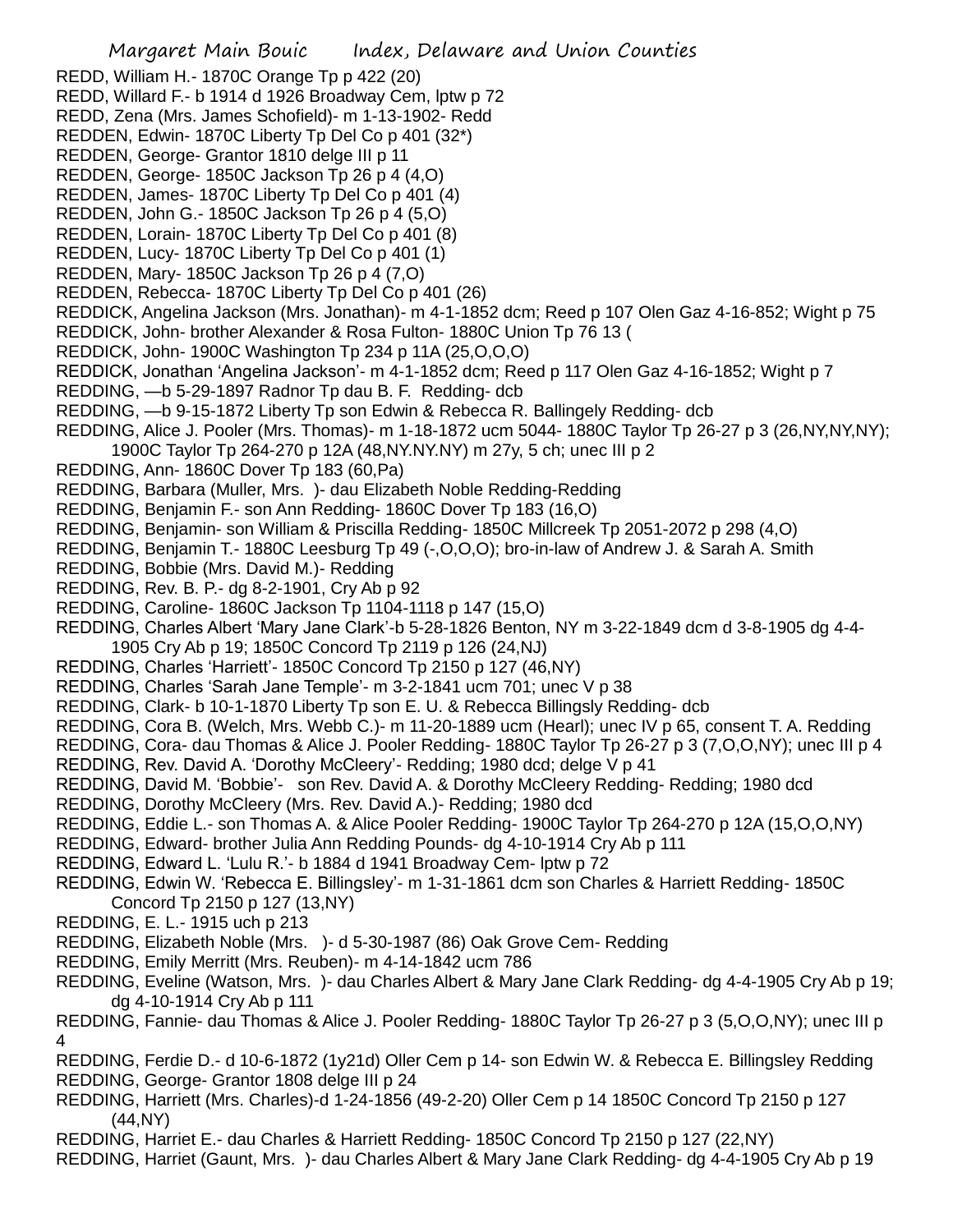REDD, William H.- 1870C Orange Tp p 422 (20)
REDD, Willard F.- b 1914 d 1926 Broadway Cem, lptw p 72
REDD, Zena (Mrs. James Schofield)- m 1-13-1902- Redd
REDDEN, Edwin- 1870C Liberty Tp Del Co p 401 (32*)
REDDEN, George- Grantor 1810 delge III p 11
REDDEN, George- 1850C Jackson Tp 26 p 4 (4,O)
REDDEN, James- 1870C Liberty Tp Del Co p 401 (4)
REDDEN, John G.- 1850C Jackson Tp 26 p 4 (5,O)
REDDEN, Lorain- 1870C Liberty Tp Del Co p 401 (8)
REDDEN, Lucy- 1870C Liberty Tp Del Co p 401 (1)
REDDEN, Mary- 1850C Jackson Tp 26 p 4 (7,O)
REDDEN, Rebecca- 1870C Liberty Tp Del Co p 401 (26)
REDDICK, Angelina Jackson (Mrs. Jonathan)- m 4-1-1852 dcm; Reed p 107 Olen Gaz 4-16-852; Wight p 75
REDDICK, John- brother Alexander & Rosa Fulton- 1880C Union Tp 76 13 (
REDDICK, John- 1900C Washington Tp 234 p 11A (25,O,O,O)
REDDICK, Jonathan 'Angelina Jackson'- m 4-1-1852 dcm; Reed p 117 Olen Gaz 4-16-1852; Wight p 7
REDDING, —b 5-29-1897 Radnor Tp dau B. F. Redding- dcb
REDDING, —b 9-15-1872 Liberty Tp son Edwin & Rebecca R. Ballingely Redding- dcb
REDDING, Alice J. Pooler (Mrs. Thomas)- m 1-18-1872 ucm 5044- 1880C Taylor Tp 26-27 p 3 (26,NY,NY,NY); 1900C Taylor Tp 264-270 p 12A (48,NY.NY.NY) m 27y, 5 ch; unec III p 2
REDDING, Ann- 1860C Dover Tp 183 (60,Pa)
REDDING, Barbara (Muller, Mrs. )- dau Elizabeth Noble Redding-Redding
REDDING, Benjamin F.- son Ann Redding- 1860C Dover Tp 183 (16,O)
REDDING, Benjamin- son William & Priscilla Redding- 1850C Millcreek Tp 2051-2072 p 298 (4,O)
REDDING, Benjamin T.- 1880C Leesburg Tp 49 (-,O,O,O); bro-in-law of Andrew J. & Sarah A. Smith
REDDING, Bobbie (Mrs. David M.)- Redding
REDDING, Rev. B. P.- dg 8-2-1901, Cry Ab p 92
REDDING, Caroline- 1860C Jackson Tp 1104-1118 p 147 (15,O)
REDDING, Charles Albert 'Mary Jane Clark'-b 5-28-1826 Benton, NY m 3-22-1849 dcm d 3-8-1905 dg 4-4-1905 Cry Ab p 19; 1850C Concord Tp 2119 p 126 (24,NJ)
REDDING, Charles 'Harriett'- 1850C Concord Tp 2150 p 127 (46,NY)
REDDING, Charles 'Sarah Jane Temple'- m 3-2-1841 ucm 701; unec V p 38
REDDING, Clark- b 10-1-1870 Liberty Tp son E. U. & Rebecca Billingsly Redding- dcb
REDDING, Cora B. (Welch, Mrs. Webb C.)- m 11-20-1889 ucm (Hearl); unec IV p 65, consent T. A. Redding
REDDING, Cora- dau Thomas & Alice J. Pooler Redding- 1880C Taylor Tp 26-27 p 3 (7,O,O,NY); unec III p 4
REDDING, Rev. David A. 'Dorothy McCleery'- Redding; 1980 dcd; delge V p 41
REDDING, David M. 'Bobbie'- son Rev. David A. & Dorothy McCleery Redding- Redding; 1980 dcd
REDDING, Dorothy McCleery (Mrs. Rev. David A.)- Redding; 1980 dcd
REDDING, Eddie L.- son Thomas A. & Alice Pooler Redding- 1900C Taylor Tp 264-270 p 12A (15,O,O,NY)
REDDING, Edward- brother Julia Ann Redding Pounds- dg 4-10-1914 Cry Ab p 111
REDDING, Edward L. 'Lulu R.'- b 1884 d 1941 Broadway Cem- lptw p 72
REDDING, Edwin W. 'Rebecca E. Billingsley'- m 1-31-1861 dcm son Charles & Harriett Redding- 1850C Concord Tp 2150 p 127 (13,NY)
REDDING, E. L.- 1915 uch p 213
REDDING, Elizabeth Noble (Mrs. )- d 5-30-1987 (86) Oak Grove Cem- Redding
REDDING, Emily Merritt (Mrs. Reuben)- m 4-14-1842 ucm 786
REDDING, Eveline (Watson, Mrs. )- dau Charles Albert & Mary Jane Clark Redding- dg 4-4-1905 Cry Ab p 19; dg 4-10-1914 Cry Ab p 111
REDDING, Fannie- dau Thomas & Alice J. Pooler Redding- 1880C Taylor Tp 26-27 p 3 (5,O,O,NY); unec III p 4
REDDING, Ferdie D.- d 10-6-1872 (1y21d) Oller Cem p 14- son Edwin W. & Rebecca E. Billingsley Redding
REDDING, George- Grantor 1808 delge III p 24
REDDING, Harriett (Mrs. Charles)-d 1-24-1856 (49-2-20) Oller Cem p 14 1850C Concord Tp 2150 p 127 (44,NY)
REDDING, Harriet E.- dau Charles & Harriett Redding- 1850C Concord Tp 2150 p 127 (22,NY)
REDDING, Harriet (Gaunt, Mrs. )- dau Charles Albert & Mary Jane Clark Redding- dg 4-4-1905 Cry Ab p 19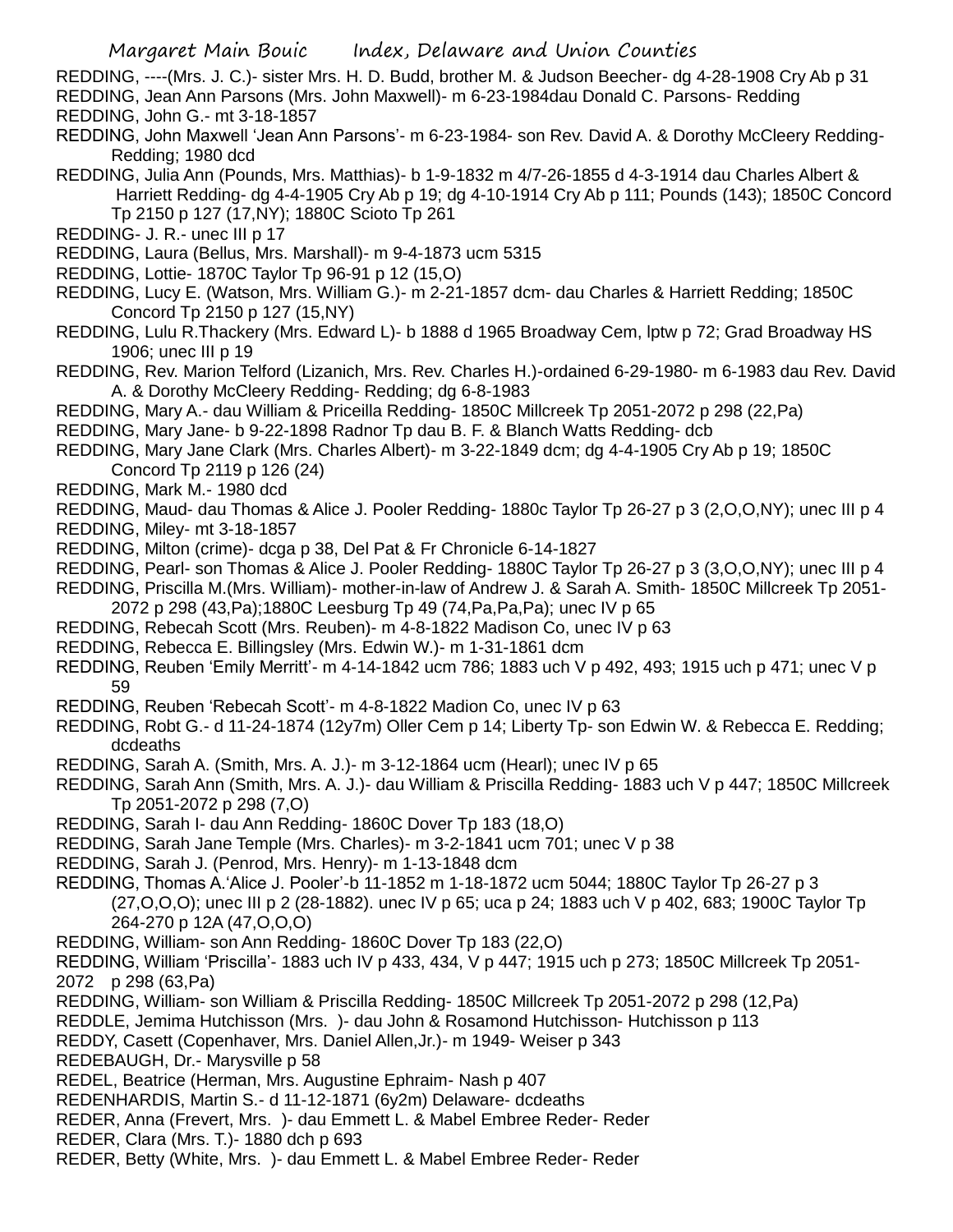REDDING, ----(Mrs. J. C.)- sister Mrs. H. D. Budd, brother M. & Judson Beecher- dg 4-28-1908 Cry Ab p 31

REDDING, Jean Ann Parsons (Mrs. John Maxwell)- m 6-23-1984dau Donald C. Parsons- Redding

REDDING, John G.- mt 3-18-1857

REDDING, John Maxwell 'Jean Ann Parsons'- m 6-23-1984- son Rev. David A. & Dorothy McCleery Redding- Redding; 1980 dcd

REDDING, Julia Ann (Pounds, Mrs. Matthias)- b 1-9-1832 m 4/7-26-1855 d 4-3-1914 dau Charles Albert & Harriett Redding- dg 4-4-1905 Cry Ab p 19; dg 4-10-1914 Cry Ab p 111; Pounds (143); 1850C Concord Tp 2150 p 127 (17,NY); 1880C Scioto Tp 261

REDDING- J. R.- unec III p 17

REDDING, Laura (Bellus, Mrs. Marshall)- m 9-4-1873 ucm 5315

REDDING, Lottie- 1870C Taylor Tp 96-91 p 12 (15,O)

REDDING, Lucy E. (Watson, Mrs. William G.)- m 2-21-1857 dcm- dau Charles & Harriett Redding; 1850C Concord Tp 2150 p 127 (15,NY)

REDDING, Lulu R.Thackery (Mrs. Edward L)- b 1888 d 1965 Broadway Cem, lptw p 72; Grad Broadway HS 1906; unec III p 19

REDDING, Rev. Marion Telford (Lizanich, Mrs. Rev. Charles H.)-ordained 6-29-1980- m 6-1983 dau Rev. David A. & Dorothy McCleery Redding- Redding; dg 6-8-1983

REDDING, Mary A.- dau William & Priceilla Redding- 1850C Millcreek Tp 2051-2072 p 298 (22,Pa)

REDDING, Mary Jane- b 9-22-1898 Radnor Tp dau B. F. & Blanch Watts Redding- dcb

REDDING, Mary Jane Clark (Mrs. Charles Albert)- m 3-22-1849 dcm; dg 4-4-1905 Cry Ab p 19; 1850C Concord Tp 2119 p 126 (24)

REDDING, Mark M.- 1980 dcd

REDDING, Maud- dau Thomas & Alice J. Pooler Redding- 1880c Taylor Tp 26-27 p 3 (2,O,O,NY); unec III p 4

REDDING, Miley- mt 3-18-1857

REDDING, Milton (crime)- dcga p 38, Del Pat & Fr Chronicle 6-14-1827

REDDING, Pearl- son Thomas & Alice J. Pooler Redding- 1880C Taylor Tp 26-27 p 3 (3,O,O,NY); unec III p 4

REDDING, Priscilla M.(Mrs. William)- mother-in-law of Andrew J. & Sarah A. Smith- 1850C Millcreek Tp 2051-2072 p 298 (43,Pa);1880C Leesburg Tp 49 (74,Pa,Pa,Pa); unec IV p 65

REDDING, Rebecah Scott (Mrs. Reuben)- m 4-8-1822 Madison Co, unec IV p 63

REDDING, Rebecca E. Billingsley (Mrs. Edwin W.)- m 1-31-1861 dcm

REDDING, Reuben 'Emily Merritt'- m 4-14-1842 ucm 786; 1883 uch V p 492, 493; 1915 uch p 471; unec V p 59

REDDING, Reuben 'Rebecah Scott'- m 4-8-1822 Madion Co, unec IV p 63

REDDING, Robt G.- d 11-24-1874 (12y7m) Oller Cem p 14; Liberty Tp- son Edwin W. & Rebecca E. Redding; dcdeaths

REDDING, Sarah A. (Smith, Mrs. A. J.)- m 3-12-1864 ucm (Hearl); unec IV p 65

REDDING, Sarah Ann (Smith, Mrs. A. J.)- dau William & Priscilla Redding- 1883 uch V p 447; 1850C Millcreek Tp 2051-2072 p 298 (7,O)

REDDING, Sarah I- dau Ann Redding- 1860C Dover Tp 183 (18,O)

REDDING, Sarah Jane Temple (Mrs. Charles)- m 3-2-1841 ucm 701; unec V p 38

REDDING, Sarah J. (Penrod, Mrs. Henry)- m 1-13-1848 dcm

REDDING, Thomas A.'Alice J. Pooler'-b 11-1852 m 1-18-1872 ucm 5044; 1880C Taylor Tp 26-27 p 3 (27,O,O,O); unec III p 2 (28-1882). unec IV p 65; uca p 24; 1883 uch V p 402, 683; 1900C Taylor Tp 264-270 p 12A (47,O,O,O)

REDDING, William- son Ann Redding- 1860C Dover Tp 183 (22,O)

REDDING, William 'Priscilla'- 1883 uch IV p 433, 434, V p 447; 1915 uch p 273; 1850C Millcreek Tp 2051-2072 p 298 (63,Pa)

REDDING, William- son William & Priscilla Redding- 1850C Millcreek Tp 2051-2072 p 298 (12,Pa)

REDDLE, Jemima Hutchisson (Mrs. )- dau John & Rosamond Hutchisson- Hutchisson p 113

REDDY, Casett (Copenhaver, Mrs. Daniel Allen,Jr.)- m 1949- Weiser p 343

REDEBAUGH, Dr.- Marysville p 58

REDEL, Beatrice (Herman, Mrs. Augustine Ephraim- Nash p 407

REDENHARDIS, Martin S.- d 11-12-1871 (6y2m) Delaware- dcdeaths

REDER, Anna (Frevert, Mrs. )- dau Emmett L. & Mabel Embree Reder- Reder

REDER, Clara (Mrs. T.)- 1880 dch p 693

REDER, Betty (White, Mrs. )- dau Emmett L. & Mabel Embree Reder- Reder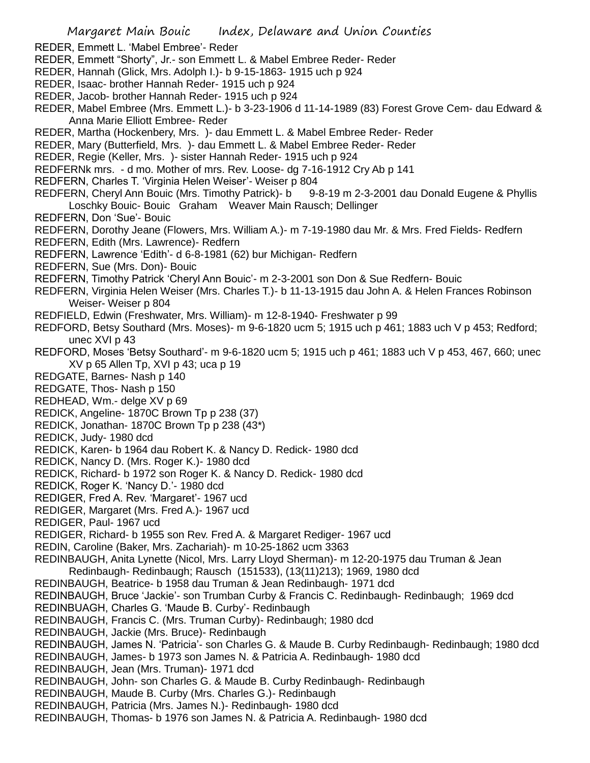REDER, Emmett L. 'Mabel Embree'- Reder

REDER, Emmett "Shorty", Jr.- son Emmett L. & Mabel Embree Reder- Reder

REDER, Hannah (Glick, Mrs. Adolph I.)- b 9-15-1863- 1915 uch p 924

REDER, Isaac- brother Hannah Reder- 1915 uch p 924

REDER, Jacob- brother Hannah Reder- 1915 uch p 924

REDER, Mabel Embree (Mrs. Emmett L.)- b 3-23-1906 d 11-14-1989 (83) Forest Grove Cem- dau Edward & Anna Marie Elliott Embree- Reder

REDER, Martha (Hockenbery, Mrs. )- dau Emmett L. & Mabel Embree Reder- Reder

REDER, Mary (Butterfield, Mrs. )- dau Emmett L. & Mabel Embree Reder- Reder

REDER, Regie (Keller, Mrs. )- sister Hannah Reder- 1915 uch p 924

REDFERNk mrs. - d mo. Mother of mrs. Rev. Loose- dg 7-16-1912 Cry Ab p 141

REDFERN, Charles T. 'Virginia Helen Weiser'- Weiser p 804

REDFERN, Cheryl Ann Bouic (Mrs. Timothy Patrick)- b 9-8-19 m 2-3-2001 dau Donald Eugene & Phyllis Loschky Bouic- Bouic Graham Weaver Main Rausch; Dellinger

REDFERN, Don 'Sue'- Bouic

REDFERN, Dorothy Jeane (Flowers, Mrs. William A.)- m 7-19-1980 dau Mr. & Mrs. Fred Fields- Redfern

REDFERN, Edith (Mrs. Lawrence)- Redfern

REDFERN, Lawrence 'Edith'- d 6-8-1981 (62) bur Michigan- Redfern

REDFERN, Sue (Mrs. Don)- Bouic

REDFERN, Timothy Patrick 'Cheryl Ann Bouic'- m 2-3-2001 son Don & Sue Redfern- Bouic

REDFERN, Virginia Helen Weiser (Mrs. Charles T.)- b 11-13-1915 dau John A. & Helen Frances Robinson Weiser- Weiser p 804

REDFIELD, Edwin (Freshwater, Mrs. William)- m 12-8-1940- Freshwater p 99

REDFORD, Betsy Southard (Mrs. Moses)- m 9-6-1820 ucm 5; 1915 uch p 461; 1883 uch V p 453; Redford; unec XVI p 43

REDFORD, Moses 'Betsy Southard'- m 9-6-1820 ucm 5; 1915 uch p 461; 1883 uch V p 453, 467, 660; unec XV p 65 Allen Tp, XVI p 43; uca p 19

REDGATE, Barnes- Nash p 140

REDGATE, Thos- Nash p 150

REDHEAD, Wm.- delge XV p 69

REDICK, Angeline- 1870C Brown Tp p 238 (37)

REDICK, Jonathan- 1870C Brown Tp p 238 (43*)

REDICK, Judy- 1980 dcd

REDICK, Karen- b 1964 dau Robert K. & Nancy D. Redick- 1980 dcd

REDICK, Nancy D. (Mrs. Roger K.)- 1980 dcd

REDICK, Richard- b 1972 son Roger K. & Nancy D. Redick- 1980 dcd

REDICK, Roger K. 'Nancy D.'- 1980 dcd

REDIGER, Fred A. Rev. 'Margaret'- 1967 ucd

REDIGER, Margaret (Mrs. Fred A.)- 1967 ucd

REDIGER, Paul- 1967 ucd

REDIGER, Richard- b 1955 son Rev. Fred A. & Margaret Rediger- 1967 ucd

REDIN, Caroline (Baker, Mrs. Zachariah)- m 10-25-1862 ucm 3363

REDINBAUGH, Anita Lynette (Nicol, Mrs. Larry Lloyd Sherman)- m 12-20-1975 dau Truman & Jean Redinbaugh- Redinbaugh; Rausch (151533), (13(11)213); 1969, 1980 dcd

REDINBAUGH, Beatrice- b 1958 dau Truman & Jean Redinbaugh- 1971 dcd

REDINBAUGH, Bruce 'Jackie'- son Trumban Curby & Francis C. Redinbaugh- Redinbaugh; 1969 dcd

REDINBUAGH, Charles G. 'Maude B. Curby'- Redinbaugh

REDINBAUGH, Francis C. (Mrs. Truman Curby)- Redinbaugh; 1980 dcd

REDINBAUGH, Jackie (Mrs. Bruce)- Redinbaugh

REDINBAUGH, James N. 'Patricia'- son Charles G. & Maude B. Curby Redinbaugh- Redinbaugh; 1980 dcd

REDINBAUGH, James- b 1973 son James N. & Patricia A. Redinbaugh- 1980 dcd

REDINBAUGH, Jean (Mrs. Truman)- 1971 dcd

REDINBAUGH, John- son Charles G. & Maude B. Curby Redinbaugh- Redinbaugh

REDINBAUGH, Maude B. Curby (Mrs. Charles G.)- Redinbaugh

REDINBAUGH, Patricia (Mrs. James N.)- Redinbaugh- 1980 dcd

REDINBAUGH, Thomas- b 1976 son James N. & Patricia A. Redinbaugh- 1980 dcd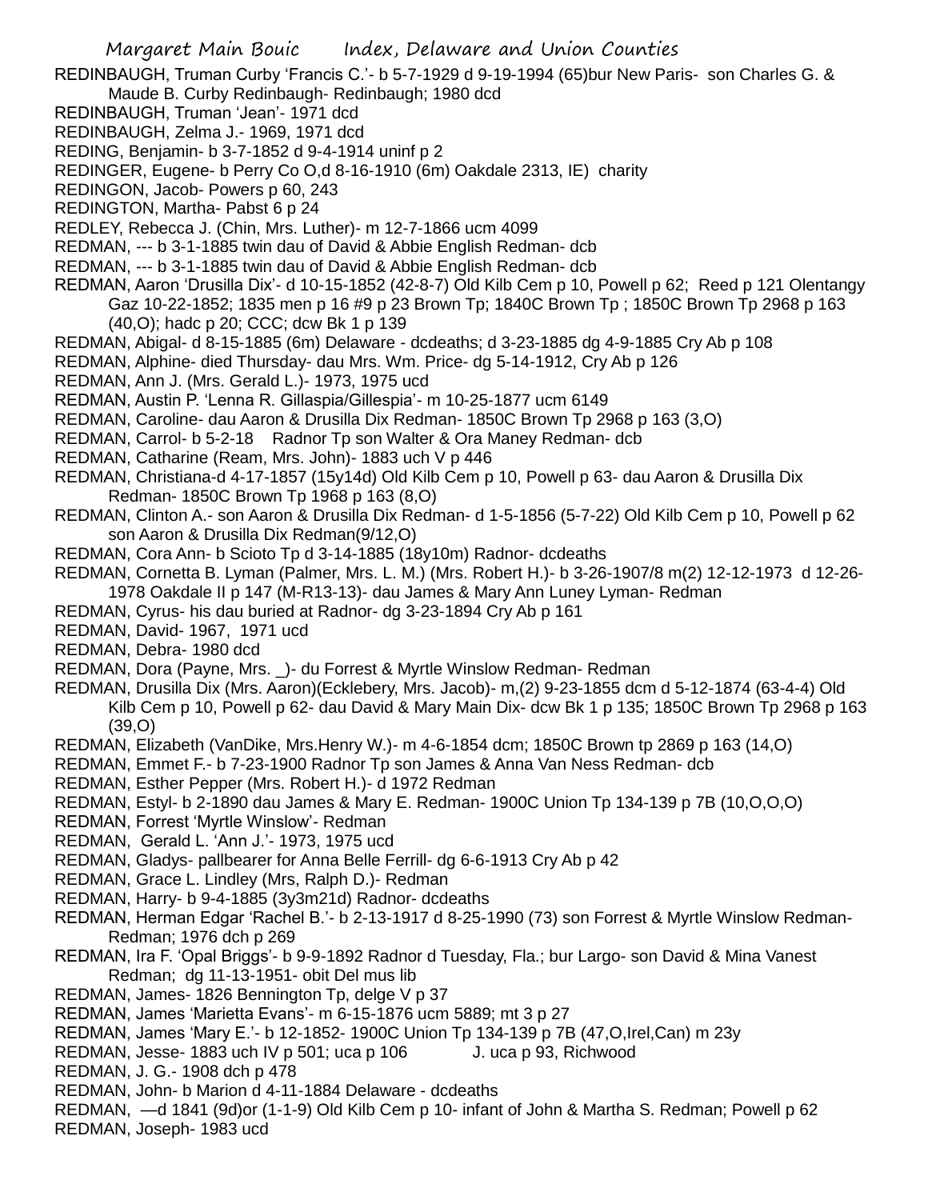REDINBAUGH, Truman Curby 'Francis C.'- b 5-7-1929 d 9-19-1994 (65)bur New Paris- son Charles G. & Maude B. Curby Redinbaugh- Redinbaugh; 1980 dcd

REDINBAUGH, Truman 'Jean'- 1971 dcd

REDINBAUGH, Zelma J.- 1969, 1971 dcd

REDING, Benjamin- b 3-7-1852 d 9-4-1914 uninf p 2

REDINGER, Eugene- b Perry Co O,d 8-16-1910 (6m) Oakdale 2313, IE) charity

REDINGON, Jacob- Powers p 60, 243

REDINGTON, Martha- Pabst 6 p 24

REDLEY, Rebecca J. (Chin, Mrs. Luther)- m 12-7-1866 ucm 4099

REDMAN, --- b 3-1-1885 twin dau of David & Abbie English Redman- dcb

REDMAN, --- b 3-1-1885 twin dau of David & Abbie English Redman- dcb

REDMAN, Aaron 'Drusilla Dix'- d 10-15-1852 (42-8-7) Old Kilb Cem p 10, Powell p 62; Reed p 121 Olentangy Gaz 10-22-1852; 1835 men p 16 #9 p 23 Brown Tp; 1840C Brown Tp ; 1850C Brown Tp 2968 p 163 (40,O); hadc p 20; CCC; dcw Bk 1 p 139

REDMAN, Abigal- d 8-15-1885 (6m) Delaware - dcdeaths; d 3-23-1885 dg 4-9-1885 Cry Ab p 108

REDMAN, Alphine- died Thursday- dau Mrs. Wm. Price- dg 5-14-1912, Cry Ab p 126

REDMAN, Ann J. (Mrs. Gerald L.)- 1973, 1975 ucd

REDMAN, Austin P. 'Lenna R. Gillaspia/Gillespia'- m 10-25-1877 ucm 6149

REDMAN, Caroline- dau Aaron & Drusilla Dix Redman- 1850C Brown Tp 2968 p 163 (3,O)

REDMAN, Carrol- b 5-2-18 Radnor Tp son Walter & Ora Maney Redman- dcb

REDMAN, Catharine (Ream, Mrs. John)- 1883 uch V p 446

REDMAN, Christiana-d 4-17-1857 (15y14d) Old Kilb Cem p 10, Powell p 63- dau Aaron & Drusilla Dix Redman- 1850C Brown Tp 1968 p 163 (8,O)

REDMAN, Clinton A.- son Aaron & Drusilla Dix Redman- d 1-5-1856 (5-7-22) Old Kilb Cem p 10, Powell p 62 son Aaron & Drusilla Dix Redman(9/12,O)

REDMAN, Cora Ann- b Scioto Tp d 3-14-1885 (18y10m) Radnor- dcdeaths

REDMAN, Cornetta B. Lyman (Palmer, Mrs. L. M.) (Mrs. Robert H.)- b 3-26-1907/8 m(2) 12-12-1973 d 12-26-1978 Oakdale II p 147 (M-R13-13)- dau James & Mary Ann Luney Lyman- Redman

REDMAN, Cyrus- his dau buried at Radnor- dg 3-23-1894 Cry Ab p 161

REDMAN, David- 1967, 1971 ucd

REDMAN, Debra- 1980 dcd

REDMAN, Dora (Payne, Mrs. _)- du Forrest & Myrtle Winslow Redman- Redman

REDMAN, Drusilla Dix (Mrs. Aaron)(Ecklebery, Mrs. Jacob)- m,(2) 9-23-1855 dcm d 5-12-1874 (63-4-4) Old Kilb Cem p 10, Powell p 62- dau David & Mary Main Dix- dcw Bk 1 p 135; 1850C Brown Tp 2968 p 163 (39,O)

REDMAN, Elizabeth (VanDike, Mrs.Henry W.)- m 4-6-1854 dcm; 1850C Brown tp 2869 p 163 (14,O)

REDMAN, Emmet F.- b 7-23-1900 Radnor Tp son James & Anna Van Ness Redman- dcb

REDMAN, Esther Pepper (Mrs. Robert H.)- d 1972 Redman

REDMAN, Estyl- b 2-1890 dau James & Mary E. Redman- 1900C Union Tp 134-139 p 7B (10,O,O,O)

REDMAN, Forrest 'Myrtle Winslow'- Redman

REDMAN, Gerald L. 'Ann J.'- 1973, 1975 ucd

REDMAN, Gladys- pallbearer for Anna Belle Ferrill- dg 6-6-1913 Cry Ab p 42

REDMAN, Grace L. Lindley (Mrs, Ralph D.)- Redman

REDMAN, Harry- b 9-4-1885 (3y3m21d) Radnor- dcdeaths

REDMAN, Herman Edgar 'Rachel B.'- b 2-13-1917 d 8-25-1990 (73) son Forrest & Myrtle Winslow Redman- Redman; 1976 dch p 269

REDMAN, Ira F. 'Opal Briggs'- b 9-9-1892 Radnor d Tuesday, Fla.; bur Largo- son David & Mina Vanest Redman; dg 11-13-1951- obit Del mus lib

REDMAN, James- 1826 Bennington Tp, delge V p 37

REDMAN, James 'Marietta Evans'- m 6-15-1876 ucm 5889; mt 3 p 27

REDMAN, James 'Mary E.'- b 12-1852- 1900C Union Tp 134-139 p 7B (47,O,Irel,Can) m 23y

REDMAN, Jesse- 1883 uch IV p 501; uca p 106 J. uca p 93, Richwood

REDMAN, J. G.- 1908 dch p 478

REDMAN, John- b Marion d 4-11-1884 Delaware - dcdeaths

REDMAN, —d 1841 (9d)or (1-1-9) Old Kilb Cem p 10- infant of John & Martha S. Redman; Powell p 62

REDMAN, Joseph- 1983 ucd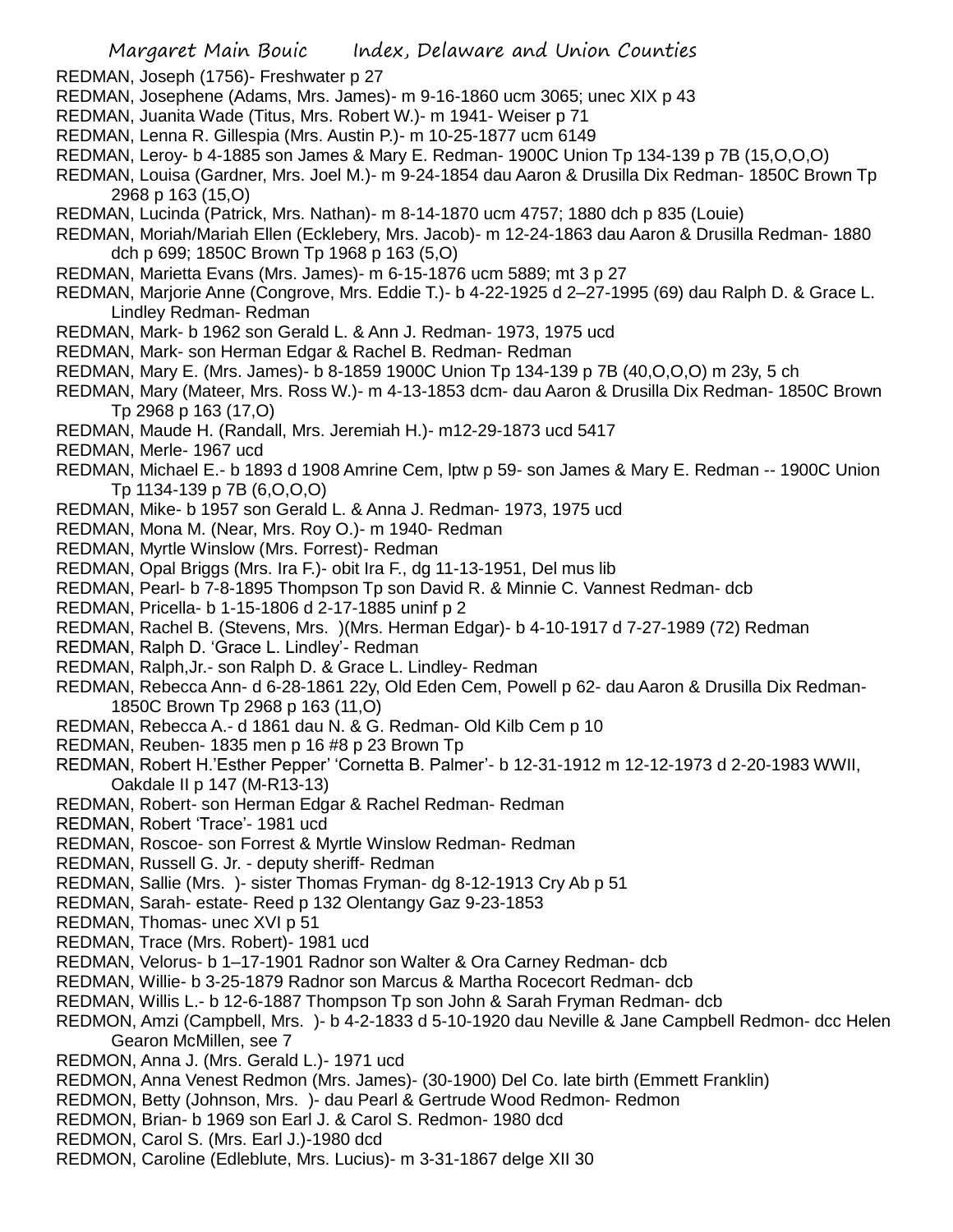REDMAN, Joseph (1756)- Freshwater p 27

REDMAN, Josephene (Adams, Mrs. James)- m 9-16-1860 ucm 3065; unec XIX p 43

REDMAN, Juanita Wade (Titus, Mrs. Robert W.)- m 1941- Weiser p 71

REDMAN, Lenna R. Gillespia (Mrs. Austin P.)- m 10-25-1877 ucm 6149

REDMAN, Leroy- b 4-1885 son James & Mary E. Redman- 1900C Union Tp 134-139 p 7B (15,O,O,O)

REDMAN, Louisa (Gardner, Mrs. Joel M.)- m 9-24-1854 dau Aaron & Drusilla Dix Redman- 1850C Brown Tp 2968 p 163 (15,O)

REDMAN, Lucinda (Patrick, Mrs. Nathan)- m 8-14-1870 ucm 4757; 1880 dch p 835 (Louie)

REDMAN, Moriah/Mariah Ellen (Ecklebery, Mrs. Jacob)- m 12-24-1863 dau Aaron & Drusilla Redman- 1880 dch p 699; 1850C Brown Tp 1968 p 163 (5,O)

REDMAN, Marietta Evans (Mrs. James)- m 6-15-1876 ucm 5889; mt 3 p 27

REDMAN, Marjorie Anne (Congrove, Mrs. Eddie T.)- b 4-22-1925 d 2–27-1995 (69) dau Ralph D. & Grace L. Lindley Redman- Redman

REDMAN, Mark- b 1962 son Gerald L. & Ann J. Redman- 1973, 1975 ucd

REDMAN, Mark- son Herman Edgar & Rachel B. Redman- Redman

REDMAN, Mary E. (Mrs. James)- b 8-1859 1900C Union Tp 134-139 p 7B (40,O,O,O) m 23y, 5 ch

REDMAN, Mary (Mateer, Mrs. Ross W.)- m 4-13-1853 dcm- dau Aaron & Drusilla Dix Redman- 1850C Brown Tp 2968 p 163 (17,O)

REDMAN, Maude H. (Randall, Mrs. Jeremiah H.)- m12-29-1873 ucd 5417

REDMAN, Merle- 1967 ucd

REDMAN, Michael E.- b 1893 d 1908 Amrine Cem, lptw p 59- son James & Mary E. Redman -- 1900C Union Tp 1134-139 p 7B (6,O,O,O)

REDMAN, Mike- b 1957 son Gerald L. & Anna J. Redman- 1973, 1975 ucd

REDMAN, Mona M. (Near, Mrs. Roy O.)- m 1940- Redman

REDMAN, Myrtle Winslow (Mrs. Forrest)- Redman

REDMAN, Opal Briggs (Mrs. Ira F.)- obit Ira F., dg 11-13-1951, Del mus lib

REDMAN, Pearl- b 7-8-1895 Thompson Tp son David R. & Minnie C. Vannest Redman- dcb

REDMAN, Pricella- b 1-15-1806 d 2-17-1885 uninf p 2

REDMAN, Rachel B. (Stevens, Mrs. )(Mrs. Herman Edgar)- b 4-10-1917 d 7-27-1989 (72) Redman

REDMAN, Ralph D. 'Grace L. Lindley'- Redman

REDMAN, Ralph,Jr.- son Ralph D. & Grace L. Lindley- Redman

REDMAN, Rebecca Ann- d 6-28-1861 22y, Old Eden Cem, Powell p 62- dau Aaron & Drusilla Dix Redman- 1850C Brown Tp 2968 p 163 (11,O)

REDMAN, Rebecca A.- d 1861 dau N. & G. Redman- Old Kilb Cem p 10

REDMAN, Reuben- 1835 men p 16 #8 p 23 Brown Tp

REDMAN, Robert H.'Esther Pepper' 'Cornetta B. Palmer'- b 12-31-1912 m 12-12-1973 d 2-20-1983 WWII, Oakdale II p 147 (M-R13-13)

REDMAN, Robert- son Herman Edgar & Rachel Redman- Redman

REDMAN, Robert 'Trace'- 1981 ucd

REDMAN, Roscoe- son Forrest & Myrtle Winslow Redman- Redman

REDMAN, Russell G. Jr. - deputy sheriff- Redman

REDMAN, Sallie (Mrs. )- sister Thomas Fryman- dg 8-12-1913 Cry Ab p 51

REDMAN, Sarah- estate- Reed p 132 Olentangy Gaz 9-23-1853

REDMAN, Thomas- unec XVI p 51

REDMAN, Trace (Mrs. Robert)- 1981 ucd

REDMAN, Velorus- b 1–17-1901 Radnor son Walter & Ora Carney Redman- dcb

REDMAN, Willie- b 3-25-1879 Radnor son Marcus & Martha Rocecort Redman- dcb

REDMAN, Willis L.- b 12-6-1887 Thompson Tp son John & Sarah Fryman Redman- dcb

REDMON, Amzi (Campbell, Mrs. )- b 4-2-1833 d 5-10-1920 dau Neville & Jane Campbell Redmon- dcc Helen Gearon McMillen, see 7

REDMON, Anna J. (Mrs. Gerald L.)- 1971 ucd

REDMON, Anna Venest Redmon (Mrs. James)- (30-1900) Del Co. late birth (Emmett Franklin)

REDMON, Betty (Johnson, Mrs. )- dau Pearl & Gertrude Wood Redmon- Redmon

REDMON, Brian- b 1969 son Earl J. & Carol S. Redmon- 1980 dcd

REDMON, Carol S. (Mrs. Earl J.)-1980 dcd

REDMON, Caroline (Edleblute, Mrs. Lucius)- m 3-31-1867 delge XII 30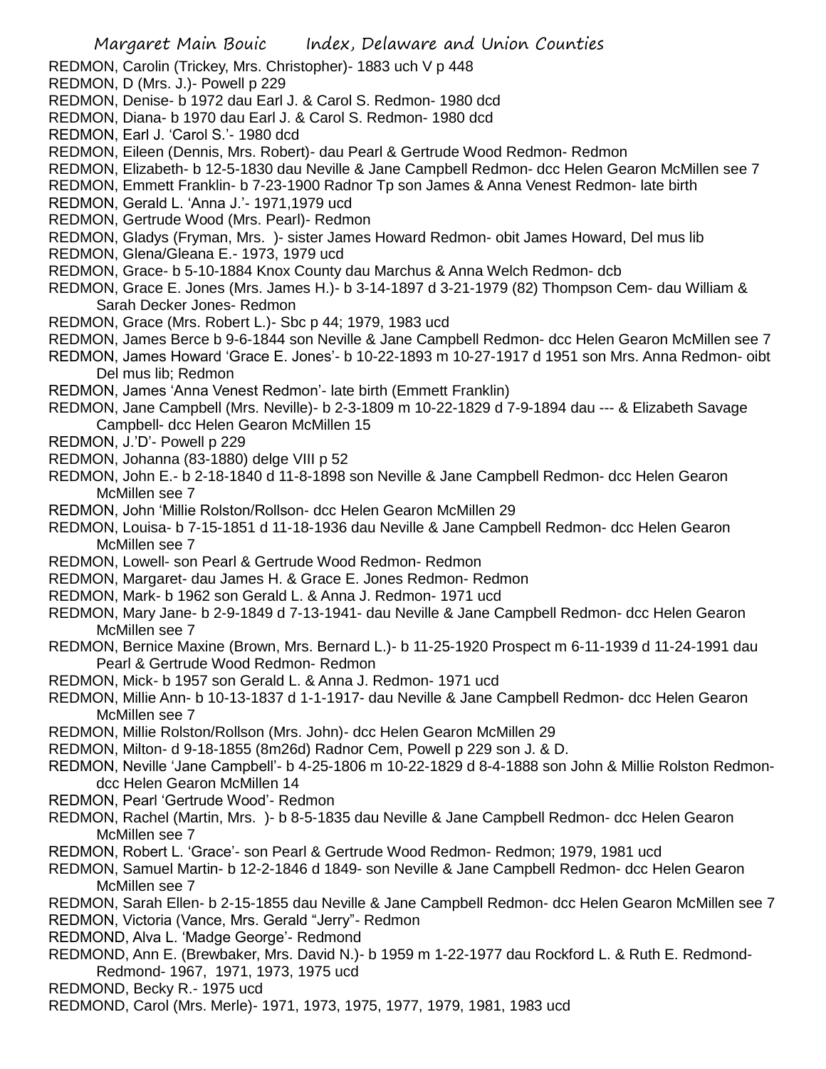REDMON, Carolin (Trickey, Mrs. Christopher)- 1883 uch V p 448

REDMON, D (Mrs. J.)- Powell p 229

REDMON, Denise- b 1972 dau Earl J. & Carol S. Redmon- 1980 dcd

REDMON, Diana- b 1970 dau Earl J. & Carol S. Redmon- 1980 dcd

REDMON, Earl J. 'Carol S.'- 1980 dcd

REDMON, Eileen (Dennis, Mrs. Robert)- dau Pearl & Gertrude Wood Redmon- Redmon

REDMON, Elizabeth- b 12-5-1830 dau Neville & Jane Campbell Redmon- dcc Helen Gearon McMillen see 7

REDMON, Emmett Franklin- b 7-23-1900 Radnor Tp son James & Anna Venest Redmon- late birth

REDMON, Gerald L. 'Anna J.'- 1971,1979 ucd

REDMON, Gertrude Wood (Mrs. Pearl)- Redmon

REDMON, Gladys (Fryman, Mrs. )- sister James Howard Redmon- obit James Howard, Del mus lib

REDMON, Glena/Gleana E.- 1973, 1979 ucd

REDMON, Grace- b 5-10-1884 Knox County dau Marchus & Anna Welch Redmon- dcb

REDMON, Grace E. Jones (Mrs. James H.)- b 3-14-1897 d 3-21-1979 (82) Thompson Cem- dau William & Sarah Decker Jones- Redmon

REDMON, Grace (Mrs. Robert L.)- Sbc p 44; 1979, 1983 ucd

REDMON, James Berce b 9-6-1844 son Neville & Jane Campbell Redmon- dcc Helen Gearon McMillen see 7

REDMON, James Howard 'Grace E. Jones'- b 10-22-1893 m 10-27-1917 d 1951 son Mrs. Anna Redmon- oibt Del mus lib; Redmon

REDMON, James 'Anna Venest Redmon'- late birth (Emmett Franklin)

REDMON, Jane Campbell (Mrs. Neville)- b 2-3-1809 m 10-22-1829 d 7-9-1894 dau --- & Elizabeth Savage Campbell- dcc Helen Gearon McMillen 15

REDMON, J.'D'- Powell p 229

REDMON, Johanna (83-1880) delge VIII p 52

REDMON, John E.- b 2-18-1840 d 11-8-1898 son Neville & Jane Campbell Redmon- dcc Helen Gearon McMillen see 7

REDMON, John 'Millie Rolston/Rollson- dcc Helen Gearon McMillen 29

REDMON, Louisa- b 7-15-1851 d 11-18-1936 dau Neville & Jane Campbell Redmon- dcc Helen Gearon McMillen see 7

REDMON, Lowell- son Pearl & Gertrude Wood Redmon- Redmon

REDMON, Margaret- dau James H. & Grace E. Jones Redmon- Redmon

REDMON, Mark- b 1962 son Gerald L. & Anna J. Redmon- 1971 ucd

REDMON, Mary Jane- b 2-9-1849 d 7-13-1941- dau Neville & Jane Campbell Redmon- dcc Helen Gearon McMillen see 7

REDMON, Bernice Maxine (Brown, Mrs. Bernard L.)- b 11-25-1920 Prospect m 6-11-1939 d 11-24-1991 dau Pearl & Gertrude Wood Redmon- Redmon

REDMON, Mick- b 1957 son Gerald L. & Anna J. Redmon- 1971 ucd

REDMON, Millie Ann- b 10-13-1837 d 1-1-1917- dau Neville & Jane Campbell Redmon- dcc Helen Gearon McMillen see 7

REDMON, Millie Rolston/Rollson (Mrs. John)- dcc Helen Gearon McMillen 29

REDMON, Milton- d 9-18-1855 (8m26d) Radnor Cem, Powell p 229 son J. & D.

REDMON, Neville 'Jane Campbell'- b 4-25-1806 m 10-22-1829 d 8-4-1888 son John & Millie Rolston Redmon- dcc Helen Gearon McMillen 14

REDMON, Pearl 'Gertrude Wood'- Redmon

REDMON, Rachel (Martin, Mrs. )- b 8-5-1835 dau Neville & Jane Campbell Redmon- dcc Helen Gearon McMillen see 7

REDMON, Robert L. 'Grace'- son Pearl & Gertrude Wood Redmon- Redmon; 1979, 1981 ucd

REDMON, Samuel Martin- b 12-2-1846 d 1849- son Neville & Jane Campbell Redmon- dcc Helen Gearon McMillen see 7

REDMON, Sarah Ellen- b 2-15-1855 dau Neville & Jane Campbell Redmon- dcc Helen Gearon McMillen see 7

REDMON, Victoria (Vance, Mrs. Gerald "Jerry"- Redmon

REDMOND, Alva L. 'Madge George'- Redmond

REDMOND, Ann E. (Brewbaker, Mrs. David N.)- b 1959 m 1-22-1977 dau Rockford L. & Ruth E. Redmond- Redmond- 1967, 1971, 1973, 1975 ucd

REDMOND, Becky R.- 1975 ucd

REDMOND, Carol (Mrs. Merle)- 1971, 1973, 1975, 1977, 1979, 1981, 1983 ucd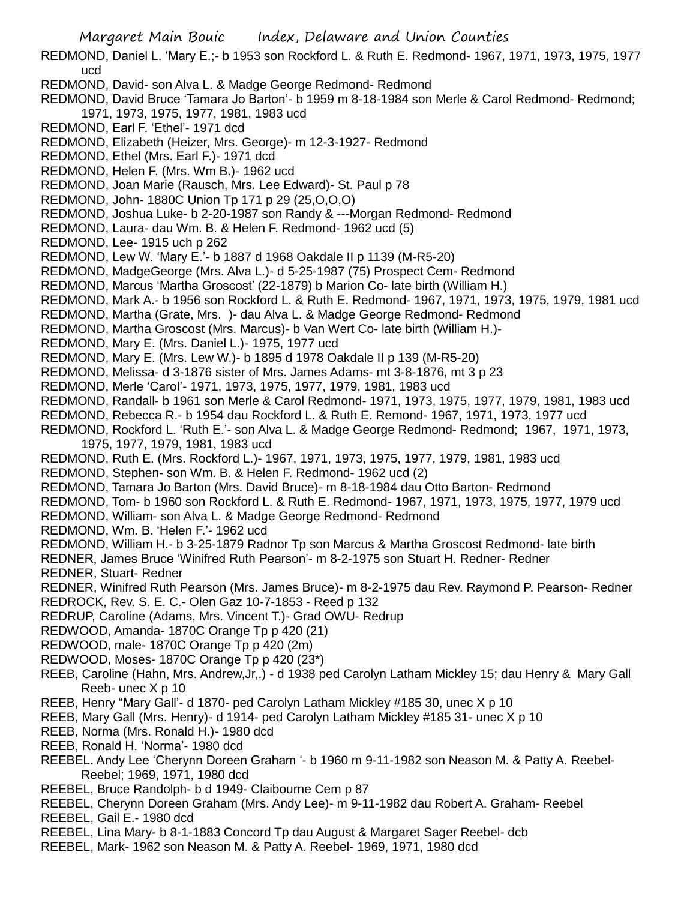REDMOND, Daniel L. 'Mary E.;- b 1953 son Rockford L. & Ruth E. Redmond- 1967, 1971, 1973, 1975, 1977 ucd

REDMOND, David- son Alva L. & Madge George Redmond- Redmond

REDMOND, David Bruce 'Tamara Jo Barton'- b 1959 m 8-18-1984 son Merle & Carol Redmond- Redmond; 1971, 1973, 1975, 1977, 1981, 1983 ucd

REDMOND, Earl F. 'Ethel'- 1971 dcd

REDMOND, Elizabeth (Heizer, Mrs. George)- m 12-3-1927- Redmond

REDMOND, Ethel (Mrs. Earl F.)- 1971 dcd

REDMOND, Helen F. (Mrs. Wm B.)- 1962 ucd

REDMOND, Joan Marie (Rausch, Mrs. Lee Edward)- St. Paul p 78

REDMOND, John- 1880C Union Tp 171 p 29 (25,O,O,O)

REDMOND, Joshua Luke- b 2-20-1987 son Randy & ---Morgan Redmond- Redmond

REDMOND, Laura- dau Wm. B. & Helen F. Redmond- 1962 ucd (5)

REDMOND, Lee- 1915 uch p 262

REDMOND, Lew W. 'Mary E.'- b 1887 d 1968 Oakdale II p 1139 (M-R5-20)

REDMOND, MadgeGeorge (Mrs. Alva L.)- d 5-25-1987 (75) Prospect Cem- Redmond

REDMOND, Marcus 'Martha Groscost' (22-1879) b Marion Co- late birth (William H.)

REDMOND, Mark A.- b 1956 son Rockford L. & Ruth E. Redmond- 1967, 1971, 1973, 1975, 1979, 1981 ucd

REDMOND, Martha (Grate, Mrs. )- dau Alva L. & Madge George Redmond- Redmond

REDMOND, Martha Groscost (Mrs. Marcus)- b Van Wert Co- late birth (William H.)-

REDMOND, Mary E. (Mrs. Daniel L.)- 1975, 1977 ucd

REDMOND, Mary E. (Mrs. Lew W.)- b 1895 d 1978 Oakdale II p 139 (M-R5-20)

REDMOND, Melissa- d 3-1876 sister of Mrs. James Adams- mt 3-8-1876, mt 3 p 23

REDMOND, Merle 'Carol'- 1971, 1973, 1975, 1977, 1979, 1981, 1983 ucd

REDMOND, Randall- b 1961 son Merle & Carol Redmond- 1971, 1973, 1975, 1977, 1979, 1981, 1983 ucd

REDMOND, Rebecca R.- b 1954 dau Rockford L. & Ruth E. Remond- 1967, 1971, 1973, 1977 ucd

REDMOND, Rockford L. 'Ruth E.'- son Alva L. & Madge George Redmond- Redmond; 1967, 1971, 1973, 1975, 1977, 1979, 1981, 1983 ucd

REDMOND, Ruth E. (Mrs. Rockford L.)- 1967, 1971, 1973, 1975, 1977, 1979, 1981, 1983 ucd

REDMOND, Stephen- son Wm. B. & Helen F. Redmond- 1962 ucd (2)

REDMOND, Tamara Jo Barton (Mrs. David Bruce)- m 8-18-1984 dau Otto Barton- Redmond

REDMOND, Tom- b 1960 son Rockford L. & Ruth E. Redmond- 1967, 1971, 1973, 1975, 1977, 1979 ucd

REDMOND, William- son Alva L. & Madge George Redmond- Redmond

REDMOND, Wm. B. 'Helen F.'- 1962 ucd

REDMOND, William H.- b 3-25-1879 Radnor Tp son Marcus & Martha Groscost Redmond- late birth

REDNER, James Bruce 'Winifred Ruth Pearson'- m 8-2-1975 son Stuart H. Redner- Redner

REDNER, Stuart- Redner

REDNER, Winifred Ruth Pearson (Mrs. James Bruce)- m 8-2-1975 dau Rev. Raymond P. Pearson- Redner

REDROCK, Rev. S. E. C.- Olen Gaz 10-7-1853 - Reed p 132

REDRUP, Caroline (Adams, Mrs. Vincent T.)- Grad OWU- Redrup

REDWOOD, Amanda- 1870C Orange Tp p 420 (21)

REDWOOD, male- 1870C Orange Tp p 420 (2m)

REDWOOD, Moses- 1870C Orange Tp p 420 (23*)

REEB, Caroline (Hahn, Mrs. Andrew,Jr,.) - d 1938 ped Carolyn Latham Mickley 15; dau Henry & Mary Gall Reeb- unec X p 10

REEB, Henry "Mary Gall'- d 1870- ped Carolyn Latham Mickley #185 30, unec X p 10

REEB, Mary Gall (Mrs. Henry)- d 1914- ped Carolyn Latham Mickley #185 31- unec X p 10

REEB, Norma (Mrs. Ronald H.)- 1980 dcd

REEB, Ronald H. 'Norma'- 1980 dcd

REEBEL. Andy Lee 'Cherynn Doreen Graham '- b 1960 m 9-11-1982 son Neason M. & Patty A. Reebel- Reebel; 1969, 1971, 1980 dcd

REEBEL, Bruce Randolph- b d 1949- Claibourne Cem p 87

REEBEL, Cherynn Doreen Graham (Mrs. Andy Lee)- m 9-11-1982 dau Robert A. Graham- Reebel

REEBEL, Gail E.- 1980 dcd

REEBEL, Lina Mary- b 8-1-1883 Concord Tp dau August & Margaret Sager Reebel- dcb

REEBEL, Mark- 1962 son Neason M. & Patty A. Reebel- 1969, 1971, 1980 dcd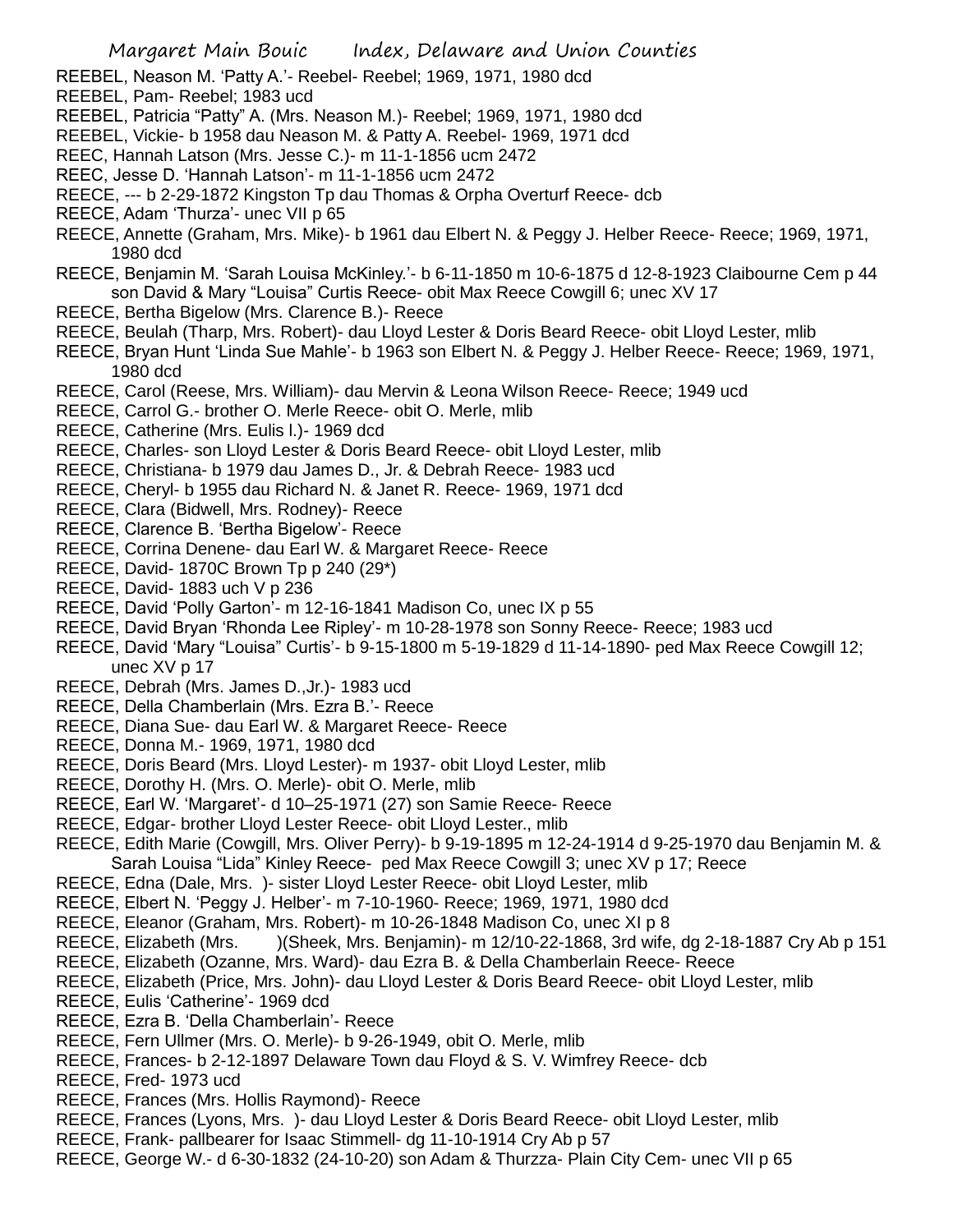REEBEL, Neason M. 'Patty A.'- Reebel- Reebel; 1969, 1971, 1980 dcd
REEBEL, Pam- Reebel; 1983 ucd
REEBEL, Patricia "Patty" A. (Mrs. Neason M.)- Reebel; 1969, 1971, 1980 dcd
REEBEL, Vickie- b 1958 dau Neason M. & Patty A. Reebel- 1969, 1971 dcd
REEC, Hannah Latson (Mrs. Jesse C.)- m 11-1-1856 ucm 2472
REEC, Jesse D. 'Hannah Latson'- m 11-1-1856 ucm 2472
REECE, --- b 2-29-1872 Kingston Tp dau Thomas & Orpha Overturf Reece- dcb
REECE, Adam 'Thurza'- unec VII p 65
REECE, Annette (Graham, Mrs. Mike)- b 1961 dau Elbert N. & Peggy J. Helber Reece- Reece; 1969, 1971, 1980 dcd
REECE, Benjamin M. 'Sarah Louisa McKinley.'- b 6-11-1850 m 10-6-1875 d 12-8-1923 Claibourne Cem p 44 son David & Mary "Louisa" Curtis Reece- obit Max Reece Cowgill 6; unec XV 17
REECE, Bertha Bigelow (Mrs. Clarence B.)- Reece
REECE, Beulah (Tharp, Mrs. Robert)- dau Lloyd Lester & Doris Beard Reece- obit Lloyd Lester, mlib
REECE, Bryan Hunt 'Linda Sue Mahle'- b 1963 son Elbert N. & Peggy J. Helber Reece- Reece; 1969, 1971, 1980 dcd
REECE, Carol (Reese, Mrs. William)- dau Mervin & Leona Wilson Reece- Reece; 1949 ucd
REECE, Carrol G.- brother O. Merle Reece- obit O. Merle, mlib
REECE, Catherine (Mrs. Eulis l.)- 1969 dcd
REECE, Charles- son Lloyd Lester & Doris Beard Reece- obit Lloyd Lester, mlib
REECE, Christiana- b 1979 dau James D., Jr. & Debrah Reece- 1983 ucd
REECE, Cheryl- b 1955 dau Richard N. & Janet R. Reece- 1969, 1971 dcd
REECE, Clara (Bidwell, Mrs. Rodney)- Reece
REECE, Clarence B. 'Bertha Bigelow'- Reece
REECE, Corrina Denene- dau Earl W. & Margaret Reece- Reece
REECE, David- 1870C Brown Tp p 240 (29*)
REECE, David- 1883 uch V p 236
REECE, David 'Polly Garton'- m 12-16-1841 Madison Co, unec IX p 55
REECE, David Bryan 'Rhonda Lee Ripley'- m 10-28-1978 son Sonny Reece- Reece; 1983 ucd
REECE, David 'Mary "Louisa" Curtis'- b 9-15-1800 m 5-19-1829 d 11-14-1890- ped Max Reece Cowgill 12; unec XV p 17
REECE, Debrah (Mrs. James D.,Jr.)- 1983 ucd
REECE, Della Chamberlain (Mrs. Ezra B.'- Reece
REECE, Diana Sue- dau Earl W. & Margaret Reece- Reece
REECE, Donna M.- 1969, 1971, 1980 dcd
REECE, Doris Beard (Mrs. Lloyd Lester)- m 1937- obit Lloyd Lester, mlib
REECE, Dorothy H. (Mrs. O. Merle)- obit O. Merle, mlib
REECE, Earl W. 'Margaret'- d 10–25-1971 (27) son Samie Reece- Reece
REECE, Edgar- brother Lloyd Lester Reece- obit Lloyd Lester., mlib
REECE, Edith Marie (Cowgill, Mrs. Oliver Perry)- b 9-19-1895 m 12-24-1914 d 9-25-1970 dau Benjamin M. & Sarah Louisa "Lida" Kinley Reece- ped Max Reece Cowgill 3; unec XV p 17; Reece
REECE, Edna (Dale, Mrs. )- sister Lloyd Lester Reece- obit Lloyd Lester, mlib
REECE, Elbert N. 'Peggy J. Helber'- m 7-10-1960- Reece; 1969, 1971, 1980 dcd
REECE, Eleanor (Graham, Mrs. Robert)- m 10-26-1848 Madison Co, unec XI p 8
REECE, Elizabeth (Mrs. )(Sheek, Mrs. Benjamin)- m 12/10-22-1868, 3rd wife, dg 2-18-1887 Cry Ab p 151
REECE, Elizabeth (Ozanne, Mrs. Ward)- dau Ezra B. & Della Chamberlain Reece- Reece
REECE, Elizabeth (Price, Mrs. John)- dau Lloyd Lester & Doris Beard Reece- obit Lloyd Lester, mlib
REECE, Eulis 'Catherine'- 1969 dcd
REECE, Ezra B. 'Della Chamberlain'- Reece
REECE, Fern Ullmer (Mrs. O. Merle)- b 9-26-1949, obit O. Merle, mlib
REECE, Frances- b 2-12-1897 Delaware Town dau Floyd & S. V. Wimfrey Reece- dcb
REECE, Fred- 1973 ucd
REECE, Frances (Mrs. Hollis Raymond)- Reece
REECE, Frances (Lyons, Mrs. )- dau Lloyd Lester & Doris Beard Reece- obit Lloyd Lester, mlib
REECE, Frank- pallbearer for Isaac Stimmell- dg 11-10-1914 Cry Ab p 57
REECE, George W.- d 6-30-1832 (24-10-20) son Adam & Thurzza- Plain City Cem- unec VII p 65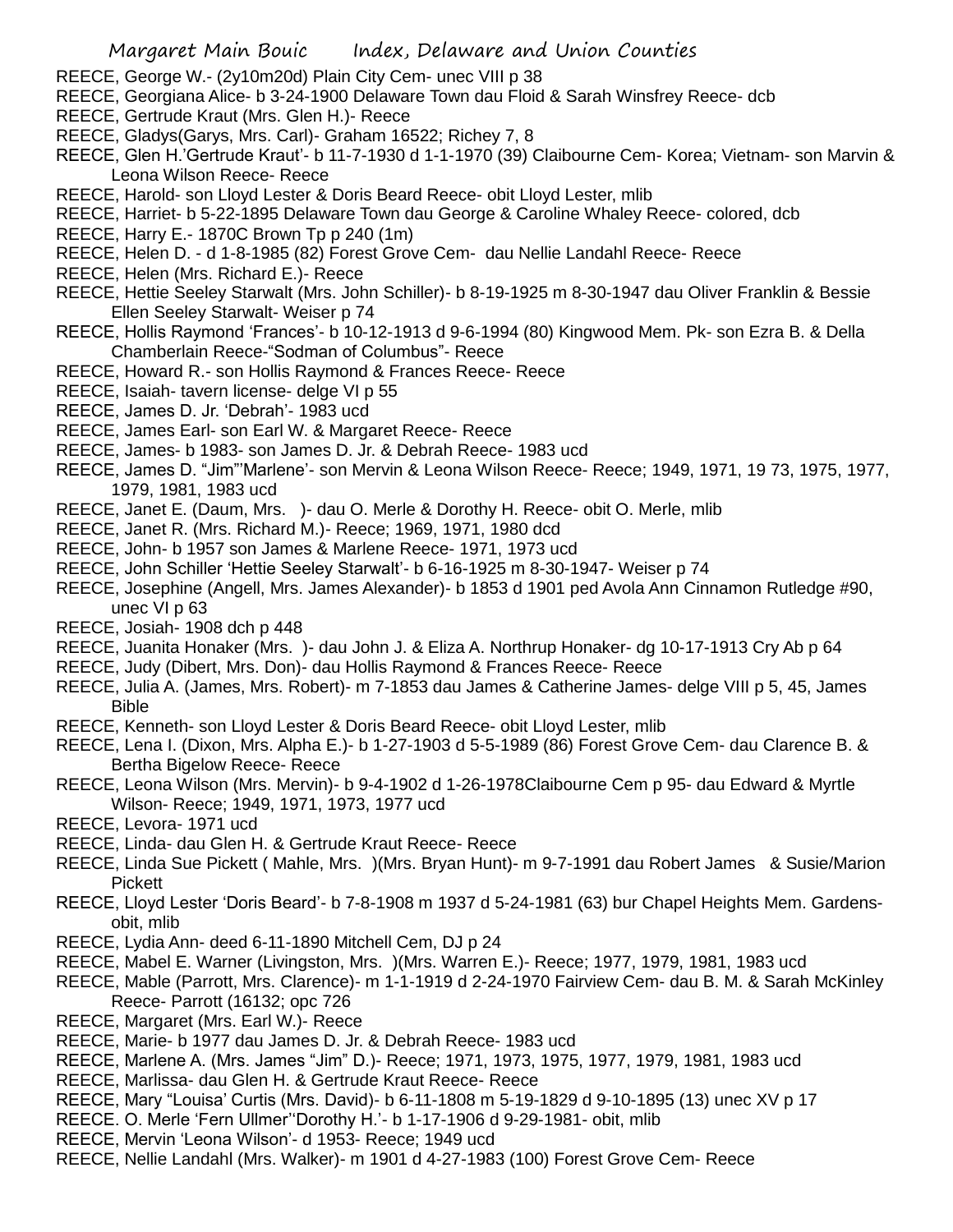REECE, George W.- (2y10m20d) Plain City Cem- unec VIII p 38
REECE, Georgiana Alice- b 3-24-1900 Delaware Town dau Floid & Sarah Winsfrey Reece- dcb
REECE, Gertrude Kraut (Mrs. Glen H.)- Reece
REECE, Gladys(Garys, Mrs. Carl)- Graham 16522; Richey 7, 8
REECE, Glen H.'Gertrude Kraut'- b 11-7-1930 d 1-1-1970 (39) Claibourne Cem- Korea; Vietnam- son Marvin & Leona Wilson Reece- Reece
REECE, Harold- son Lloyd Lester & Doris Beard Reece- obit Lloyd Lester, mlib
REECE, Harriet- b 5-22-1895 Delaware Town dau George & Caroline Whaley Reece- colored, dcb
REECE, Harry E.- 1870C Brown Tp p 240 (1m)
REECE, Helen D. - d 1-8-1985 (82) Forest Grove Cem- dau Nellie Landahl Reece- Reece
REECE, Helen (Mrs. Richard E.)- Reece
REECE, Hettie Seeley Starwalt (Mrs. John Schiller)- b 8-19-1925 m 8-30-1947 dau Oliver Franklin & Bessie Ellen Seeley Starwalt- Weiser p 74
REECE, Hollis Raymond 'Frances'- b 10-12-1913 d 9-6-1994 (80) Kingwood Mem. Pk- son Ezra B. & Della Chamberlain Reece-"Sodman of Columbus"- Reece
REECE, Howard R.- son Hollis Raymond & Frances Reece- Reece
REECE, Isaiah- tavern license- delge VI p 55
REECE, James D. Jr. 'Debrah'- 1983 ucd
REECE, James Earl- son Earl W. & Margaret Reece- Reece
REECE, James- b 1983- son James D. Jr. & Debrah Reece- 1983 ucd
REECE, James D. "Jim"'Marlene'- son Mervin & Leona Wilson Reece- Reece; 1949, 1971, 19 73, 1975, 1977, 1979, 1981, 1983 ucd
REECE, Janet E. (Daum, Mrs. )- dau O. Merle & Dorothy H. Reece- obit O. Merle, mlib
REECE, Janet R. (Mrs. Richard M.)- Reece; 1969, 1971, 1980 dcd
REECE, John- b 1957 son James & Marlene Reece- 1971, 1973 ucd
REECE, John Schiller 'Hettie Seeley Starwalt'- b 6-16-1925 m 8-30-1947- Weiser p 74
REECE, Josephine (Angell, Mrs. James Alexander)- b 1853 d 1901 ped Avola Ann Cinnamon Rutledge #90, unec VI p 63
REECE, Josiah- 1908 dch p 448
REECE, Juanita Honaker (Mrs. )- dau John J. & Eliza A. Northrup Honaker- dg 10-17-1913 Cry Ab p 64
REECE, Judy (Dibert, Mrs. Don)- dau Hollis Raymond & Frances Reece- Reece
REECE, Julia A. (James, Mrs. Robert)- m 7-1853 dau James & Catherine James- delge VIII p 5, 45, James Bible
REECE, Kenneth- son Lloyd Lester & Doris Beard Reece- obit Lloyd Lester, mlib
REECE, Lena I. (Dixon, Mrs. Alpha E.)- b 1-27-1903 d 5-5-1989 (86) Forest Grove Cem- dau Clarence B. & Bertha Bigelow Reece- Reece
REECE, Leona Wilson (Mrs. Mervin)- b 9-4-1902 d 1-26-1978Claibourne Cem p 95- dau Edward & Myrtle Wilson- Reece; 1949, 1971, 1973, 1977 ucd
REECE, Levora- 1971 ucd
REECE, Linda- dau Glen H. & Gertrude Kraut Reece- Reece
REECE, Linda Sue Pickett ( Mahle, Mrs. )(Mrs. Bryan Hunt)- m 9-7-1991 dau Robert James & Susie/Marion Pickett
REECE, Lloyd Lester 'Doris Beard'- b 7-8-1908 m 1937 d 5-24-1981 (63) bur Chapel Heights Mem. Gardens- obit, mlib
REECE, Lydia Ann- deed 6-11-1890 Mitchell Cem, DJ p 24
REECE, Mabel E. Warner (Livingston, Mrs. )(Mrs. Warren E.)- Reece; 1977, 1979, 1981, 1983 ucd
REECE, Mable (Parrott, Mrs. Clarence)- m 1-1-1919 d 2-24-1970 Fairview Cem- dau B. M. & Sarah McKinley Reece- Parrott (16132; opc 726
REECE, Margaret (Mrs. Earl W.)- Reece
REECE, Marie- b 1977 dau James D. Jr. & Debrah Reece- 1983 ucd
REECE, Marlene A. (Mrs. James "Jim" D.)- Reece; 1971, 1973, 1975, 1977, 1979, 1981, 1983 ucd
REECE, Marlissa- dau Glen H. & Gertrude Kraut Reece- Reece
REECE, Mary "Louisa' Curtis (Mrs. David)- b 6-11-1808 m 5-19-1829 d 9-10-1895 (13) unec XV p 17
REECE. O. Merle 'Fern Ullmer''Dorothy H.'- b 1-17-1906 d 9-29-1981- obit, mlib
REECE, Mervin 'Leona Wilson'- d 1953- Reece; 1949 ucd
REECE, Nellie Landahl (Mrs. Walker)- m 1901 d 4-27-1983 (100) Forest Grove Cem- Reece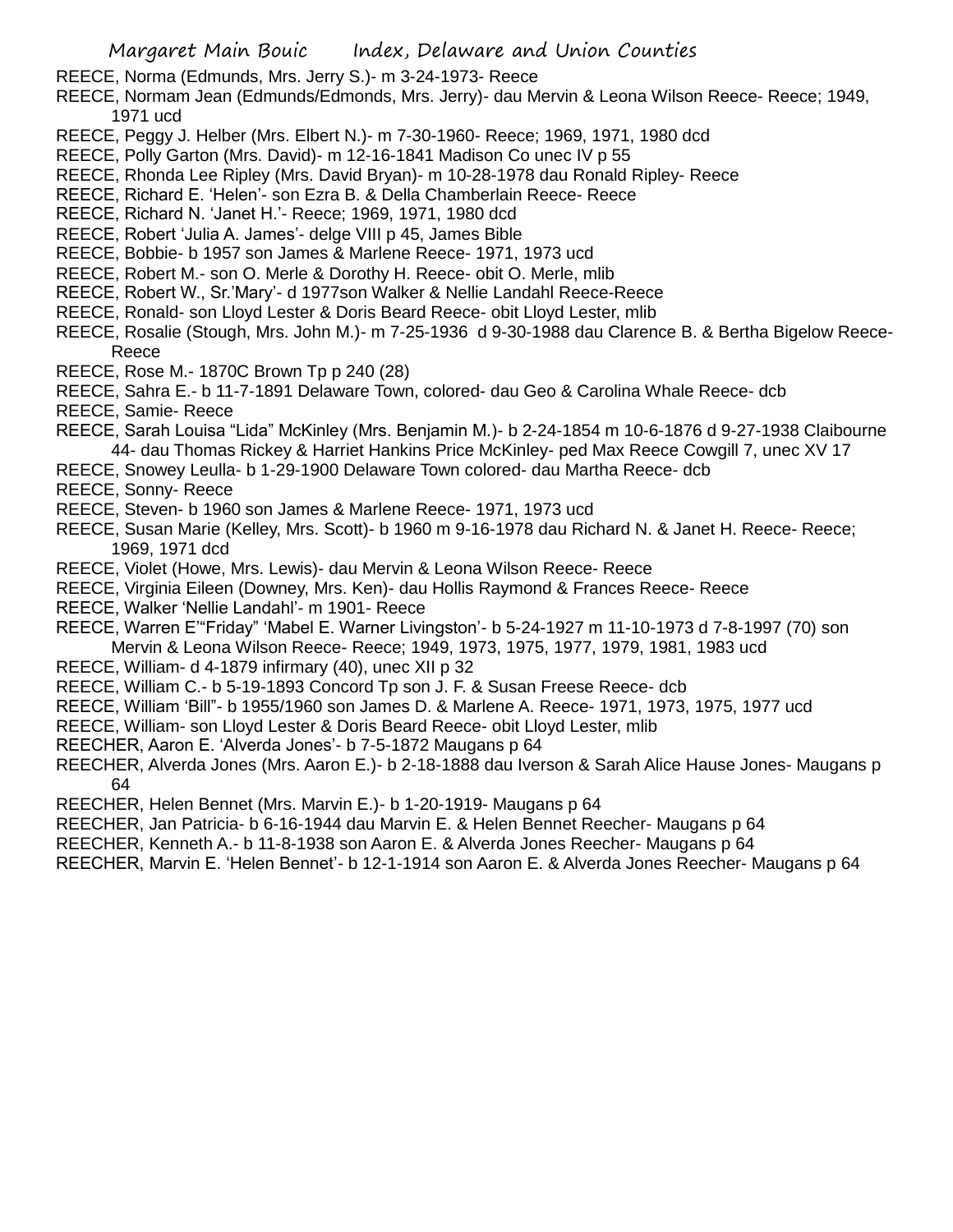REECE, Norma (Edmunds, Mrs. Jerry S.)- m 3-24-1973- Reece
REECE, Normam Jean (Edmunds/Edmonds, Mrs. Jerry)- dau Mervin & Leona Wilson Reece- Reece; 1949, 1971 ucd
REECE, Peggy J. Helber (Mrs. Elbert N.)- m 7-30-1960- Reece; 1969, 1971, 1980 dcd
REECE, Polly Garton (Mrs. David)- m 12-16-1841 Madison Co unec IV p 55
REECE, Rhonda Lee Ripley (Mrs. David Bryan)- m 10-28-1978 dau Ronald Ripley- Reece
REECE, Richard E. 'Helen'- son Ezra B. & Della Chamberlain Reece- Reece
REECE, Richard N. 'Janet H.'- Reece; 1969, 1971, 1980 dcd
REECE, Robert 'Julia A. James'- delge VIII p 45, James Bible
REECE, Bobbie- b 1957 son James & Marlene Reece- 1971, 1973 ucd
REECE, Robert M.- son O. Merle & Dorothy H. Reece- obit O. Merle, mlib
REECE, Robert W., Sr.'Mary'- d 1977son Walker & Nellie Landahl Reece-Reece
REECE, Ronald- son Lloyd Lester & Doris Beard Reece- obit Lloyd Lester, mlib
REECE, Rosalie (Stough, Mrs. John M.)- m 7-25-1936 d 9-30-1988 dau Clarence B. & Bertha Bigelow Reece-Reece
REECE, Rose M.- 1870C Brown Tp p 240 (28)
REECE, Sahra E.- b 11-7-1891 Delaware Town, colored- dau Geo & Carolina Whale Reece- dcb
REECE, Samie- Reece
REECE, Sarah Louisa "Lida" McKinley (Mrs. Benjamin M.)- b 2-24-1854 m 10-6-1876 d 9-27-1938 Claibourne 44- dau Thomas Rickey & Harriet Hankins Price McKinley- ped Max Reece Cowgill 7, unec XV 17
REECE, Snowey Leulla- b 1-29-1900 Delaware Town colored- dau Martha Reece- dcb
REECE, Sonny- Reece
REECE, Steven- b 1960 son James & Marlene Reece- 1971, 1973 ucd
REECE, Susan Marie (Kelley, Mrs. Scott)- b 1960 m 9-16-1978 dau Richard N. & Janet H. Reece- Reece; 1969, 1971 dcd
REECE, Violet (Howe, Mrs. Lewis)- dau Mervin & Leona Wilson Reece- Reece
REECE, Virginia Eileen (Downey, Mrs. Ken)- dau Hollis Raymond & Frances Reece- Reece
REECE, Walker 'Nellie Landahl'- m 1901- Reece
REECE, Warren E'"Friday" 'Mabel E. Warner Livingston'- b 5-24-1927 m 11-10-1973 d 7-8-1997 (70) son Mervin & Leona Wilson Reece- Reece; 1949, 1973, 1975, 1977, 1979, 1981, 1983 ucd
REECE, William- d 4-1879 infirmary (40), unec XII p 32
REECE, William C.- b 5-19-1893 Concord Tp son J. F. & Susan Freese Reece- dcb
REECE, William 'Bill"- b 1955/1960 son James D. & Marlene A. Reece- 1971, 1973, 1975, 1977 ucd
REECE, William- son Lloyd Lester & Doris Beard Reece- obit Lloyd Lester, mlib
REECHER, Aaron E. 'Alverda Jones'- b 7-5-1872 Maugans p 64
REECHER, Alverda Jones (Mrs. Aaron E.)- b 2-18-1888 dau Iverson & Sarah Alice Hause Jones- Maugans p 64
REECHER, Helen Bennet (Mrs. Marvin E.)- b 1-20-1919- Maugans p 64
REECHER, Jan Patricia- b 6-16-1944 dau Marvin E. & Helen Bennet Reecher- Maugans p 64
REECHER, Kenneth A.- b 11-8-1938 son Aaron E. & Alverda Jones Reecher- Maugans p 64
REECHER, Marvin E. 'Helen Bennet'- b 12-1-1914 son Aaron E. & Alverda Jones Reecher- Maugans p 64